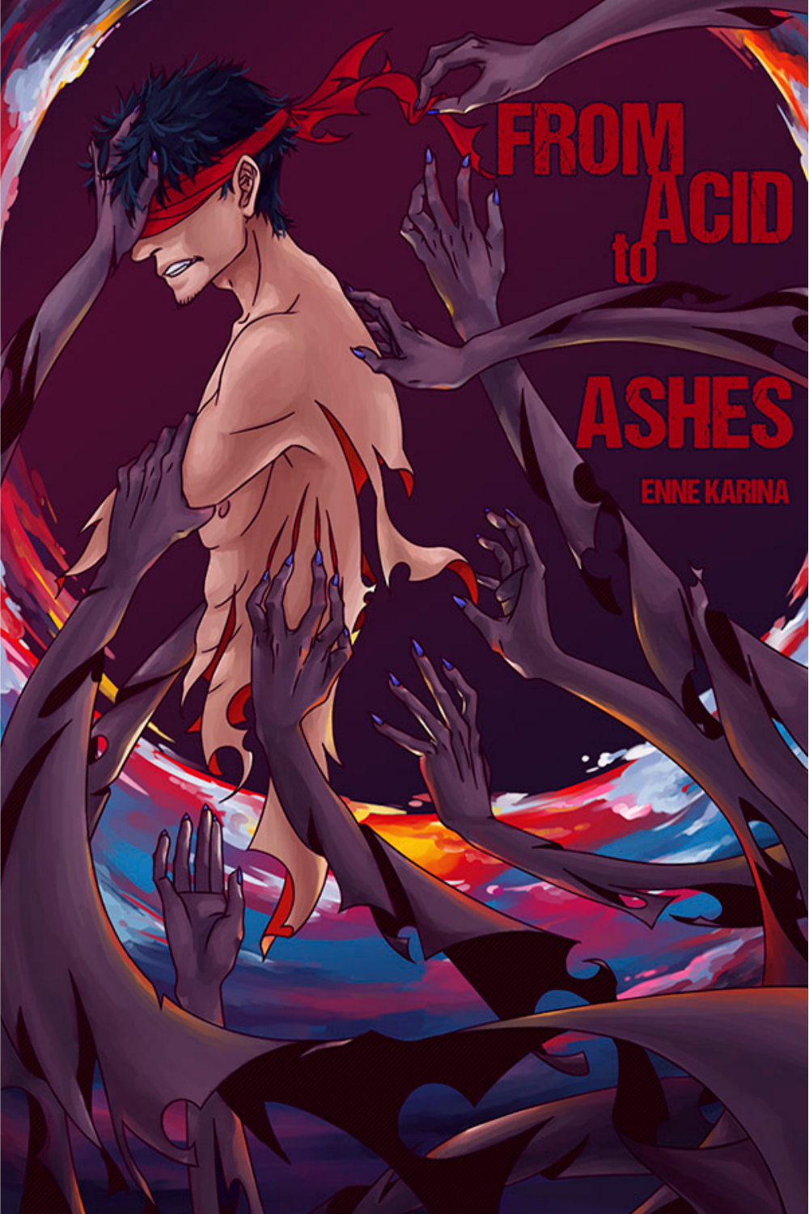# FROM ACID to ASHES

ENNE KARINA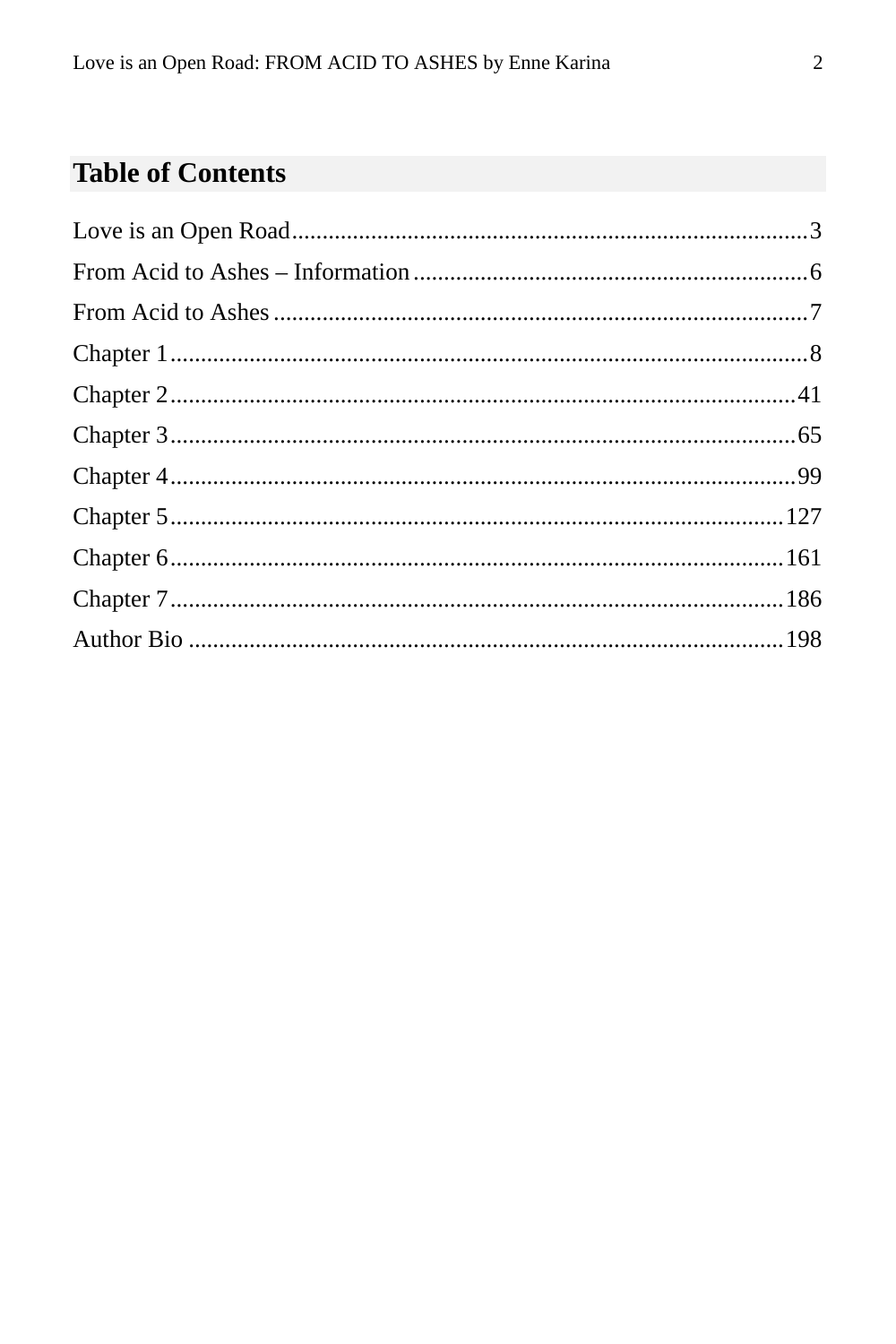## Table of Contents

Love is an Open Road....................................................................................3
From Acid to Ashes – Information................................................................6
From Acid to Ashes.......................................................................................7
Chapter 1.......................................................................................................8
Chapter 2.....................................................................................................41
Chapter 3.....................................................................................................65
Chapter 4.....................................................................................................99
Chapter 5...................................................................................................127
Chapter 6...................................................................................................161
Chapter 7...................................................................................................186
Author Bio.................................................................................................198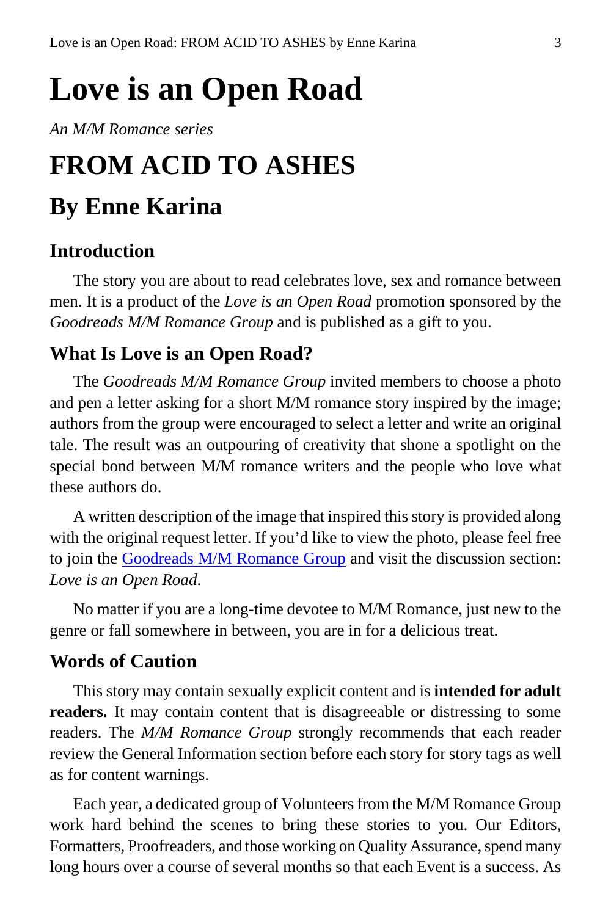# Love is an Open Road

*An M/M Romance series*

# FROM ACID TO ASHES

## By Enne Karina

### Introduction

The story you are about to read celebrates love, sex and romance between men. It is a product of the *Love is an Open Road* promotion sponsored by the *Goodreads M/M Romance Group* and is published as a gift to you.

### What Is Love is an Open Road?

The *Goodreads M/M Romance Group* invited members to choose a photo and pen a letter asking for a short M/M romance story inspired by the image; authors from the group were encouraged to select a letter and write an original tale. The result was an outpouring of creativity that shone a spotlight on the special bond between M/M romance writers and the people who love what these authors do.

A written description of the image that inspired this story is provided along with the original request letter. If you'd like to view the photo, please feel free to join the Goodreads M/M Romance Group and visit the discussion section: *Love is an Open Road*.

No matter if you are a long-time devotee to M/M Romance, just new to the genre or fall somewhere in between, you are in for a delicious treat.

### Words of Caution

This story may contain sexually explicit content and is **intended for adult readers.** It may contain content that is disagreeable or distressing to some readers. The *M/M Romance Group* strongly recommends that each reader review the General Information section before each story for story tags as well as for content warnings.

Each year, a dedicated group of Volunteers from the M/M Romance Group work hard behind the scenes to bring these stories to you. Our Editors, Formatters, Proofreaders, and those working on Quality Assurance, spend many long hours over a course of several months so that each Event is a success. As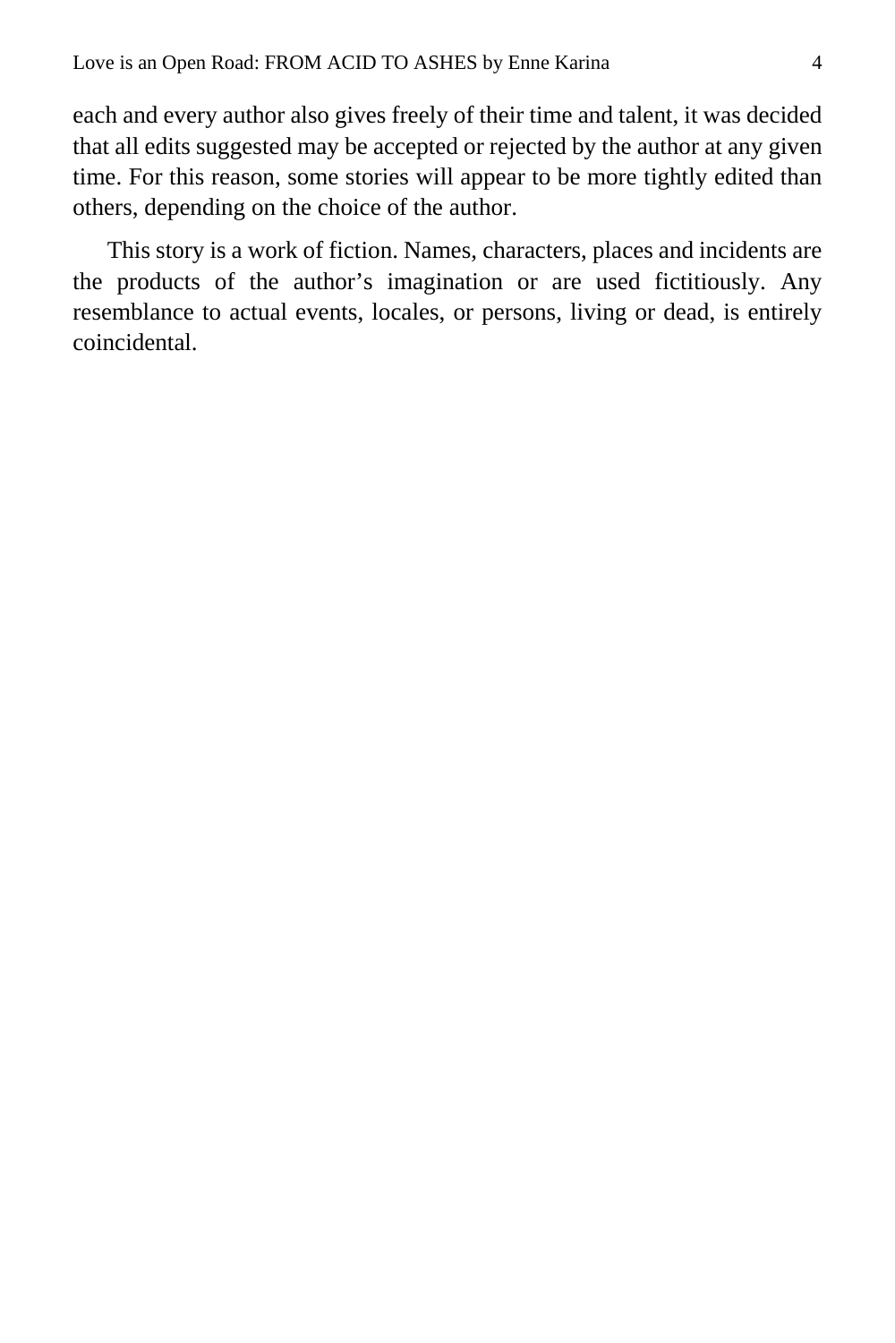each and every author also gives freely of their time and talent, it was decided that all edits suggested may be accepted or rejected by the author at any given time. For this reason, some stories will appear to be more tightly edited than others, depending on the choice of the author.

This story is a work of fiction. Names, characters, places and incidents are the products of the author's imagination or are used fictitiously. Any resemblance to actual events, locales, or persons, living or dead, is entirely coincidental.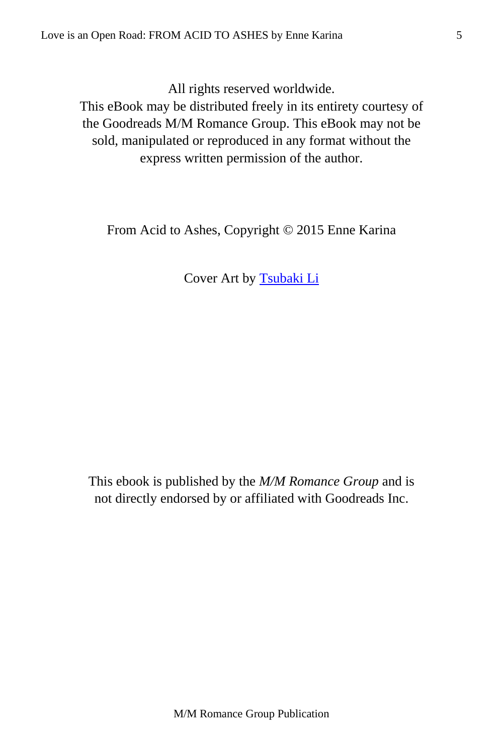All rights reserved worldwide.
This eBook may be distributed freely in its entirety courtesy of the Goodreads M/M Romance Group. This eBook may not be sold, manipulated or reproduced in any format without the express written permission of the author.

From Acid to Ashes, Copyright © 2015 Enne Karina

Cover Art by [Tsubaki Li]

This ebook is published by the *M/M Romance Group* and is not directly endorsed by or affiliated with Goodreads Inc.

M/M Romance Group Publication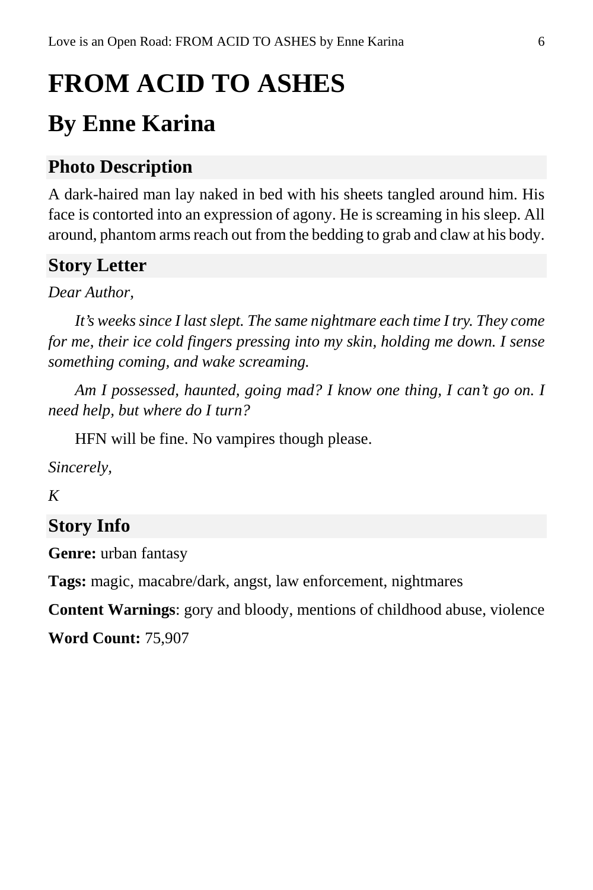# FROM ACID TO ASHES

## By Enne Karina

### Photo Description

A dark-haired man lay naked in bed with his sheets tangled around him. His face is contorted into an expression of agony. He is screaming in his sleep. All around, phantom arms reach out from the bedding to grab and claw at his body.

### Story Letter

*Dear Author,*

*It's weeks since I last slept. The same nightmare each time I try. They come for me, their ice cold fingers pressing into my skin, holding me down. I sense something coming, and wake screaming.*

*Am I possessed, haunted, going mad? I know one thing, I can't go on. I need help, but where do I turn?*

HFN will be fine. No vampires though please.

*Sincerely,*

*K*

### Story Info

**Genre:** urban fantasy

**Tags:** magic, macabre/dark, angst, law enforcement, nightmares

**Content Warnings**: gory and bloody, mentions of childhood abuse, violence

**Word Count:** 75,907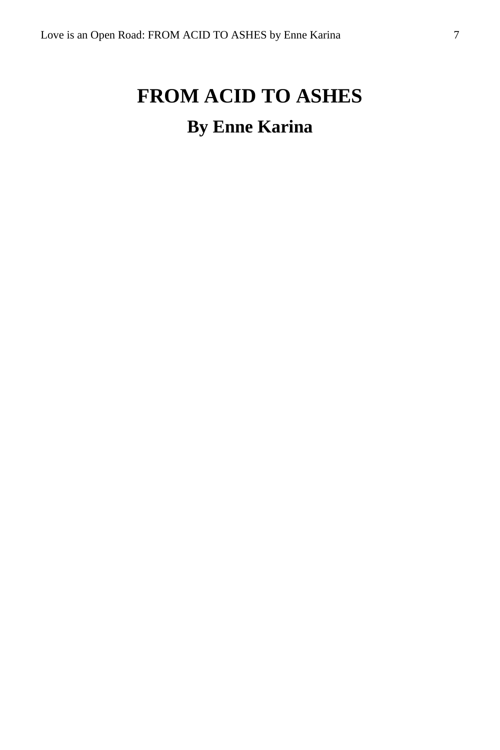# FROM ACID TO ASHES

## By Enne Karina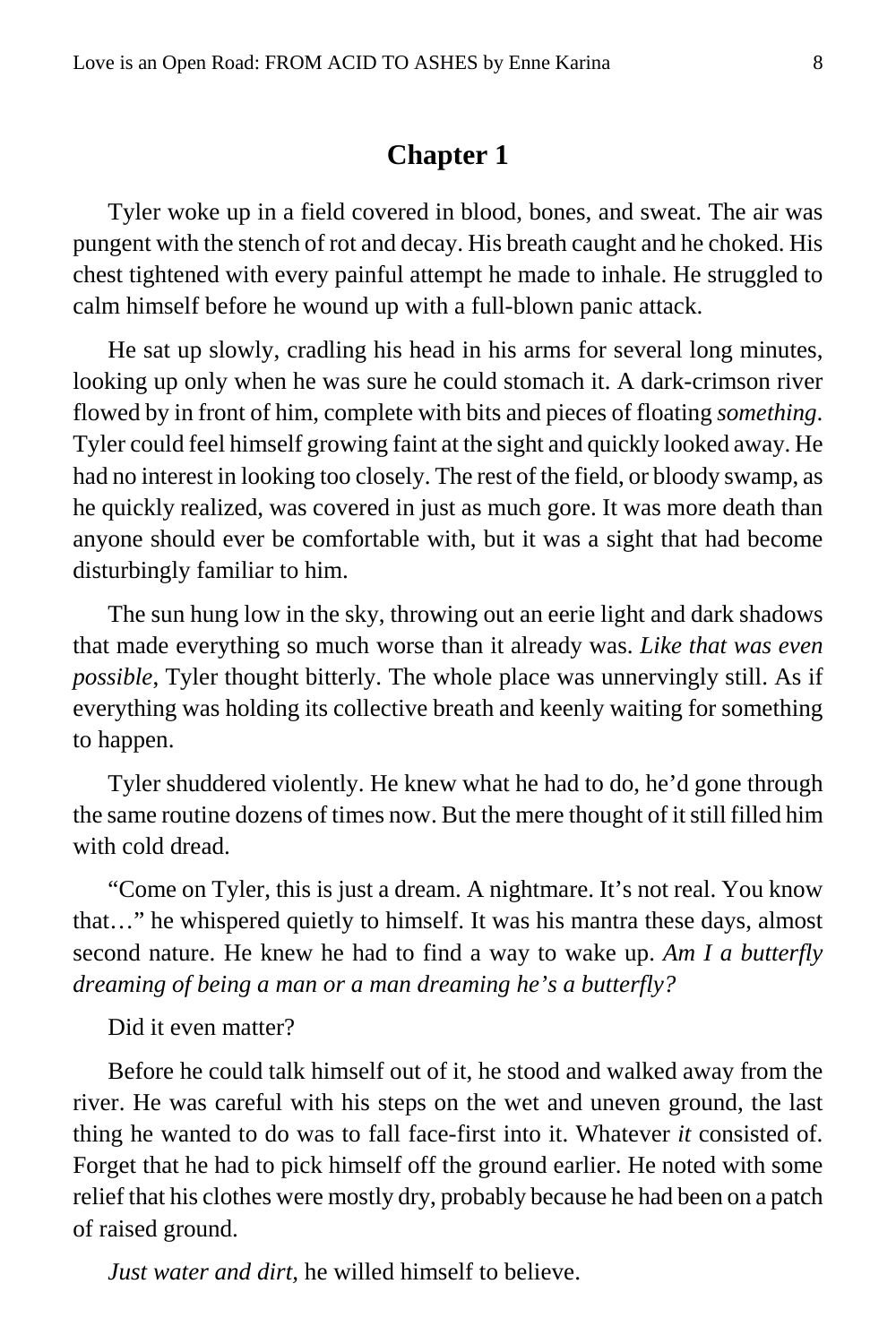# Chapter 1

Tyler woke up in a field covered in blood, bones, and sweat. The air was pungent with the stench of rot and decay. His breath caught and he choked. His chest tightened with every painful attempt he made to inhale. He struggled to calm himself before he wound up with a full-blown panic attack.

He sat up slowly, cradling his head in his arms for several long minutes, looking up only when he was sure he could stomach it. A dark-crimson river flowed by in front of him, complete with bits and pieces of floating *something*. Tyler could feel himself growing faint at the sight and quickly looked away. He had no interest in looking too closely. The rest of the field, or bloody swamp, as he quickly realized, was covered in just as much gore. It was more death than anyone should ever be comfortable with, but it was a sight that had become disturbingly familiar to him.

The sun hung low in the sky, throwing out an eerie light and dark shadows that made everything so much worse than it already was. *Like that was even possible*, Tyler thought bitterly. The whole place was unnervingly still. As if everything was holding its collective breath and keenly waiting for something to happen.

Tyler shuddered violently. He knew what he had to do, he'd gone through the same routine dozens of times now. But the mere thought of it still filled him with cold dread.

"Come on Tyler, this is just a dream. A nightmare. It's not real. You know that…" he whispered quietly to himself. It was his mantra these days, almost second nature. He knew he had to find a way to wake up. *Am I a butterfly dreaming of being a man or a man dreaming he's a butterfly?*

Did it even matter?

Before he could talk himself out of it, he stood and walked away from the river. He was careful with his steps on the wet and uneven ground, the last thing he wanted to do was to fall face-first into it. Whatever *it* consisted of. Forget that he had to pick himself off the ground earlier. He noted with some relief that his clothes were mostly dry, probably because he had been on a patch of raised ground.

*Just water and dirt,* he willed himself to believe.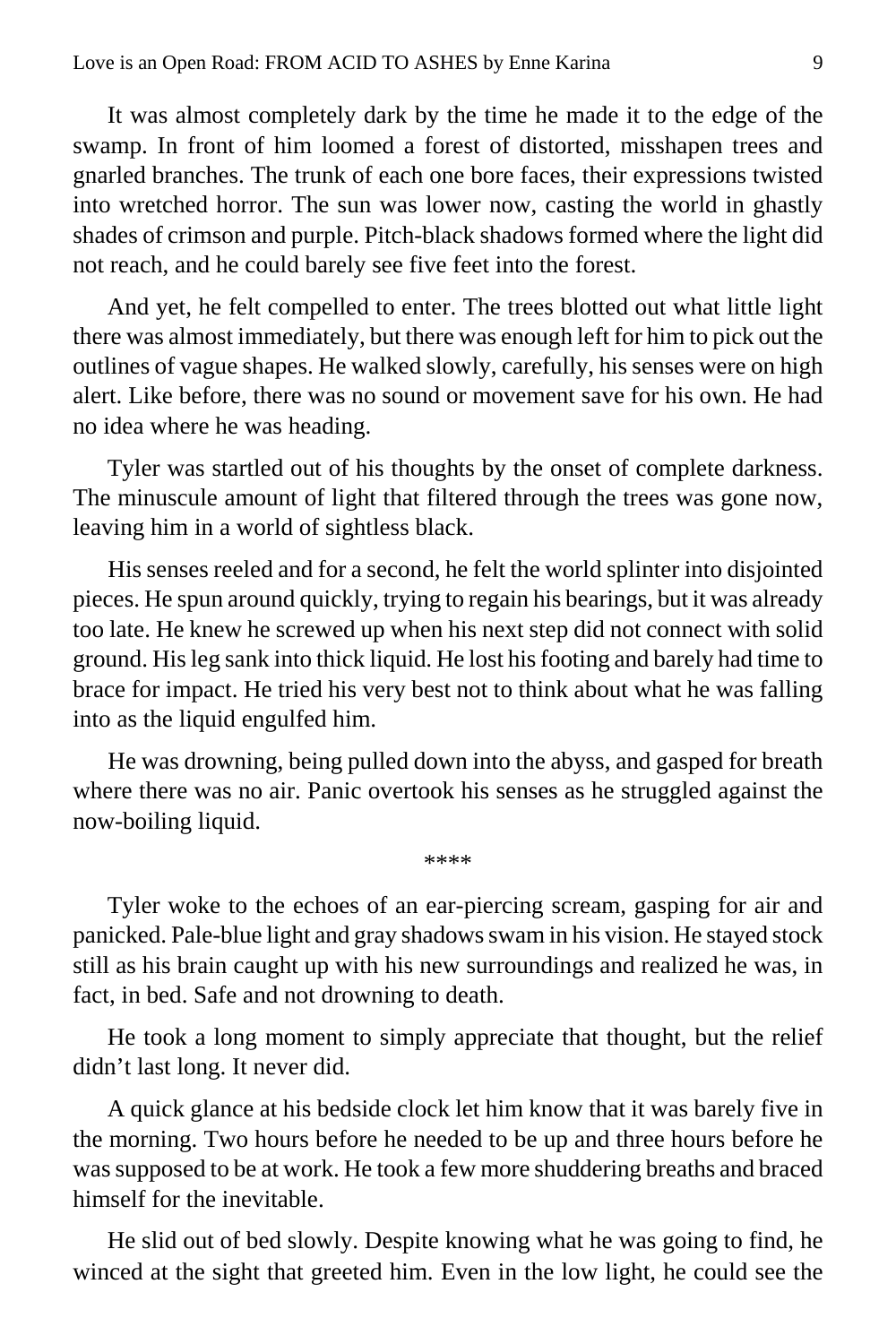It was almost completely dark by the time he made it to the edge of the swamp. In front of him loomed a forest of distorted, misshapen trees and gnarled branches. The trunk of each one bore faces, their expressions twisted into wretched horror. The sun was lower now, casting the world in ghastly shades of crimson and purple. Pitch-black shadows formed where the light did not reach, and he could barely see five feet into the forest.

And yet, he felt compelled to enter. The trees blotted out what little light there was almost immediately, but there was enough left for him to pick out the outlines of vague shapes. He walked slowly, carefully, his senses were on high alert. Like before, there was no sound or movement save for his own. He had no idea where he was heading.

Tyler was startled out of his thoughts by the onset of complete darkness. The minuscule amount of light that filtered through the trees was gone now, leaving him in a world of sightless black.

His senses reeled and for a second, he felt the world splinter into disjointed pieces. He spun around quickly, trying to regain his bearings, but it was already too late. He knew he screwed up when his next step did not connect with solid ground. His leg sank into thick liquid. He lost his footing and barely had time to brace for impact. He tried his very best not to think about what he was falling into as the liquid engulfed him.

He was drowning, being pulled down into the abyss, and gasped for breath where there was no air. Panic overtook his senses as he struggled against the now-boiling liquid.

****

Tyler woke to the echoes of an ear-piercing scream, gasping for air and panicked. Pale-blue light and gray shadows swam in his vision. He stayed stock still as his brain caught up with his new surroundings and realized he was, in fact, in bed. Safe and not drowning to death.

He took a long moment to simply appreciate that thought, but the relief didn't last long. It never did.

A quick glance at his bedside clock let him know that it was barely five in the morning. Two hours before he needed to be up and three hours before he was supposed to be at work. He took a few more shuddering breaths and braced himself for the inevitable.

He slid out of bed slowly. Despite knowing what he was going to find, he winced at the sight that greeted him. Even in the low light, he could see the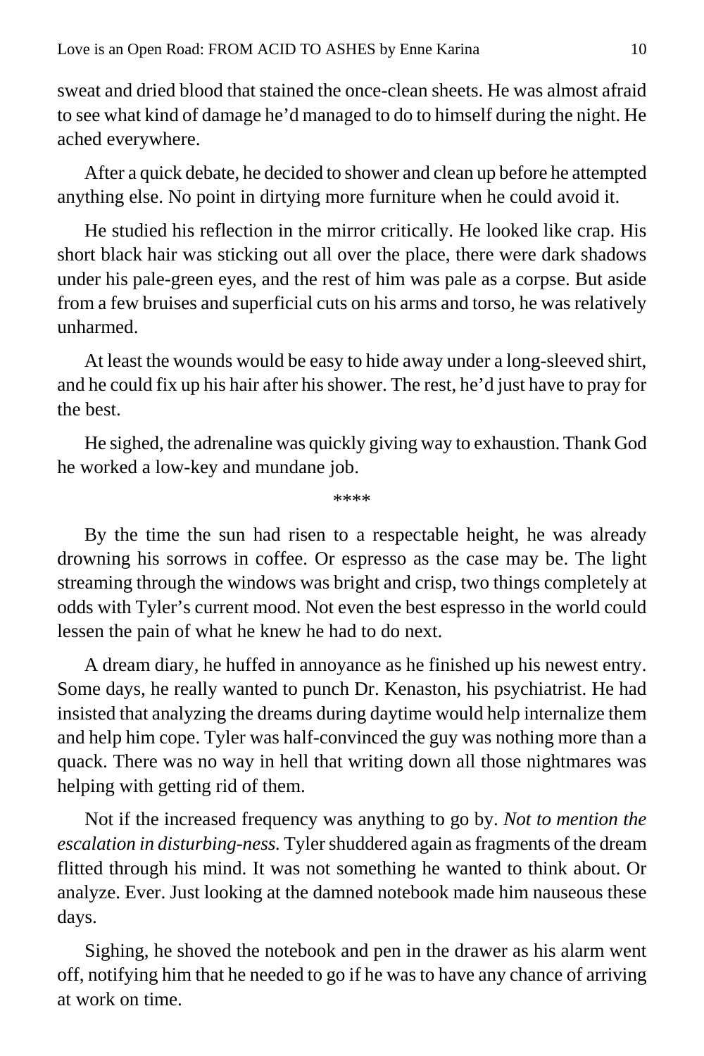sweat and dried blood that stained the once-clean sheets. He was almost afraid to see what kind of damage he'd managed to do to himself during the night. He ached everywhere.

After a quick debate, he decided to shower and clean up before he attempted anything else. No point in dirtying more furniture when he could avoid it.

He studied his reflection in the mirror critically. He looked like crap. His short black hair was sticking out all over the place, there were dark shadows under his pale-green eyes, and the rest of him was pale as a corpse. But aside from a few bruises and superficial cuts on his arms and torso, he was relatively unharmed.

At least the wounds would be easy to hide away under a long-sleeved shirt, and he could fix up his hair after his shower. The rest, he'd just have to pray for the best.

He sighed, the adrenaline was quickly giving way to exhaustion. Thank God he worked a low-key and mundane job.

****

By the time the sun had risen to a respectable height, he was already drowning his sorrows in coffee. Or espresso as the case may be. The light streaming through the windows was bright and crisp, two things completely at odds with Tyler's current mood. Not even the best espresso in the world could lessen the pain of what he knew he had to do next.

A dream diary, he huffed in annoyance as he finished up his newest entry. Some days, he really wanted to punch Dr. Kenaston, his psychiatrist. He had insisted that analyzing the dreams during daytime would help internalize them and help him cope. Tyler was half-convinced the guy was nothing more than a quack. There was no way in hell that writing down all those nightmares was helping with getting rid of them.

Not if the increased frequency was anything to go by. *Not to mention the escalation in disturbing-ness.* Tyler shuddered again as fragments of the dream flitted through his mind. It was not something he wanted to think about. Or analyze. Ever. Just looking at the damned notebook made him nauseous these days.

Sighing, he shoved the notebook and pen in the drawer as his alarm went off, notifying him that he needed to go if he was to have any chance of arriving at work on time.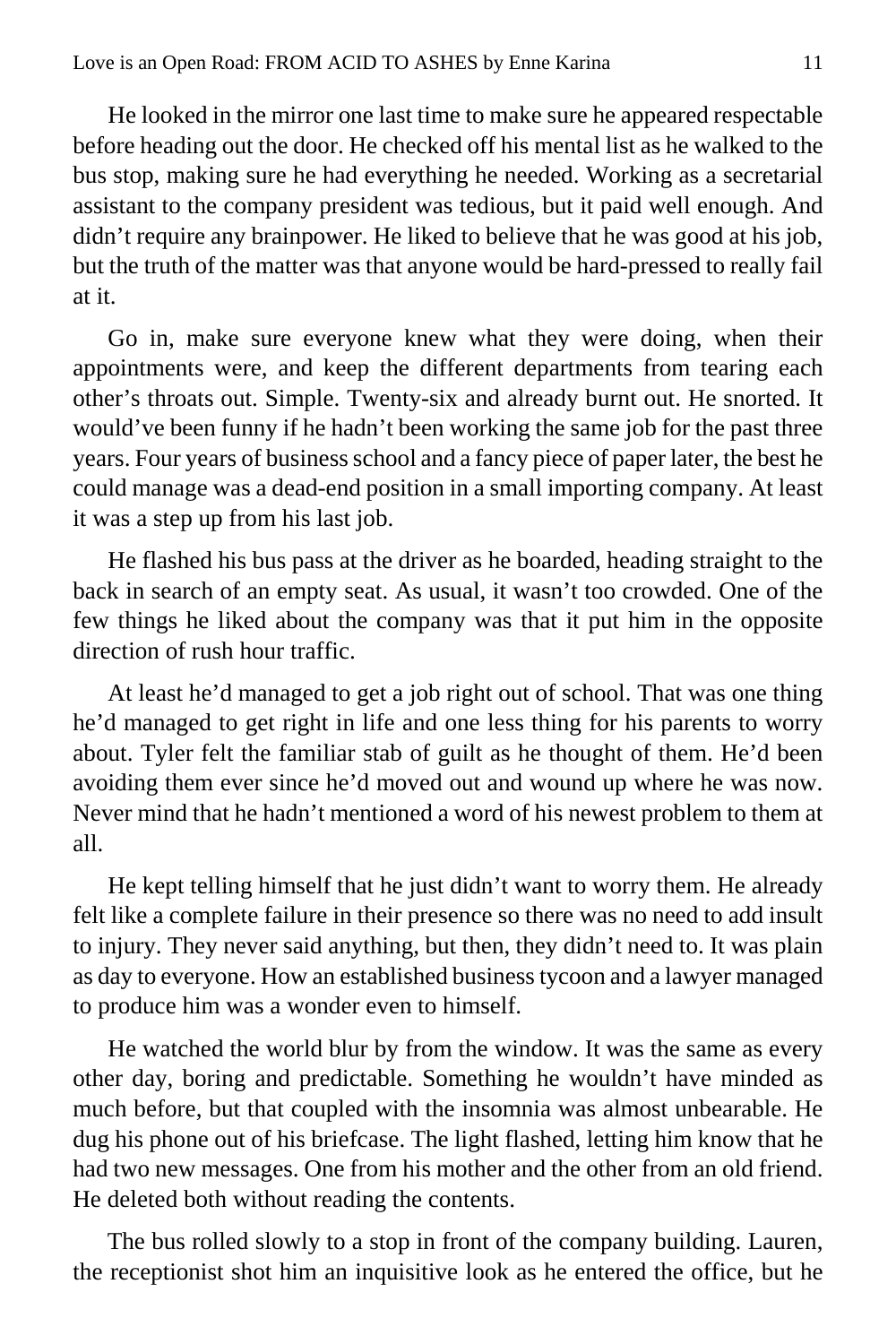He looked in the mirror one last time to make sure he appeared respectable before heading out the door. He checked off his mental list as he walked to the bus stop, making sure he had everything he needed. Working as a secretarial assistant to the company president was tedious, but it paid well enough. And didn't require any brainpower. He liked to believe that he was good at his job, but the truth of the matter was that anyone would be hard-pressed to really fail at it.

Go in, make sure everyone knew what they were doing, when their appointments were, and keep the different departments from tearing each other's throats out. Simple. Twenty-six and already burnt out. He snorted. It would've been funny if he hadn't been working the same job for the past three years. Four years of business school and a fancy piece of paper later, the best he could manage was a dead-end position in a small importing company. At least it was a step up from his last job.

He flashed his bus pass at the driver as he boarded, heading straight to the back in search of an empty seat. As usual, it wasn't too crowded. One of the few things he liked about the company was that it put him in the opposite direction of rush hour traffic.

At least he'd managed to get a job right out of school. That was one thing he'd managed to get right in life and one less thing for his parents to worry about. Tyler felt the familiar stab of guilt as he thought of them. He'd been avoiding them ever since he'd moved out and wound up where he was now. Never mind that he hadn't mentioned a word of his newest problem to them at all.

He kept telling himself that he just didn't want to worry them. He already felt like a complete failure in their presence so there was no need to add insult to injury. They never said anything, but then, they didn't need to. It was plain as day to everyone. How an established business tycoon and a lawyer managed to produce him was a wonder even to himself.

He watched the world blur by from the window. It was the same as every other day, boring and predictable. Something he wouldn't have minded as much before, but that coupled with the insomnia was almost unbearable. He dug his phone out of his briefcase. The light flashed, letting him know that he had two new messages. One from his mother and the other from an old friend. He deleted both without reading the contents.

The bus rolled slowly to a stop in front of the company building. Lauren, the receptionist shot him an inquisitive look as he entered the office, but he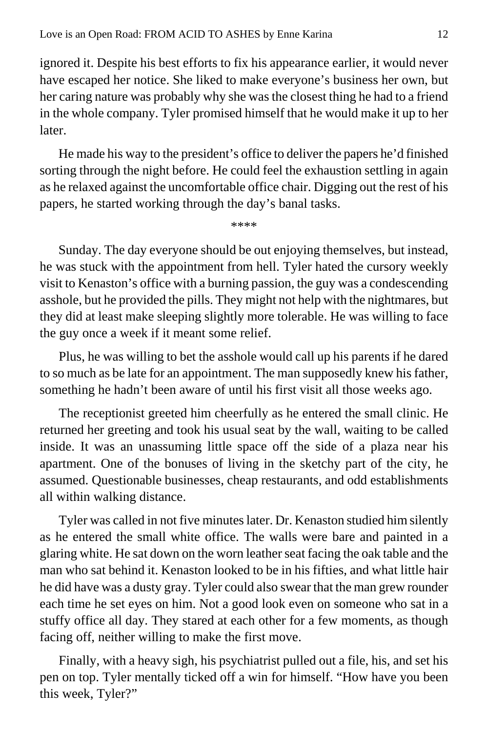ignored it. Despite his best efforts to fix his appearance earlier, it would never have escaped her notice. She liked to make everyone's business her own, but her caring nature was probably why she was the closest thing he had to a friend in the whole company. Tyler promised himself that he would make it up to her later.

He made his way to the president's office to deliver the papers he'd finished sorting through the night before. He could feel the exhaustion settling in again as he relaxed against the uncomfortable office chair. Digging out the rest of his papers, he started working through the day's banal tasks.

****

Sunday. The day everyone should be out enjoying themselves, but instead, he was stuck with the appointment from hell. Tyler hated the cursory weekly visit to Kenaston's office with a burning passion, the guy was a condescending asshole, but he provided the pills. They might not help with the nightmares, but they did at least make sleeping slightly more tolerable. He was willing to face the guy once a week if it meant some relief.

Plus, he was willing to bet the asshole would call up his parents if he dared to so much as be late for an appointment. The man supposedly knew his father, something he hadn't been aware of until his first visit all those weeks ago.

The receptionist greeted him cheerfully as he entered the small clinic. He returned her greeting and took his usual seat by the wall, waiting to be called inside. It was an unassuming little space off the side of a plaza near his apartment. One of the bonuses of living in the sketchy part of the city, he assumed. Questionable businesses, cheap restaurants, and odd establishments all within walking distance.

Tyler was called in not five minutes later. Dr. Kenaston studied him silently as he entered the small white office. The walls were bare and painted in a glaring white. He sat down on the worn leather seat facing the oak table and the man who sat behind it. Kenaston looked to be in his fifties, and what little hair he did have was a dusty gray. Tyler could also swear that the man grew rounder each time he set eyes on him. Not a good look even on someone who sat in a stuffy office all day. They stared at each other for a few moments, as though facing off, neither willing to make the first move.

Finally, with a heavy sigh, his psychiatrist pulled out a file, his, and set his pen on top. Tyler mentally ticked off a win for himself. "How have you been this week, Tyler?"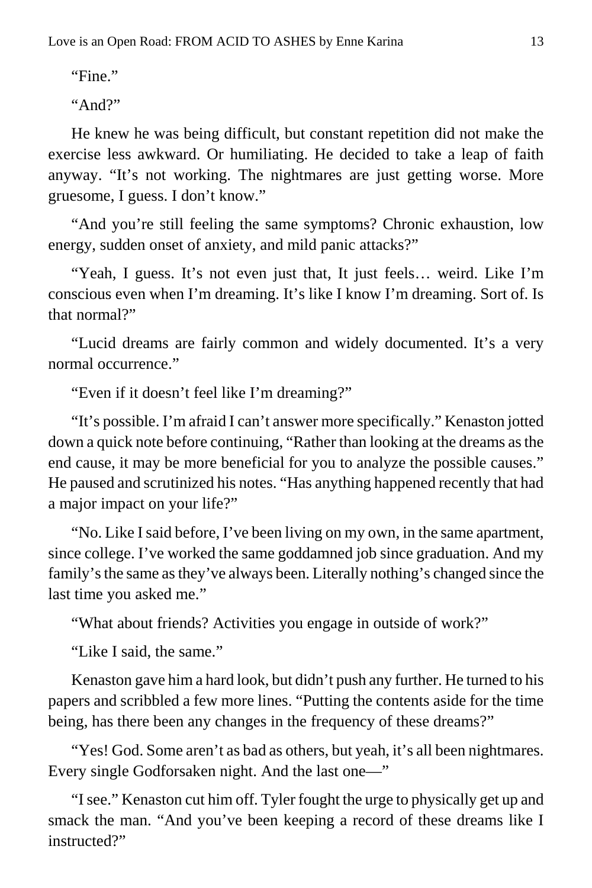"Fine."

"And?"

He knew he was being difficult, but constant repetition did not make the exercise less awkward. Or humiliating. He decided to take a leap of faith anyway. "It's not working. The nightmares are just getting worse. More gruesome, I guess. I don't know."

"And you're still feeling the same symptoms? Chronic exhaustion, low energy, sudden onset of anxiety, and mild panic attacks?"

"Yeah, I guess. It's not even just that, It just feels… weird. Like I'm conscious even when I'm dreaming. It's like I know I'm dreaming. Sort of. Is that normal?"

"Lucid dreams are fairly common and widely documented. It's a very normal occurrence."

"Even if it doesn't feel like I'm dreaming?"

"It's possible. I'm afraid I can't answer more specifically." Kenaston jotted down a quick note before continuing, "Rather than looking at the dreams as the end cause, it may be more beneficial for you to analyze the possible causes." He paused and scrutinized his notes. "Has anything happened recently that had a major impact on your life?"

"No. Like I said before, I've been living on my own, in the same apartment, since college. I've worked the same goddamned job since graduation. And my family's the same as they've always been. Literally nothing's changed since the last time you asked me."

"What about friends? Activities you engage in outside of work?"

"Like I said, the same."

Kenaston gave him a hard look, but didn't push any further. He turned to his papers and scribbled a few more lines. "Putting the contents aside for the time being, has there been any changes in the frequency of these dreams?"

"Yes! God. Some aren't as bad as others, but yeah, it's all been nightmares. Every single Godforsaken night. And the last one—"

"I see." Kenaston cut him off. Tyler fought the urge to physically get up and smack the man. "And you've been keeping a record of these dreams like I instructed?"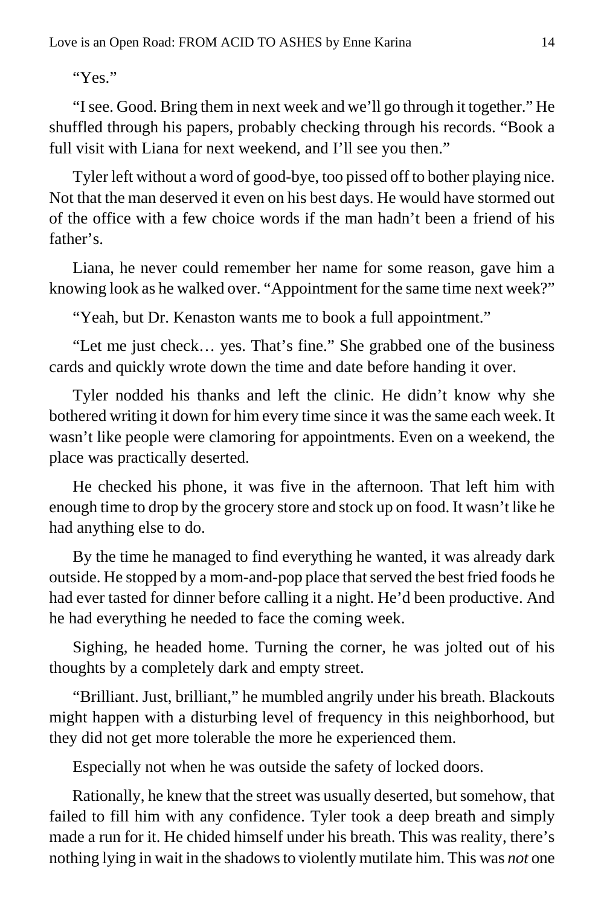"Yes."

"I see. Good. Bring them in next week and we'll go through it together." He shuffled through his papers, probably checking through his records. "Book a full visit with Liana for next weekend, and I'll see you then."

Tyler left without a word of good-bye, too pissed off to bother playing nice. Not that the man deserved it even on his best days. He would have stormed out of the office with a few choice words if the man hadn't been a friend of his father's.

Liana, he never could remember her name for some reason, gave him a knowing look as he walked over. "Appointment for the same time next week?"

"Yeah, but Dr. Kenaston wants me to book a full appointment."

"Let me just check… yes. That's fine." She grabbed one of the business cards and quickly wrote down the time and date before handing it over.

Tyler nodded his thanks and left the clinic. He didn't know why she bothered writing it down for him every time since it was the same each week. It wasn't like people were clamoring for appointments. Even on a weekend, the place was practically deserted.

He checked his phone, it was five in the afternoon. That left him with enough time to drop by the grocery store and stock up on food. It wasn't like he had anything else to do.

By the time he managed to find everything he wanted, it was already dark outside. He stopped by a mom-and-pop place that served the best fried foods he had ever tasted for dinner before calling it a night. He'd been productive. And he had everything he needed to face the coming week.

Sighing, he headed home. Turning the corner, he was jolted out of his thoughts by a completely dark and empty street.

"Brilliant. Just, brilliant," he mumbled angrily under his breath. Blackouts might happen with a disturbing level of frequency in this neighborhood, but they did not get more tolerable the more he experienced them.

Especially not when he was outside the safety of locked doors.

Rationally, he knew that the street was usually deserted, but somehow, that failed to fill him with any confidence. Tyler took a deep breath and simply made a run for it. He chided himself under his breath. This was reality, there's nothing lying in wait in the shadows to violently mutilate him. This was *not* one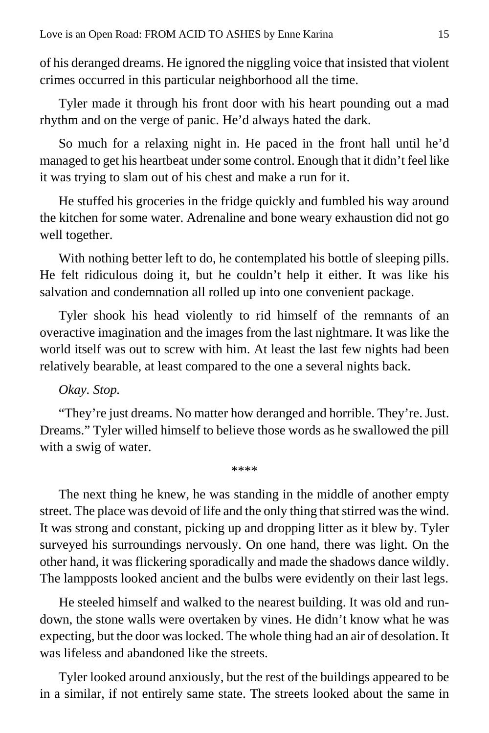of his deranged dreams. He ignored the niggling voice that insisted that violent crimes occurred in this particular neighborhood all the time.

Tyler made it through his front door with his heart pounding out a mad rhythm and on the verge of panic. He'd always hated the dark.

So much for a relaxing night in. He paced in the front hall until he'd managed to get his heartbeat under some control. Enough that it didn't feel like it was trying to slam out of his chest and make a run for it.

He stuffed his groceries in the fridge quickly and fumbled his way around the kitchen for some water. Adrenaline and bone weary exhaustion did not go well together.

With nothing better left to do, he contemplated his bottle of sleeping pills. He felt ridiculous doing it, but he couldn't help it either. It was like his salvation and condemnation all rolled up into one convenient package.

Tyler shook his head violently to rid himself of the remnants of an overactive imagination and the images from the last nightmare. It was like the world itself was out to screw with him. At least the last few nights had been relatively bearable, at least compared to the one a several nights back.

*Okay. Stop.*

"They're just dreams. No matter how deranged and horrible. They're. Just. Dreams." Tyler willed himself to believe those words as he swallowed the pill with a swig of water.

****

The next thing he knew, he was standing in the middle of another empty street. The place was devoid of life and the only thing that stirred was the wind. It was strong and constant, picking up and dropping litter as it blew by. Tyler surveyed his surroundings nervously. On one hand, there was light. On the other hand, it was flickering sporadically and made the shadows dance wildly. The lampposts looked ancient and the bulbs were evidently on their last legs.

He steeled himself and walked to the nearest building. It was old and run-down, the stone walls were overtaken by vines. He didn't know what he was expecting, but the door was locked. The whole thing had an air of desolation. It was lifeless and abandoned like the streets.

Tyler looked around anxiously, but the rest of the buildings appeared to be in a similar, if not entirely same state. The streets looked about the same in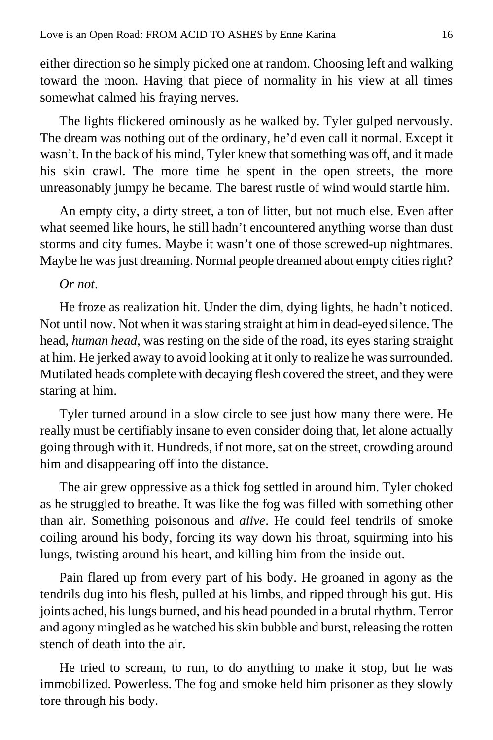either direction so he simply picked one at random. Choosing left and walking toward the moon. Having that piece of normality in his view at all times somewhat calmed his fraying nerves.

The lights flickered ominously as he walked by. Tyler gulped nervously. The dream was nothing out of the ordinary, he'd even call it normal. Except it wasn't. In the back of his mind, Tyler knew that something was off, and it made his skin crawl. The more time he spent in the open streets, the more unreasonably jumpy he became. The barest rustle of wind would startle him.

An empty city, a dirty street, a ton of litter, but not much else. Even after what seemed like hours, he still hadn't encountered anything worse than dust storms and city fumes. Maybe it wasn't one of those screwed-up nightmares. Maybe he was just dreaming. Normal people dreamed about empty cities right?

*Or not*.

He froze as realization hit. Under the dim, dying lights, he hadn't noticed. Not until now. Not when it was staring straight at him in dead-eyed silence. The head, *human head*, was resting on the side of the road, its eyes staring straight at him. He jerked away to avoid looking at it only to realize he was surrounded. Mutilated heads complete with decaying flesh covered the street, and they were staring at him.

Tyler turned around in a slow circle to see just how many there were. He really must be certifiably insane to even consider doing that, let alone actually going through with it. Hundreds, if not more, sat on the street, crowding around him and disappearing off into the distance.

The air grew oppressive as a thick fog settled in around him. Tyler choked as he struggled to breathe. It was like the fog was filled with something other than air. Something poisonous and *alive*. He could feel tendrils of smoke coiling around his body, forcing its way down his throat, squirming into his lungs, twisting around his heart, and killing him from the inside out.

Pain flared up from every part of his body. He groaned in agony as the tendrils dug into his flesh, pulled at his limbs, and ripped through his gut. His joints ached, his lungs burned, and his head pounded in a brutal rhythm. Terror and agony mingled as he watched his skin bubble and burst, releasing the rotten stench of death into the air.

He tried to scream, to run, to do anything to make it stop, but he was immobilized. Powerless. The fog and smoke held him prisoner as they slowly tore through his body.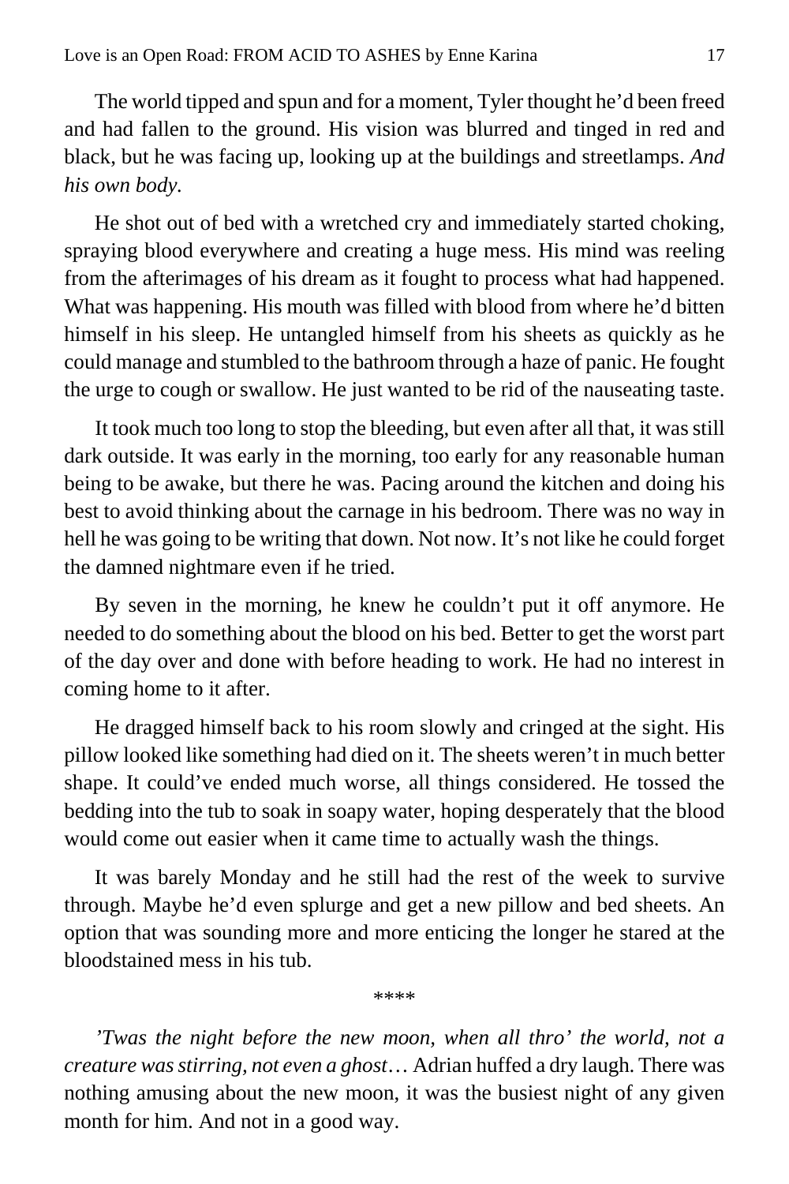The world tipped and spun and for a moment, Tyler thought he'd been freed and had fallen to the ground. His vision was blurred and tinged in red and black, but he was facing up, looking up at the buildings and streetlamps. *And his own body.*

He shot out of bed with a wretched cry and immediately started choking, spraying blood everywhere and creating a huge mess. His mind was reeling from the afterimages of his dream as it fought to process what had happened. What was happening. His mouth was filled with blood from where he'd bitten himself in his sleep. He untangled himself from his sheets as quickly as he could manage and stumbled to the bathroom through a haze of panic. He fought the urge to cough or swallow. He just wanted to be rid of the nauseating taste.

It took much too long to stop the bleeding, but even after all that, it was still dark outside. It was early in the morning, too early for any reasonable human being to be awake, but there he was. Pacing around the kitchen and doing his best to avoid thinking about the carnage in his bedroom. There was no way in hell he was going to be writing that down. Not now. It's not like he could forget the damned nightmare even if he tried.

By seven in the morning, he knew he couldn't put it off anymore. He needed to do something about the blood on his bed. Better to get the worst part of the day over and done with before heading to work. He had no interest in coming home to it after.

He dragged himself back to his room slowly and cringed at the sight. His pillow looked like something had died on it. The sheets weren't in much better shape. It could've ended much worse, all things considered. He tossed the bedding into the tub to soak in soapy water, hoping desperately that the blood would come out easier when it came time to actually wash the things.

It was barely Monday and he still had the rest of the week to survive through. Maybe he'd even splurge and get a new pillow and bed sheets. An option that was sounding more and more enticing the longer he stared at the bloodstained mess in his tub.

****

*'Twas the night before the new moon, when all thro' the world, not a creature was stirring, not even a ghost…* Adrian huffed a dry laugh. There was nothing amusing about the new moon, it was the busiest night of any given month for him. And not in a good way.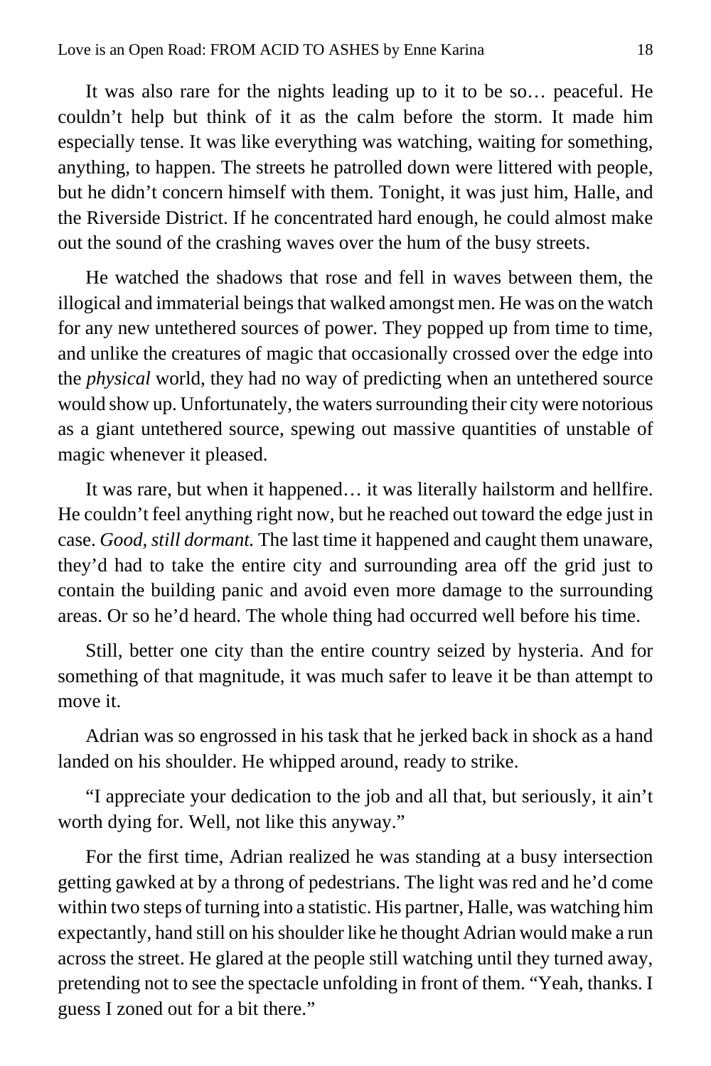It was also rare for the nights leading up to it to be so… peaceful. He couldn't help but think of it as the calm before the storm. It made him especially tense. It was like everything was watching, waiting for something, anything, to happen. The streets he patrolled down were littered with people, but he didn't concern himself with them. Tonight, it was just him, Halle, and the Riverside District. If he concentrated hard enough, he could almost make out the sound of the crashing waves over the hum of the busy streets.

He watched the shadows that rose and fell in waves between them, the illogical and immaterial beings that walked amongst men. He was on the watch for any new untethered sources of power. They popped up from time to time, and unlike the creatures of magic that occasionally crossed over the edge into the *physical* world, they had no way of predicting when an untethered source would show up. Unfortunately, the waters surrounding their city were notorious as a giant untethered source, spewing out massive quantities of unstable of magic whenever it pleased.

It was rare, but when it happened… it was literally hailstorm and hellfire. He couldn't feel anything right now, but he reached out toward the edge just in case. *Good, still dormant.* The last time it happened and caught them unaware, they'd had to take the entire city and surrounding area off the grid just to contain the building panic and avoid even more damage to the surrounding areas. Or so he'd heard. The whole thing had occurred well before his time.

Still, better one city than the entire country seized by hysteria. And for something of that magnitude, it was much safer to leave it be than attempt to move it.

Adrian was so engrossed in his task that he jerked back in shock as a hand landed on his shoulder. He whipped around, ready to strike.

"I appreciate your dedication to the job and all that, but seriously, it ain't worth dying for. Well, not like this anyway."

For the first time, Adrian realized he was standing at a busy intersection getting gawked at by a throng of pedestrians. The light was red and he'd come within two steps of turning into a statistic. His partner, Halle, was watching him expectantly, hand still on his shoulder like he thought Adrian would make a run across the street. He glared at the people still watching until they turned away, pretending not to see the spectacle unfolding in front of them. "Yeah, thanks. I guess I zoned out for a bit there."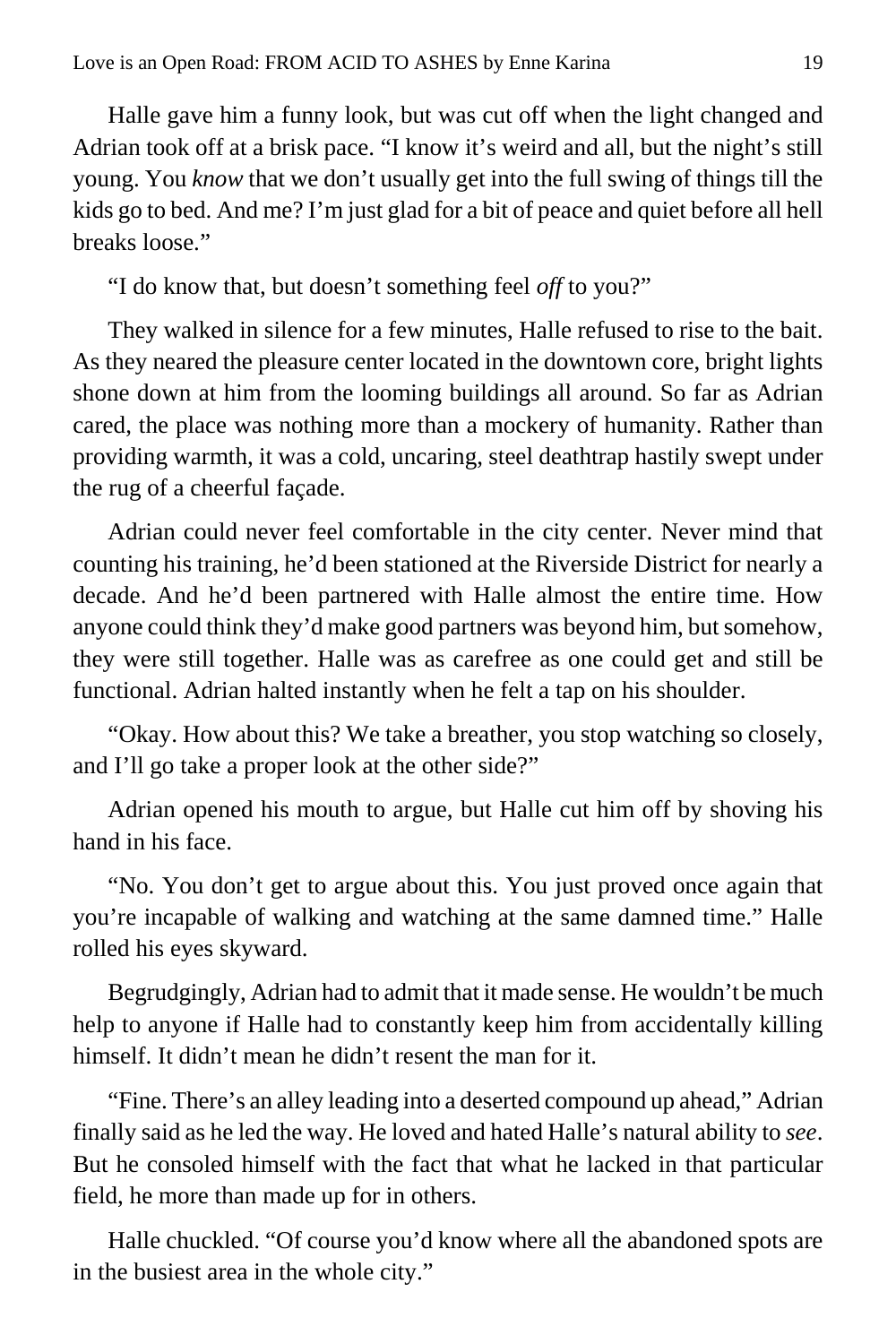Halle gave him a funny look, but was cut off when the light changed and Adrian took off at a brisk pace. "I know it's weird and all, but the night's still young. You *know* that we don't usually get into the full swing of things till the kids go to bed. And me? I'm just glad for a bit of peace and quiet before all hell breaks loose."

"I do know that, but doesn't something feel *off* to you?"

They walked in silence for a few minutes, Halle refused to rise to the bait. As they neared the pleasure center located in the downtown core, bright lights shone down at him from the looming buildings all around. So far as Adrian cared, the place was nothing more than a mockery of humanity. Rather than providing warmth, it was a cold, uncaring, steel deathtrap hastily swept under the rug of a cheerful façade.

Adrian could never feel comfortable in the city center. Never mind that counting his training, he'd been stationed at the Riverside District for nearly a decade. And he'd been partnered with Halle almost the entire time. How anyone could think they'd make good partners was beyond him, but somehow, they were still together. Halle was as carefree as one could get and still be functional. Adrian halted instantly when he felt a tap on his shoulder.

"Okay. How about this? We take a breather, you stop watching so closely, and I'll go take a proper look at the other side?"

Adrian opened his mouth to argue, but Halle cut him off by shoving his hand in his face.

"No. You don't get to argue about this. You just proved once again that you're incapable of walking and watching at the same damned time." Halle rolled his eyes skyward.

Begrudgingly, Adrian had to admit that it made sense. He wouldn't be much help to anyone if Halle had to constantly keep him from accidentally killing himself. It didn't mean he didn't resent the man for it.

"Fine. There's an alley leading into a deserted compound up ahead," Adrian finally said as he led the way. He loved and hated Halle's natural ability to *see*. But he consoled himself with the fact that what he lacked in that particular field, he more than made up for in others.

Halle chuckled. "Of course you'd know where all the abandoned spots are in the busiest area in the whole city."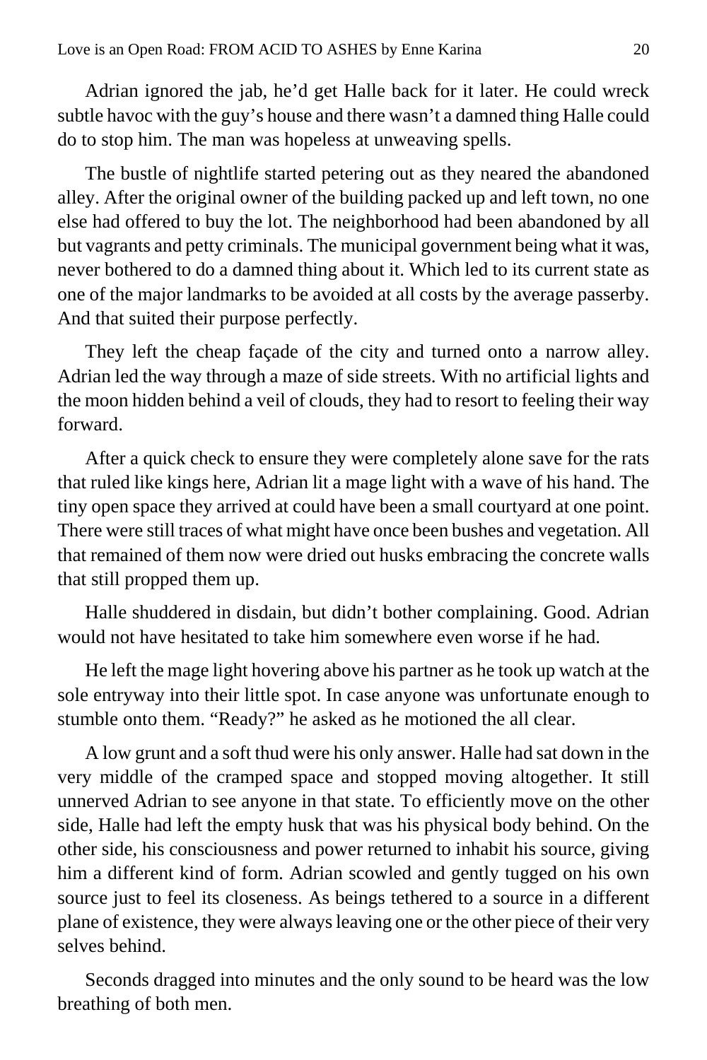Adrian ignored the jab, he'd get Halle back for it later. He could wreck subtle havoc with the guy's house and there wasn't a damned thing Halle could do to stop him. The man was hopeless at unweaving spells.

The bustle of nightlife started petering out as they neared the abandoned alley. After the original owner of the building packed up and left town, no one else had offered to buy the lot. The neighborhood had been abandoned by all but vagrants and petty criminals. The municipal government being what it was, never bothered to do a damned thing about it. Which led to its current state as one of the major landmarks to be avoided at all costs by the average passerby. And that suited their purpose perfectly.

They left the cheap façade of the city and turned onto a narrow alley. Adrian led the way through a maze of side streets. With no artificial lights and the moon hidden behind a veil of clouds, they had to resort to feeling their way forward.

After a quick check to ensure they were completely alone save for the rats that ruled like kings here, Adrian lit a mage light with a wave of his hand. The tiny open space they arrived at could have been a small courtyard at one point. There were still traces of what might have once been bushes and vegetation. All that remained of them now were dried out husks embracing the concrete walls that still propped them up.

Halle shuddered in disdain, but didn't bother complaining. Good. Adrian would not have hesitated to take him somewhere even worse if he had.

He left the mage light hovering above his partner as he took up watch at the sole entryway into their little spot. In case anyone was unfortunate enough to stumble onto them. "Ready?" he asked as he motioned the all clear.

A low grunt and a soft thud were his only answer. Halle had sat down in the very middle of the cramped space and stopped moving altogether. It still unnerved Adrian to see anyone in that state. To efficiently move on the other side, Halle had left the empty husk that was his physical body behind. On the other side, his consciousness and power returned to inhabit his source, giving him a different kind of form. Adrian scowled and gently tugged on his own source just to feel its closeness. As beings tethered to a source in a different plane of existence, they were always leaving one or the other piece of their very selves behind.

Seconds dragged into minutes and the only sound to be heard was the low breathing of both men.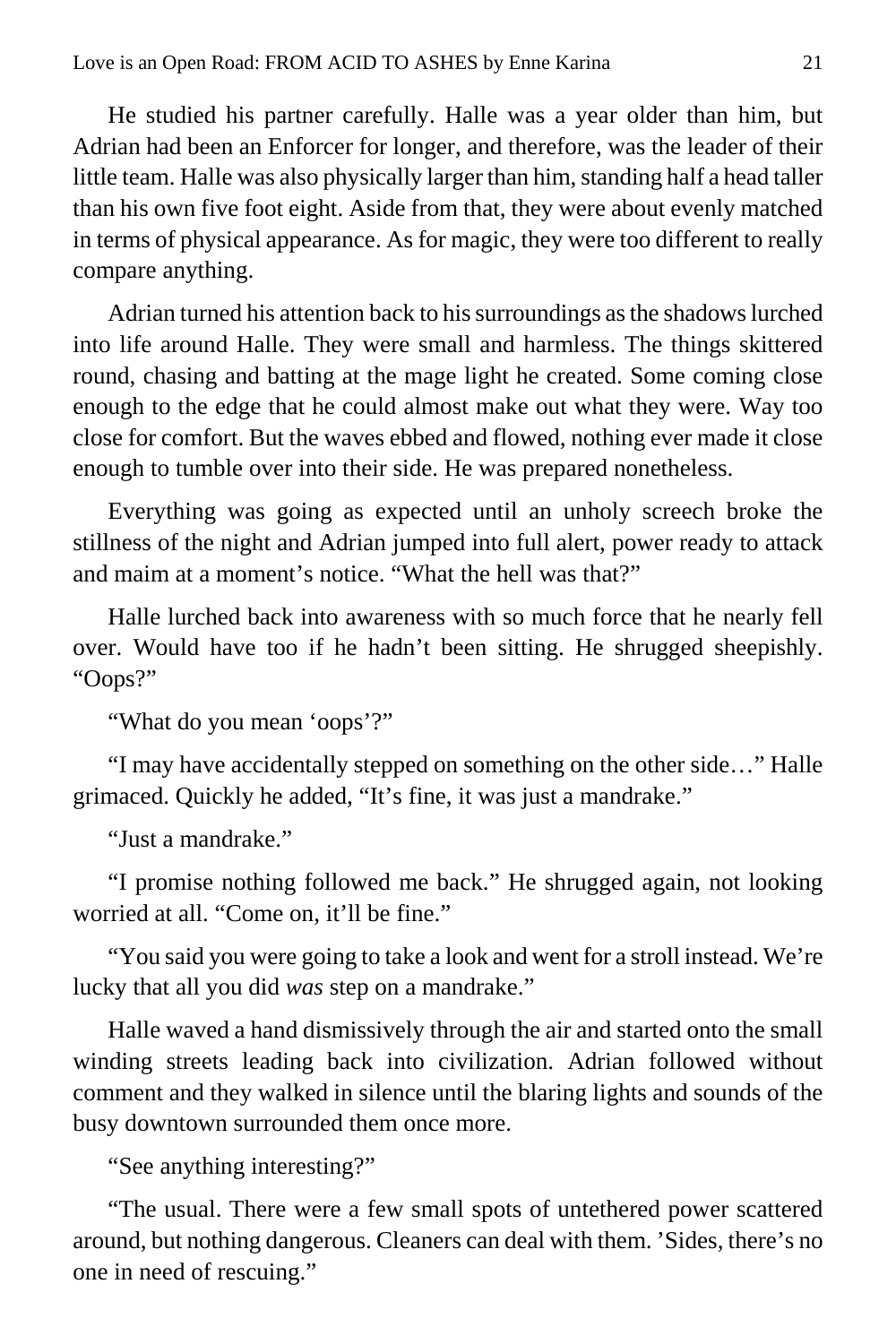He studied his partner carefully. Halle was a year older than him, but Adrian had been an Enforcer for longer, and therefore, was the leader of their little team. Halle was also physically larger than him, standing half a head taller than his own five foot eight. Aside from that, they were about evenly matched in terms of physical appearance. As for magic, they were too different to really compare anything.

Adrian turned his attention back to his surroundings as the shadows lurched into life around Halle. They were small and harmless. The things skittered round, chasing and batting at the mage light he created. Some coming close enough to the edge that he could almost make out what they were. Way too close for comfort. But the waves ebbed and flowed, nothing ever made it close enough to tumble over into their side. He was prepared nonetheless.

Everything was going as expected until an unholy screech broke the stillness of the night and Adrian jumped into full alert, power ready to attack and maim at a moment's notice. "What the hell was that?"

Halle lurched back into awareness with so much force that he nearly fell over. Would have too if he hadn't been sitting. He shrugged sheepishly. "Oops?"

"What do you mean 'oops'?"

"I may have accidentally stepped on something on the other side…" Halle grimaced. Quickly he added, "It's fine, it was just a mandrake."

"Just a mandrake."

"I promise nothing followed me back." He shrugged again, not looking worried at all. "Come on, it'll be fine."

"You said you were going to take a look and went for a stroll instead. We're lucky that all you did *was* step on a mandrake."

Halle waved a hand dismissively through the air and started onto the small winding streets leading back into civilization. Adrian followed without comment and they walked in silence until the blaring lights and sounds of the busy downtown surrounded them once more.

"See anything interesting?"

"The usual. There were a few small spots of untethered power scattered around, but nothing dangerous. Cleaners can deal with them. 'Sides, there's no one in need of rescuing."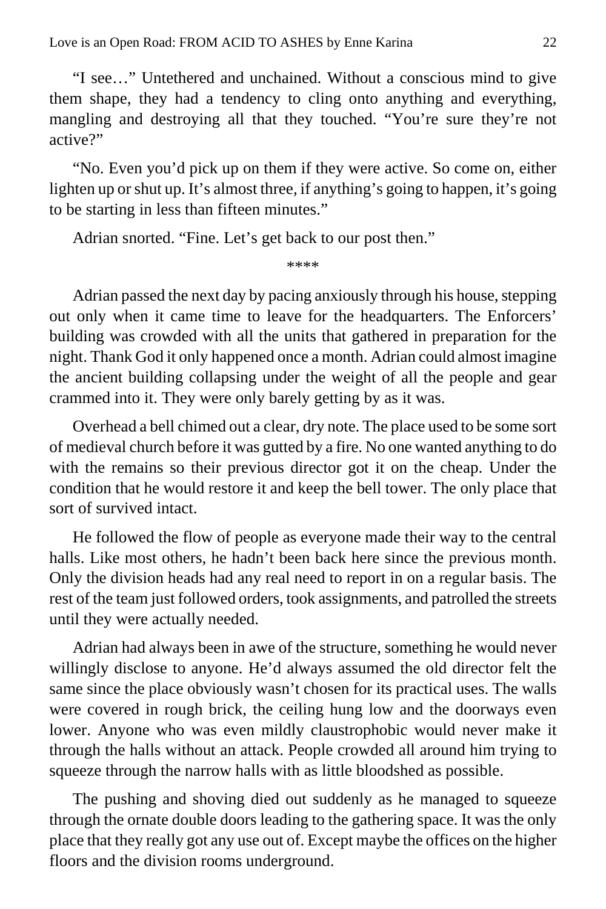"I see…" Untethered and unchained. Without a conscious mind to give them shape, they had a tendency to cling onto anything and everything, mangling and destroying all that they touched. "You're sure they're not active?"

"No. Even you'd pick up on them if they were active. So come on, either lighten up or shut up. It's almost three, if anything's going to happen, it's going to be starting in less than fifteen minutes."

Adrian snorted. "Fine. Let's get back to our post then."

****

Adrian passed the next day by pacing anxiously through his house, stepping out only when it came time to leave for the headquarters. The Enforcers' building was crowded with all the units that gathered in preparation for the night. Thank God it only happened once a month. Adrian could almost imagine the ancient building collapsing under the weight of all the people and gear crammed into it. They were only barely getting by as it was.

Overhead a bell chimed out a clear, dry note. The place used to be some sort of medieval church before it was gutted by a fire. No one wanted anything to do with the remains so their previous director got it on the cheap. Under the condition that he would restore it and keep the bell tower. The only place that sort of survived intact.

He followed the flow of people as everyone made their way to the central halls. Like most others, he hadn't been back here since the previous month. Only the division heads had any real need to report in on a regular basis. The rest of the team just followed orders, took assignments, and patrolled the streets until they were actually needed.

Adrian had always been in awe of the structure, something he would never willingly disclose to anyone. He'd always assumed the old director felt the same since the place obviously wasn't chosen for its practical uses. The walls were covered in rough brick, the ceiling hung low and the doorways even lower. Anyone who was even mildly claustrophobic would never make it through the halls without an attack. People crowded all around him trying to squeeze through the narrow halls with as little bloodshed as possible.

The pushing and shoving died out suddenly as he managed to squeeze through the ornate double doors leading to the gathering space. It was the only place that they really got any use out of. Except maybe the offices on the higher floors and the division rooms underground.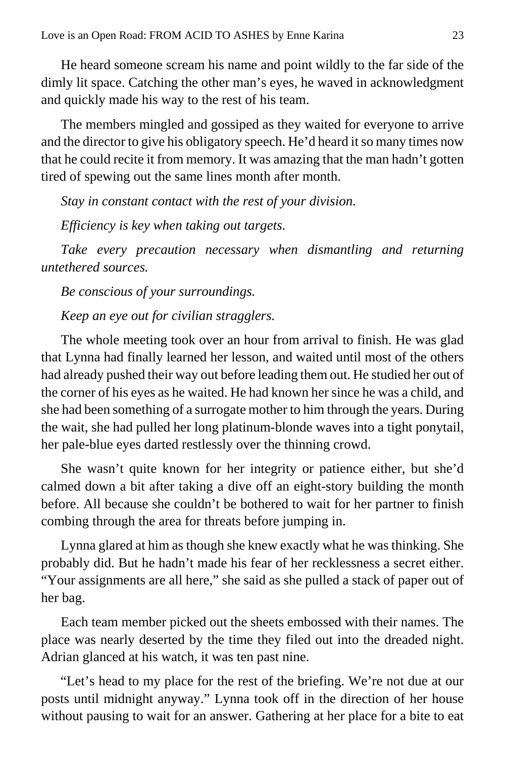He heard someone scream his name and point wildly to the far side of the dimly lit space. Catching the other man's eyes, he waved in acknowledgment and quickly made his way to the rest of his team.

The members mingled and gossiped as they waited for everyone to arrive and the director to give his obligatory speech. He'd heard it so many times now that he could recite it from memory. It was amazing that the man hadn't gotten tired of spewing out the same lines month after month.

*Stay in constant contact with the rest of your division.*

*Efficiency is key when taking out targets.*

*Take every precaution necessary when dismantling and returning untethered sources.*

*Be conscious of your surroundings.*

*Keep an eye out for civilian stragglers.*

The whole meeting took over an hour from arrival to finish. He was glad that Lynna had finally learned her lesson, and waited until most of the others had already pushed their way out before leading them out. He studied her out of the corner of his eyes as he waited. He had known her since he was a child, and she had been something of a surrogate mother to him through the years. During the wait, she had pulled her long platinum-blonde waves into a tight ponytail, her pale-blue eyes darted restlessly over the thinning crowd.

She wasn't quite known for her integrity or patience either, but she'd calmed down a bit after taking a dive off an eight-story building the month before. All because she couldn't be bothered to wait for her partner to finish combing through the area for threats before jumping in.

Lynna glared at him as though she knew exactly what he was thinking. She probably did. But he hadn't made his fear of her recklessness a secret either. "Your assignments are all here," she said as she pulled a stack of paper out of her bag.

Each team member picked out the sheets embossed with their names. The place was nearly deserted by the time they filed out into the dreaded night. Adrian glanced at his watch, it was ten past nine.

"Let's head to my place for the rest of the briefing. We're not due at our posts until midnight anyway." Lynna took off in the direction of her house without pausing to wait for an answer. Gathering at her place for a bite to eat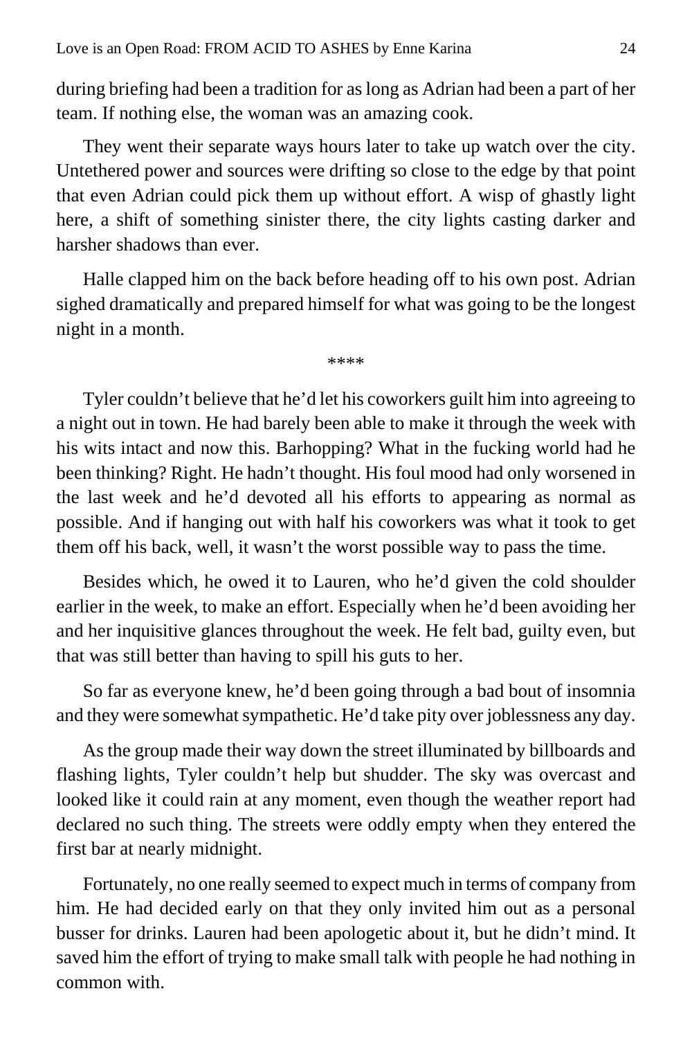during briefing had been a tradition for as long as Adrian had been a part of her team. If nothing else, the woman was an amazing cook.

They went their separate ways hours later to take up watch over the city. Untethered power and sources were drifting so close to the edge by that point that even Adrian could pick them up without effort. A wisp of ghastly light here, a shift of something sinister there, the city lights casting darker and harsher shadows than ever.

Halle clapped him on the back before heading off to his own post. Adrian sighed dramatically and prepared himself for what was going to be the longest night in a month.

****

Tyler couldn't believe that he'd let his coworkers guilt him into agreeing to a night out in town. He had barely been able to make it through the week with his wits intact and now this. Barhopping? What in the fucking world had he been thinking? Right. He hadn't thought. His foul mood had only worsened in the last week and he'd devoted all his efforts to appearing as normal as possible. And if hanging out with half his coworkers was what it took to get them off his back, well, it wasn't the worst possible way to pass the time.

Besides which, he owed it to Lauren, who he'd given the cold shoulder earlier in the week, to make an effort. Especially when he'd been avoiding her and her inquisitive glances throughout the week. He felt bad, guilty even, but that was still better than having to spill his guts to her.

So far as everyone knew, he'd been going through a bad bout of insomnia and they were somewhat sympathetic. He'd take pity over joblessness any day.

As the group made their way down the street illuminated by billboards and flashing lights, Tyler couldn't help but shudder. The sky was overcast and looked like it could rain at any moment, even though the weather report had declared no such thing. The streets were oddly empty when they entered the first bar at nearly midnight.

Fortunately, no one really seemed to expect much in terms of company from him. He had decided early on that they only invited him out as a personal busser for drinks. Lauren had been apologetic about it, but he didn't mind. It saved him the effort of trying to make small talk with people he had nothing in common with.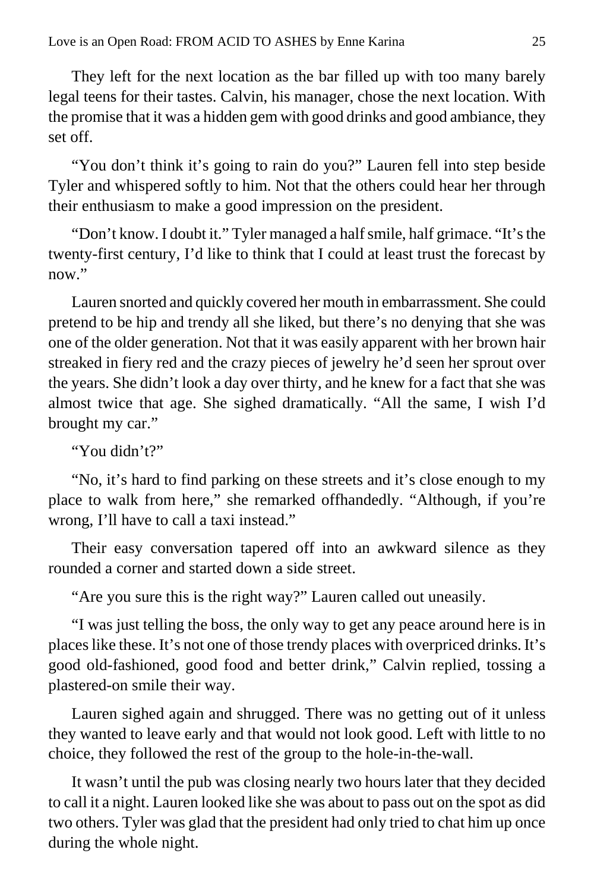They left for the next location as the bar filled up with too many barely legal teens for their tastes. Calvin, his manager, chose the next location. With the promise that it was a hidden gem with good drinks and good ambiance, they set off.

"You don't think it's going to rain do you?" Lauren fell into step beside Tyler and whispered softly to him. Not that the others could hear her through their enthusiasm to make a good impression on the president.

"Don't know. I doubt it." Tyler managed a half smile, half grimace. "It's the twenty-first century, I'd like to think that I could at least trust the forecast by now."

Lauren snorted and quickly covered her mouth in embarrassment. She could pretend to be hip and trendy all she liked, but there's no denying that she was one of the older generation. Not that it was easily apparent with her brown hair streaked in fiery red and the crazy pieces of jewelry he'd seen her sprout over the years. She didn't look a day over thirty, and he knew for a fact that she was almost twice that age. She sighed dramatically. "All the same, I wish I'd brought my car."

"You didn't?"

"No, it's hard to find parking on these streets and it's close enough to my place to walk from here," she remarked offhandedly. "Although, if you're wrong, I'll have to call a taxi instead."

Their easy conversation tapered off into an awkward silence as they rounded a corner and started down a side street.

"Are you sure this is the right way?" Lauren called out uneasily.

"I was just telling the boss, the only way to get any peace around here is in places like these. It's not one of those trendy places with overpriced drinks. It's good old-fashioned, good food and better drink," Calvin replied, tossing a plastered-on smile their way.

Lauren sighed again and shrugged. There was no getting out of it unless they wanted to leave early and that would not look good. Left with little to no choice, they followed the rest of the group to the hole-in-the-wall.

It wasn't until the pub was closing nearly two hours later that they decided to call it a night. Lauren looked like she was about to pass out on the spot as did two others. Tyler was glad that the president had only tried to chat him up once during the whole night.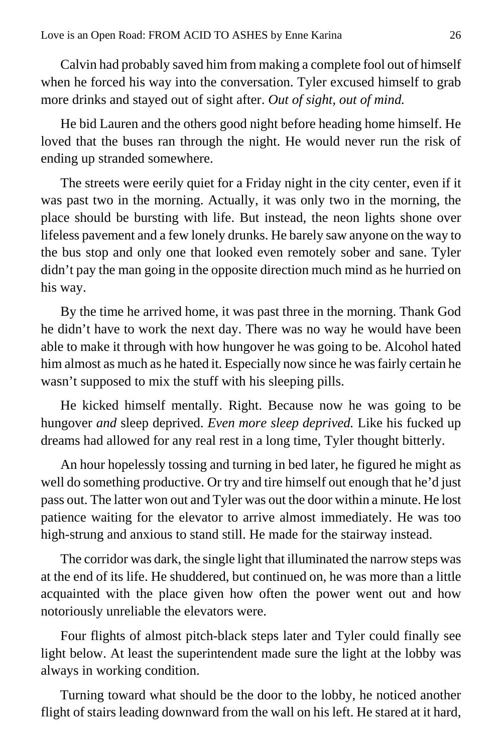Calvin had probably saved him from making a complete fool out of himself when he forced his way into the conversation. Tyler excused himself to grab more drinks and stayed out of sight after. *Out of sight, out of mind.*

He bid Lauren and the others good night before heading home himself. He loved that the buses ran through the night. He would never run the risk of ending up stranded somewhere.

The streets were eerily quiet for a Friday night in the city center, even if it was past two in the morning. Actually, it was only two in the morning, the place should be bursting with life. But instead, the neon lights shone over lifeless pavement and a few lonely drunks. He barely saw anyone on the way to the bus stop and only one that looked even remotely sober and sane. Tyler didn't pay the man going in the opposite direction much mind as he hurried on his way.

By the time he arrived home, it was past three in the morning. Thank God he didn't have to work the next day. There was no way he would have been able to make it through with how hungover he was going to be. Alcohol hated him almost as much as he hated it. Especially now since he was fairly certain he wasn't supposed to mix the stuff with his sleeping pills.

He kicked himself mentally. Right. Because now he was going to be hungover *and* sleep deprived. *Even more sleep deprived.* Like his fucked up dreams had allowed for any real rest in a long time, Tyler thought bitterly.

An hour hopelessly tossing and turning in bed later, he figured he might as well do something productive. Or try and tire himself out enough that he'd just pass out. The latter won out and Tyler was out the door within a minute. He lost patience waiting for the elevator to arrive almost immediately. He was too high-strung and anxious to stand still. He made for the stairway instead.

The corridor was dark, the single light that illuminated the narrow steps was at the end of its life. He shuddered, but continued on, he was more than a little acquainted with the place given how often the power went out and how notoriously unreliable the elevators were.

Four flights of almost pitch-black steps later and Tyler could finally see light below. At least the superintendent made sure the light at the lobby was always in working condition.

Turning toward what should be the door to the lobby, he noticed another flight of stairs leading downward from the wall on his left. He stared at it hard,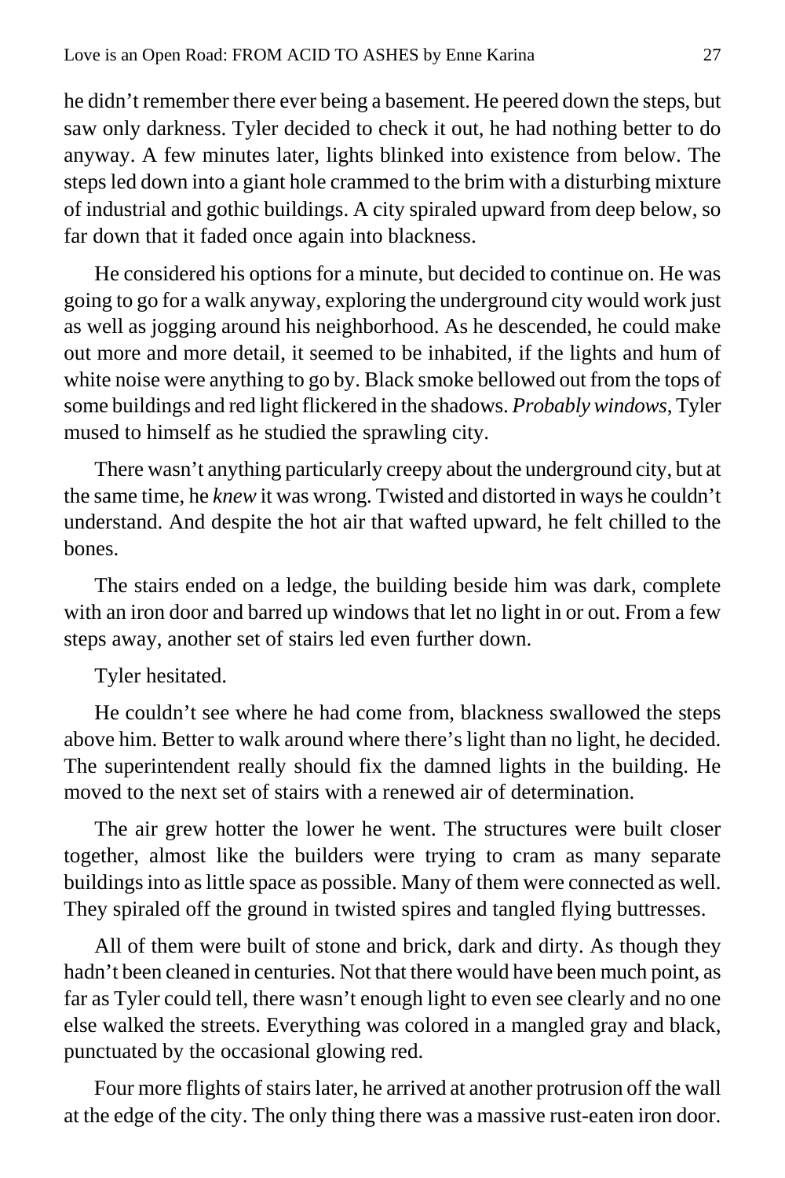he didn't remember there ever being a basement. He peered down the steps, but saw only darkness. Tyler decided to check it out, he had nothing better to do anyway. A few minutes later, lights blinked into existence from below. The steps led down into a giant hole crammed to the brim with a disturbing mixture of industrial and gothic buildings. A city spiraled upward from deep below, so far down that it faded once again into blackness.

He considered his options for a minute, but decided to continue on. He was going to go for a walk anyway, exploring the underground city would work just as well as jogging around his neighborhood. As he descended, he could make out more and more detail, it seemed to be inhabited, if the lights and hum of white noise were anything to go by. Black smoke bellowed out from the tops of some buildings and red light flickered in the shadows. *Probably windows*, Tyler mused to himself as he studied the sprawling city.

There wasn't anything particularly creepy about the underground city, but at the same time, he *knew* it was wrong. Twisted and distorted in ways he couldn't understand. And despite the hot air that wafted upward, he felt chilled to the bones.

The stairs ended on a ledge, the building beside him was dark, complete with an iron door and barred up windows that let no light in or out. From a few steps away, another set of stairs led even further down.

Tyler hesitated.

He couldn't see where he had come from, blackness swallowed the steps above him. Better to walk around where there's light than no light, he decided. The superintendent really should fix the damned lights in the building. He moved to the next set of stairs with a renewed air of determination.

The air grew hotter the lower he went. The structures were built closer together, almost like the builders were trying to cram as many separate buildings into as little space as possible. Many of them were connected as well. They spiraled off the ground in twisted spires and tangled flying buttresses.

All of them were built of stone and brick, dark and dirty. As though they hadn't been cleaned in centuries. Not that there would have been much point, as far as Tyler could tell, there wasn't enough light to even see clearly and no one else walked the streets. Everything was colored in a mangled gray and black, punctuated by the occasional glowing red.

Four more flights of stairs later, he arrived at another protrusion off the wall at the edge of the city. The only thing there was a massive rust-eaten iron door.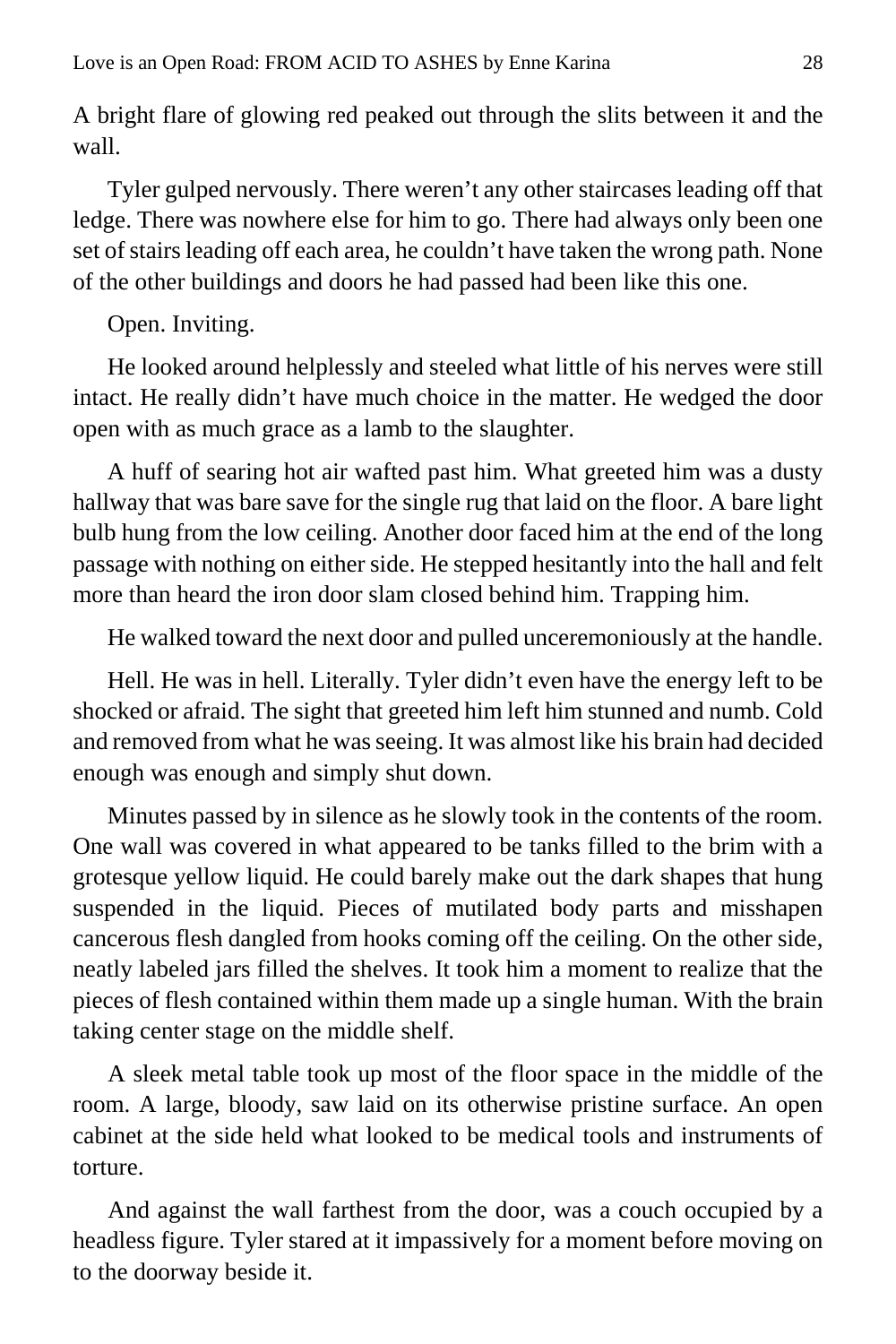A bright flare of glowing red peaked out through the slits between it and the wall.

Tyler gulped nervously. There weren't any other staircases leading off that ledge. There was nowhere else for him to go. There had always only been one set of stairs leading off each area, he couldn't have taken the wrong path. None of the other buildings and doors he had passed had been like this one.

Open. Inviting.

He looked around helplessly and steeled what little of his nerves were still intact. He really didn't have much choice in the matter. He wedged the door open with as much grace as a lamb to the slaughter.

A huff of searing hot air wafted past him. What greeted him was a dusty hallway that was bare save for the single rug that laid on the floor. A bare light bulb hung from the low ceiling. Another door faced him at the end of the long passage with nothing on either side. He stepped hesitantly into the hall and felt more than heard the iron door slam closed behind him. Trapping him.

He walked toward the next door and pulled unceremoniously at the handle.

Hell. He was in hell. Literally. Tyler didn't even have the energy left to be shocked or afraid. The sight that greeted him left him stunned and numb. Cold and removed from what he was seeing. It was almost like his brain had decided enough was enough and simply shut down.

Minutes passed by in silence as he slowly took in the contents of the room. One wall was covered in what appeared to be tanks filled to the brim with a grotesque yellow liquid. He could barely make out the dark shapes that hung suspended in the liquid. Pieces of mutilated body parts and misshapen cancerous flesh dangled from hooks coming off the ceiling. On the other side, neatly labeled jars filled the shelves. It took him a moment to realize that the pieces of flesh contained within them made up a single human. With the brain taking center stage on the middle shelf.

A sleek metal table took up most of the floor space in the middle of the room. A large, bloody, saw laid on its otherwise pristine surface. An open cabinet at the side held what looked to be medical tools and instruments of torture.

And against the wall farthest from the door, was a couch occupied by a headless figure. Tyler stared at it impassively for a moment before moving on to the doorway beside it.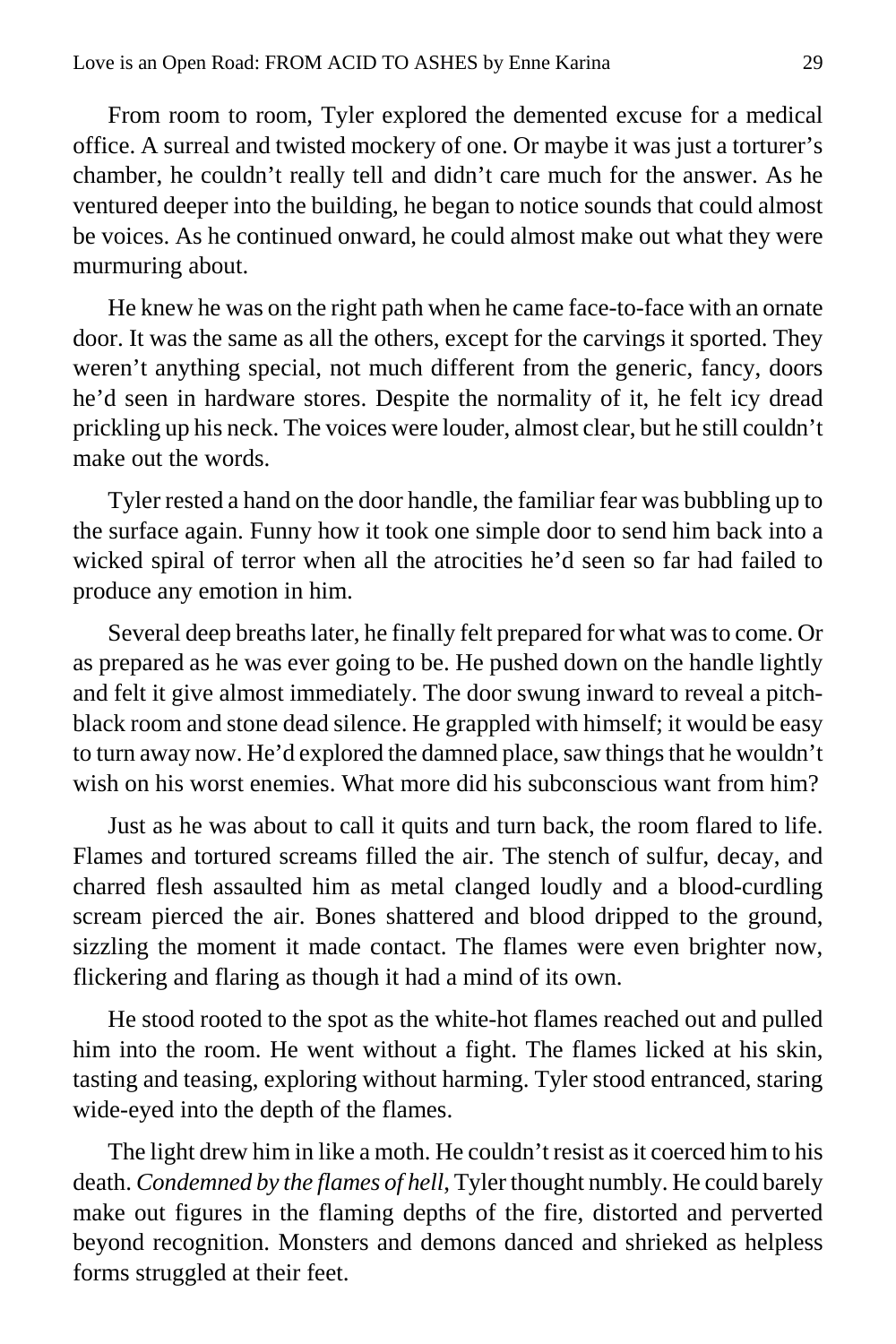From room to room, Tyler explored the demented excuse for a medical office. A surreal and twisted mockery of one. Or maybe it was just a torturer's chamber, he couldn't really tell and didn't care much for the answer. As he ventured deeper into the building, he began to notice sounds that could almost be voices. As he continued onward, he could almost make out what they were murmuring about.

He knew he was on the right path when he came face-to-face with an ornate door. It was the same as all the others, except for the carvings it sported. They weren't anything special, not much different from the generic, fancy, doors he'd seen in hardware stores. Despite the normality of it, he felt icy dread prickling up his neck. The voices were louder, almost clear, but he still couldn't make out the words.

Tyler rested a hand on the door handle, the familiar fear was bubbling up to the surface again. Funny how it took one simple door to send him back into a wicked spiral of terror when all the atrocities he'd seen so far had failed to produce any emotion in him.

Several deep breaths later, he finally felt prepared for what was to come. Or as prepared as he was ever going to be. He pushed down on the handle lightly and felt it give almost immediately. The door swung inward to reveal a pitch-black room and stone dead silence. He grappled with himself; it would be easy to turn away now. He'd explored the damned place, saw things that he wouldn't wish on his worst enemies. What more did his subconscious want from him?

Just as he was about to call it quits and turn back, the room flared to life. Flames and tortured screams filled the air. The stench of sulfur, decay, and charred flesh assaulted him as metal clanged loudly and a blood-curdling scream pierced the air. Bones shattered and blood dripped to the ground, sizzling the moment it made contact. The flames were even brighter now, flickering and flaring as though it had a mind of its own.

He stood rooted to the spot as the white-hot flames reached out and pulled him into the room. He went without a fight. The flames licked at his skin, tasting and teasing, exploring without harming. Tyler stood entranced, staring wide-eyed into the depth of the flames.

The light drew him in like a moth. He couldn't resist as it coerced him to his death. *Condemned by the flames of hell*, Tyler thought numbly. He could barely make out figures in the flaming depths of the fire, distorted and perverted beyond recognition. Monsters and demons danced and shrieked as helpless forms struggled at their feet.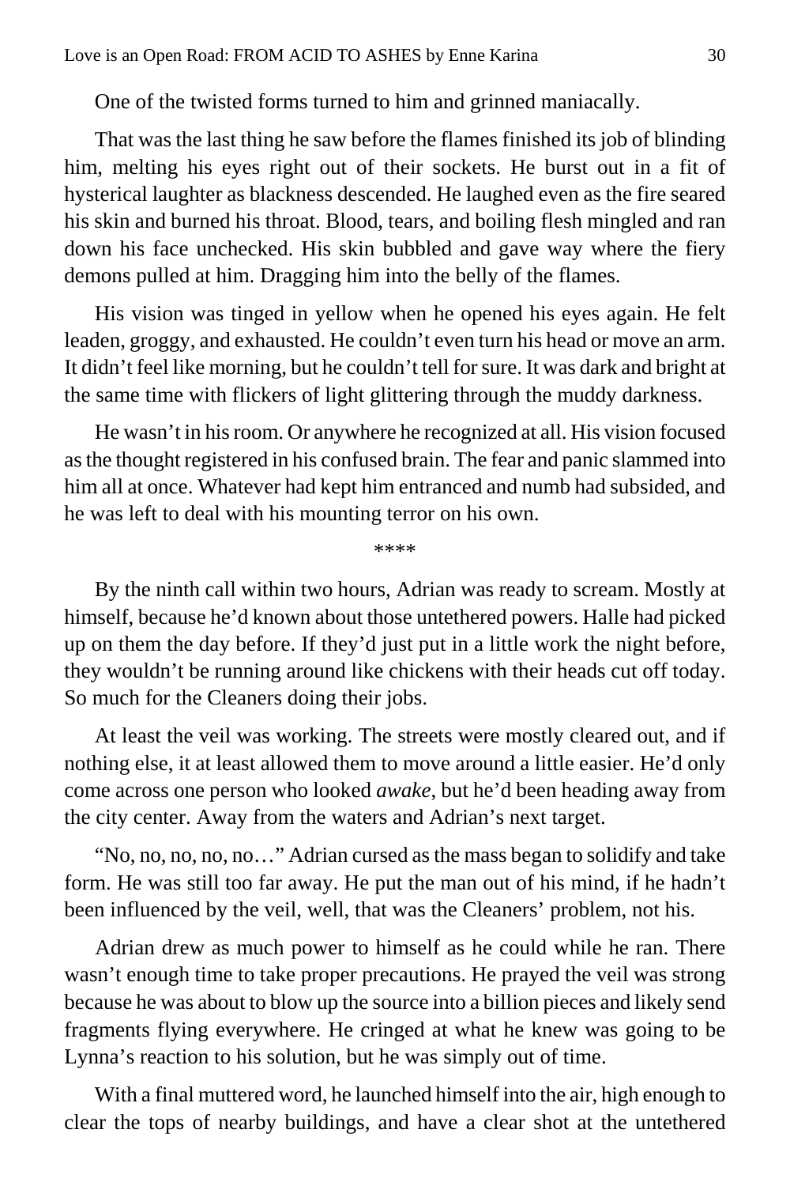One of the twisted forms turned to him and grinned maniacally.

That was the last thing he saw before the flames finished its job of blinding him, melting his eyes right out of their sockets. He burst out in a fit of hysterical laughter as blackness descended. He laughed even as the fire seared his skin and burned his throat. Blood, tears, and boiling flesh mingled and ran down his face unchecked. His skin bubbled and gave way where the fiery demons pulled at him. Dragging him into the belly of the flames.

His vision was tinged in yellow when he opened his eyes again. He felt leaden, groggy, and exhausted. He couldn't even turn his head or move an arm. It didn't feel like morning, but he couldn't tell for sure. It was dark and bright at the same time with flickers of light glittering through the muddy darkness.

He wasn't in his room. Or anywhere he recognized at all. His vision focused as the thought registered in his confused brain. The fear and panic slammed into him all at once. Whatever had kept him entranced and numb had subsided, and he was left to deal with his mounting terror on his own.

\*\*\*\*

By the ninth call within two hours, Adrian was ready to scream. Mostly at himself, because he'd known about those untethered powers. Halle had picked up on them the day before. If they'd just put in a little work the night before, they wouldn't be running around like chickens with their heads cut off today. So much for the Cleaners doing their jobs.

At least the veil was working. The streets were mostly cleared out, and if nothing else, it at least allowed them to move around a little easier. He'd only come across one person who looked *awake*, but he'd been heading away from the city center. Away from the waters and Adrian's next target.

"No, no, no, no, no…" Adrian cursed as the mass began to solidify and take form. He was still too far away. He put the man out of his mind, if he hadn't been influenced by the veil, well, that was the Cleaners' problem, not his.

Adrian drew as much power to himself as he could while he ran. There wasn't enough time to take proper precautions. He prayed the veil was strong because he was about to blow up the source into a billion pieces and likely send fragments flying everywhere. He cringed at what he knew was going to be Lynna's reaction to his solution, but he was simply out of time.

With a final muttered word, he launched himself into the air, high enough to clear the tops of nearby buildings, and have a clear shot at the untethered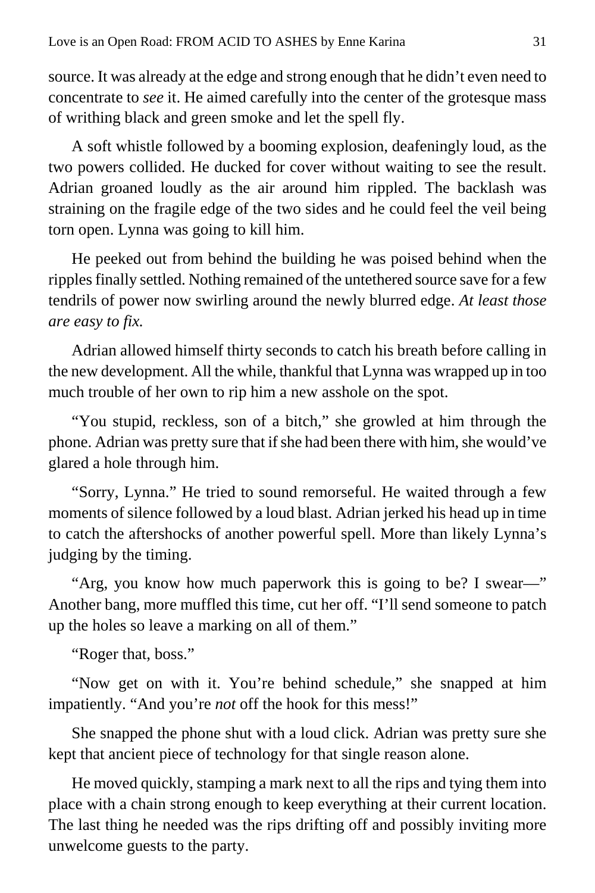source. It was already at the edge and strong enough that he didn't even need to concentrate to *see* it. He aimed carefully into the center of the grotesque mass of writhing black and green smoke and let the spell fly.

A soft whistle followed by a booming explosion, deafeningly loud, as the two powers collided. He ducked for cover without waiting to see the result. Adrian groaned loudly as the air around him rippled. The backlash was straining on the fragile edge of the two sides and he could feel the veil being torn open. Lynna was going to kill him.

He peeked out from behind the building he was poised behind when the ripples finally settled. Nothing remained of the untethered source save for a few tendrils of power now swirling around the newly blurred edge. *At least those are easy to fix.*

Adrian allowed himself thirty seconds to catch his breath before calling in the new development. All the while, thankful that Lynna was wrapped up in too much trouble of her own to rip him a new asshole on the spot.

"You stupid, reckless, son of a bitch," she growled at him through the phone. Adrian was pretty sure that if she had been there with him, she would've glared a hole through him.

"Sorry, Lynna." He tried to sound remorseful. He waited through a few moments of silence followed by a loud blast. Adrian jerked his head up in time to catch the aftershocks of another powerful spell. More than likely Lynna's judging by the timing.

"Arg, you know how much paperwork this is going to be? I swear—" Another bang, more muffled this time, cut her off. "I'll send someone to patch up the holes so leave a marking on all of them."

"Roger that, boss."

"Now get on with it. You're behind schedule," she snapped at him impatiently. "And you're *not* off the hook for this mess!"

She snapped the phone shut with a loud click. Adrian was pretty sure she kept that ancient piece of technology for that single reason alone.

He moved quickly, stamping a mark next to all the rips and tying them into place with a chain strong enough to keep everything at their current location. The last thing he needed was the rips drifting off and possibly inviting more unwelcome guests to the party.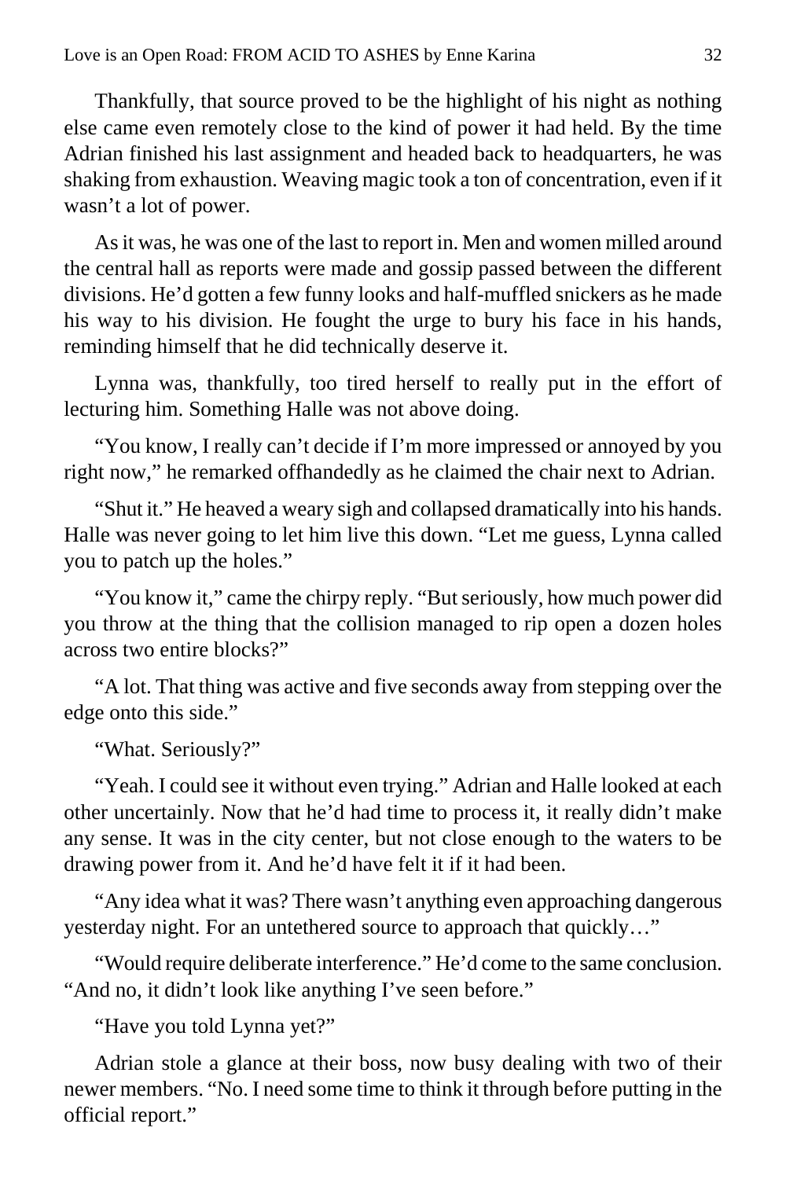Thankfully, that source proved to be the highlight of his night as nothing else came even remotely close to the kind of power it had held. By the time Adrian finished his last assignment and headed back to headquarters, he was shaking from exhaustion. Weaving magic took a ton of concentration, even if it wasn't a lot of power.

As it was, he was one of the last to report in. Men and women milled around the central hall as reports were made and gossip passed between the different divisions. He'd gotten a few funny looks and half-muffled snickers as he made his way to his division. He fought the urge to bury his face in his hands, reminding himself that he did technically deserve it.

Lynna was, thankfully, too tired herself to really put in the effort of lecturing him. Something Halle was not above doing.

"You know, I really can't decide if I'm more impressed or annoyed by you right now," he remarked offhandedly as he claimed the chair next to Adrian.

"Shut it." He heaved a weary sigh and collapsed dramatically into his hands. Halle was never going to let him live this down. "Let me guess, Lynna called you to patch up the holes."

"You know it," came the chirpy reply. "But seriously, how much power did you throw at the thing that the collision managed to rip open a dozen holes across two entire blocks?"

"A lot. That thing was active and five seconds away from stepping over the edge onto this side."

"What. Seriously?"

"Yeah. I could see it without even trying." Adrian and Halle looked at each other uncertainly. Now that he'd had time to process it, it really didn't make any sense. It was in the city center, but not close enough to the waters to be drawing power from it. And he'd have felt it if it had been.

"Any idea what it was? There wasn't anything even approaching dangerous yesterday night. For an untethered source to approach that quickly…"

"Would require deliberate interference." He'd come to the same conclusion. "And no, it didn't look like anything I've seen before."

"Have you told Lynna yet?"

Adrian stole a glance at their boss, now busy dealing with two of their newer members. "No. I need some time to think it through before putting in the official report."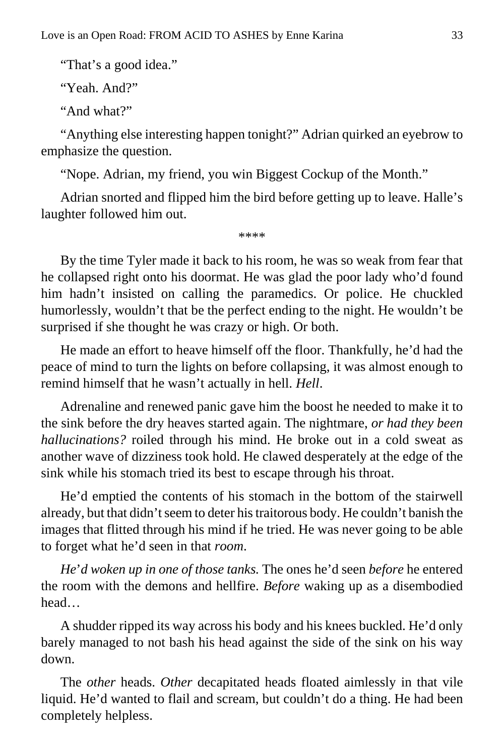"That's a good idea."

"Yeah. And?"

"And what?"

"Anything else interesting happen tonight?" Adrian quirked an eyebrow to emphasize the question.

"Nope. Adrian, my friend, you win Biggest Cockup of the Month."

Adrian snorted and flipped him the bird before getting up to leave. Halle's laughter followed him out.

****

By the time Tyler made it back to his room, he was so weak from fear that he collapsed right onto his doormat. He was glad the poor lady who'd found him hadn't insisted on calling the paramedics. Or police. He chuckled humorlessly, wouldn't that be the perfect ending to the night. He wouldn't be surprised if she thought he was crazy or high. Or both.

He made an effort to heave himself off the floor. Thankfully, he'd had the peace of mind to turn the lights on before collapsing, it was almost enough to remind himself that he wasn't actually in hell. *Hell*.

Adrenaline and renewed panic gave him the boost he needed to make it to the sink before the dry heaves started again. The nightmare, *or had they been hallucinations?* roiled through his mind. He broke out in a cold sweat as another wave of dizziness took hold. He clawed desperately at the edge of the sink while his stomach tried its best to escape through his throat.

He'd emptied the contents of his stomach in the bottom of the stairwell already, but that didn't seem to deter his traitorous body. He couldn't banish the images that flitted through his mind if he tried. He was never going to be able to forget what he'd seen in that *room*.

*He'd woken up in one of those tanks.* The ones he'd seen *before* he entered the room with the demons and hellfire. *Before* waking up as a disembodied head…

A shudder ripped its way across his body and his knees buckled. He'd only barely managed to not bash his head against the side of the sink on his way down.

The *other* heads. *Other* decapitated heads floated aimlessly in that vile liquid. He'd wanted to flail and scream, but couldn't do a thing. He had been completely helpless.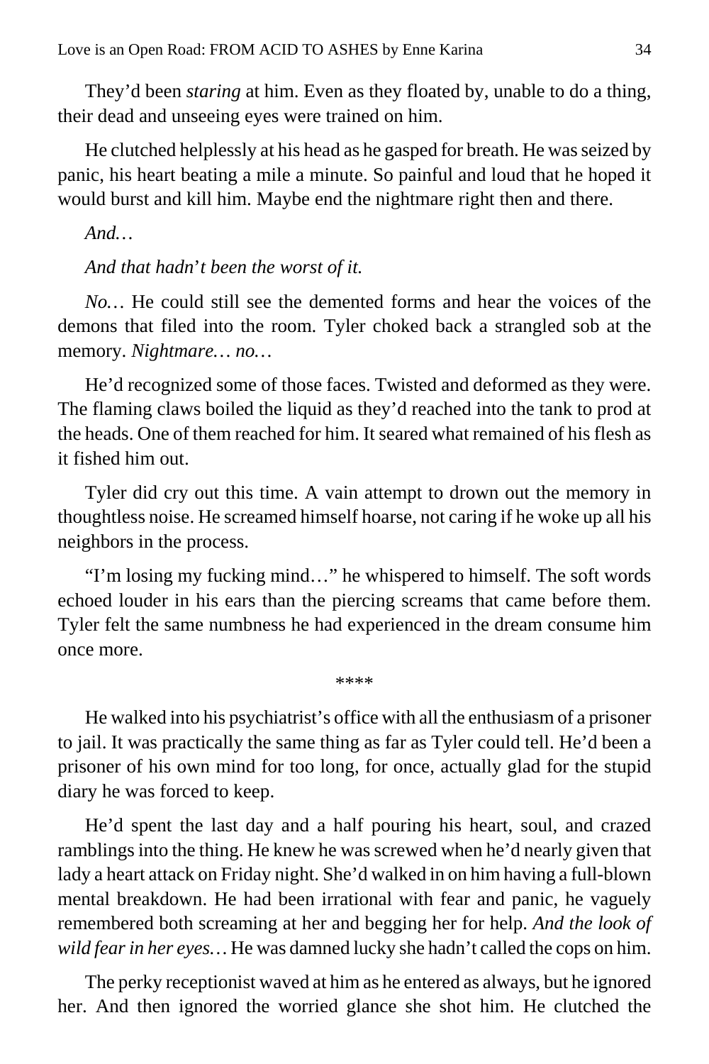They'd been *staring* at him. Even as they floated by, unable to do a thing, their dead and unseeing eyes were trained on him.

He clutched helplessly at his head as he gasped for breath. He was seized by panic, his heart beating a mile a minute. So painful and loud that he hoped it would burst and kill him. Maybe end the nightmare right then and there.

*And…*

*And that hadn't been the worst of it.*

*No…* He could still see the demented forms and hear the voices of the demons that filed into the room. Tyler choked back a strangled sob at the memory. *Nightmare… no…*

He'd recognized some of those faces. Twisted and deformed as they were. The flaming claws boiled the liquid as they'd reached into the tank to prod at the heads. One of them reached for him. It seared what remained of his flesh as it fished him out.

Tyler did cry out this time. A vain attempt to drown out the memory in thoughtless noise. He screamed himself hoarse, not caring if he woke up all his neighbors in the process.

"I'm losing my fucking mind…" he whispered to himself. The soft words echoed louder in his ears than the piercing screams that came before them. Tyler felt the same numbness he had experienced in the dream consume him once more.

****

He walked into his psychiatrist's office with all the enthusiasm of a prisoner to jail. It was practically the same thing as far as Tyler could tell. He'd been a prisoner of his own mind for too long, for once, actually glad for the stupid diary he was forced to keep.

He'd spent the last day and a half pouring his heart, soul, and crazed ramblings into the thing. He knew he was screwed when he'd nearly given that lady a heart attack on Friday night. She'd walked in on him having a full-blown mental breakdown. He had been irrational with fear and panic, he vaguely remembered both screaming at her and begging her for help. *And the look of wild fear in her eyes…* He was damned lucky she hadn't called the cops on him.

The perky receptionist waved at him as he entered as always, but he ignored her. And then ignored the worried glance she shot him. He clutched the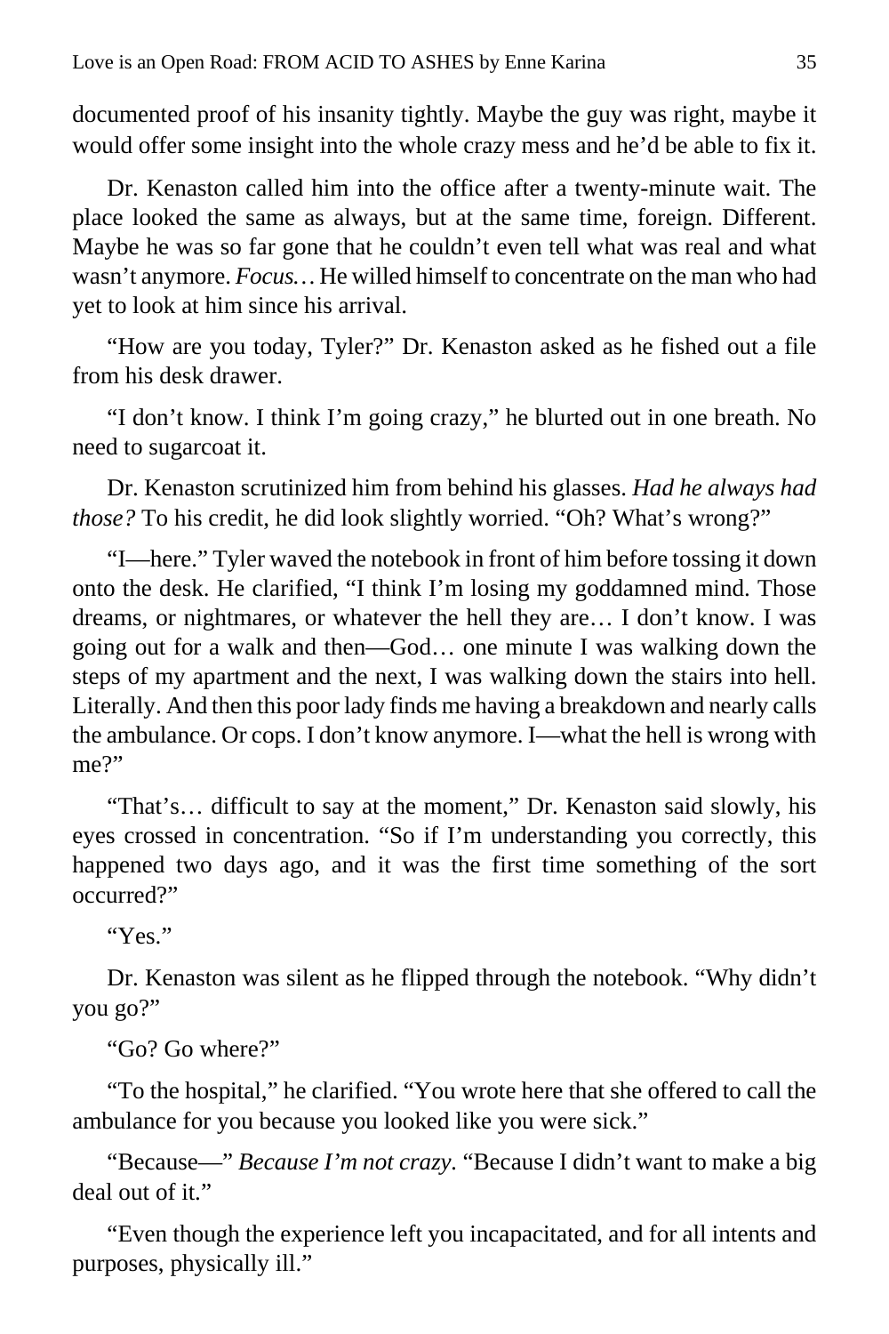documented proof of his insanity tightly. Maybe the guy was right, maybe it would offer some insight into the whole crazy mess and he'd be able to fix it.

Dr. Kenaston called him into the office after a twenty-minute wait. The place looked the same as always, but at the same time, foreign. Different. Maybe he was so far gone that he couldn't even tell what was real and what wasn't anymore. *Focus…* He willed himself to concentrate on the man who had yet to look at him since his arrival.

"How are you today, Tyler?" Dr. Kenaston asked as he fished out a file from his desk drawer.

"I don't know. I think I'm going crazy," he blurted out in one breath. No need to sugarcoat it.

Dr. Kenaston scrutinized him from behind his glasses. *Had he always had those?* To his credit, he did look slightly worried. "Oh? What's wrong?"

"I—here." Tyler waved the notebook in front of him before tossing it down onto the desk. He clarified, "I think I'm losing my goddamned mind. Those dreams, or nightmares, or whatever the hell they are… I don't know. I was going out for a walk and then—God… one minute I was walking down the steps of my apartment and the next, I was walking down the stairs into hell. Literally. And then this poor lady finds me having a breakdown and nearly calls the ambulance. Or cops. I don't know anymore. I—what the hell is wrong with me?"

"That's… difficult to say at the moment," Dr. Kenaston said slowly, his eyes crossed in concentration. "So if I'm understanding you correctly, this happened two days ago, and it was the first time something of the sort occurred?"

"Yes."

Dr. Kenaston was silent as he flipped through the notebook. "Why didn't you go?"

"Go? Go where?"

"To the hospital," he clarified. "You wrote here that she offered to call the ambulance for you because you looked like you were sick."

"Because—" *Because I'm not crazy.* "Because I didn't want to make a big deal out of it."

"Even though the experience left you incapacitated, and for all intents and purposes, physically ill."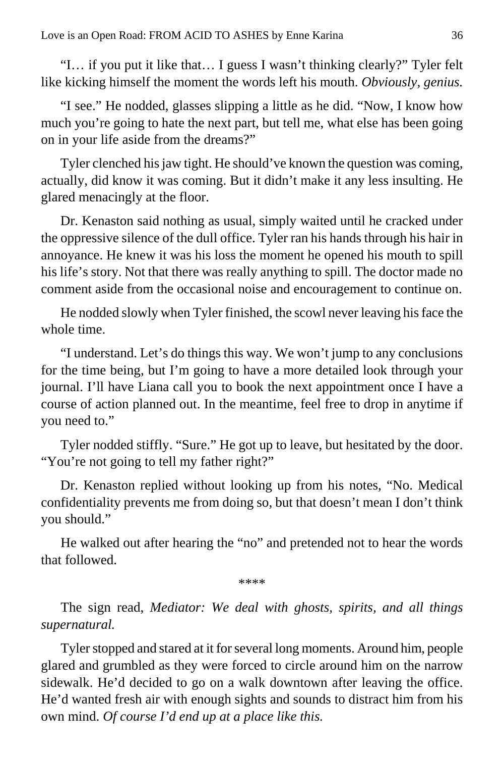"I… if you put it like that… I guess I wasn't thinking clearly?" Tyler felt like kicking himself the moment the words left his mouth. *Obviously, genius.*

"I see." He nodded, glasses slipping a little as he did. "Now, I know how much you're going to hate the next part, but tell me, what else has been going on in your life aside from the dreams?"

Tyler clenched his jaw tight. He should've known the question was coming, actually, did know it was coming. But it didn't make it any less insulting. He glared menacingly at the floor.

Dr. Kenaston said nothing as usual, simply waited until he cracked under the oppressive silence of the dull office. Tyler ran his hands through his hair in annoyance. He knew it was his loss the moment he opened his mouth to spill his life's story. Not that there was really anything to spill. The doctor made no comment aside from the occasional noise and encouragement to continue on.

He nodded slowly when Tyler finished, the scowl never leaving his face the whole time.

"I understand. Let's do things this way. We won't jump to any conclusions for the time being, but I'm going to have a more detailed look through your journal. I'll have Liana call you to book the next appointment once I have a course of action planned out. In the meantime, feel free to drop in anytime if you need to."

Tyler nodded stiffly. "Sure." He got up to leave, but hesitated by the door. "You're not going to tell my father right?"

Dr. Kenaston replied without looking up from his notes, "No. Medical confidentiality prevents me from doing so, but that doesn't mean I don't think you should."

He walked out after hearing the "no" and pretended not to hear the words that followed.

****

The sign read, *Mediator: We deal with ghosts, spirits, and all things supernatural.*

Tyler stopped and stared at it for several long moments. Around him, people glared and grumbled as they were forced to circle around him on the narrow sidewalk. He'd decided to go on a walk downtown after leaving the office. He'd wanted fresh air with enough sights and sounds to distract him from his own mind. *Of course I'd end up at a place like this.*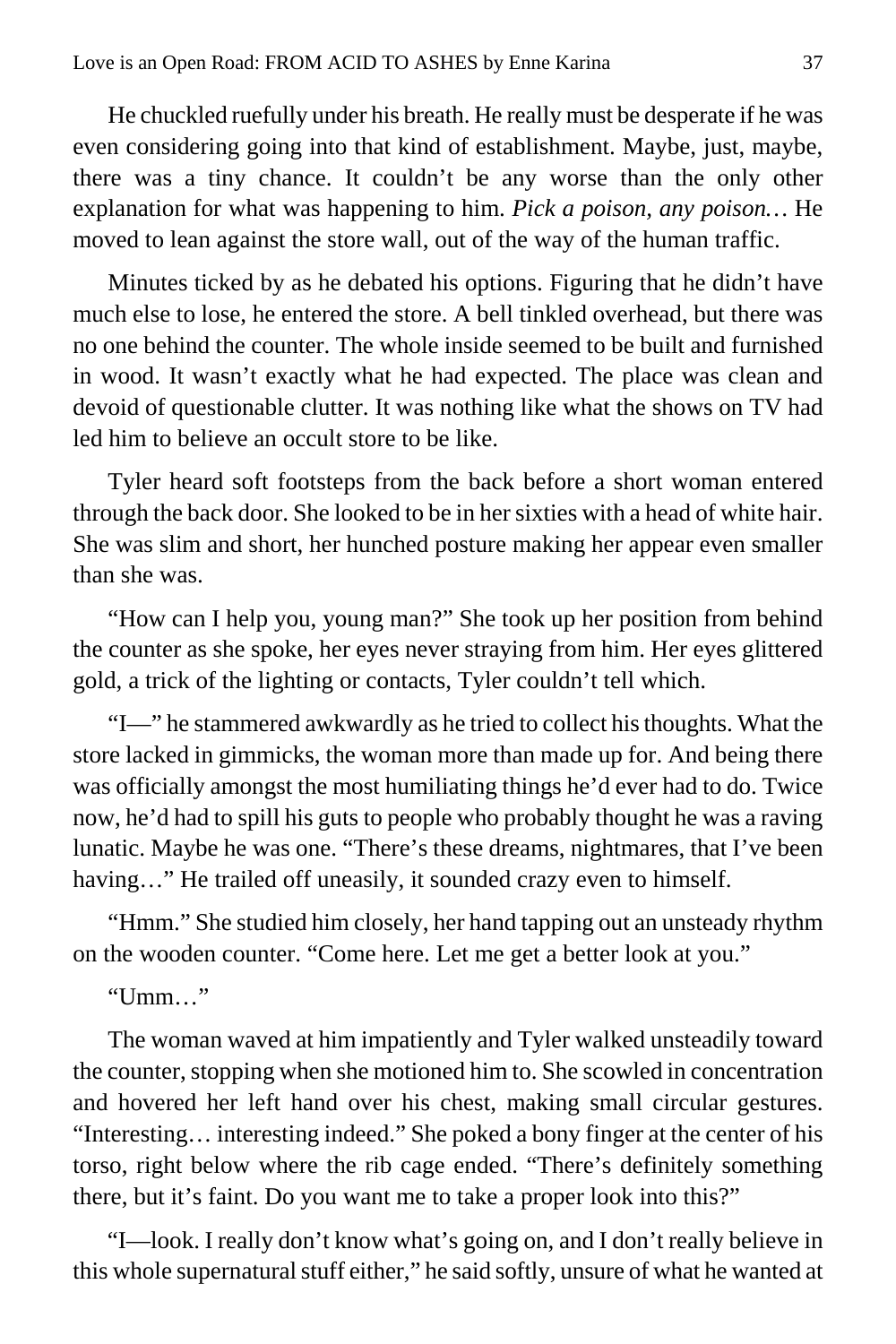He chuckled ruefully under his breath. He really must be desperate if he was even considering going into that kind of establishment. Maybe, just, maybe, there was a tiny chance. It couldn't be any worse than the only other explanation for what was happening to him. *Pick a poison, any poison…* He moved to lean against the store wall, out of the way of the human traffic.

Minutes ticked by as he debated his options. Figuring that he didn't have much else to lose, he entered the store. A bell tinkled overhead, but there was no one behind the counter. The whole inside seemed to be built and furnished in wood. It wasn't exactly what he had expected. The place was clean and devoid of questionable clutter. It was nothing like what the shows on TV had led him to believe an occult store to be like.

Tyler heard soft footsteps from the back before a short woman entered through the back door. She looked to be in her sixties with a head of white hair. She was slim and short, her hunched posture making her appear even smaller than she was.

"How can I help you, young man?" She took up her position from behind the counter as she spoke, her eyes never straying from him. Her eyes glittered gold, a trick of the lighting or contacts, Tyler couldn't tell which.

"I—" he stammered awkwardly as he tried to collect his thoughts. What the store lacked in gimmicks, the woman more than made up for. And being there was officially amongst the most humiliating things he'd ever had to do. Twice now, he'd had to spill his guts to people who probably thought he was a raving lunatic. Maybe he was one. "There's these dreams, nightmares, that I've been having…" He trailed off uneasily, it sounded crazy even to himself.

"Hmm." She studied him closely, her hand tapping out an unsteady rhythm on the wooden counter. "Come here. Let me get a better look at you."

"Umm…"

The woman waved at him impatiently and Tyler walked unsteadily toward the counter, stopping when she motioned him to. She scowled in concentration and hovered her left hand over his chest, making small circular gestures. "Interesting… interesting indeed." She poked a bony finger at the center of his torso, right below where the rib cage ended. "There's definitely something there, but it's faint. Do you want me to take a proper look into this?"

"I—look. I really don't know what's going on, and I don't really believe in this whole supernatural stuff either," he said softly, unsure of what he wanted at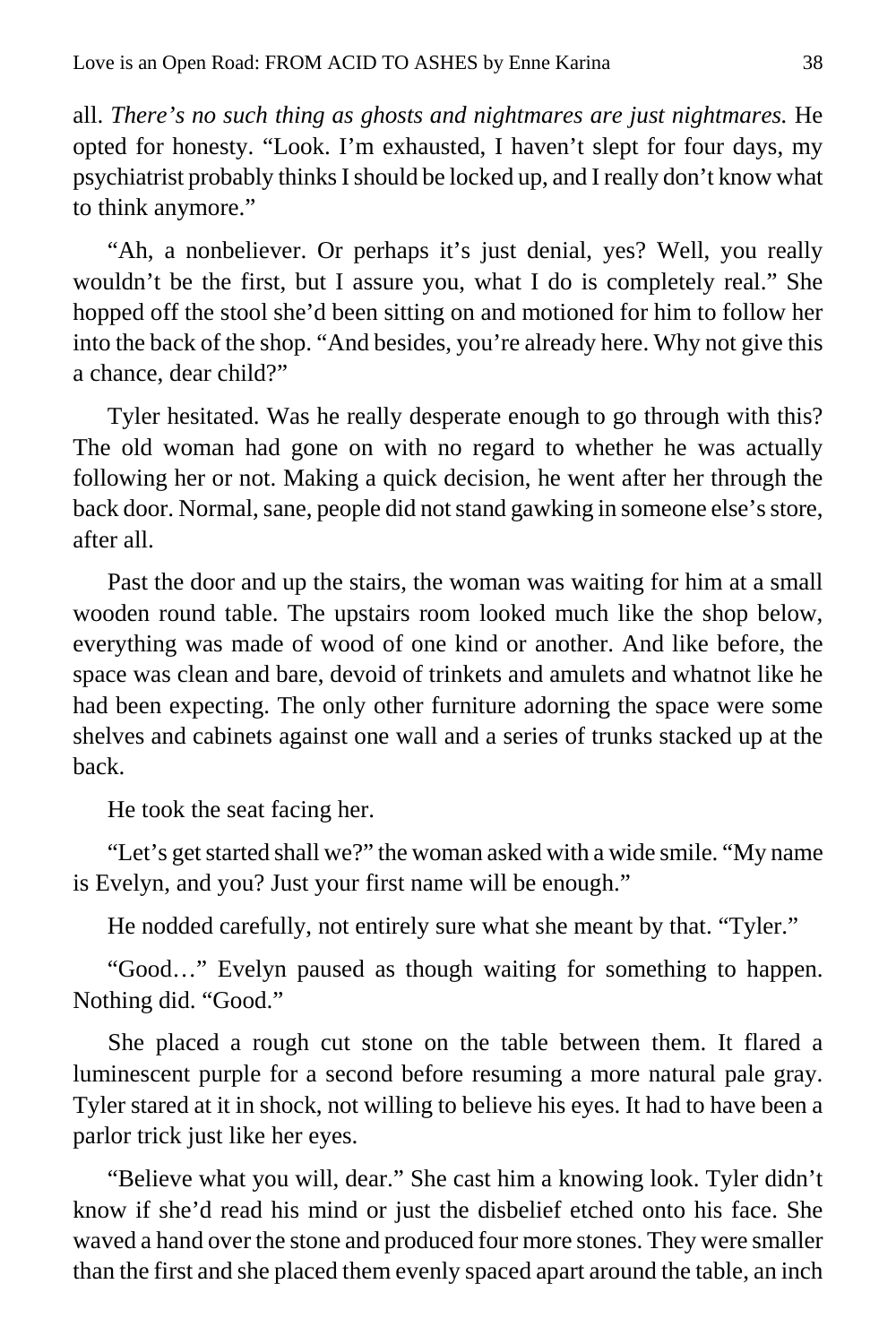all. *There's no such thing as ghosts and nightmares are just nightmares.* He opted for honesty. "Look. I'm exhausted, I haven't slept for four days, my psychiatrist probably thinks I should be locked up, and I really don't know what to think anymore."

"Ah, a nonbeliever. Or perhaps it's just denial, yes? Well, you really wouldn't be the first, but I assure you, what I do is completely real." She hopped off the stool she'd been sitting on and motioned for him to follow her into the back of the shop. "And besides, you're already here. Why not give this a chance, dear child?"

Tyler hesitated. Was he really desperate enough to go through with this? The old woman had gone on with no regard to whether he was actually following her or not. Making a quick decision, he went after her through the back door. Normal, sane, people did not stand gawking in someone else's store, after all.

Past the door and up the stairs, the woman was waiting for him at a small wooden round table. The upstairs room looked much like the shop below, everything was made of wood of one kind or another. And like before, the space was clean and bare, devoid of trinkets and amulets and whatnot like he had been expecting. The only other furniture adorning the space were some shelves and cabinets against one wall and a series of trunks stacked up at the back.

He took the seat facing her.

"Let's get started shall we?" the woman asked with a wide smile. "My name is Evelyn, and you? Just your first name will be enough."

He nodded carefully, not entirely sure what she meant by that. "Tyler."

"Good…" Evelyn paused as though waiting for something to happen. Nothing did. "Good."

She placed a rough cut stone on the table between them. It flared a luminescent purple for a second before resuming a more natural pale gray. Tyler stared at it in shock, not willing to believe his eyes. It had to have been a parlor trick just like her eyes.

"Believe what you will, dear." She cast him a knowing look. Tyler didn't know if she'd read his mind or just the disbelief etched onto his face. She waved a hand over the stone and produced four more stones. They were smaller than the first and she placed them evenly spaced apart around the table, an inch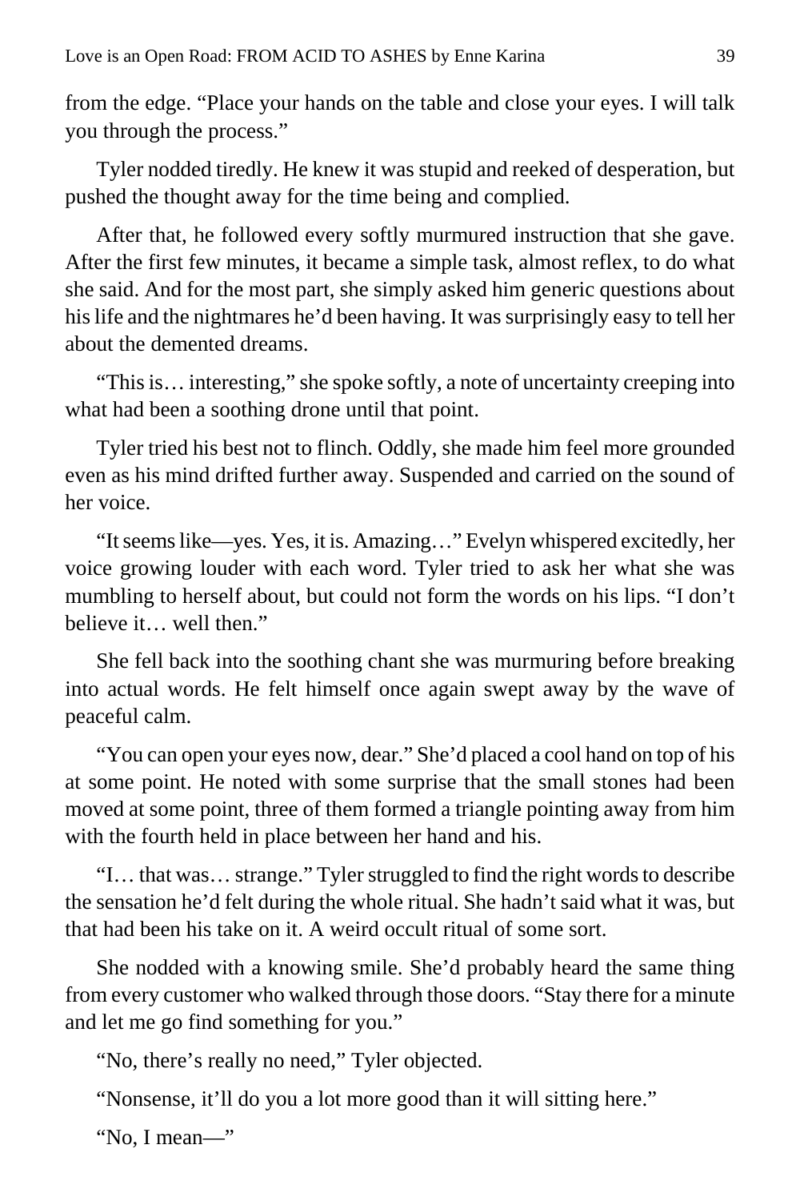from the edge. “Place your hands on the table and close your eyes. I will talk you through the process.”

Tyler nodded tiredly. He knew it was stupid and reeked of desperation, but pushed the thought away for the time being and complied.

After that, he followed every softly murmured instruction that she gave. After the first few minutes, it became a simple task, almost reflex, to do what she said. And for the most part, she simply asked him generic questions about his life and the nightmares he’d been having. It was surprisingly easy to tell her about the demented dreams.

“This is… interesting,” she spoke softly, a note of uncertainty creeping into what had been a soothing drone until that point.

Tyler tried his best not to flinch. Oddly, she made him feel more grounded even as his mind drifted further away. Suspended and carried on the sound of her voice.

“It seems like—yes. Yes, it is. Amazing…” Evelyn whispered excitedly, her voice growing louder with each word. Tyler tried to ask her what she was mumbling to herself about, but could not form the words on his lips. “I don’t believe it… well then.”

She fell back into the soothing chant she was murmuring before breaking into actual words. He felt himself once again swept away by the wave of peaceful calm.

“You can open your eyes now, dear.” She’d placed a cool hand on top of his at some point. He noted with some surprise that the small stones had been moved at some point, three of them formed a triangle pointing away from him with the fourth held in place between her hand and his.

“I… that was… strange.” Tyler struggled to find the right words to describe the sensation he’d felt during the whole ritual. She hadn’t said what it was, but that had been his take on it. A weird occult ritual of some sort.

She nodded with a knowing smile. She’d probably heard the same thing from every customer who walked through those doors. “Stay there for a minute and let me go find something for you.”

“No, there’s really no need,” Tyler objected.

“Nonsense, it’ll do you a lot more good than it will sitting here.”

“No, I mean—”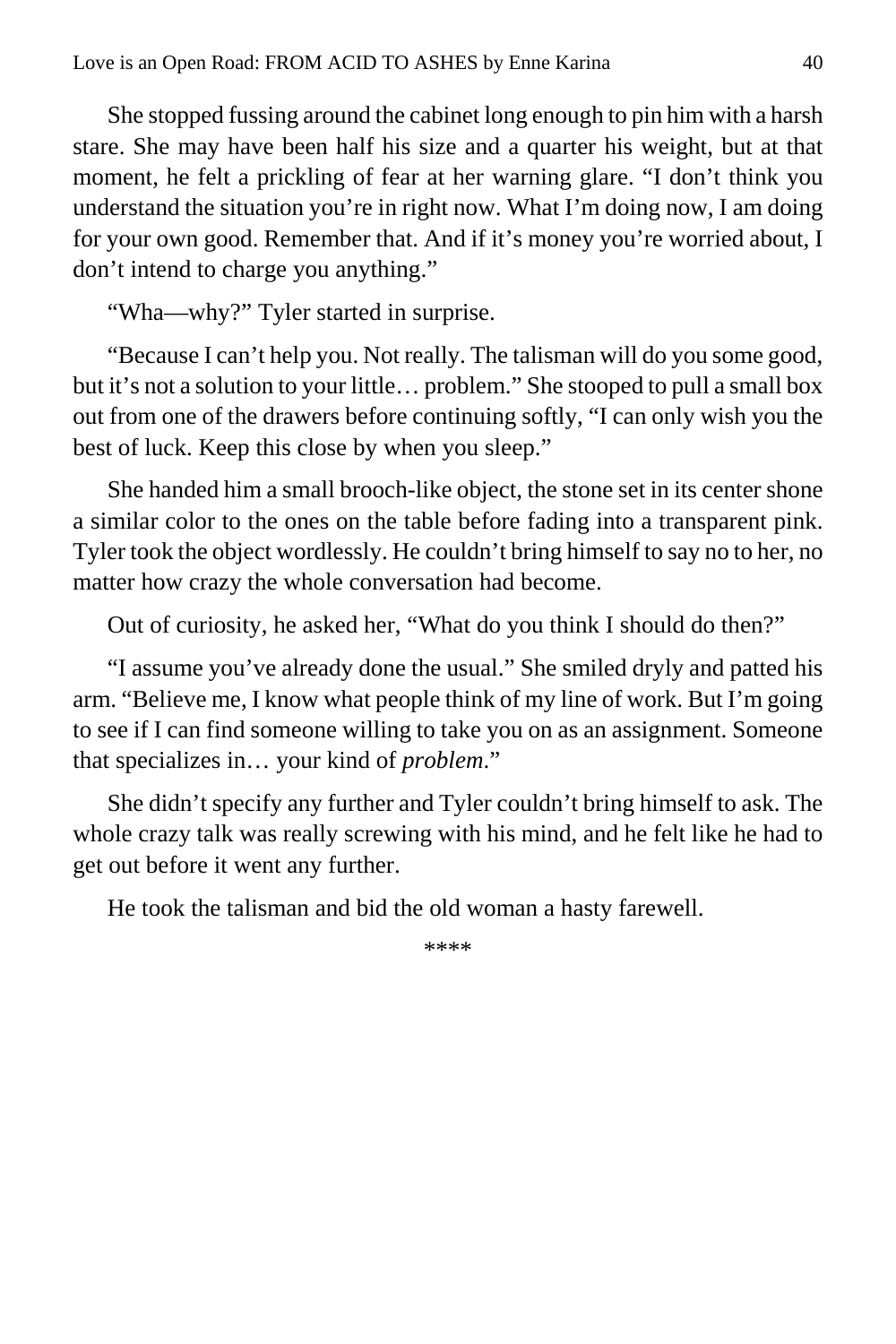She stopped fussing around the cabinet long enough to pin him with a harsh stare. She may have been half his size and a quarter his weight, but at that moment, he felt a prickling of fear at her warning glare. “I don’t think you understand the situation you’re in right now. What I’m doing now, I am doing for your own good. Remember that. And if it’s money you’re worried about, I don’t intend to charge you anything.”

“Wha—why?” Tyler started in surprise.

“Because I can’t help you. Not really. The talisman will do you some good, but it’s not a solution to your little… problem.” She stooped to pull a small box out from one of the drawers before continuing softly, “I can only wish you the best of luck. Keep this close by when you sleep.”

She handed him a small brooch-like object, the stone set in its center shone a similar color to the ones on the table before fading into a transparent pink. Tyler took the object wordlessly. He couldn’t bring himself to say no to her, no matter how crazy the whole conversation had become.

Out of curiosity, he asked her, “What do you think I should do then?”

“I assume you’ve already done the usual.” She smiled dryly and patted his arm. “Believe me, I know what people think of my line of work. But I’m going to see if I can find someone willing to take you on as an assignment. Someone that specializes in… your kind of *problem*.”

She didn’t specify any further and Tyler couldn’t bring himself to ask. The whole crazy talk was really screwing with his mind, and he felt like he had to get out before it went any further.

He took the talisman and bid the old woman a hasty farewell.

****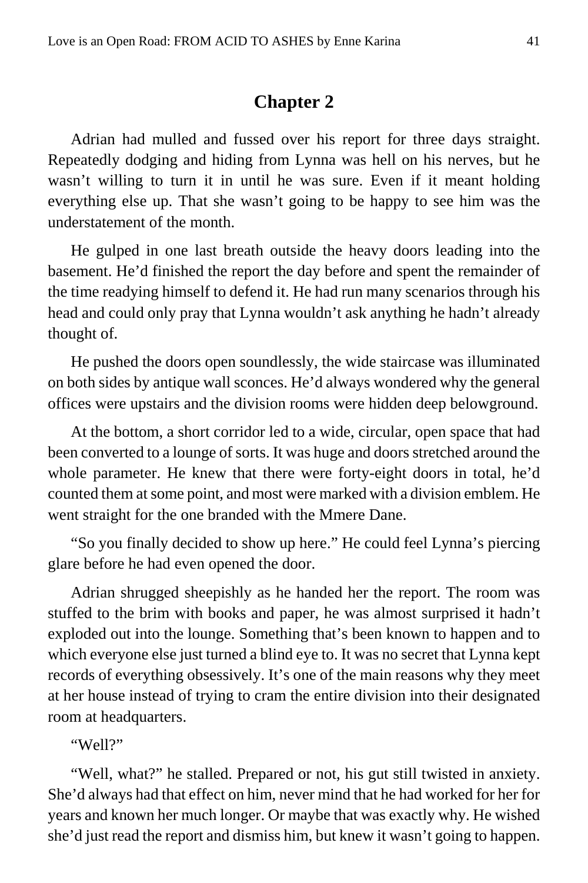## Chapter 2

Adrian had mulled and fussed over his report for three days straight. Repeatedly dodging and hiding from Lynna was hell on his nerves, but he wasn't willing to turn it in until he was sure. Even if it meant holding everything else up. That she wasn't going to be happy to see him was the understatement of the month.

He gulped in one last breath outside the heavy doors leading into the basement. He'd finished the report the day before and spent the remainder of the time readying himself to defend it. He had run many scenarios through his head and could only pray that Lynna wouldn't ask anything he hadn't already thought of.

He pushed the doors open soundlessly, the wide staircase was illuminated on both sides by antique wall sconces. He'd always wondered why the general offices were upstairs and the division rooms were hidden deep belowground.

At the bottom, a short corridor led to a wide, circular, open space that had been converted to a lounge of sorts. It was huge and doors stretched around the whole parameter. He knew that there were forty-eight doors in total, he'd counted them at some point, and most were marked with a division emblem. He went straight for the one branded with the Mmere Dane.

"So you finally decided to show up here." He could feel Lynna's piercing glare before he had even opened the door.

Adrian shrugged sheepishly as he handed her the report. The room was stuffed to the brim with books and paper, he was almost surprised it hadn't exploded out into the lounge. Something that's been known to happen and to which everyone else just turned a blind eye to. It was no secret that Lynna kept records of everything obsessively. It's one of the main reasons why they meet at her house instead of trying to cram the entire division into their designated room at headquarters.

"Well?"

"Well, what?" he stalled. Prepared or not, his gut still twisted in anxiety. She'd always had that effect on him, never mind that he had worked for her for years and known her much longer. Or maybe that was exactly why. He wished she'd just read the report and dismiss him, but knew it wasn't going to happen.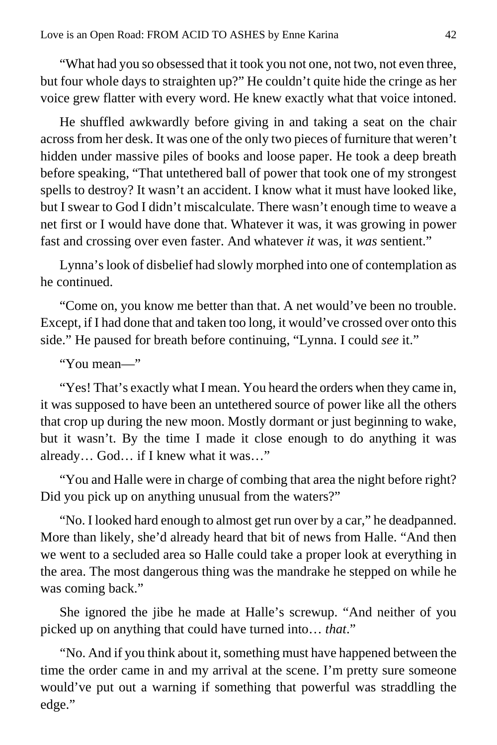"What had you so obsessed that it took you not one, not two, not even three, but four whole days to straighten up?" He couldn't quite hide the cringe as her voice grew flatter with every word. He knew exactly what that voice intoned.

He shuffled awkwardly before giving in and taking a seat on the chair across from her desk. It was one of the only two pieces of furniture that weren't hidden under massive piles of books and loose paper. He took a deep breath before speaking, "That untethered ball of power that took one of my strongest spells to destroy? It wasn't an accident. I know what it must have looked like, but I swear to God I didn't miscalculate. There wasn't enough time to weave a net first or I would have done that. Whatever it was, it was growing in power fast and crossing over even faster. And whatever *it* was, it *was* sentient."

Lynna's look of disbelief had slowly morphed into one of contemplation as he continued.

"Come on, you know me better than that. A net would've been no trouble. Except, if I had done that and taken too long, it would've crossed over onto this side." He paused for breath before continuing, "Lynna. I could *see* it."

"You mean—"

"Yes! That's exactly what I mean. You heard the orders when they came in, it was supposed to have been an untethered source of power like all the others that crop up during the new moon. Mostly dormant or just beginning to wake, but it wasn't. By the time I made it close enough to do anything it was already… God… if I knew what it was…"

"You and Halle were in charge of combing that area the night before right? Did you pick up on anything unusual from the waters?"

"No. I looked hard enough to almost get run over by a car," he deadpanned. More than likely, she'd already heard that bit of news from Halle. "And then we went to a secluded area so Halle could take a proper look at everything in the area. The most dangerous thing was the mandrake he stepped on while he was coming back."

She ignored the jibe he made at Halle's screwup. "And neither of you picked up on anything that could have turned into… *that*."

"No. And if you think about it, something must have happened between the time the order came in and my arrival at the scene. I'm pretty sure someone would've put out a warning if something that powerful was straddling the edge."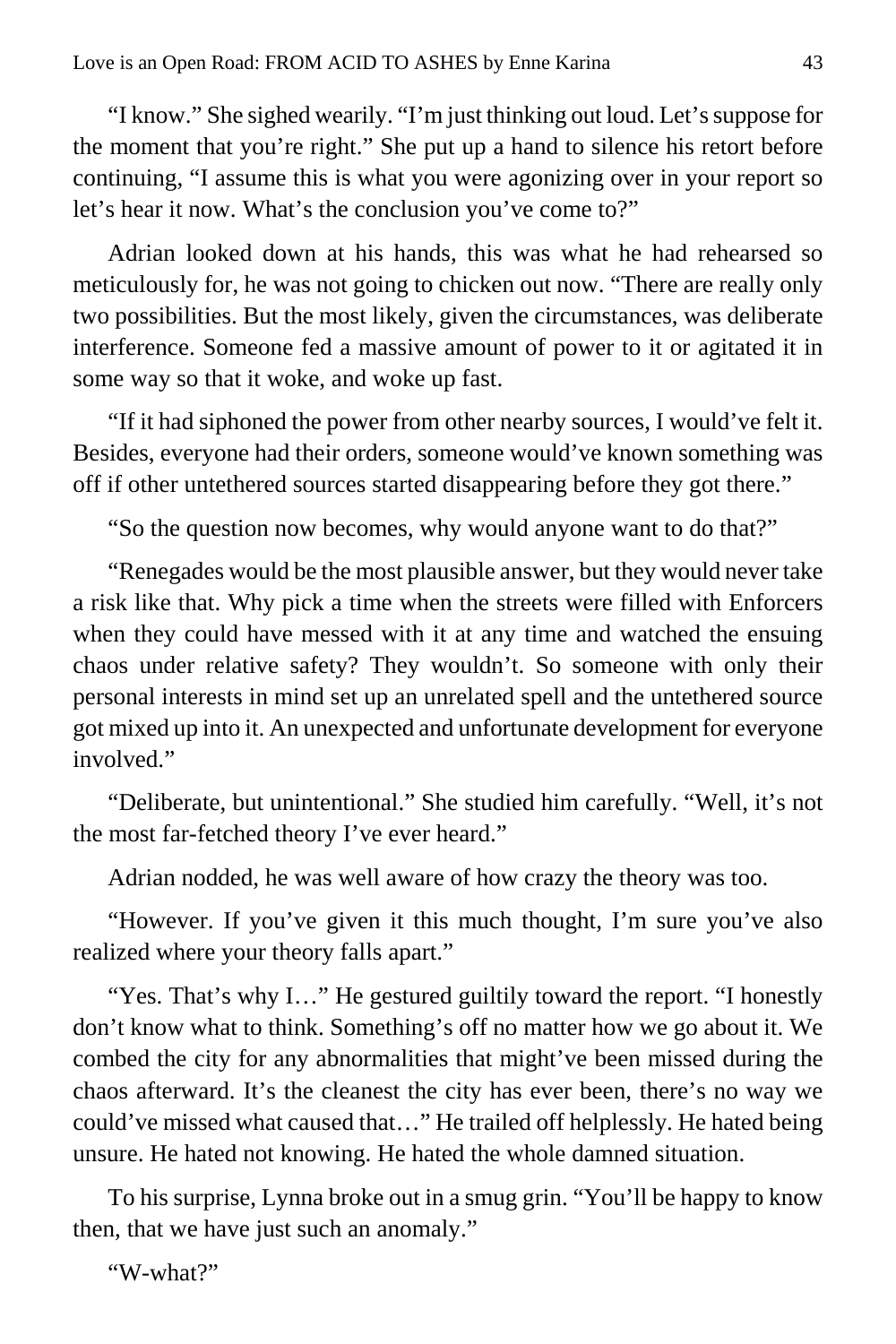"I know." She sighed wearily. "I'm just thinking out loud. Let's suppose for the moment that you're right." She put up a hand to silence his retort before continuing, "I assume this is what you were agonizing over in your report so let's hear it now. What's the conclusion you've come to?"

Adrian looked down at his hands, this was what he had rehearsed so meticulously for, he was not going to chicken out now. "There are really only two possibilities. But the most likely, given the circumstances, was deliberate interference. Someone fed a massive amount of power to it or agitated it in some way so that it woke, and woke up fast.

"If it had siphoned the power from other nearby sources, I would've felt it. Besides, everyone had their orders, someone would've known something was off if other untethered sources started disappearing before they got there."

"So the question now becomes, why would anyone want to do that?"

"Renegades would be the most plausible answer, but they would never take a risk like that. Why pick a time when the streets were filled with Enforcers when they could have messed with it at any time and watched the ensuing chaos under relative safety? They wouldn't. So someone with only their personal interests in mind set up an unrelated spell and the untethered source got mixed up into it. An unexpected and unfortunate development for everyone involved."

"Deliberate, but unintentional." She studied him carefully. "Well, it's not the most far-fetched theory I've ever heard."

Adrian nodded, he was well aware of how crazy the theory was too.

"However. If you've given it this much thought, I'm sure you've also realized where your theory falls apart."

"Yes. That's why I…" He gestured guiltily toward the report. "I honestly don't know what to think. Something's off no matter how we go about it. We combed the city for any abnormalities that might've been missed during the chaos afterward. It's the cleanest the city has ever been, there's no way we could've missed what caused that…" He trailed off helplessly. He hated being unsure. He hated not knowing. He hated the whole damned situation.

To his surprise, Lynna broke out in a smug grin. "You'll be happy to know then, that we have just such an anomaly."

"W-what?"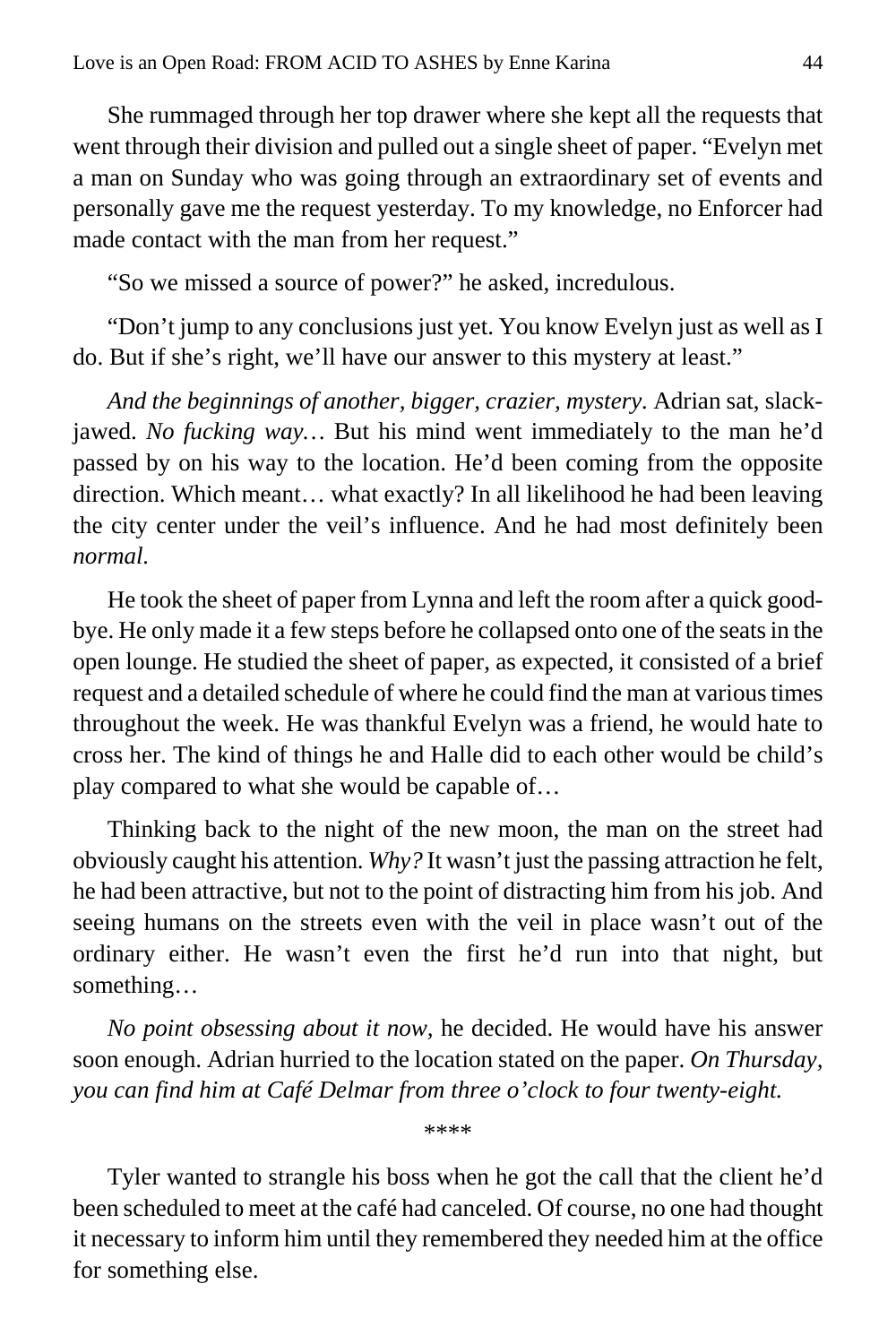She rummaged through her top drawer where she kept all the requests that went through their division and pulled out a single sheet of paper. "Evelyn met a man on Sunday who was going through an extraordinary set of events and personally gave me the request yesterday. To my knowledge, no Enforcer had made contact with the man from her request."

"So we missed a source of power?" he asked, incredulous.

"Don't jump to any conclusions just yet. You know Evelyn just as well as I do. But if she's right, we'll have our answer to this mystery at least."

*And the beginnings of another, bigger, crazier, mystery.* Adrian sat, slack-jawed. *No fucking way…* But his mind went immediately to the man he'd passed by on his way to the location. He'd been coming from the opposite direction. Which meant… what exactly? In all likelihood he had been leaving the city center under the veil's influence. And he had most definitely been *normal.*

He took the sheet of paper from Lynna and left the room after a quick good-bye. He only made it a few steps before he collapsed onto one of the seats in the open lounge. He studied the sheet of paper, as expected, it consisted of a brief request and a detailed schedule of where he could find the man at various times throughout the week. He was thankful Evelyn was a friend, he would hate to cross her. The kind of things he and Halle did to each other would be child's play compared to what she would be capable of…

Thinking back to the night of the new moon, the man on the street had obviously caught his attention. *Why?* It wasn't just the passing attraction he felt, he had been attractive, but not to the point of distracting him from his job. And seeing humans on the streets even with the veil in place wasn't out of the ordinary either. He wasn't even the first he'd run into that night, but something…

*No point obsessing about it now,* he decided. He would have his answer soon enough. Adrian hurried to the location stated on the paper. *On Thursday, you can find him at Café Delmar from three o'clock to four twenty-eight.*

****

Tyler wanted to strangle his boss when he got the call that the client he'd been scheduled to meet at the café had canceled. Of course, no one had thought it necessary to inform him until they remembered they needed him at the office for something else.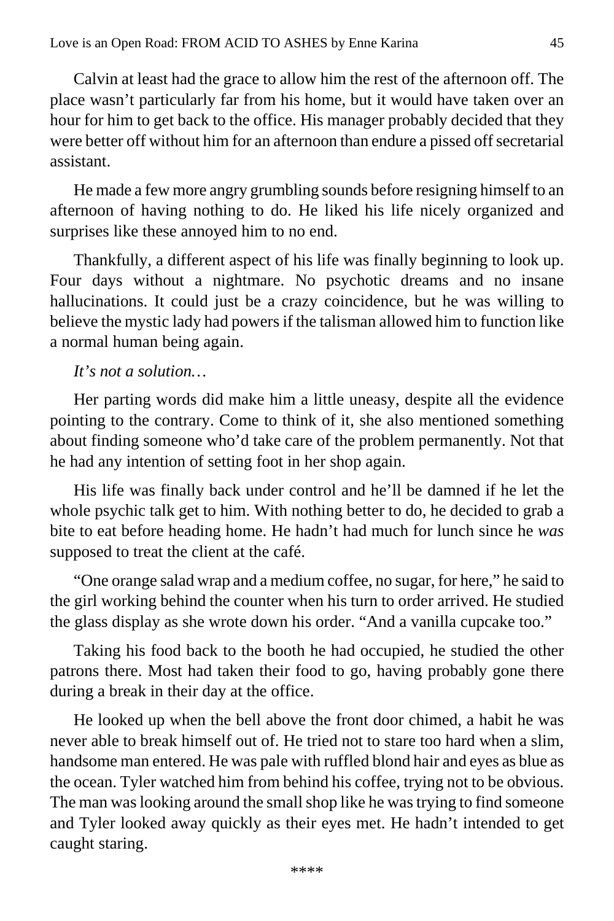Calvin at least had the grace to allow him the rest of the afternoon off. The place wasn't particularly far from his home, but it would have taken over an hour for him to get back to the office. His manager probably decided that they were better off without him for an afternoon than endure a pissed off secretarial assistant.

He made a few more angry grumbling sounds before resigning himself to an afternoon of having nothing to do. He liked his life nicely organized and surprises like these annoyed him to no end.

Thankfully, a different aspect of his life was finally beginning to look up. Four days without a nightmare. No psychotic dreams and no insane hallucinations. It could just be a crazy coincidence, but he was willing to believe the mystic lady had powers if the talisman allowed him to function like a normal human being again.

*It's not a solution…*

Her parting words did make him a little uneasy, despite all the evidence pointing to the contrary. Come to think of it, she also mentioned something about finding someone who'd take care of the problem permanently. Not that he had any intention of setting foot in her shop again.

His life was finally back under control and he'll be damned if he let the whole psychic talk get to him. With nothing better to do, he decided to grab a bite to eat before heading home. He hadn't had much for lunch since he *was* supposed to treat the client at the café.

"One orange salad wrap and a medium coffee, no sugar, for here," he said to the girl working behind the counter when his turn to order arrived. He studied the glass display as she wrote down his order. "And a vanilla cupcake too."

Taking his food back to the booth he had occupied, he studied the other patrons there. Most had taken their food to go, having probably gone there during a break in their day at the office.

He looked up when the bell above the front door chimed, a habit he was never able to break himself out of. He tried not to stare too hard when a slim, handsome man entered. He was pale with ruffled blond hair and eyes as blue as the ocean. Tyler watched him from behind his coffee, trying not to be obvious. The man was looking around the small shop like he was trying to find someone and Tyler looked away quickly as their eyes met. He hadn't intended to get caught staring.

****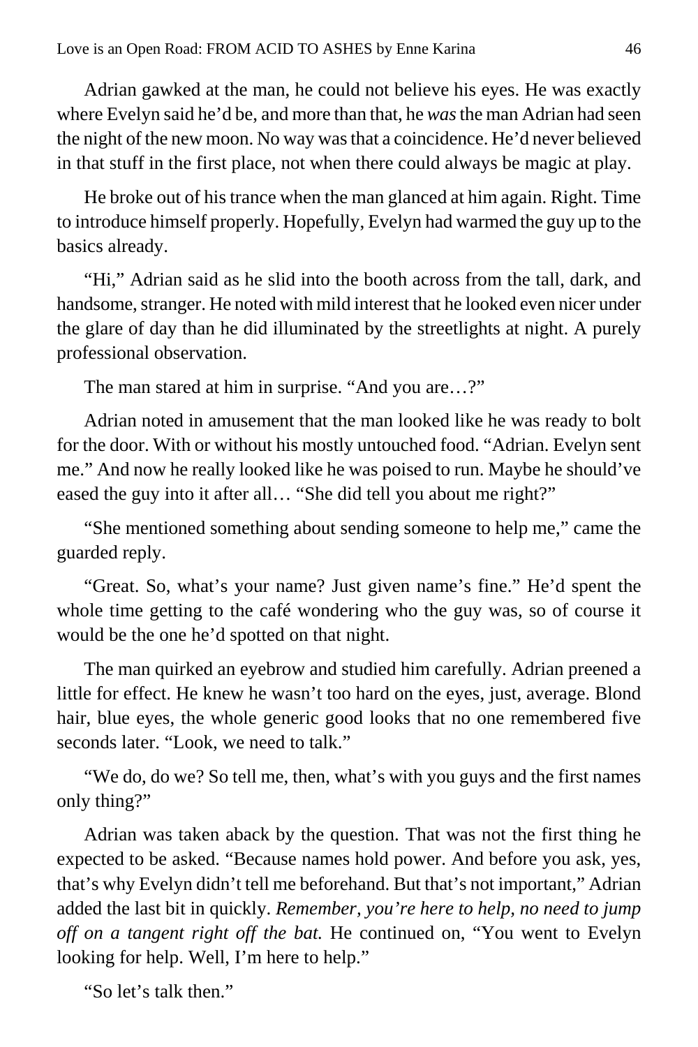Adrian gawked at the man, he could not believe his eyes. He was exactly where Evelyn said he'd be, and more than that, he *was* the man Adrian had seen the night of the new moon. No way was that a coincidence. He'd never believed in that stuff in the first place, not when there could always be magic at play.

He broke out of his trance when the man glanced at him again. Right. Time to introduce himself properly. Hopefully, Evelyn had warmed the guy up to the basics already.

"Hi," Adrian said as he slid into the booth across from the tall, dark, and handsome, stranger. He noted with mild interest that he looked even nicer under the glare of day than he did illuminated by the streetlights at night. A purely professional observation.

The man stared at him in surprise. "And you are…?"

Adrian noted in amusement that the man looked like he was ready to bolt for the door. With or without his mostly untouched food. "Adrian. Evelyn sent me." And now he really looked like he was poised to run. Maybe he should've eased the guy into it after all… "She did tell you about me right?"

"She mentioned something about sending someone to help me," came the guarded reply.

"Great. So, what's your name? Just given name's fine." He'd spent the whole time getting to the café wondering who the guy was, so of course it would be the one he'd spotted on that night.

The man quirked an eyebrow and studied him carefully. Adrian preened a little for effect. He knew he wasn't too hard on the eyes, just, average. Blond hair, blue eyes, the whole generic good looks that no one remembered five seconds later. "Look, we need to talk."

"We do, do we? So tell me, then, what's with you guys and the first names only thing?"

Adrian was taken aback by the question. That was not the first thing he expected to be asked. "Because names hold power. And before you ask, yes, that's why Evelyn didn't tell me beforehand. But that's not important," Adrian added the last bit in quickly. *Remember, you're here to help, no need to jump off on a tangent right off the bat.* He continued on, "You went to Evelyn looking for help. Well, I'm here to help."

"So let's talk then."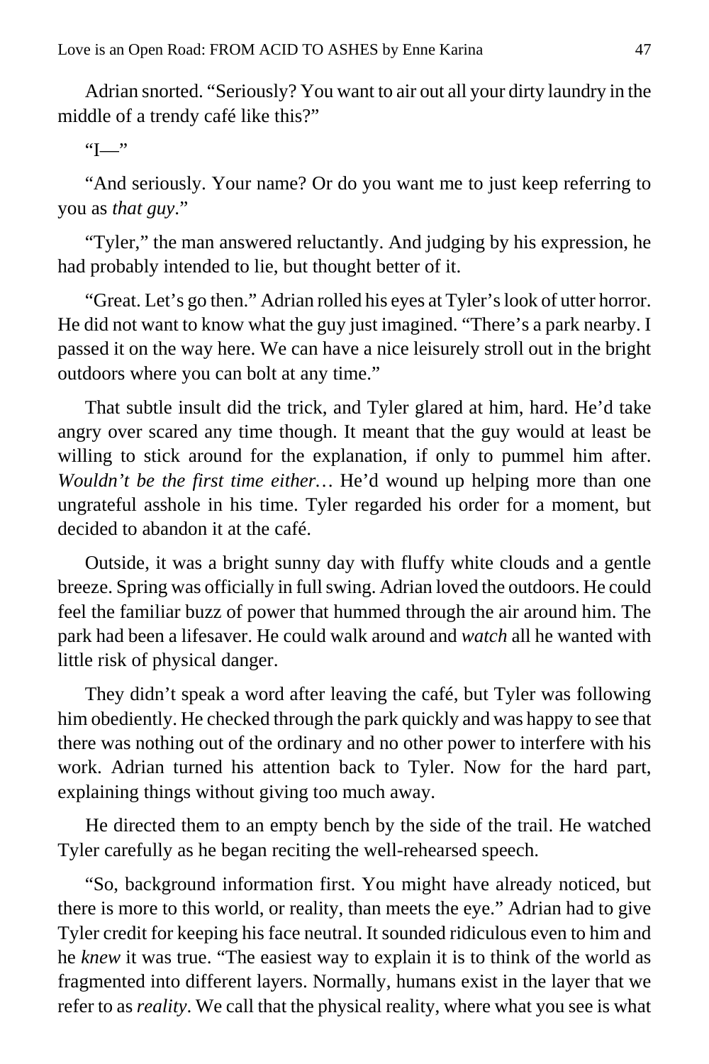Adrian snorted. "Seriously? You want to air out all your dirty laundry in the middle of a trendy café like this?"

"I—"

"And seriously. Your name? Or do you want me to just keep referring to you as *that guy*."

"Tyler," the man answered reluctantly. And judging by his expression, he had probably intended to lie, but thought better of it.

"Great. Let's go then." Adrian rolled his eyes at Tyler's look of utter horror. He did not want to know what the guy just imagined. "There's a park nearby. I passed it on the way here. We can have a nice leisurely stroll out in the bright outdoors where you can bolt at any time."

That subtle insult did the trick, and Tyler glared at him, hard. He'd take angry over scared any time though. It meant that the guy would at least be willing to stick around for the explanation, if only to pummel him after. *Wouldn't be the first time either…* He'd wound up helping more than one ungrateful asshole in his time. Tyler regarded his order for a moment, but decided to abandon it at the café.

Outside, it was a bright sunny day with fluffy white clouds and a gentle breeze. Spring was officially in full swing. Adrian loved the outdoors. He could feel the familiar buzz of power that hummed through the air around him. The park had been a lifesaver. He could walk around and *watch* all he wanted with little risk of physical danger.

They didn't speak a word after leaving the café, but Tyler was following him obediently. He checked through the park quickly and was happy to see that there was nothing out of the ordinary and no other power to interfere with his work. Adrian turned his attention back to Tyler. Now for the hard part, explaining things without giving too much away.

He directed them to an empty bench by the side of the trail. He watched Tyler carefully as he began reciting the well-rehearsed speech.

"So, background information first. You might have already noticed, but there is more to this world, or reality, than meets the eye." Adrian had to give Tyler credit for keeping his face neutral. It sounded ridiculous even to him and he *knew* it was true. "The easiest way to explain it is to think of the world as fragmented into different layers. Normally, humans exist in the layer that we refer to as *reality*. We call that the physical reality, where what you see is what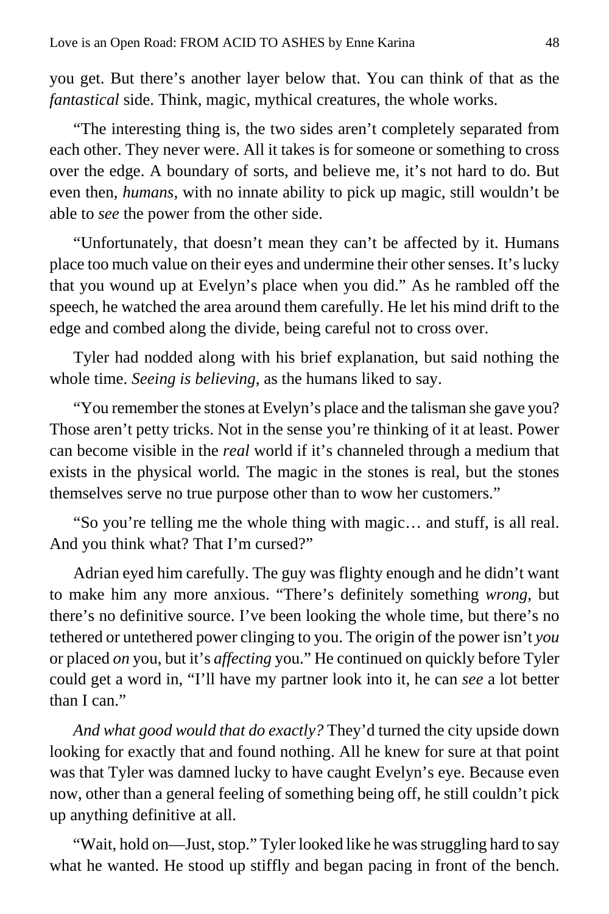you get. But there's another layer below that. You can think of that as the *fantastical* side. Think, magic, mythical creatures, the whole works.

"The interesting thing is, the two sides aren't completely separated from each other. They never were. All it takes is for someone or something to cross over the edge. A boundary of sorts, and believe me, it's not hard to do. But even then, *humans*, with no innate ability to pick up magic, still wouldn't be able to *see* the power from the other side.

"Unfortunately, that doesn't mean they can't be affected by it. Humans place too much value on their eyes and undermine their other senses. It's lucky that you wound up at Evelyn's place when you did." As he rambled off the speech, he watched the area around them carefully. He let his mind drift to the edge and combed along the divide, being careful not to cross over.

Tyler had nodded along with his brief explanation, but said nothing the whole time. *Seeing is believing*, as the humans liked to say.

"You remember the stones at Evelyn's place and the talisman she gave you? Those aren't petty tricks. Not in the sense you're thinking of it at least. Power can become visible in the *real* world if it's channeled through a medium that exists in the physical world. The magic in the stones is real, but the stones themselves serve no true purpose other than to wow her customers."

"So you're telling me the whole thing with magic… and stuff, is all real. And you think what? That I'm cursed?"

Adrian eyed him carefully. The guy was flighty enough and he didn't want to make him any more anxious. "There's definitely something *wrong*, but there's no definitive source. I've been looking the whole time, but there's no tethered or untethered power clinging to you. The origin of the power isn't *you* or placed *on* you, but it's *affecting* you." He continued on quickly before Tyler could get a word in, "I'll have my partner look into it, he can *see* a lot better than I can."

*And what good would that do exactly?* They'd turned the city upside down looking for exactly that and found nothing. All he knew for sure at that point was that Tyler was damned lucky to have caught Evelyn's eye. Because even now, other than a general feeling of something being off, he still couldn't pick up anything definitive at all.

"Wait, hold on—Just, stop." Tyler looked like he was struggling hard to say what he wanted. He stood up stiffly and began pacing in front of the bench.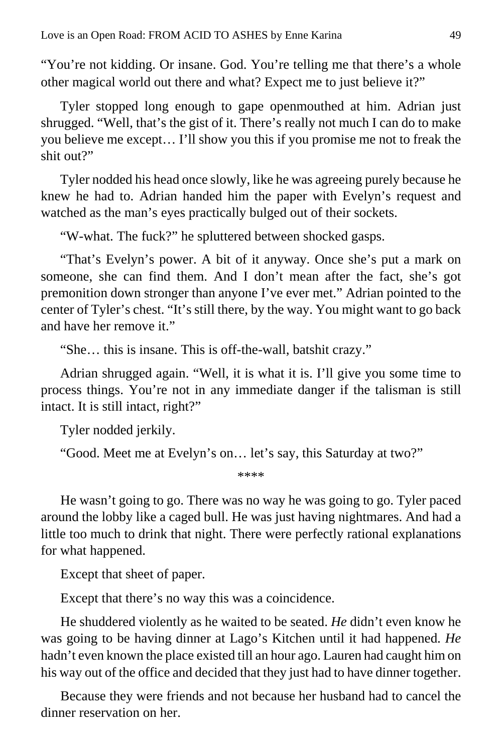"You're not kidding. Or insane. God. You're telling me that there's a whole other magical world out there and what? Expect me to just believe it?"

Tyler stopped long enough to gape openmouthed at him. Adrian just shrugged. "Well, that's the gist of it. There's really not much I can do to make you believe me except… I'll show you this if you promise me not to freak the shit out?"

Tyler nodded his head once slowly, like he was agreeing purely because he knew he had to. Adrian handed him the paper with Evelyn's request and watched as the man's eyes practically bulged out of their sockets.

"W-what. The fuck?" he spluttered between shocked gasps.

"That's Evelyn's power. A bit of it anyway. Once she's put a mark on someone, she can find them. And I don't mean after the fact, she's got premonition down stronger than anyone I've ever met." Adrian pointed to the center of Tyler's chest. "It's still there, by the way. You might want to go back and have her remove it."

"She… this is insane. This is off-the-wall, batshit crazy."

Adrian shrugged again. "Well, it is what it is. I'll give you some time to process things. You're not in any immediate danger if the talisman is still intact. It is still intact, right?"

Tyler nodded jerkily.

"Good. Meet me at Evelyn's on… let's say, this Saturday at two?"

\*\*\*\*

He wasn't going to go. There was no way he was going to go. Tyler paced around the lobby like a caged bull. He was just having nightmares. And had a little too much to drink that night. There were perfectly rational explanations for what happened.

Except that sheet of paper.

Except that there's no way this was a coincidence.

He shuddered violently as he waited to be seated. *He* didn't even know he was going to be having dinner at Lago's Kitchen until it had happened. *He* hadn't even known the place existed till an hour ago. Lauren had caught him on his way out of the office and decided that they just had to have dinner together.

Because they were friends and not because her husband had to cancel the dinner reservation on her.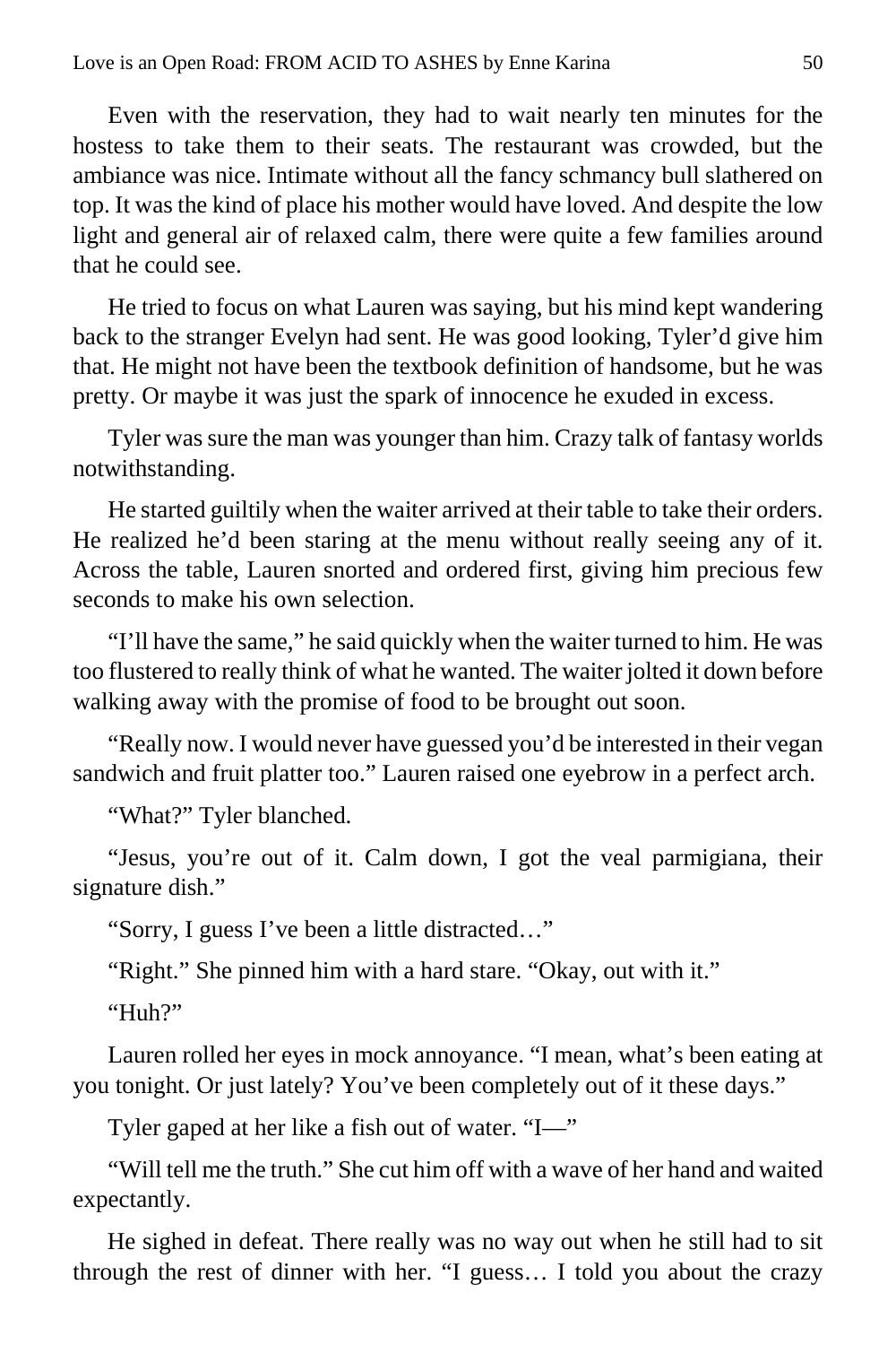Even with the reservation, they had to wait nearly ten minutes for the hostess to take them to their seats. The restaurant was crowded, but the ambiance was nice. Intimate without all the fancy schmancy bull slathered on top. It was the kind of place his mother would have loved. And despite the low light and general air of relaxed calm, there were quite a few families around that he could see.

He tried to focus on what Lauren was saying, but his mind kept wandering back to the stranger Evelyn had sent. He was good looking, Tyler'd give him that. He might not have been the textbook definition of handsome, but he was pretty. Or maybe it was just the spark of innocence he exuded in excess.

Tyler was sure the man was younger than him. Crazy talk of fantasy worlds notwithstanding.

He started guiltily when the waiter arrived at their table to take their orders. He realized he'd been staring at the menu without really seeing any of it. Across the table, Lauren snorted and ordered first, giving him precious few seconds to make his own selection.

"I'll have the same," he said quickly when the waiter turned to him. He was too flustered to really think of what he wanted. The waiter jolted it down before walking away with the promise of food to be brought out soon.

"Really now. I would never have guessed you'd be interested in their vegan sandwich and fruit platter too." Lauren raised one eyebrow in a perfect arch.

"What?" Tyler blanched.

"Jesus, you're out of it. Calm down, I got the veal parmigiana, their signature dish."

"Sorry, I guess I've been a little distracted…"

"Right." She pinned him with a hard stare. "Okay, out with it."

"Huh?"

Lauren rolled her eyes in mock annoyance. "I mean, what's been eating at you tonight. Or just lately? You've been completely out of it these days."

Tyler gaped at her like a fish out of water. "I—"

"Will tell me the truth." She cut him off with a wave of her hand and waited expectantly.

He sighed in defeat. There really was no way out when he still had to sit through the rest of dinner with her. "I guess… I told you about the crazy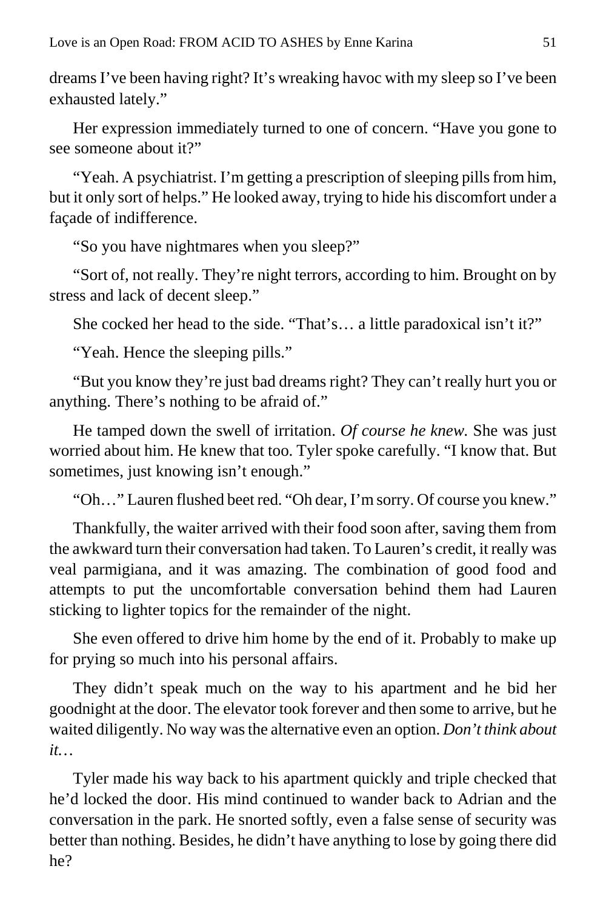dreams I've been having right? It's wreaking havoc with my sleep so I've been exhausted lately."

Her expression immediately turned to one of concern. "Have you gone to see someone about it?"

"Yeah. A psychiatrist. I'm getting a prescription of sleeping pills from him, but it only sort of helps." He looked away, trying to hide his discomfort under a façade of indifference.

"So you have nightmares when you sleep?"

"Sort of, not really. They're night terrors, according to him. Brought on by stress and lack of decent sleep."

She cocked her head to the side. "That's… a little paradoxical isn't it?"

"Yeah. Hence the sleeping pills."

"But you know they're just bad dreams right? They can't really hurt you or anything. There's nothing to be afraid of."

He tamped down the swell of irritation. *Of course he knew.* She was just worried about him. He knew that too. Tyler spoke carefully. "I know that. But sometimes, just knowing isn't enough."

"Oh…" Lauren flushed beet red. "Oh dear, I'm sorry. Of course you knew."

Thankfully, the waiter arrived with their food soon after, saving them from the awkward turn their conversation had taken. To Lauren's credit, it really was veal parmigiana, and it was amazing. The combination of good food and attempts to put the uncomfortable conversation behind them had Lauren sticking to lighter topics for the remainder of the night.

She even offered to drive him home by the end of it. Probably to make up for prying so much into his personal affairs.

They didn't speak much on the way to his apartment and he bid her goodnight at the door. The elevator took forever and then some to arrive, but he waited diligently. No way was the alternative even an option. *Don't think about it…*

Tyler made his way back to his apartment quickly and triple checked that he'd locked the door. His mind continued to wander back to Adrian and the conversation in the park. He snorted softly, even a false sense of security was better than nothing. Besides, he didn't have anything to lose by going there did he?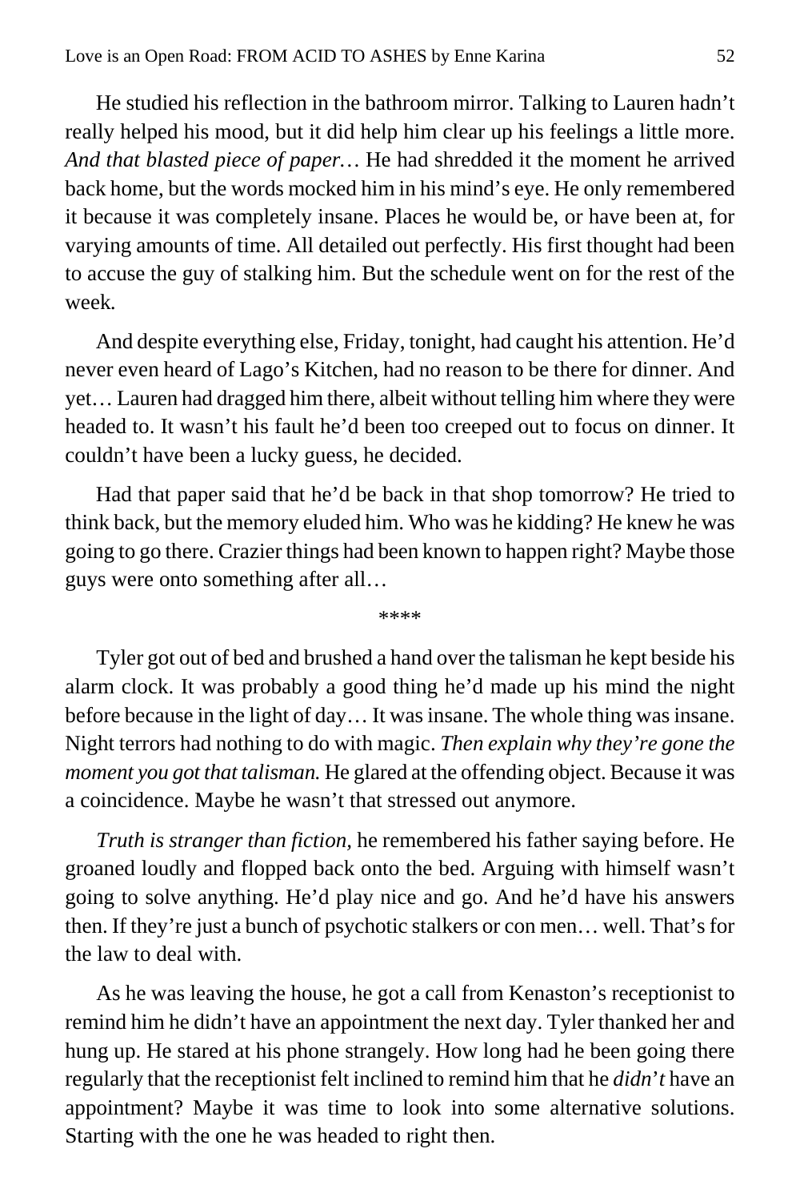He studied his reflection in the bathroom mirror. Talking to Lauren hadn't really helped his mood, but it did help him clear up his feelings a little more. *And that blasted piece of paper…* He had shredded it the moment he arrived back home, but the words mocked him in his mind's eye. He only remembered it because it was completely insane. Places he would be, or have been at, for varying amounts of time. All detailed out perfectly. His first thought had been to accuse the guy of stalking him. But the schedule went on for the rest of the week.

And despite everything else, Friday, tonight, had caught his attention. He'd never even heard of Lago's Kitchen, had no reason to be there for dinner. And yet… Lauren had dragged him there, albeit without telling him where they were headed to. It wasn't his fault he'd been too creeped out to focus on dinner. It couldn't have been a lucky guess, he decided.

Had that paper said that he'd be back in that shop tomorrow? He tried to think back, but the memory eluded him. Who was he kidding? He knew he was going to go there. Crazier things had been known to happen right? Maybe those guys were onto something after all…

****

Tyler got out of bed and brushed a hand over the talisman he kept beside his alarm clock. It was probably a good thing he'd made up his mind the night before because in the light of day… It was insane. The whole thing was insane. Night terrors had nothing to do with magic. *Then explain why they're gone the moment you got that talisman.* He glared at the offending object. Because it was a coincidence. Maybe he wasn't that stressed out anymore.

*Truth is stranger than fiction,* he remembered his father saying before. He groaned loudly and flopped back onto the bed. Arguing with himself wasn't going to solve anything. He'd play nice and go. And he'd have his answers then. If they're just a bunch of psychotic stalkers or con men… well. That's for the law to deal with.

As he was leaving the house, he got a call from Kenaston's receptionist to remind him he didn't have an appointment the next day. Tyler thanked her and hung up. He stared at his phone strangely. How long had he been going there regularly that the receptionist felt inclined to remind him that he *didn't* have an appointment? Maybe it was time to look into some alternative solutions. Starting with the one he was headed to right then.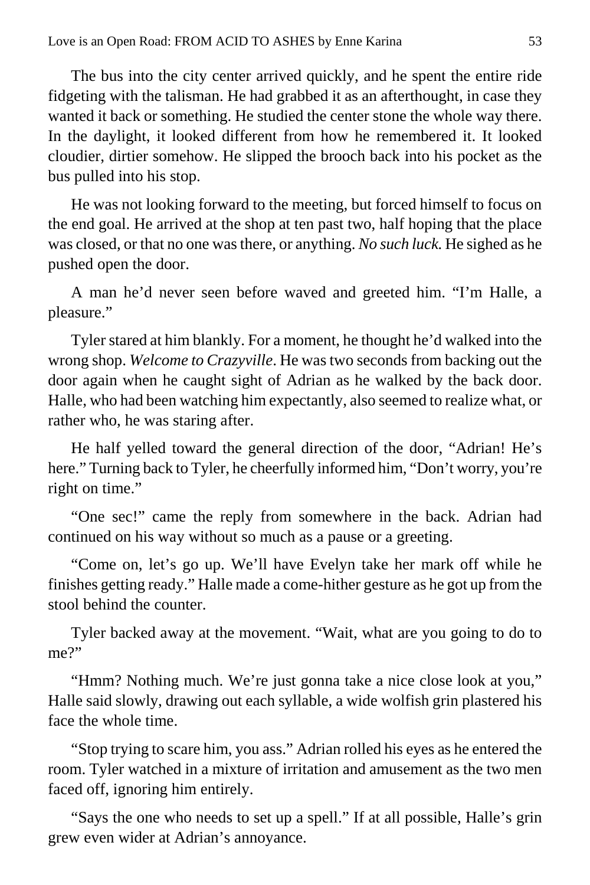The bus into the city center arrived quickly, and he spent the entire ride fidgeting with the talisman. He had grabbed it as an afterthought, in case they wanted it back or something. He studied the center stone the whole way there. In the daylight, it looked different from how he remembered it. It looked cloudier, dirtier somehow. He slipped the brooch back into his pocket as the bus pulled into his stop.

He was not looking forward to the meeting, but forced himself to focus on the end goal. He arrived at the shop at ten past two, half hoping that the place was closed, or that no one was there, or anything. *No such luck.* He sighed as he pushed open the door.

A man he'd never seen before waved and greeted him. "I'm Halle, a pleasure."

Tyler stared at him blankly. For a moment, he thought he'd walked into the wrong shop. *Welcome to Crazyville*. He was two seconds from backing out the door again when he caught sight of Adrian as he walked by the back door. Halle, who had been watching him expectantly, also seemed to realize what, or rather who, he was staring after.

He half yelled toward the general direction of the door, "Adrian! He's here." Turning back to Tyler, he cheerfully informed him, "Don't worry, you're right on time."

"One sec!" came the reply from somewhere in the back. Adrian had continued on his way without so much as a pause or a greeting.

"Come on, let's go up. We'll have Evelyn take her mark off while he finishes getting ready." Halle made a come-hither gesture as he got up from the stool behind the counter.

Tyler backed away at the movement. "Wait, what are you going to do to me?"

"Hmm? Nothing much. We're just gonna take a nice close look at you," Halle said slowly, drawing out each syllable, a wide wolfish grin plastered his face the whole time.

"Stop trying to scare him, you ass." Adrian rolled his eyes as he entered the room. Tyler watched in a mixture of irritation and amusement as the two men faced off, ignoring him entirely.

"Says the one who needs to set up a spell." If at all possible, Halle's grin grew even wider at Adrian's annoyance.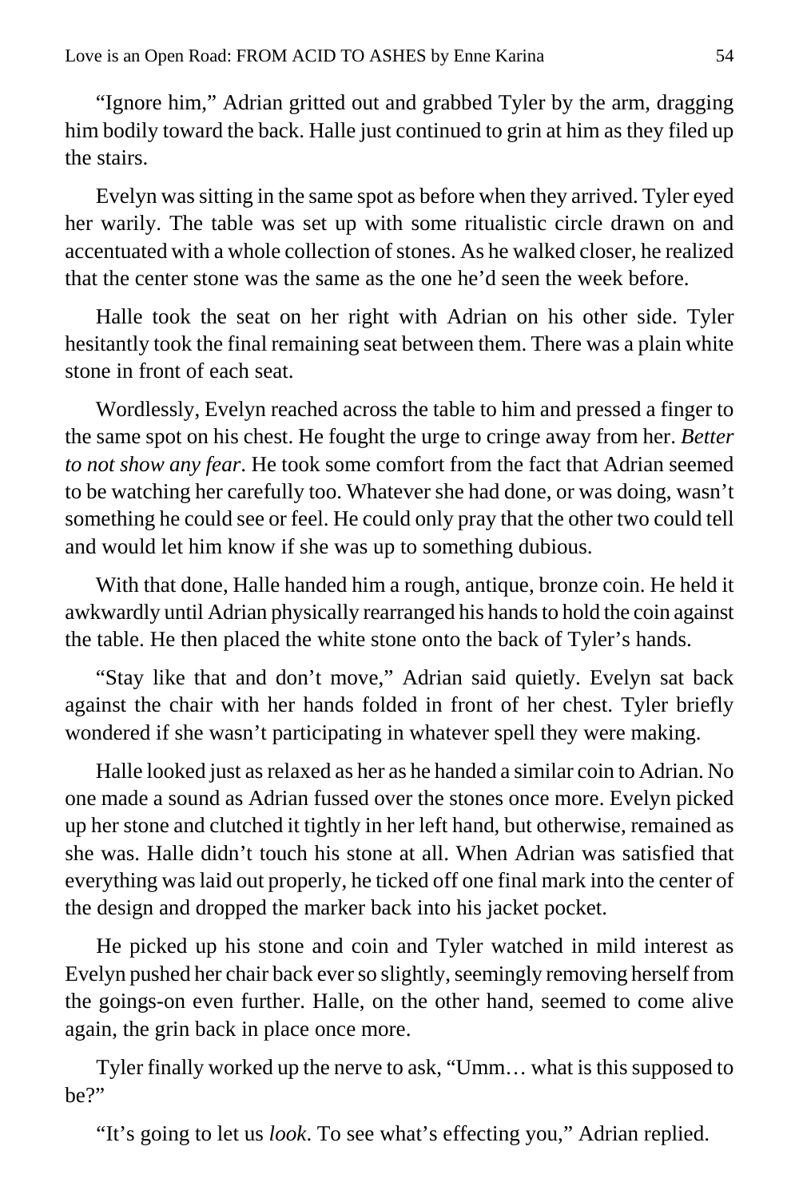"Ignore him," Adrian gritted out and grabbed Tyler by the arm, dragging him bodily toward the back. Halle just continued to grin at him as they filed up the stairs.

Evelyn was sitting in the same spot as before when they arrived. Tyler eyed her warily. The table was set up with some ritualistic circle drawn on and accentuated with a whole collection of stones. As he walked closer, he realized that the center stone was the same as the one he'd seen the week before.

Halle took the seat on her right with Adrian on his other side. Tyler hesitantly took the final remaining seat between them. There was a plain white stone in front of each seat.

Wordlessly, Evelyn reached across the table to him and pressed a finger to the same spot on his chest. He fought the urge to cringe away from her. *Better to not show any fear*. He took some comfort from the fact that Adrian seemed to be watching her carefully too. Whatever she had done, or was doing, wasn't something he could see or feel. He could only pray that the other two could tell and would let him know if she was up to something dubious.

With that done, Halle handed him a rough, antique, bronze coin. He held it awkwardly until Adrian physically rearranged his hands to hold the coin against the table. He then placed the white stone onto the back of Tyler's hands.

"Stay like that and don't move," Adrian said quietly. Evelyn sat back against the chair with her hands folded in front of her chest. Tyler briefly wondered if she wasn't participating in whatever spell they were making.

Halle looked just as relaxed as her as he handed a similar coin to Adrian. No one made a sound as Adrian fussed over the stones once more. Evelyn picked up her stone and clutched it tightly in her left hand, but otherwise, remained as she was. Halle didn't touch his stone at all. When Adrian was satisfied that everything was laid out properly, he ticked off one final mark into the center of the design and dropped the marker back into his jacket pocket.

He picked up his stone and coin and Tyler watched in mild interest as Evelyn pushed her chair back ever so slightly, seemingly removing herself from the goings-on even further. Halle, on the other hand, seemed to come alive again, the grin back in place once more.

Tyler finally worked up the nerve to ask, "Umm… what is this supposed to be?"

"It's going to let us *look*. To see what's effecting you," Adrian replied.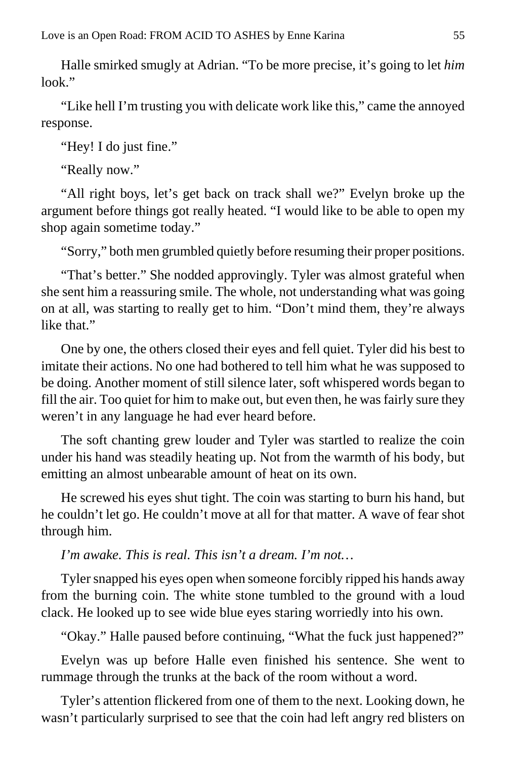Halle smirked smugly at Adrian. "To be more precise, it's going to let *him* look."

"Like hell I'm trusting you with delicate work like this," came the annoyed response.

"Hey! I do just fine."

"Really now."

"All right boys, let's get back on track shall we?" Evelyn broke up the argument before things got really heated. "I would like to be able to open my shop again sometime today."

"Sorry," both men grumbled quietly before resuming their proper positions.

"That's better." She nodded approvingly. Tyler was almost grateful when she sent him a reassuring smile. The whole, not understanding what was going on at all, was starting to really get to him. "Don't mind them, they're always like that."

One by one, the others closed their eyes and fell quiet. Tyler did his best to imitate their actions. No one had bothered to tell him what he was supposed to be doing. Another moment of still silence later, soft whispered words began to fill the air. Too quiet for him to make out, but even then, he was fairly sure they weren't in any language he had ever heard before.

The soft chanting grew louder and Tyler was startled to realize the coin under his hand was steadily heating up. Not from the warmth of his body, but emitting an almost unbearable amount of heat on its own.

He screwed his eyes shut tight. The coin was starting to burn his hand, but he couldn't let go. He couldn't move at all for that matter. A wave of fear shot through him.

*I'm awake. This is real. This isn't a dream. I'm not…*

Tyler snapped his eyes open when someone forcibly ripped his hands away from the burning coin. The white stone tumbled to the ground with a loud clack. He looked up to see wide blue eyes staring worriedly into his own.

"Okay." Halle paused before continuing, "What the fuck just happened?"

Evelyn was up before Halle even finished his sentence. She went to rummage through the trunks at the back of the room without a word.

Tyler's attention flickered from one of them to the next. Looking down, he wasn't particularly surprised to see that the coin had left angry red blisters on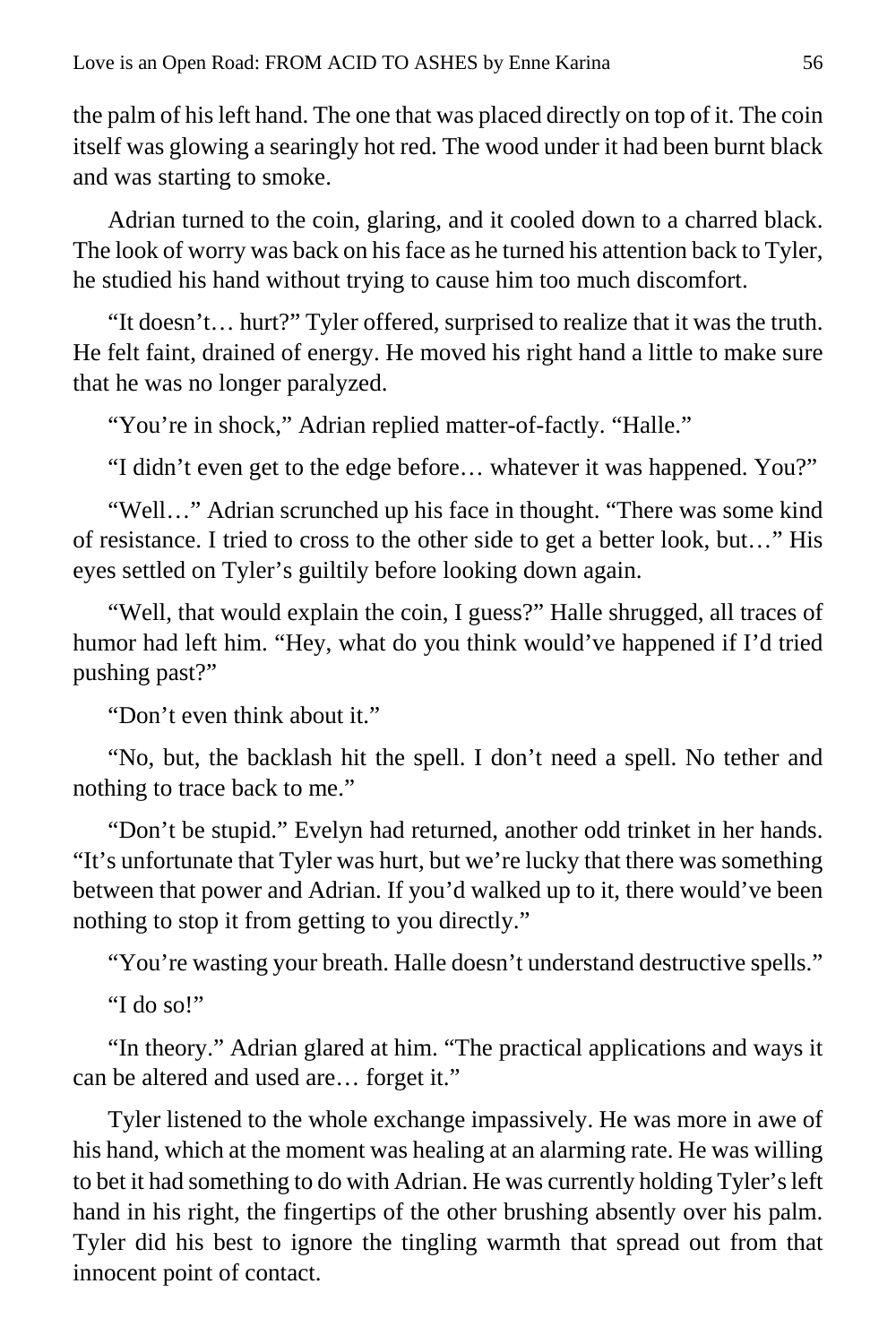the palm of his left hand. The one that was placed directly on top of it. The coin itself was glowing a searingly hot red. The wood under it had been burnt black and was starting to smoke.

Adrian turned to the coin, glaring, and it cooled down to a charred black. The look of worry was back on his face as he turned his attention back to Tyler, he studied his hand without trying to cause him too much discomfort.

"It doesn't… hurt?" Tyler offered, surprised to realize that it was the truth. He felt faint, drained of energy. He moved his right hand a little to make sure that he was no longer paralyzed.

"You're in shock," Adrian replied matter-of-factly. "Halle."

"I didn't even get to the edge before… whatever it was happened. You?"

"Well…" Adrian scrunched up his face in thought. "There was some kind of resistance. I tried to cross to the other side to get a better look, but…" His eyes settled on Tyler's guiltily before looking down again.

"Well, that would explain the coin, I guess?" Halle shrugged, all traces of humor had left him. "Hey, what do you think would've happened if I'd tried pushing past?"

"Don't even think about it."

"No, but, the backlash hit the spell. I don't need a spell. No tether and nothing to trace back to me."

"Don't be stupid." Evelyn had returned, another odd trinket in her hands. "It's unfortunate that Tyler was hurt, but we're lucky that there was something between that power and Adrian. If you'd walked up to it, there would've been nothing to stop it from getting to you directly."

"You're wasting your breath. Halle doesn't understand destructive spells."

"I do so!"

"In theory." Adrian glared at him. "The practical applications and ways it can be altered and used are… forget it."

Tyler listened to the whole exchange impassively. He was more in awe of his hand, which at the moment was healing at an alarming rate. He was willing to bet it had something to do with Adrian. He was currently holding Tyler's left hand in his right, the fingertips of the other brushing absently over his palm. Tyler did his best to ignore the tingling warmth that spread out from that innocent point of contact.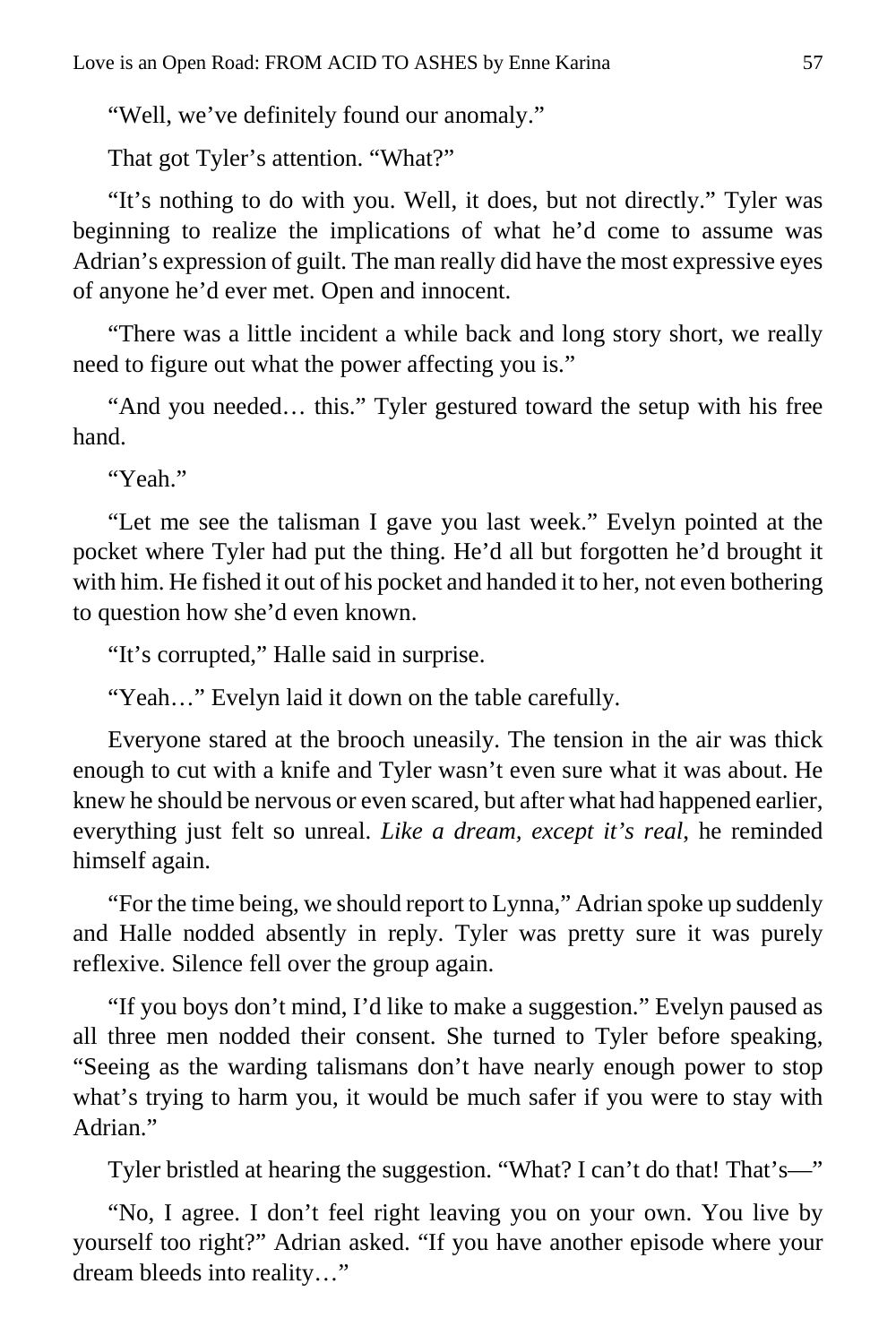"Well, we've definitely found our anomaly."

That got Tyler's attention. "What?"

"It's nothing to do with you. Well, it does, but not directly." Tyler was beginning to realize the implications of what he'd come to assume was Adrian's expression of guilt. The man really did have the most expressive eyes of anyone he'd ever met. Open and innocent.

"There was a little incident a while back and long story short, we really need to figure out what the power affecting you is."

"And you needed… this." Tyler gestured toward the setup with his free hand.

"Yeah."

"Let me see the talisman I gave you last week." Evelyn pointed at the pocket where Tyler had put the thing. He'd all but forgotten he'd brought it with him. He fished it out of his pocket and handed it to her, not even bothering to question how she'd even known.

"It's corrupted," Halle said in surprise.

"Yeah…" Evelyn laid it down on the table carefully.

Everyone stared at the brooch uneasily. The tension in the air was thick enough to cut with a knife and Tyler wasn't even sure what it was about. He knew he should be nervous or even scared, but after what had happened earlier, everything just felt so unreal. *Like a dream, except it's real,* he reminded himself again.

"For the time being, we should report to Lynna," Adrian spoke up suddenly and Halle nodded absently in reply. Tyler was pretty sure it was purely reflexive. Silence fell over the group again.

"If you boys don't mind, I'd like to make a suggestion." Evelyn paused as all three men nodded their consent. She turned to Tyler before speaking, "Seeing as the warding talismans don't have nearly enough power to stop what's trying to harm you, it would be much safer if you were to stay with Adrian."

Tyler bristled at hearing the suggestion. "What? I can't do that! That's—"

"No, I agree. I don't feel right leaving you on your own. You live by yourself too right?" Adrian asked. "If you have another episode where your dream bleeds into reality…"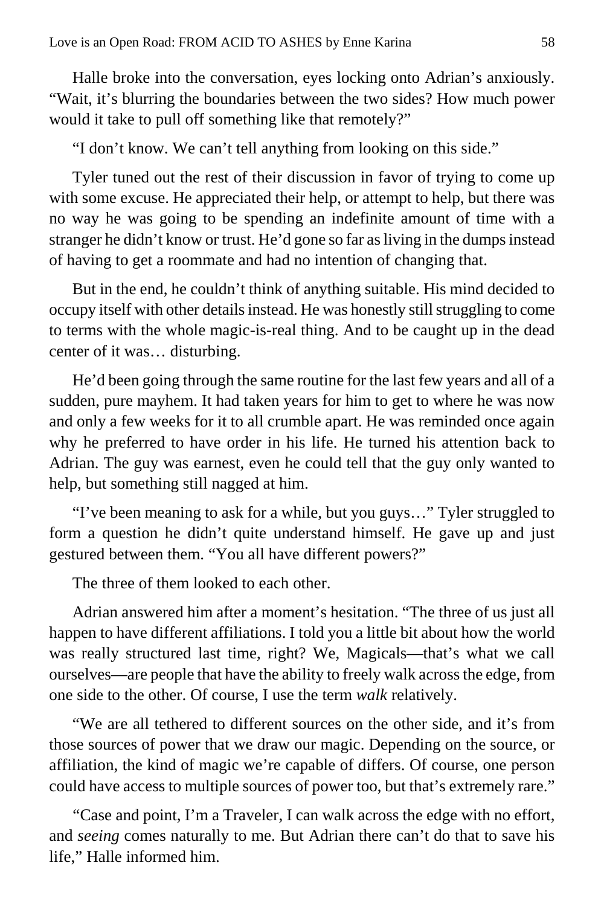Halle broke into the conversation, eyes locking onto Adrian's anxiously. "Wait, it's blurring the boundaries between the two sides? How much power would it take to pull off something like that remotely?"

"I don't know. We can't tell anything from looking on this side."

Tyler tuned out the rest of their discussion in favor of trying to come up with some excuse. He appreciated their help, or attempt to help, but there was no way he was going to be spending an indefinite amount of time with a stranger he didn't know or trust. He'd gone so far as living in the dumps instead of having to get a roommate and had no intention of changing that.

But in the end, he couldn't think of anything suitable. His mind decided to occupy itself with other details instead. He was honestly still struggling to come to terms with the whole magic-is-real thing. And to be caught up in the dead center of it was… disturbing.

He'd been going through the same routine for the last few years and all of a sudden, pure mayhem. It had taken years for him to get to where he was now and only a few weeks for it to all crumble apart. He was reminded once again why he preferred to have order in his life. He turned his attention back to Adrian. The guy was earnest, even he could tell that the guy only wanted to help, but something still nagged at him.

"I've been meaning to ask for a while, but you guys…" Tyler struggled to form a question he didn't quite understand himself. He gave up and just gestured between them. "You all have different powers?"

The three of them looked to each other.

Adrian answered him after a moment's hesitation. "The three of us just all happen to have different affiliations. I told you a little bit about how the world was really structured last time, right? We, Magicals—that's what we call ourselves—are people that have the ability to freely walk across the edge, from one side to the other. Of course, I use the term *walk* relatively.

"We are all tethered to different sources on the other side, and it's from those sources of power that we draw our magic. Depending on the source, or affiliation, the kind of magic we're capable of differs. Of course, one person could have access to multiple sources of power too, but that's extremely rare."

"Case and point, I'm a Traveler, I can walk across the edge with no effort, and *seeing* comes naturally to me. But Adrian there can't do that to save his life," Halle informed him.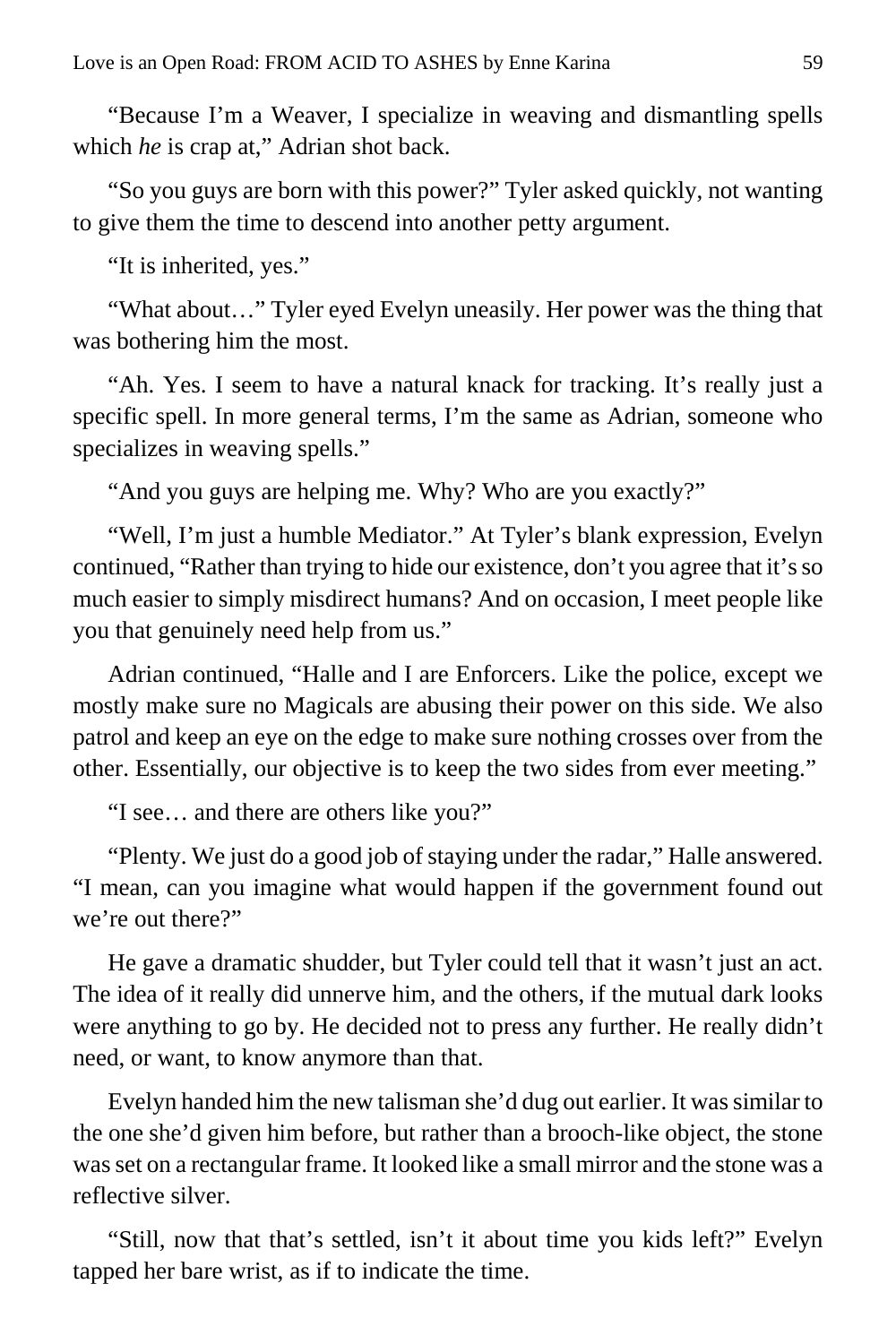"Because I'm a Weaver, I specialize in weaving and dismantling spells which *he* is crap at," Adrian shot back.

"So you guys are born with this power?" Tyler asked quickly, not wanting to give them the time to descend into another petty argument.

"It is inherited, yes."

"What about…" Tyler eyed Evelyn uneasily. Her power was the thing that was bothering him the most.

"Ah. Yes. I seem to have a natural knack for tracking. It's really just a specific spell. In more general terms, I'm the same as Adrian, someone who specializes in weaving spells."

"And you guys are helping me. Why? Who are you exactly?"

"Well, I'm just a humble Mediator." At Tyler's blank expression, Evelyn continued, "Rather than trying to hide our existence, don't you agree that it's so much easier to simply misdirect humans? And on occasion, I meet people like you that genuinely need help from us."

Adrian continued, "Halle and I are Enforcers. Like the police, except we mostly make sure no Magicals are abusing their power on this side. We also patrol and keep an eye on the edge to make sure nothing crosses over from the other. Essentially, our objective is to keep the two sides from ever meeting."

"I see… and there are others like you?"

"Plenty. We just do a good job of staying under the radar," Halle answered. "I mean, can you imagine what would happen if the government found out we're out there?"

He gave a dramatic shudder, but Tyler could tell that it wasn't just an act. The idea of it really did unnerve him, and the others, if the mutual dark looks were anything to go by. He decided not to press any further. He really didn't need, or want, to know anymore than that.

Evelyn handed him the new talisman she'd dug out earlier. It was similar to the one she'd given him before, but rather than a brooch-like object, the stone was set on a rectangular frame. It looked like a small mirror and the stone was a reflective silver.

"Still, now that that's settled, isn't it about time you kids left?" Evelyn tapped her bare wrist, as if to indicate the time.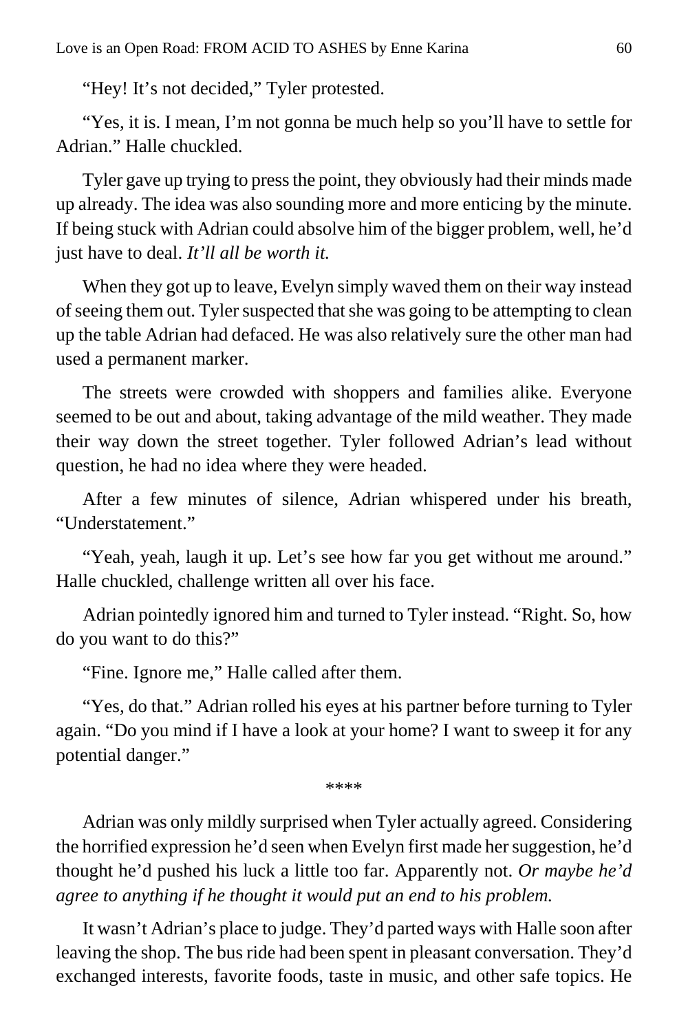"Hey! It's not decided," Tyler protested.

"Yes, it is. I mean, I'm not gonna be much help so you'll have to settle for Adrian." Halle chuckled.

Tyler gave up trying to press the point, they obviously had their minds made up already. The idea was also sounding more and more enticing by the minute. If being stuck with Adrian could absolve him of the bigger problem, well, he'd just have to deal. *It'll all be worth it.*

When they got up to leave, Evelyn simply waved them on their way instead of seeing them out. Tyler suspected that she was going to be attempting to clean up the table Adrian had defaced. He was also relatively sure the other man had used a permanent marker.

The streets were crowded with shoppers and families alike. Everyone seemed to be out and about, taking advantage of the mild weather. They made their way down the street together. Tyler followed Adrian's lead without question, he had no idea where they were headed.

After a few minutes of silence, Adrian whispered under his breath, "Understatement."

"Yeah, yeah, laugh it up. Let's see how far you get without me around." Halle chuckled, challenge written all over his face.

Adrian pointedly ignored him and turned to Tyler instead. "Right. So, how do you want to do this?"

"Fine. Ignore me," Halle called after them.

"Yes, do that." Adrian rolled his eyes at his partner before turning to Tyler again. "Do you mind if I have a look at your home? I want to sweep it for any potential danger."

\*\*\*\*

Adrian was only mildly surprised when Tyler actually agreed. Considering the horrified expression he'd seen when Evelyn first made her suggestion, he'd thought he'd pushed his luck a little too far. Apparently not. *Or maybe he'd agree to anything if he thought it would put an end to his problem.*

It wasn't Adrian's place to judge. They'd parted ways with Halle soon after leaving the shop. The bus ride had been spent in pleasant conversation. They'd exchanged interests, favorite foods, taste in music, and other safe topics. He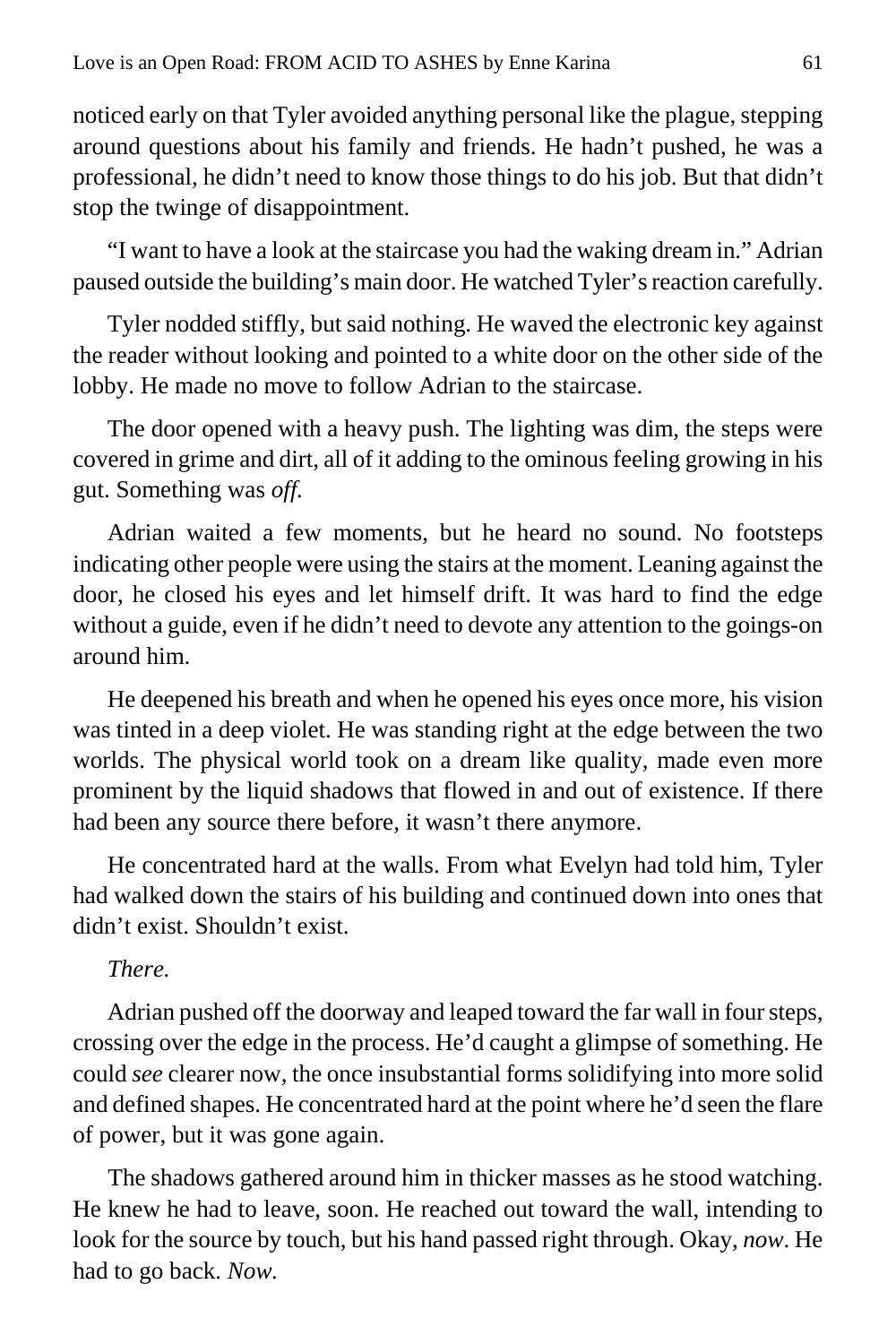noticed early on that Tyler avoided anything personal like the plague, stepping around questions about his family and friends. He hadn't pushed, he was a professional, he didn't need to know those things to do his job. But that didn't stop the twinge of disappointment.

"I want to have a look at the staircase you had the waking dream in." Adrian paused outside the building's main door. He watched Tyler's reaction carefully.

Tyler nodded stiffly, but said nothing. He waved the electronic key against the reader without looking and pointed to a white door on the other side of the lobby. He made no move to follow Adrian to the staircase.

The door opened with a heavy push. The lighting was dim, the steps were covered in grime and dirt, all of it adding to the ominous feeling growing in his gut. Something was *off*.

Adrian waited a few moments, but he heard no sound. No footsteps indicating other people were using the stairs at the moment. Leaning against the door, he closed his eyes and let himself drift. It was hard to find the edge without a guide, even if he didn't need to devote any attention to the goings-on around him.

He deepened his breath and when he opened his eyes once more, his vision was tinted in a deep violet. He was standing right at the edge between the two worlds. The physical world took on a dream like quality, made even more prominent by the liquid shadows that flowed in and out of existence. If there had been any source there before, it wasn't there anymore.

He concentrated hard at the walls. From what Evelyn had told him, Tyler had walked down the stairs of his building and continued down into ones that didn't exist. Shouldn't exist.

*There.*

Adrian pushed off the doorway and leaped toward the far wall in four steps, crossing over the edge in the process. He'd caught a glimpse of something. He could *see* clearer now, the once insubstantial forms solidifying into more solid and defined shapes. He concentrated hard at the point where he'd seen the flare of power, but it was gone again.

The shadows gathered around him in thicker masses as he stood watching. He knew he had to leave, soon. He reached out toward the wall, intending to look for the source by touch, but his hand passed right through. Okay, *now*. He had to go back. *Now.*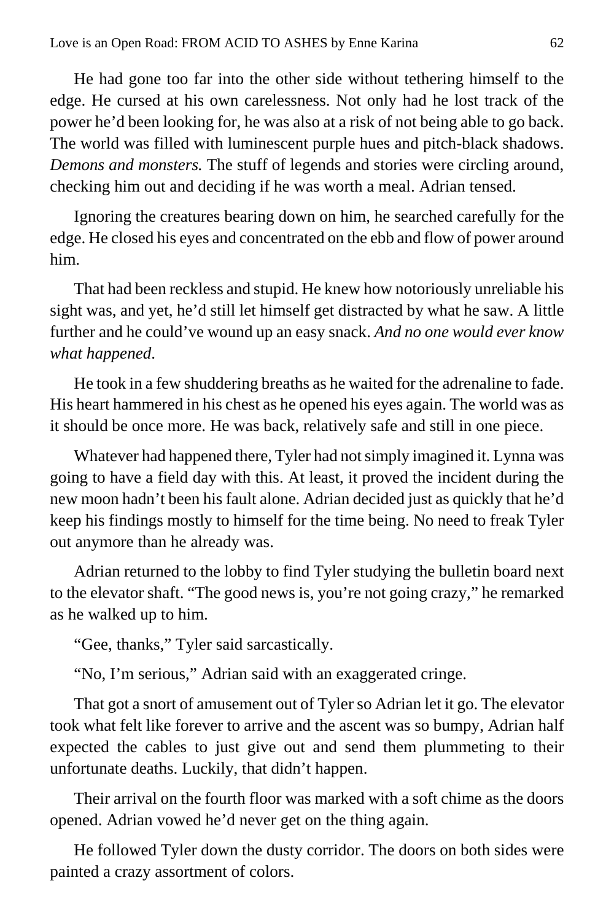He had gone too far into the other side without tethering himself to the edge. He cursed at his own carelessness. Not only had he lost track of the power he'd been looking for, he was also at a risk of not being able to go back. The world was filled with luminescent purple hues and pitch-black shadows. *Demons and monsters.* The stuff of legends and stories were circling around, checking him out and deciding if he was worth a meal. Adrian tensed.

Ignoring the creatures bearing down on him, he searched carefully for the edge. He closed his eyes and concentrated on the ebb and flow of power around him.

That had been reckless and stupid. He knew how notoriously unreliable his sight was, and yet, he'd still let himself get distracted by what he saw. A little further and he could've wound up an easy snack. *And no one would ever know what happened*.

He took in a few shuddering breaths as he waited for the adrenaline to fade. His heart hammered in his chest as he opened his eyes again. The world was as it should be once more. He was back, relatively safe and still in one piece.

Whatever had happened there, Tyler had not simply imagined it. Lynna was going to have a field day with this. At least, it proved the incident during the new moon hadn't been his fault alone. Adrian decided just as quickly that he'd keep his findings mostly to himself for the time being. No need to freak Tyler out anymore than he already was.

Adrian returned to the lobby to find Tyler studying the bulletin board next to the elevator shaft. "The good news is, you're not going crazy," he remarked as he walked up to him.

"Gee, thanks," Tyler said sarcastically.

"No, I'm serious," Adrian said with an exaggerated cringe.

That got a snort of amusement out of Tyler so Adrian let it go. The elevator took what felt like forever to arrive and the ascent was so bumpy, Adrian half expected the cables to just give out and send them plummeting to their unfortunate deaths. Luckily, that didn't happen.

Their arrival on the fourth floor was marked with a soft chime as the doors opened. Adrian vowed he'd never get on the thing again.

He followed Tyler down the dusty corridor. The doors on both sides were painted a crazy assortment of colors.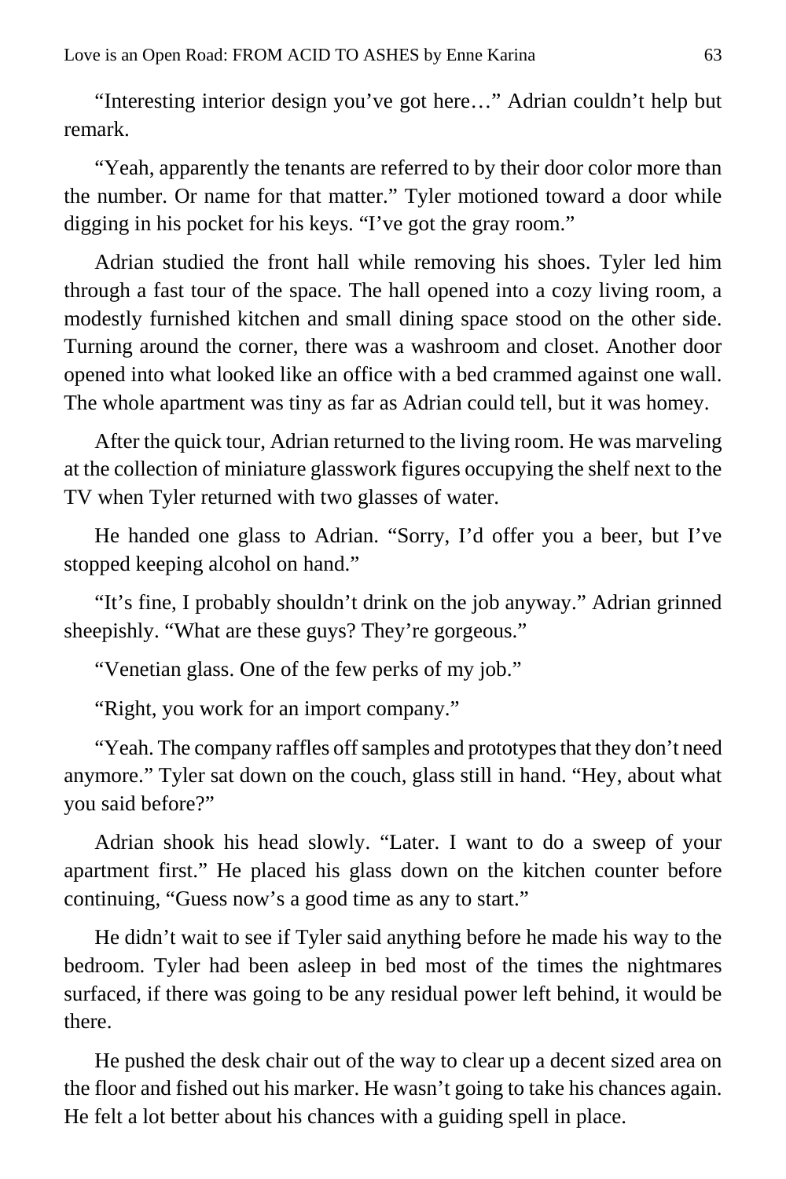"Interesting interior design you've got here…" Adrian couldn't help but remark.

"Yeah, apparently the tenants are referred to by their door color more than the number. Or name for that matter." Tyler motioned toward a door while digging in his pocket for his keys. "I've got the gray room."

Adrian studied the front hall while removing his shoes. Tyler led him through a fast tour of the space. The hall opened into a cozy living room, a modestly furnished kitchen and small dining space stood on the other side. Turning around the corner, there was a washroom and closet. Another door opened into what looked like an office with a bed crammed against one wall. The whole apartment was tiny as far as Adrian could tell, but it was homey.

After the quick tour, Adrian returned to the living room. He was marveling at the collection of miniature glasswork figures occupying the shelf next to the TV when Tyler returned with two glasses of water.

He handed one glass to Adrian. "Sorry, I'd offer you a beer, but I've stopped keeping alcohol on hand."

"It's fine, I probably shouldn't drink on the job anyway." Adrian grinned sheepishly. "What are these guys? They're gorgeous."

"Venetian glass. One of the few perks of my job."

"Right, you work for an import company."

"Yeah. The company raffles off samples and prototypes that they don't need anymore." Tyler sat down on the couch, glass still in hand. "Hey, about what you said before?"

Adrian shook his head slowly. "Later. I want to do a sweep of your apartment first." He placed his glass down on the kitchen counter before continuing, "Guess now's a good time as any to start."

He didn't wait to see if Tyler said anything before he made his way to the bedroom. Tyler had been asleep in bed most of the times the nightmares surfaced, if there was going to be any residual power left behind, it would be there.

He pushed the desk chair out of the way to clear up a decent sized area on the floor and fished out his marker. He wasn't going to take his chances again. He felt a lot better about his chances with a guiding spell in place.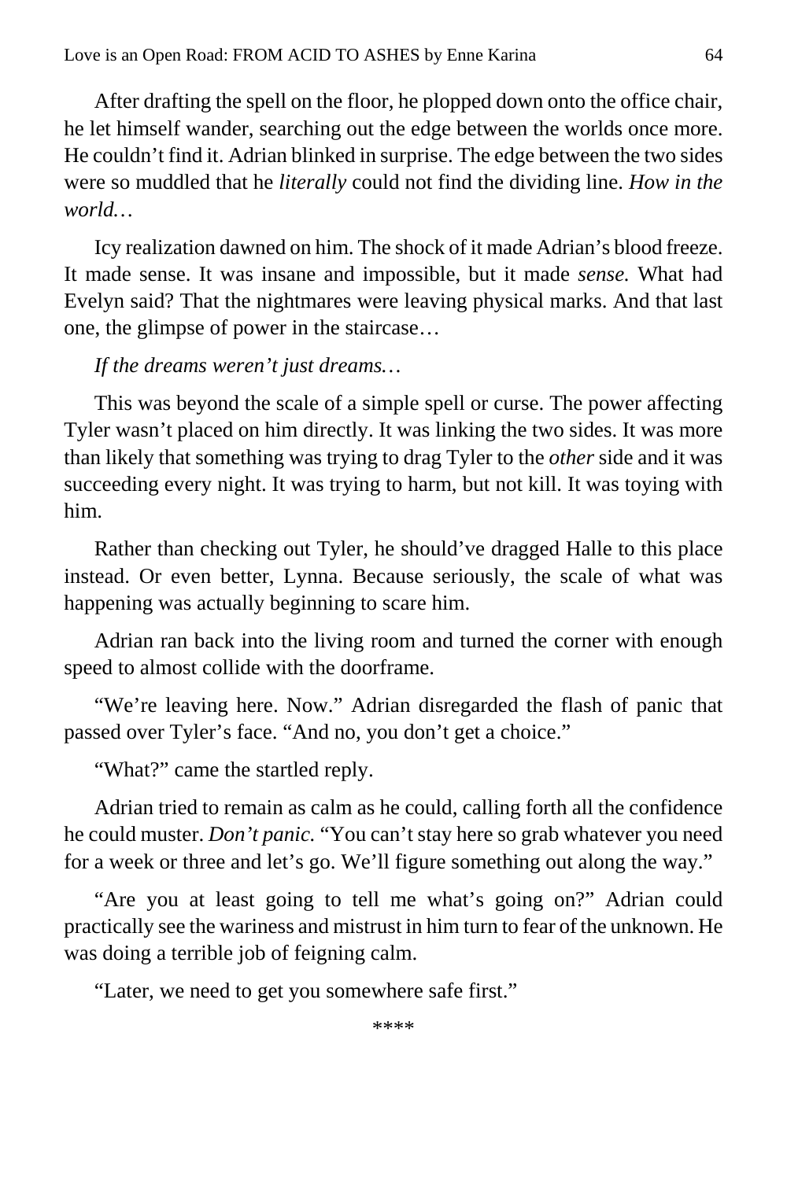After drafting the spell on the floor, he plopped down onto the office chair, he let himself wander, searching out the edge between the worlds once more. He couldn't find it. Adrian blinked in surprise. The edge between the two sides were so muddled that he *literally* could not find the dividing line. *How in the world…*

Icy realization dawned on him. The shock of it made Adrian's blood freeze. It made sense. It was insane and impossible, but it made *sense.* What had Evelyn said? That the nightmares were leaving physical marks. And that last one, the glimpse of power in the staircase…

*If the dreams weren't just dreams…*

This was beyond the scale of a simple spell or curse. The power affecting Tyler wasn't placed on him directly. It was linking the two sides. It was more than likely that something was trying to drag Tyler to the *other* side and it was succeeding every night. It was trying to harm, but not kill. It was toying with him.

Rather than checking out Tyler, he should've dragged Halle to this place instead. Or even better, Lynna. Because seriously, the scale of what was happening was actually beginning to scare him.

Adrian ran back into the living room and turned the corner with enough speed to almost collide with the doorframe.

"We're leaving here. Now." Adrian disregarded the flash of panic that passed over Tyler's face. "And no, you don't get a choice."

"What?" came the startled reply.

Adrian tried to remain as calm as he could, calling forth all the confidence he could muster. *Don't panic.* "You can't stay here so grab whatever you need for a week or three and let's go. We'll figure something out along the way."

"Are you at least going to tell me what's going on?" Adrian could practically see the wariness and mistrust in him turn to fear of the unknown. He was doing a terrible job of feigning calm.

"Later, we need to get you somewhere safe first."

****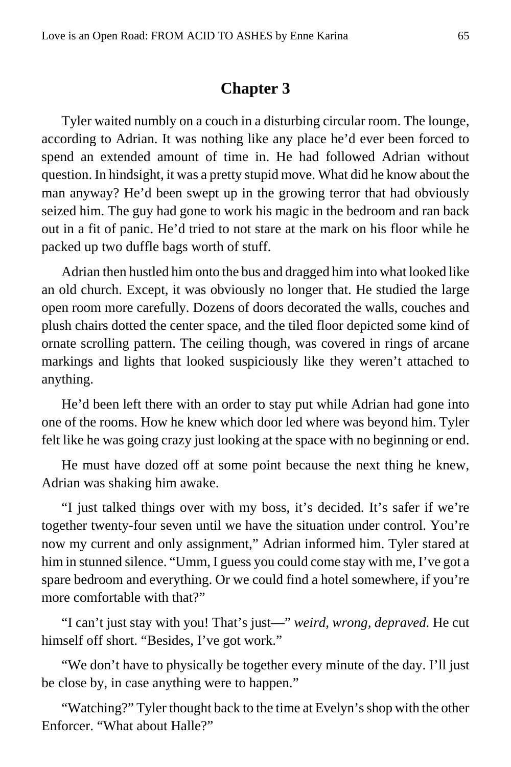## Chapter 3

Tyler waited numbly on a couch in a disturbing circular room. The lounge, according to Adrian. It was nothing like any place he'd ever been forced to spend an extended amount of time in. He had followed Adrian without question. In hindsight, it was a pretty stupid move. What did he know about the man anyway? He'd been swept up in the growing terror that had obviously seized him. The guy had gone to work his magic in the bedroom and ran back out in a fit of panic. He'd tried to not stare at the mark on his floor while he packed up two duffle bags worth of stuff.

Adrian then hustled him onto the bus and dragged him into what looked like an old church. Except, it was obviously no longer that. He studied the large open room more carefully. Dozens of doors decorated the walls, couches and plush chairs dotted the center space, and the tiled floor depicted some kind of ornate scrolling pattern. The ceiling though, was covered in rings of arcane markings and lights that looked suspiciously like they weren't attached to anything.

He'd been left there with an order to stay put while Adrian had gone into one of the rooms. How he knew which door led where was beyond him. Tyler felt like he was going crazy just looking at the space with no beginning or end.

He must have dozed off at some point because the next thing he knew, Adrian was shaking him awake.

"I just talked things over with my boss, it's decided. It's safer if we're together twenty-four seven until we have the situation under control. You're now my current and only assignment," Adrian informed him. Tyler stared at him in stunned silence. "Umm, I guess you could come stay with me, I've got a spare bedroom and everything. Or we could find a hotel somewhere, if you're more comfortable with that?"

"I can't just stay with you! That's just—" *weird, wrong, depraved.* He cut himself off short. "Besides, I've got work."

"We don't have to physically be together every minute of the day. I'll just be close by, in case anything were to happen."

"Watching?" Tyler thought back to the time at Evelyn's shop with the other Enforcer. "What about Halle?"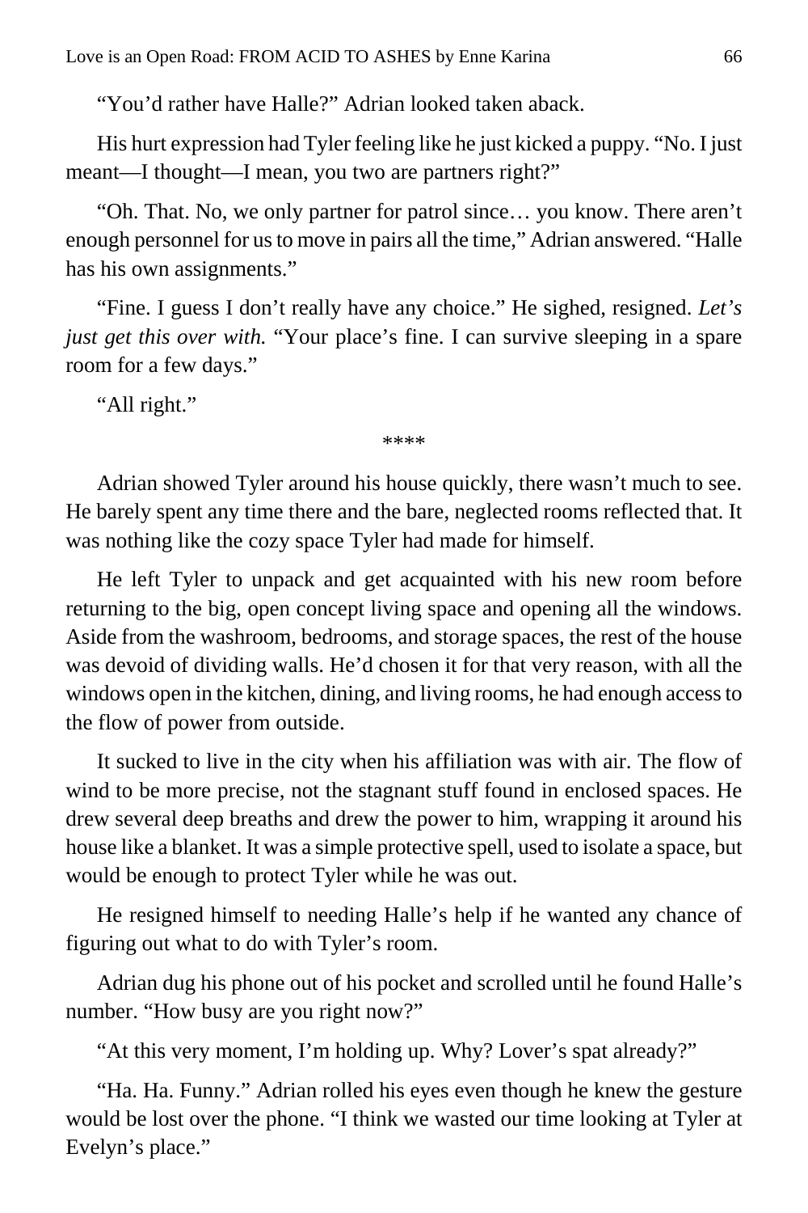"You'd rather have Halle?" Adrian looked taken aback.

His hurt expression had Tyler feeling like he just kicked a puppy. "No. I just meant—I thought—I mean, you two are partners right?"

"Oh. That. No, we only partner for patrol since… you know. There aren't enough personnel for us to move in pairs all the time," Adrian answered. "Halle has his own assignments."

"Fine. I guess I don't really have any choice." He sighed, resigned. *Let's just get this over with.* "Your place's fine. I can survive sleeping in a spare room for a few days."

"All right."

****

Adrian showed Tyler around his house quickly, there wasn't much to see. He barely spent any time there and the bare, neglected rooms reflected that. It was nothing like the cozy space Tyler had made for himself.

He left Tyler to unpack and get acquainted with his new room before returning to the big, open concept living space and opening all the windows. Aside from the washroom, bedrooms, and storage spaces, the rest of the house was devoid of dividing walls. He'd chosen it for that very reason, with all the windows open in the kitchen, dining, and living rooms, he had enough access to the flow of power from outside.

It sucked to live in the city when his affiliation was with air. The flow of wind to be more precise, not the stagnant stuff found in enclosed spaces. He drew several deep breaths and drew the power to him, wrapping it around his house like a blanket. It was a simple protective spell, used to isolate a space, but would be enough to protect Tyler while he was out.

He resigned himself to needing Halle's help if he wanted any chance of figuring out what to do with Tyler's room.

Adrian dug his phone out of his pocket and scrolled until he found Halle's number. "How busy are you right now?"

"At this very moment, I'm holding up. Why? Lover's spat already?"

"Ha. Ha. Funny." Adrian rolled his eyes even though he knew the gesture would be lost over the phone. "I think we wasted our time looking at Tyler at Evelyn's place."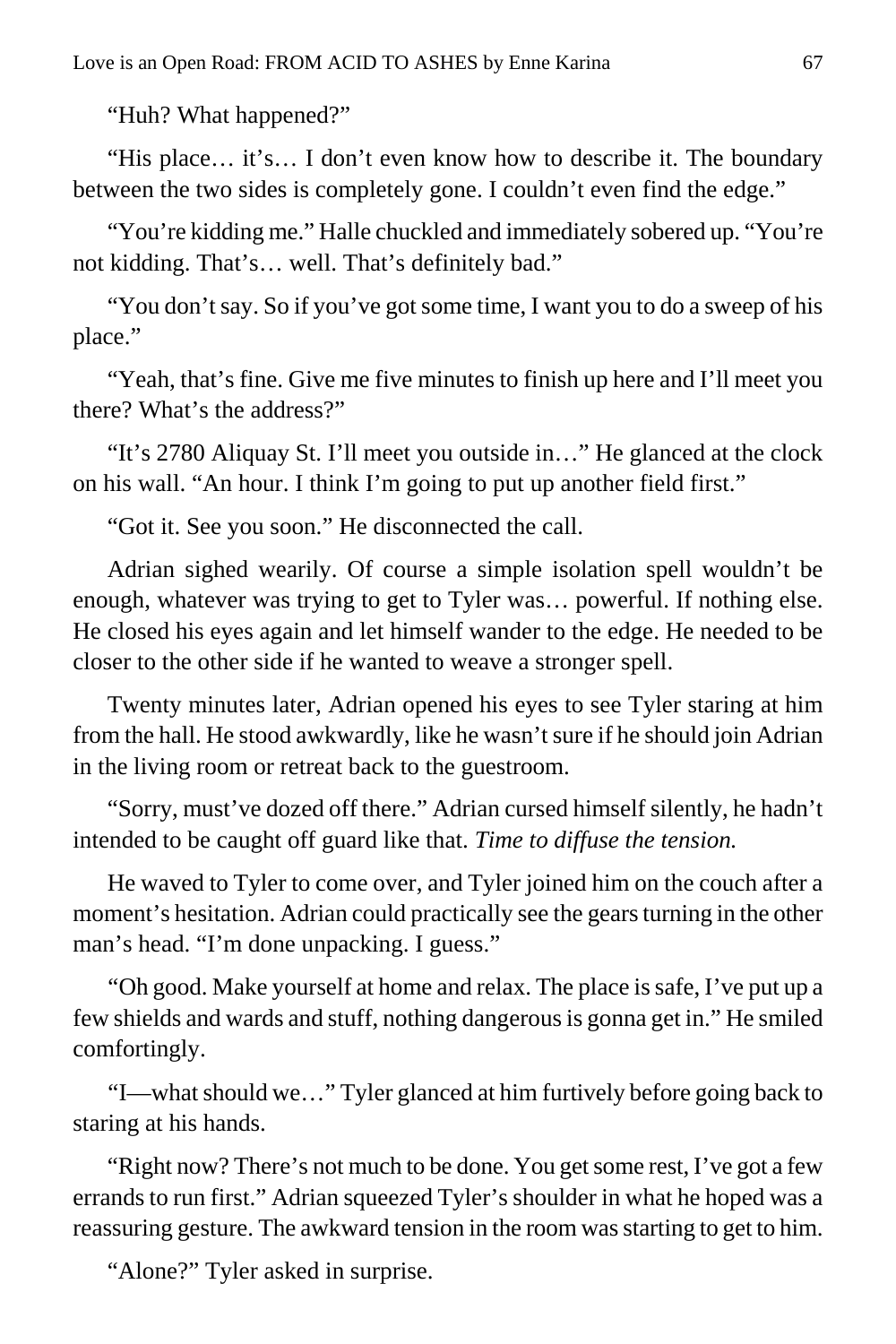"Huh? What happened?"

"His place… it's… I don't even know how to describe it. The boundary between the two sides is completely gone. I couldn't even find the edge."

"You're kidding me." Halle chuckled and immediately sobered up. "You're not kidding. That's… well. That's definitely bad."

"You don't say. So if you've got some time, I want you to do a sweep of his place."

"Yeah, that's fine. Give me five minutes to finish up here and I'll meet you there? What's the address?"

"It's 2780 Aliquay St. I'll meet you outside in…" He glanced at the clock on his wall. "An hour. I think I'm going to put up another field first."

"Got it. See you soon." He disconnected the call.

Adrian sighed wearily. Of course a simple isolation spell wouldn't be enough, whatever was trying to get to Tyler was… powerful. If nothing else. He closed his eyes again and let himself wander to the edge. He needed to be closer to the other side if he wanted to weave a stronger spell.

Twenty minutes later, Adrian opened his eyes to see Tyler staring at him from the hall. He stood awkwardly, like he wasn't sure if he should join Adrian in the living room or retreat back to the guestroom.

"Sorry, must've dozed off there." Adrian cursed himself silently, he hadn't intended to be caught off guard like that. *Time to diffuse the tension.*

He waved to Tyler to come over, and Tyler joined him on the couch after a moment's hesitation. Adrian could practically see the gears turning in the other man's head. "I'm done unpacking. I guess."

"Oh good. Make yourself at home and relax. The place is safe, I've put up a few shields and wards and stuff, nothing dangerous is gonna get in." He smiled comfortingly.

"I—what should we…" Tyler glanced at him furtively before going back to staring at his hands.

"Right now? There's not much to be done. You get some rest, I've got a few errands to run first." Adrian squeezed Tyler's shoulder in what he hoped was a reassuring gesture. The awkward tension in the room was starting to get to him.

"Alone?" Tyler asked in surprise.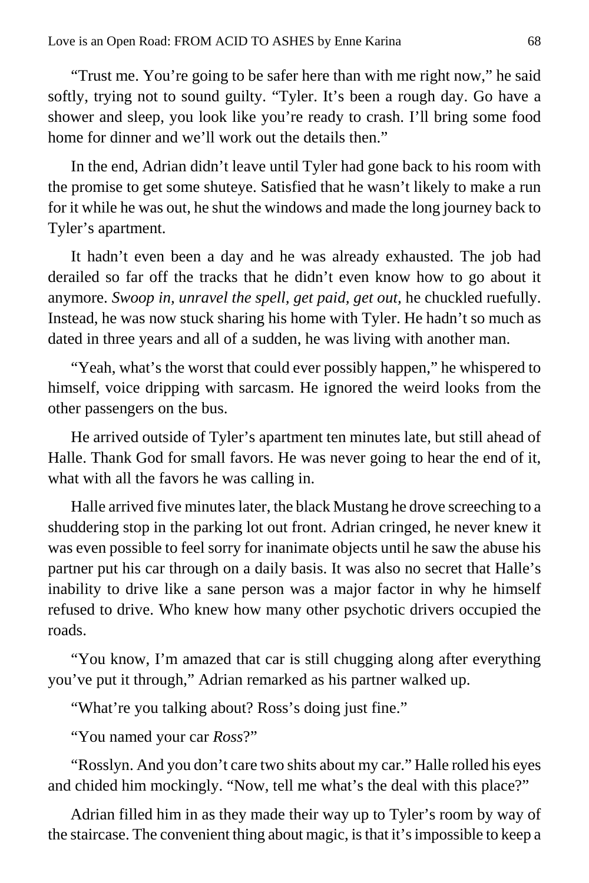"Trust me. You're going to be safer here than with me right now," he said softly, trying not to sound guilty. "Tyler. It's been a rough day. Go have a shower and sleep, you look like you're ready to crash. I'll bring some food home for dinner and we'll work out the details then."

In the end, Adrian didn't leave until Tyler had gone back to his room with the promise to get some shuteye. Satisfied that he wasn't likely to make a run for it while he was out, he shut the windows and made the long journey back to Tyler's apartment.

It hadn't even been a day and he was already exhausted. The job had derailed so far off the tracks that he didn't even know how to go about it anymore. *Swoop in, unravel the spell, get paid, get out,* he chuckled ruefully. Instead, he was now stuck sharing his home with Tyler. He hadn't so much as dated in three years and all of a sudden, he was living with another man.

"Yeah, what's the worst that could ever possibly happen," he whispered to himself, voice dripping with sarcasm. He ignored the weird looks from the other passengers on the bus.

He arrived outside of Tyler's apartment ten minutes late, but still ahead of Halle. Thank God for small favors. He was never going to hear the end of it, what with all the favors he was calling in.

Halle arrived five minutes later, the black Mustang he drove screeching to a shuddering stop in the parking lot out front. Adrian cringed, he never knew it was even possible to feel sorry for inanimate objects until he saw the abuse his partner put his car through on a daily basis. It was also no secret that Halle's inability to drive like a sane person was a major factor in why he himself refused to drive. Who knew how many other psychotic drivers occupied the roads.

"You know, I'm amazed that car is still chugging along after everything you've put it through," Adrian remarked as his partner walked up.

"What're you talking about? Ross's doing just fine."

"You named your car *Ross*?"

"Rosslyn. And you don't care two shits about my car." Halle rolled his eyes and chided him mockingly. "Now, tell me what's the deal with this place?"

Adrian filled him in as they made their way up to Tyler's room by way of the staircase. The convenient thing about magic, is that it's impossible to keep a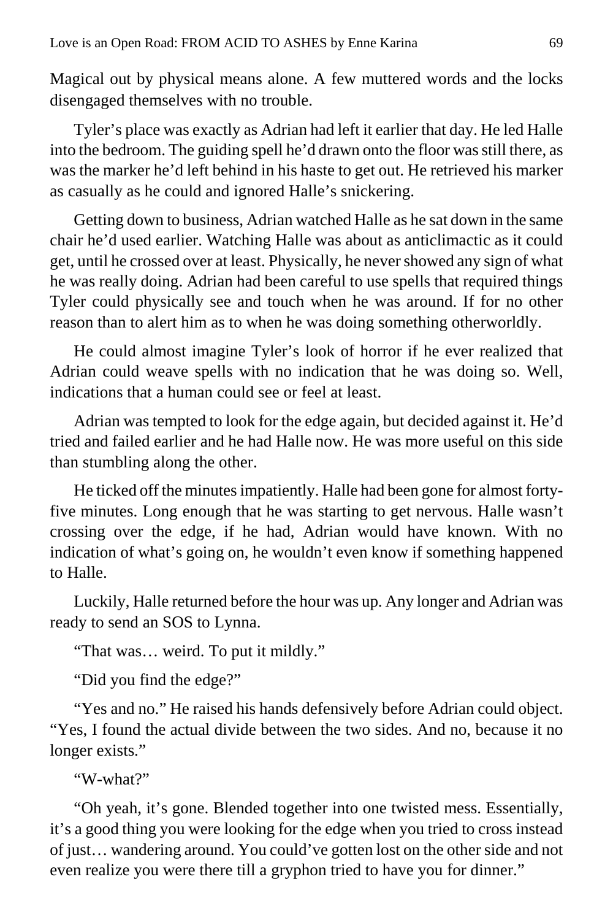Magical out by physical means alone. A few muttered words and the locks disengaged themselves with no trouble.

Tyler's place was exactly as Adrian had left it earlier that day. He led Halle into the bedroom. The guiding spell he'd drawn onto the floor was still there, as was the marker he'd left behind in his haste to get out. He retrieved his marker as casually as he could and ignored Halle's snickering.

Getting down to business, Adrian watched Halle as he sat down in the same chair he'd used earlier. Watching Halle was about as anticlimactic as it could get, until he crossed over at least. Physically, he never showed any sign of what he was really doing. Adrian had been careful to use spells that required things Tyler could physically see and touch when he was around. If for no other reason than to alert him as to when he was doing something otherworldly.

He could almost imagine Tyler's look of horror if he ever realized that Adrian could weave spells with no indication that he was doing so. Well, indications that a human could see or feel at least.

Adrian was tempted to look for the edge again, but decided against it. He'd tried and failed earlier and he had Halle now. He was more useful on this side than stumbling along the other.

He ticked off the minutes impatiently. Halle had been gone for almost forty-five minutes. Long enough that he was starting to get nervous. Halle wasn't crossing over the edge, if he had, Adrian would have known. With no indication of what's going on, he wouldn't even know if something happened to Halle.

Luckily, Halle returned before the hour was up. Any longer and Adrian was ready to send an SOS to Lynna.

"That was… weird. To put it mildly."

"Did you find the edge?"

"Yes and no." He raised his hands defensively before Adrian could object. "Yes, I found the actual divide between the two sides. And no, because it no longer exists."

"W-what?"

"Oh yeah, it's gone. Blended together into one twisted mess. Essentially, it's a good thing you were looking for the edge when you tried to cross instead of just… wandering around. You could've gotten lost on the other side and not even realize you were there till a gryphon tried to have you for dinner."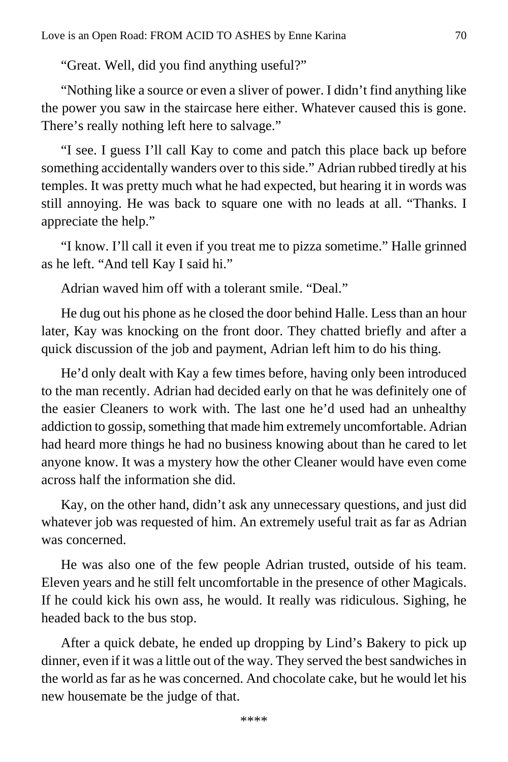"Great. Well, did you find anything useful?"

"Nothing like a source or even a sliver of power. I didn't find anything like the power you saw in the staircase here either. Whatever caused this is gone. There's really nothing left here to salvage."

"I see. I guess I'll call Kay to come and patch this place back up before something accidentally wanders over to this side." Adrian rubbed tiredly at his temples. It was pretty much what he had expected, but hearing it in words was still annoying. He was back to square one with no leads at all. "Thanks. I appreciate the help."

"I know. I'll call it even if you treat me to pizza sometime." Halle grinned as he left. "And tell Kay I said hi."

Adrian waved him off with a tolerant smile. "Deal."

He dug out his phone as he closed the door behind Halle. Less than an hour later, Kay was knocking on the front door. They chatted briefly and after a quick discussion of the job and payment, Adrian left him to do his thing.

He'd only dealt with Kay a few times before, having only been introduced to the man recently. Adrian had decided early on that he was definitely one of the easier Cleaners to work with. The last one he'd used had an unhealthy addiction to gossip, something that made him extremely uncomfortable. Adrian had heard more things he had no business knowing about than he cared to let anyone know. It was a mystery how the other Cleaner would have even come across half the information she did.

Kay, on the other hand, didn't ask any unnecessary questions, and just did whatever job was requested of him. An extremely useful trait as far as Adrian was concerned.

He was also one of the few people Adrian trusted, outside of his team. Eleven years and he still felt uncomfortable in the presence of other Magicals. If he could kick his own ass, he would. It really was ridiculous. Sighing, he headed back to the bus stop.

After a quick debate, he ended up dropping by Lind's Bakery to pick up dinner, even if it was a little out of the way. They served the best sandwiches in the world as far as he was concerned. And chocolate cake, but he would let his new housemate be the judge of that.

****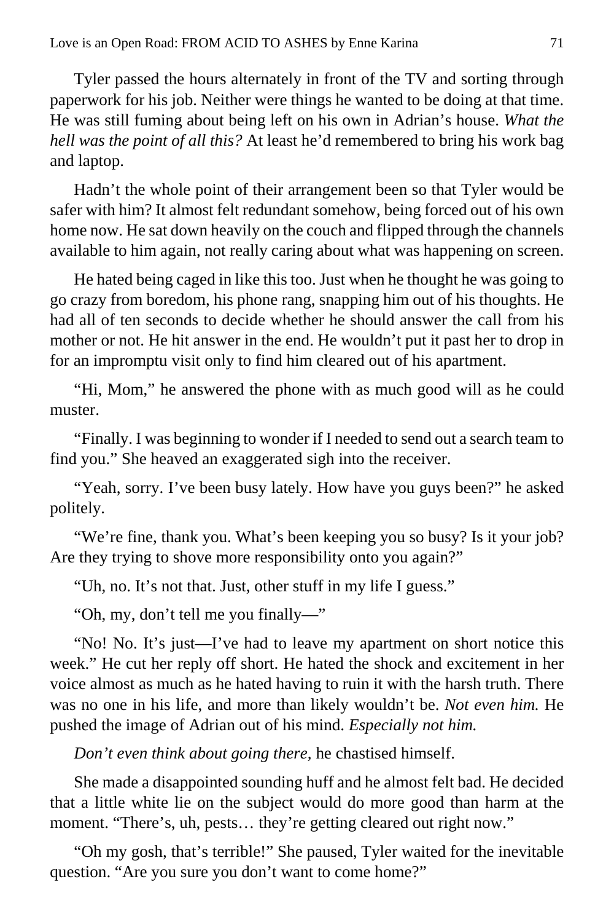Tyler passed the hours alternately in front of the TV and sorting through paperwork for his job. Neither were things he wanted to be doing at that time. He was still fuming about being left on his own in Adrian's house. *What the hell was the point of all this?* At least he'd remembered to bring his work bag and laptop.

Hadn't the whole point of their arrangement been so that Tyler would be safer with him? It almost felt redundant somehow, being forced out of his own home now. He sat down heavily on the couch and flipped through the channels available to him again, not really caring about what was happening on screen.

He hated being caged in like this too. Just when he thought he was going to go crazy from boredom, his phone rang, snapping him out of his thoughts. He had all of ten seconds to decide whether he should answer the call from his mother or not. He hit answer in the end. He wouldn't put it past her to drop in for an impromptu visit only to find him cleared out of his apartment.

"Hi, Mom," he answered the phone with as much good will as he could muster.

"Finally. I was beginning to wonder if I needed to send out a search team to find you." She heaved an exaggerated sigh into the receiver.

"Yeah, sorry. I've been busy lately. How have you guys been?" he asked politely.

"We're fine, thank you. What's been keeping you so busy? Is it your job? Are they trying to shove more responsibility onto you again?"

"Uh, no. It's not that. Just, other stuff in my life I guess."

"Oh, my, don't tell me you finally—"

"No! No. It's just—I've had to leave my apartment on short notice this week." He cut her reply off short. He hated the shock and excitement in her voice almost as much as he hated having to ruin it with the harsh truth. There was no one in his life, and more than likely wouldn't be. *Not even him.* He pushed the image of Adrian out of his mind. *Especially not him.*

*Don't even think about going there,* he chastised himself.

She made a disappointed sounding huff and he almost felt bad. He decided that a little white lie on the subject would do more good than harm at the moment. "There's, uh, pests… they're getting cleared out right now."

"Oh my gosh, that's terrible!" She paused, Tyler waited for the inevitable question. "Are you sure you don't want to come home?"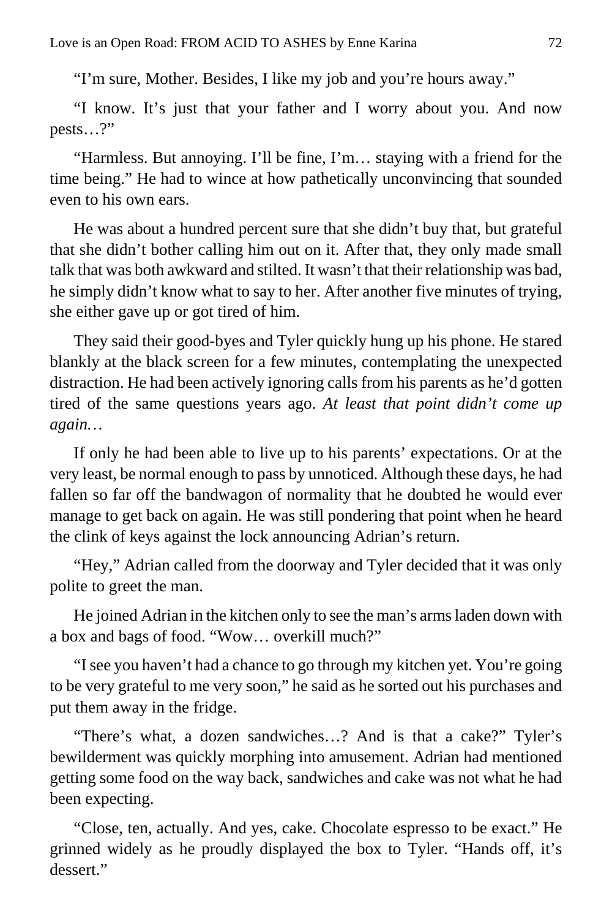"I'm sure, Mother. Besides, I like my job and you're hours away."

"I know. It's just that your father and I worry about you. And now pests…?"

"Harmless. But annoying. I'll be fine, I'm… staying with a friend for the time being." He had to wince at how pathetically unconvincing that sounded even to his own ears.

He was about a hundred percent sure that she didn't buy that, but grateful that she didn't bother calling him out on it. After that, they only made small talk that was both awkward and stilted. It wasn't that their relationship was bad, he simply didn't know what to say to her. After another five minutes of trying, she either gave up or got tired of him.

They said their good-byes and Tyler quickly hung up his phone. He stared blankly at the black screen for a few minutes, contemplating the unexpected distraction. He had been actively ignoring calls from his parents as he'd gotten tired of the same questions years ago. *At least that point didn't come up again…*

If only he had been able to live up to his parents' expectations. Or at the very least, be normal enough to pass by unnoticed. Although these days, he had fallen so far off the bandwagon of normality that he doubted he would ever manage to get back on again. He was still pondering that point when he heard the clink of keys against the lock announcing Adrian's return.

"Hey," Adrian called from the doorway and Tyler decided that it was only polite to greet the man.

He joined Adrian in the kitchen only to see the man's arms laden down with a box and bags of food. "Wow… overkill much?"

"I see you haven't had a chance to go through my kitchen yet. You're going to be very grateful to me very soon," he said as he sorted out his purchases and put them away in the fridge.

"There's what, a dozen sandwiches…? And is that a cake?" Tyler's bewilderment was quickly morphing into amusement. Adrian had mentioned getting some food on the way back, sandwiches and cake was not what he had been expecting.

"Close, ten, actually. And yes, cake. Chocolate espresso to be exact." He grinned widely as he proudly displayed the box to Tyler. "Hands off, it's dessert."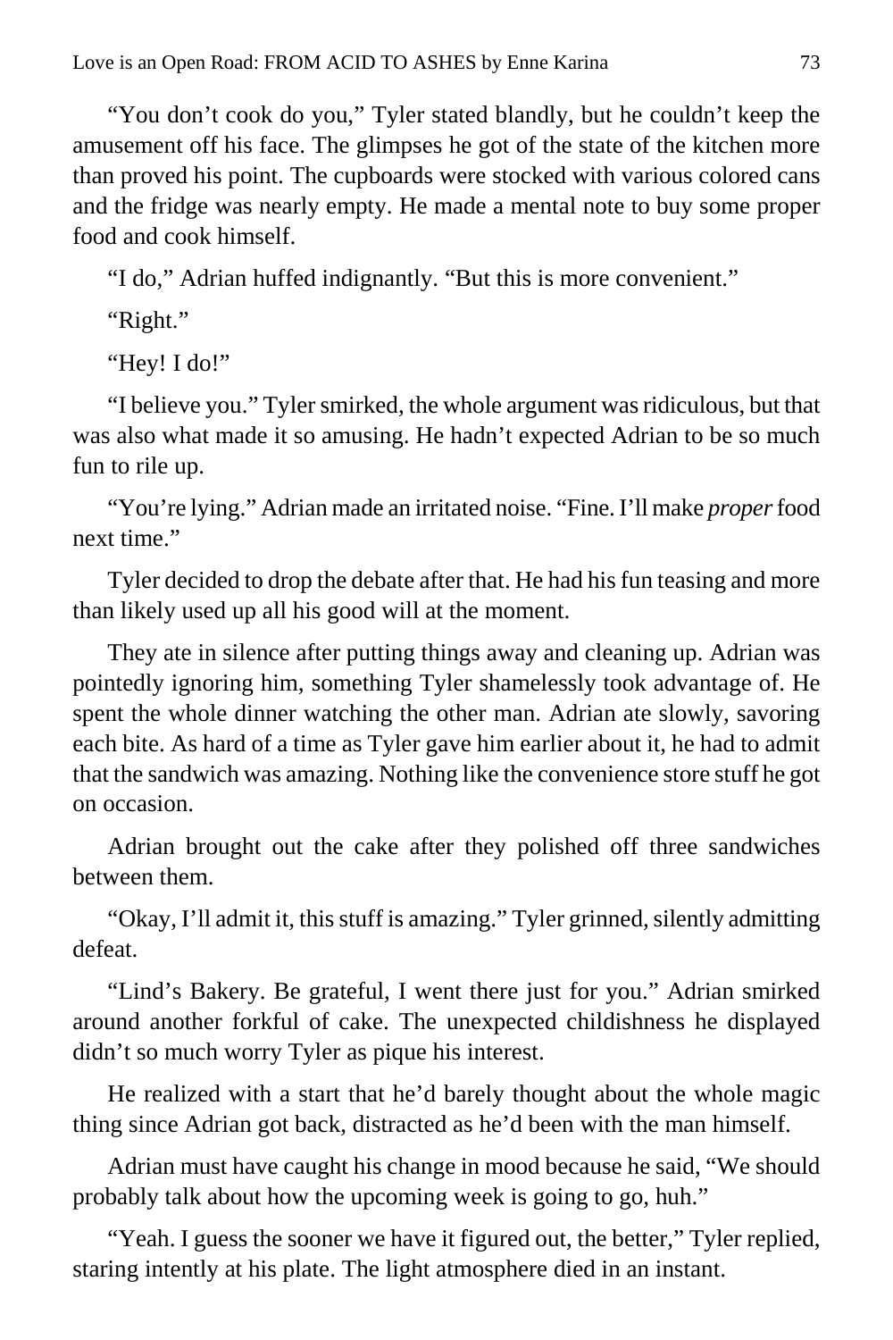"You don't cook do you," Tyler stated blandly, but he couldn't keep the amusement off his face. The glimpses he got of the state of the kitchen more than proved his point. The cupboards were stocked with various colored cans and the fridge was nearly empty. He made a mental note to buy some proper food and cook himself.

"I do," Adrian huffed indignantly. "But this is more convenient."

"Right."

"Hey! I do!"

"I believe you." Tyler smirked, the whole argument was ridiculous, but that was also what made it so amusing. He hadn't expected Adrian to be so much fun to rile up.

"You're lying." Adrian made an irritated noise. "Fine. I'll make *proper* food next time."

Tyler decided to drop the debate after that. He had his fun teasing and more than likely used up all his good will at the moment.

They ate in silence after putting things away and cleaning up. Adrian was pointedly ignoring him, something Tyler shamelessly took advantage of. He spent the whole dinner watching the other man. Adrian ate slowly, savoring each bite. As hard of a time as Tyler gave him earlier about it, he had to admit that the sandwich was amazing. Nothing like the convenience store stuff he got on occasion.

Adrian brought out the cake after they polished off three sandwiches between them.

"Okay, I'll admit it, this stuff is amazing." Tyler grinned, silently admitting defeat.

"Lind's Bakery. Be grateful, I went there just for you." Adrian smirked around another forkful of cake. The unexpected childishness he displayed didn't so much worry Tyler as pique his interest.

He realized with a start that he'd barely thought about the whole magic thing since Adrian got back, distracted as he'd been with the man himself.

Adrian must have caught his change in mood because he said, "We should probably talk about how the upcoming week is going to go, huh."

"Yeah. I guess the sooner we have it figured out, the better," Tyler replied, staring intently at his plate. The light atmosphere died in an instant.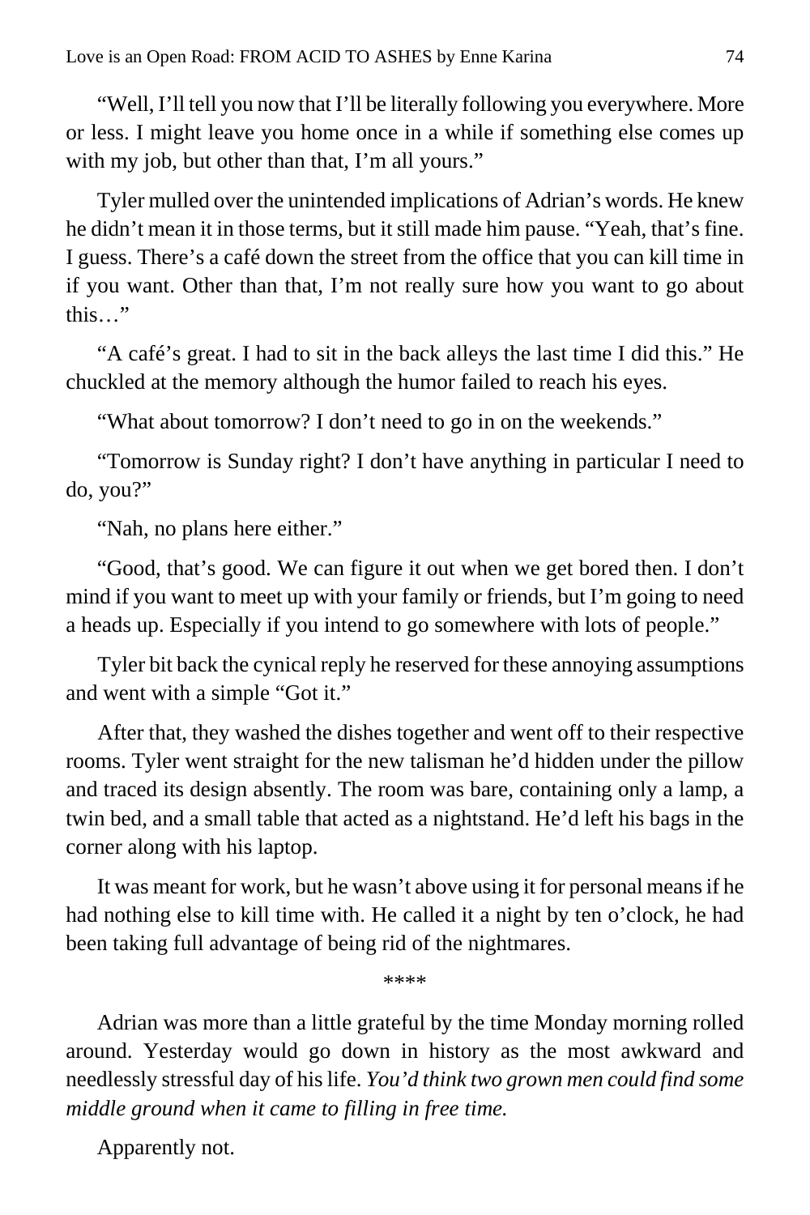"Well, I'll tell you now that I'll be literally following you everywhere. More or less. I might leave you home once in a while if something else comes up with my job, but other than that, I'm all yours."

Tyler mulled over the unintended implications of Adrian's words. He knew he didn't mean it in those terms, but it still made him pause. "Yeah, that's fine. I guess. There's a café down the street from the office that you can kill time in if you want. Other than that, I'm not really sure how you want to go about this…"

"A café's great. I had to sit in the back alleys the last time I did this." He chuckled at the memory although the humor failed to reach his eyes.

"What about tomorrow? I don't need to go in on the weekends."

"Tomorrow is Sunday right? I don't have anything in particular I need to do, you?"

"Nah, no plans here either."

"Good, that's good. We can figure it out when we get bored then. I don't mind if you want to meet up with your family or friends, but I'm going to need a heads up. Especially if you intend to go somewhere with lots of people."

Tyler bit back the cynical reply he reserved for these annoying assumptions and went with a simple "Got it."

After that, they washed the dishes together and went off to their respective rooms. Tyler went straight for the new talisman he'd hidden under the pillow and traced its design absently. The room was bare, containing only a lamp, a twin bed, and a small table that acted as a nightstand. He'd left his bags in the corner along with his laptop.

It was meant for work, but he wasn't above using it for personal means if he had nothing else to kill time with. He called it a night by ten o'clock, he had been taking full advantage of being rid of the nightmares.

\*\*\*\*

Adrian was more than a little grateful by the time Monday morning rolled around. Yesterday would go down in history as the most awkward and needlessly stressful day of his life. *You'd think two grown men could find some middle ground when it came to filling in free time.*

Apparently not.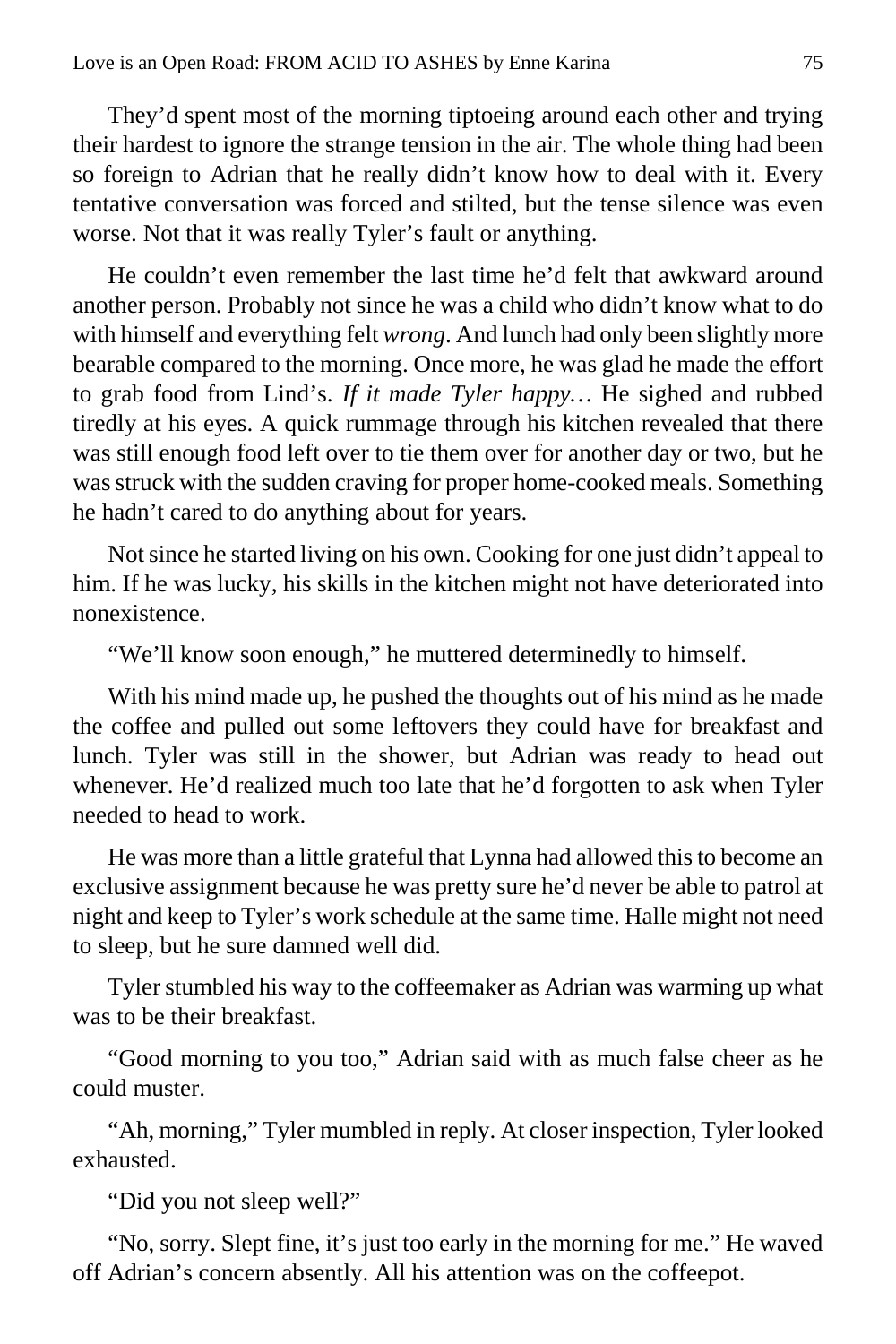They'd spent most of the morning tiptoeing around each other and trying their hardest to ignore the strange tension in the air. The whole thing had been so foreign to Adrian that he really didn't know how to deal with it. Every tentative conversation was forced and stilted, but the tense silence was even worse. Not that it was really Tyler's fault or anything.

He couldn't even remember the last time he'd felt that awkward around another person. Probably not since he was a child who didn't know what to do with himself and everything felt *wrong*. And lunch had only been slightly more bearable compared to the morning. Once more, he was glad he made the effort to grab food from Lind's. *If it made Tyler happy…* He sighed and rubbed tiredly at his eyes. A quick rummage through his kitchen revealed that there was still enough food left over to tie them over for another day or two, but he was struck with the sudden craving for proper home-cooked meals. Something he hadn't cared to do anything about for years.

Not since he started living on his own. Cooking for one just didn't appeal to him. If he was lucky, his skills in the kitchen might not have deteriorated into nonexistence.

"We'll know soon enough," he muttered determinedly to himself.

With his mind made up, he pushed the thoughts out of his mind as he made the coffee and pulled out some leftovers they could have for breakfast and lunch. Tyler was still in the shower, but Adrian was ready to head out whenever. He'd realized much too late that he'd forgotten to ask when Tyler needed to head to work.

He was more than a little grateful that Lynna had allowed this to become an exclusive assignment because he was pretty sure he'd never be able to patrol at night and keep to Tyler's work schedule at the same time. Halle might not need to sleep, but he sure damned well did.

Tyler stumbled his way to the coffeemaker as Adrian was warming up what was to be their breakfast.

"Good morning to you too," Adrian said with as much false cheer as he could muster.

"Ah, morning," Tyler mumbled in reply. At closer inspection, Tyler looked exhausted.

"Did you not sleep well?"

"No, sorry. Slept fine, it's just too early in the morning for me." He waved off Adrian's concern absently. All his attention was on the coffeepot.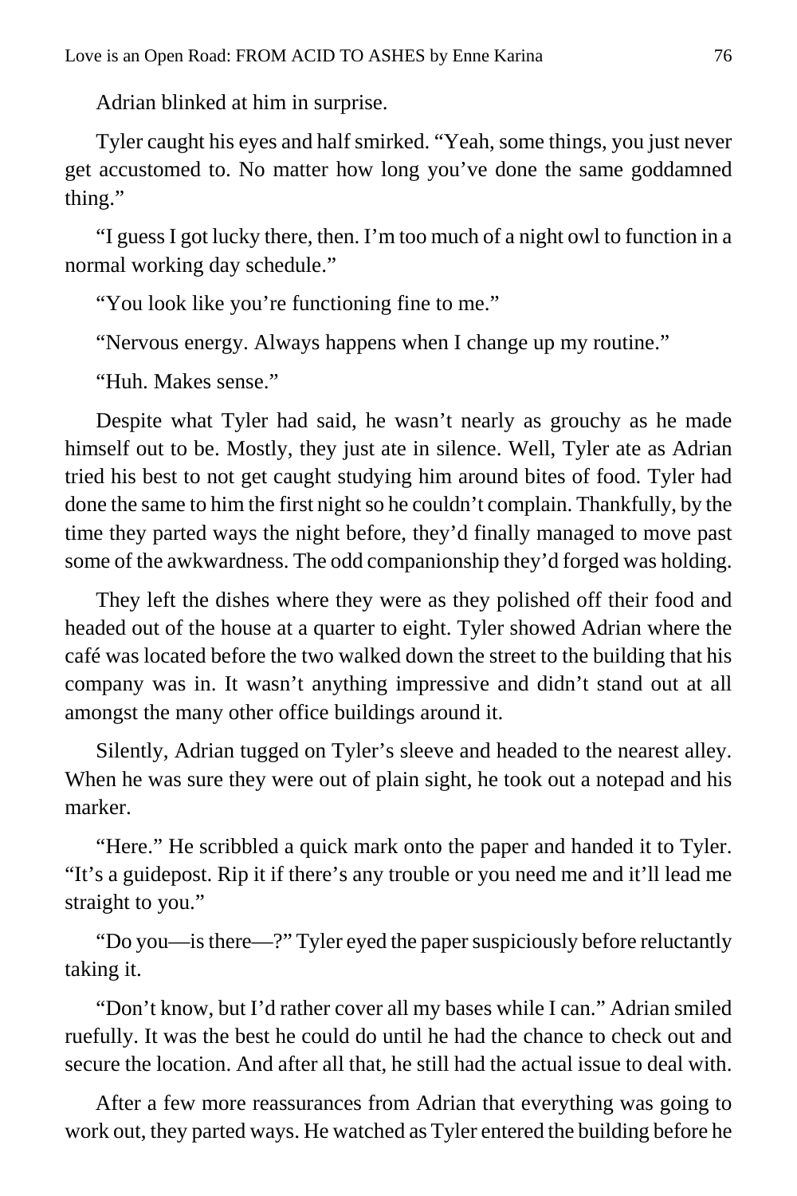Adrian blinked at him in surprise.

Tyler caught his eyes and half smirked. "Yeah, some things, you just never get accustomed to. No matter how long you've done the same goddamned thing."

"I guess I got lucky there, then. I'm too much of a night owl to function in a normal working day schedule."

"You look like you're functioning fine to me."

"Nervous energy. Always happens when I change up my routine."

"Huh. Makes sense."

Despite what Tyler had said, he wasn't nearly as grouchy as he made himself out to be. Mostly, they just ate in silence. Well, Tyler ate as Adrian tried his best to not get caught studying him around bites of food. Tyler had done the same to him the first night so he couldn't complain. Thankfully, by the time they parted ways the night before, they'd finally managed to move past some of the awkwardness. The odd companionship they'd forged was holding.

They left the dishes where they were as they polished off their food and headed out of the house at a quarter to eight. Tyler showed Adrian where the café was located before the two walked down the street to the building that his company was in. It wasn't anything impressive and didn't stand out at all amongst the many other office buildings around it.

Silently, Adrian tugged on Tyler's sleeve and headed to the nearest alley. When he was sure they were out of plain sight, he took out a notepad and his marker.

"Here." He scribbled a quick mark onto the paper and handed it to Tyler. "It's a guidepost. Rip it if there's any trouble or you need me and it'll lead me straight to you."

"Do you—is there—?" Tyler eyed the paper suspiciously before reluctantly taking it.

"Don't know, but I'd rather cover all my bases while I can." Adrian smiled ruefully. It was the best he could do until he had the chance to check out and secure the location. And after all that, he still had the actual issue to deal with.

After a few more reassurances from Adrian that everything was going to work out, they parted ways. He watched as Tyler entered the building before he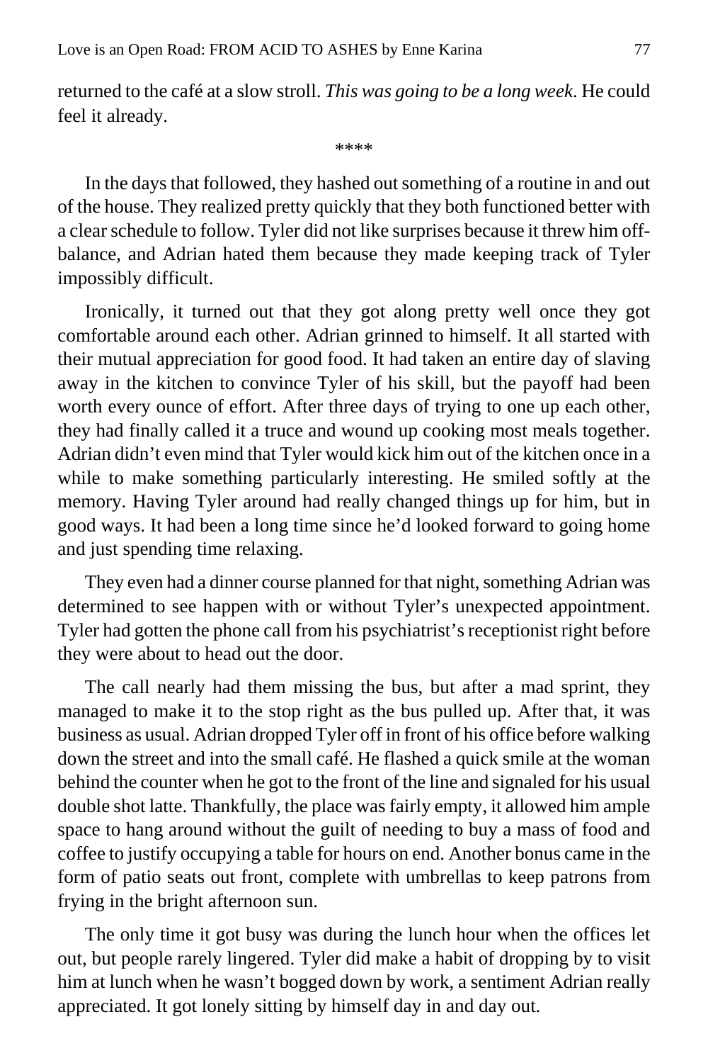returned to the café at a slow stroll. *This was going to be a long week*. He could feel it already.

\*\*\*\*

In the days that followed, they hashed out something of a routine in and out of the house. They realized pretty quickly that they both functioned better with a clear schedule to follow. Tyler did not like surprises because it threw him off-balance, and Adrian hated them because they made keeping track of Tyler impossibly difficult.

Ironically, it turned out that they got along pretty well once they got comfortable around each other. Adrian grinned to himself. It all started with their mutual appreciation for good food. It had taken an entire day of slaving away in the kitchen to convince Tyler of his skill, but the payoff had been worth every ounce of effort. After three days of trying to one up each other, they had finally called it a truce and wound up cooking most meals together. Adrian didn't even mind that Tyler would kick him out of the kitchen once in a while to make something particularly interesting. He smiled softly at the memory. Having Tyler around had really changed things up for him, but in good ways. It had been a long time since he'd looked forward to going home and just spending time relaxing.

They even had a dinner course planned for that night, something Adrian was determined to see happen with or without Tyler's unexpected appointment. Tyler had gotten the phone call from his psychiatrist's receptionist right before they were about to head out the door.

The call nearly had them missing the bus, but after a mad sprint, they managed to make it to the stop right as the bus pulled up. After that, it was business as usual. Adrian dropped Tyler off in front of his office before walking down the street and into the small café. He flashed a quick smile at the woman behind the counter when he got to the front of the line and signaled for his usual double shot latte. Thankfully, the place was fairly empty, it allowed him ample space to hang around without the guilt of needing to buy a mass of food and coffee to justify occupying a table for hours on end. Another bonus came in the form of patio seats out front, complete with umbrellas to keep patrons from frying in the bright afternoon sun.

The only time it got busy was during the lunch hour when the offices let out, but people rarely lingered. Tyler did make a habit of dropping by to visit him at lunch when he wasn't bogged down by work, a sentiment Adrian really appreciated. It got lonely sitting by himself day in and day out.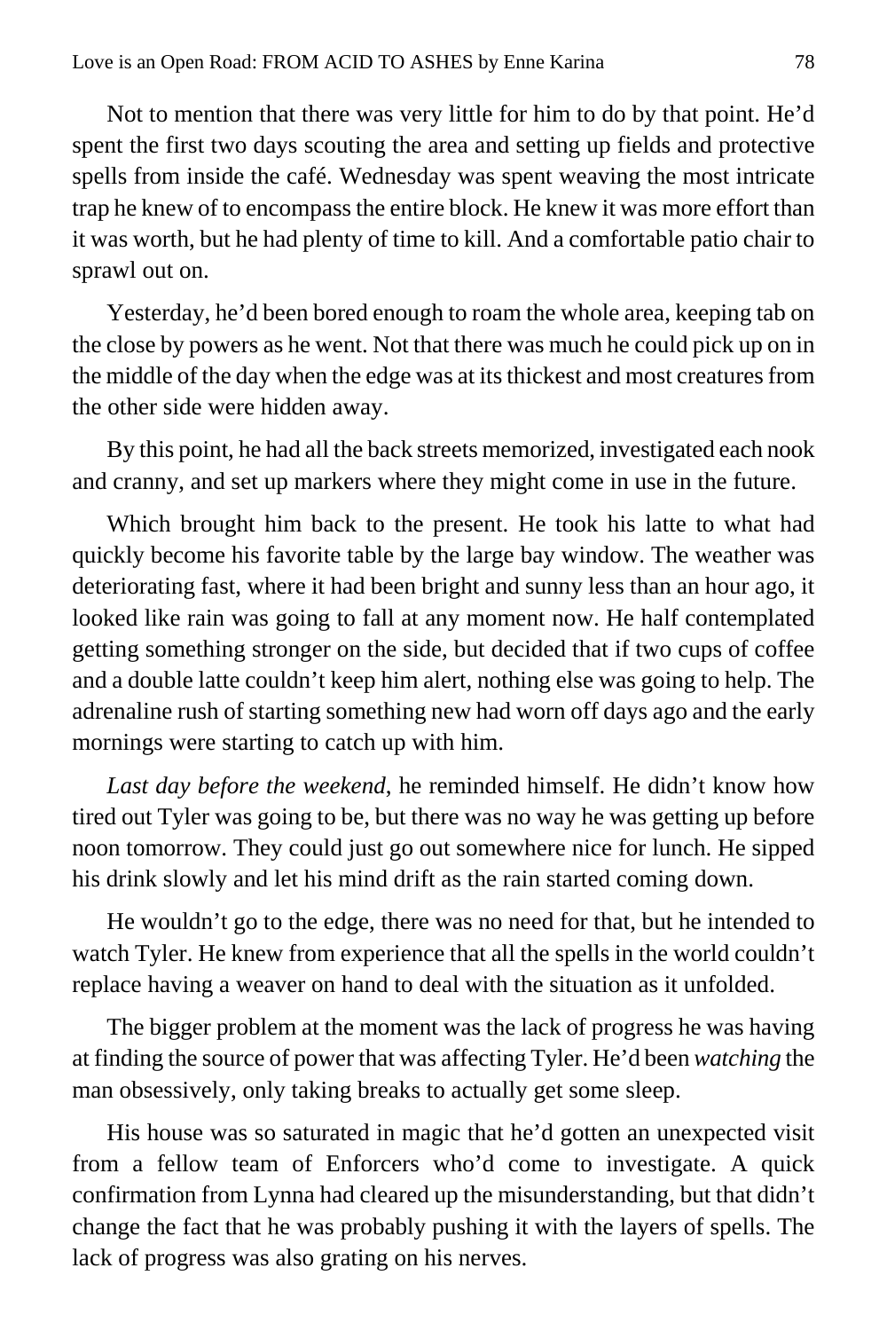Not to mention that there was very little for him to do by that point. He'd spent the first two days scouting the area and setting up fields and protective spells from inside the café. Wednesday was spent weaving the most intricate trap he knew of to encompass the entire block. He knew it was more effort than it was worth, but he had plenty of time to kill. And a comfortable patio chair to sprawl out on.

Yesterday, he'd been bored enough to roam the whole area, keeping tab on the close by powers as he went. Not that there was much he could pick up on in the middle of the day when the edge was at its thickest and most creatures from the other side were hidden away.

By this point, he had all the back streets memorized, investigated each nook and cranny, and set up markers where they might come in use in the future.

Which brought him back to the present. He took his latte to what had quickly become his favorite table by the large bay window. The weather was deteriorating fast, where it had been bright and sunny less than an hour ago, it looked like rain was going to fall at any moment now. He half contemplated getting something stronger on the side, but decided that if two cups of coffee and a double latte couldn't keep him alert, nothing else was going to help. The adrenaline rush of starting something new had worn off days ago and the early mornings were starting to catch up with him.

*Last day before the weekend*, he reminded himself. He didn't know how tired out Tyler was going to be, but there was no way he was getting up before noon tomorrow. They could just go out somewhere nice for lunch. He sipped his drink slowly and let his mind drift as the rain started coming down.

He wouldn't go to the edge, there was no need for that, but he intended to watch Tyler. He knew from experience that all the spells in the world couldn't replace having a weaver on hand to deal with the situation as it unfolded.

The bigger problem at the moment was the lack of progress he was having at finding the source of power that was affecting Tyler. He'd been *watching* the man obsessively, only taking breaks to actually get some sleep.

His house was so saturated in magic that he'd gotten an unexpected visit from a fellow team of Enforcers who'd come to investigate. A quick confirmation from Lynna had cleared up the misunderstanding, but that didn't change the fact that he was probably pushing it with the layers of spells. The lack of progress was also grating on his nerves.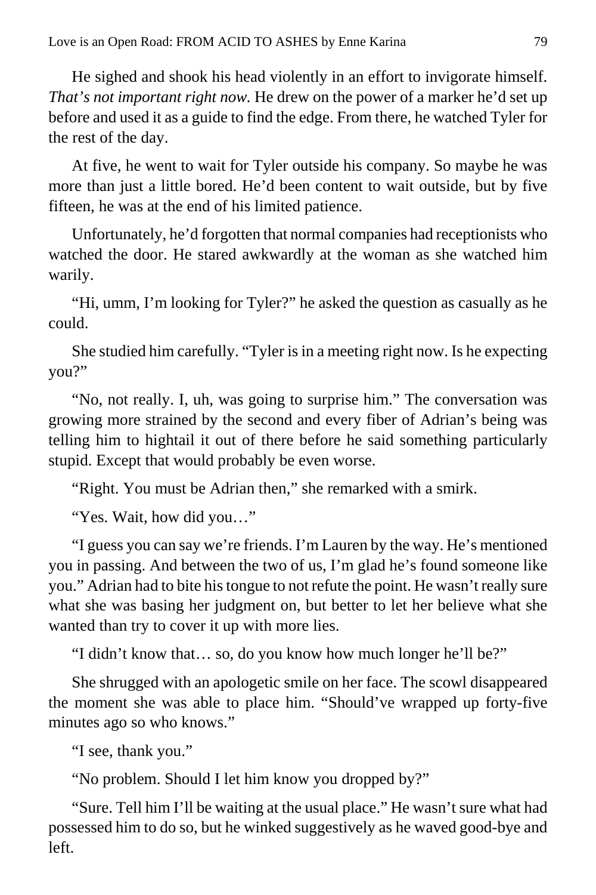He sighed and shook his head violently in an effort to invigorate himself. *That's not important right now.* He drew on the power of a marker he'd set up before and used it as a guide to find the edge. From there, he watched Tyler for the rest of the day.

At five, he went to wait for Tyler outside his company. So maybe he was more than just a little bored. He'd been content to wait outside, but by five fifteen, he was at the end of his limited patience.

Unfortunately, he'd forgotten that normal companies had receptionists who watched the door. He stared awkwardly at the woman as she watched him warily.

"Hi, umm, I'm looking for Tyler?" he asked the question as casually as he could.

She studied him carefully. "Tyler is in a meeting right now. Is he expecting you?"

"No, not really. I, uh, was going to surprise him." The conversation was growing more strained by the second and every fiber of Adrian's being was telling him to hightail it out of there before he said something particularly stupid. Except that would probably be even worse.

"Right. You must be Adrian then," she remarked with a smirk.

"Yes. Wait, how did you…"

"I guess you can say we're friends. I'm Lauren by the way. He's mentioned you in passing. And between the two of us, I'm glad he's found someone like you." Adrian had to bite his tongue to not refute the point. He wasn't really sure what she was basing her judgment on, but better to let her believe what she wanted than try to cover it up with more lies.

"I didn't know that… so, do you know how much longer he'll be?"

She shrugged with an apologetic smile on her face. The scowl disappeared the moment she was able to place him. "Should've wrapped up forty-five minutes ago so who knows."

"I see, thank you."

"No problem. Should I let him know you dropped by?"

"Sure. Tell him I'll be waiting at the usual place." He wasn't sure what had possessed him to do so, but he winked suggestively as he waved good-bye and left.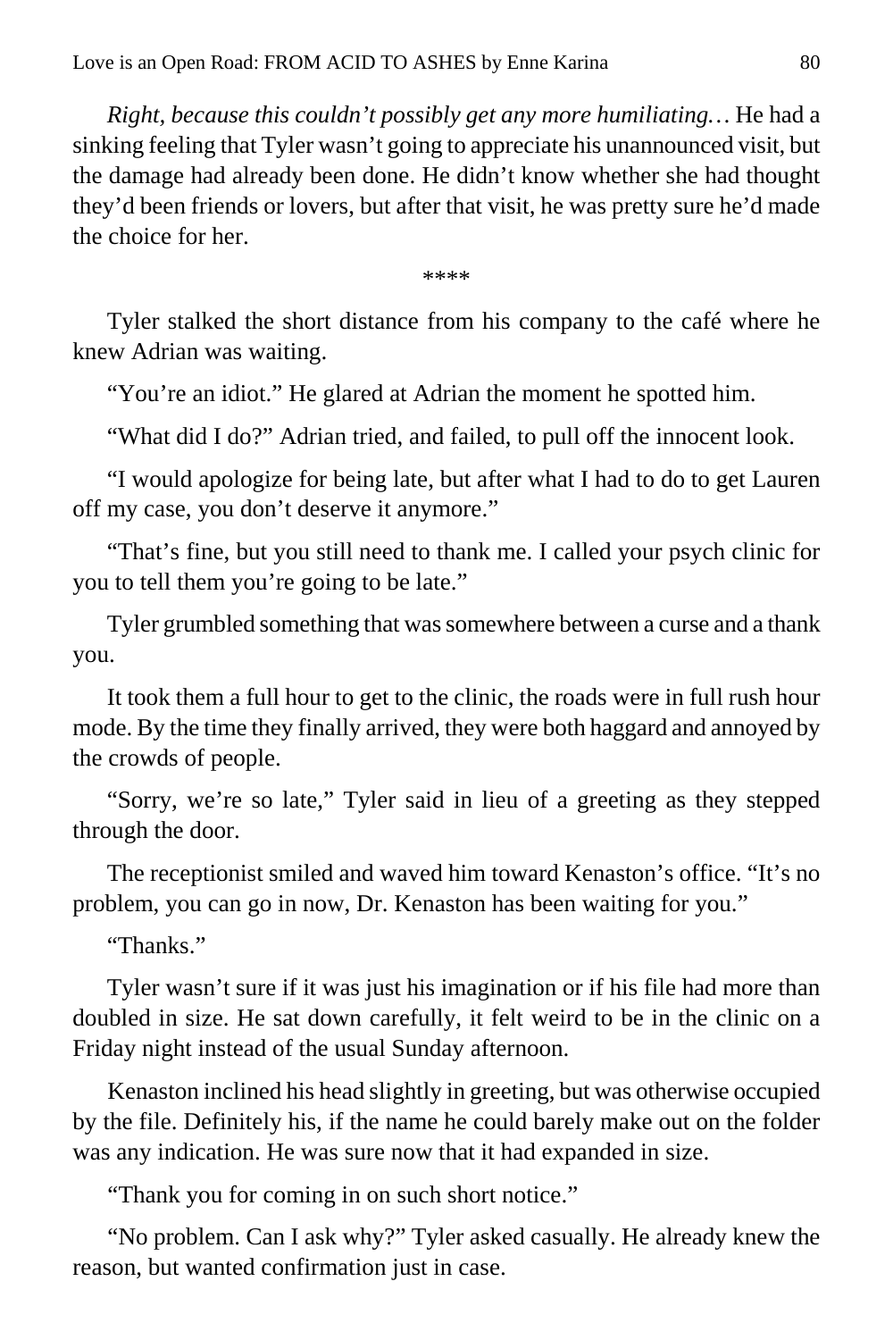*Right, because this couldn't possibly get any more humiliating…* He had a sinking feeling that Tyler wasn't going to appreciate his unannounced visit, but the damage had already been done. He didn't know whether she had thought they'd been friends or lovers, but after that visit, he was pretty sure he'd made the choice for her.

****

Tyler stalked the short distance from his company to the café where he knew Adrian was waiting.

"You're an idiot." He glared at Adrian the moment he spotted him.

"What did I do?" Adrian tried, and failed, to pull off the innocent look.

"I would apologize for being late, but after what I had to do to get Lauren off my case, you don't deserve it anymore."

"That's fine, but you still need to thank me. I called your psych clinic for you to tell them you're going to be late."

Tyler grumbled something that was somewhere between a curse and a thank you.

It took them a full hour to get to the clinic, the roads were in full rush hour mode. By the time they finally arrived, they were both haggard and annoyed by the crowds of people.

"Sorry, we're so late," Tyler said in lieu of a greeting as they stepped through the door.

The receptionist smiled and waved him toward Kenaston's office. "It's no problem, you can go in now, Dr. Kenaston has been waiting for you."

"Thanks."

Tyler wasn't sure if it was just his imagination or if his file had more than doubled in size. He sat down carefully, it felt weird to be in the clinic on a Friday night instead of the usual Sunday afternoon.

Kenaston inclined his head slightly in greeting, but was otherwise occupied by the file. Definitely his, if the name he could barely make out on the folder was any indication. He was sure now that it had expanded in size.

"Thank you for coming in on such short notice."

"No problem. Can I ask why?" Tyler asked casually. He already knew the reason, but wanted confirmation just in case.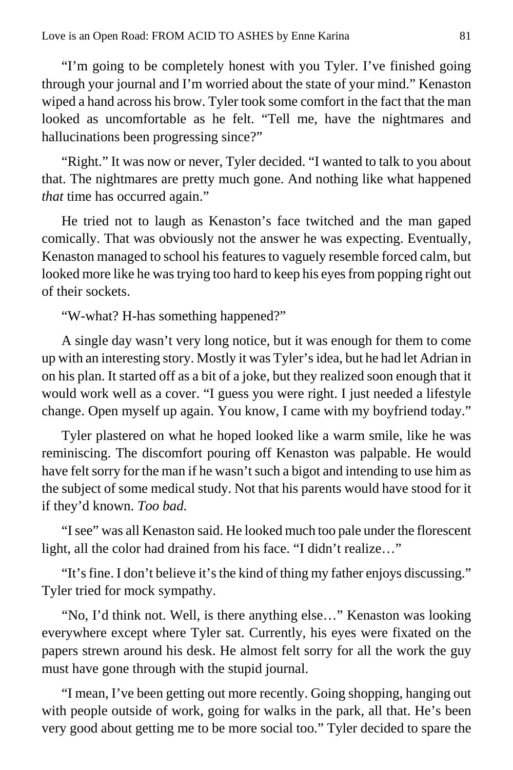"I'm going to be completely honest with you Tyler. I've finished going through your journal and I'm worried about the state of your mind." Kenaston wiped a hand across his brow. Tyler took some comfort in the fact that the man looked as uncomfortable as he felt. "Tell me, have the nightmares and hallucinations been progressing since?"

"Right." It was now or never, Tyler decided. "I wanted to talk to you about that. The nightmares are pretty much gone. And nothing like what happened *that* time has occurred again."

He tried not to laugh as Kenaston's face twitched and the man gaped comically. That was obviously not the answer he was expecting. Eventually, Kenaston managed to school his features to vaguely resemble forced calm, but looked more like he was trying too hard to keep his eyes from popping right out of their sockets.

"W-what? H-has something happened?"

A single day wasn't very long notice, but it was enough for them to come up with an interesting story. Mostly it was Tyler's idea, but he had let Adrian in on his plan. It started off as a bit of a joke, but they realized soon enough that it would work well as a cover. "I guess you were right. I just needed a lifestyle change. Open myself up again. You know, I came with my boyfriend today."

Tyler plastered on what he hoped looked like a warm smile, like he was reminiscing. The discomfort pouring off Kenaston was palpable. He would have felt sorry for the man if he wasn't such a bigot and intending to use him as the subject of some medical study. Not that his parents would have stood for it if they'd known. *Too bad.*

"I see" was all Kenaston said. He looked much too pale under the florescent light, all the color had drained from his face. "I didn't realize…"

"It's fine. I don't believe it's the kind of thing my father enjoys discussing." Tyler tried for mock sympathy.

"No, I'd think not. Well, is there anything else…" Kenaston was looking everywhere except where Tyler sat. Currently, his eyes were fixated on the papers strewn around his desk. He almost felt sorry for all the work the guy must have gone through with the stupid journal.

"I mean, I've been getting out more recently. Going shopping, hanging out with people outside of work, going for walks in the park, all that. He's been very good about getting me to be more social too." Tyler decided to spare the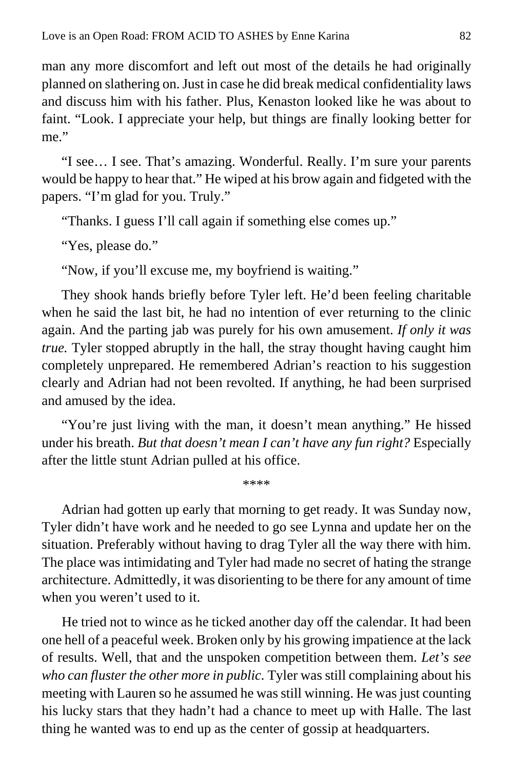man any more discomfort and left out most of the details he had originally planned on slathering on. Just in case he did break medical confidentiality laws and discuss him with his father. Plus, Kenaston looked like he was about to faint. "Look. I appreciate your help, but things are finally looking better for me."

"I see… I see. That's amazing. Wonderful. Really. I'm sure your parents would be happy to hear that." He wiped at his brow again and fidgeted with the papers. "I'm glad for you. Truly."

"Thanks. I guess I'll call again if something else comes up."

"Yes, please do."

"Now, if you'll excuse me, my boyfriend is waiting."

They shook hands briefly before Tyler left. He'd been feeling charitable when he said the last bit, he had no intention of ever returning to the clinic again. And the parting jab was purely for his own amusement. *If only it was true.* Tyler stopped abruptly in the hall, the stray thought having caught him completely unprepared. He remembered Adrian's reaction to his suggestion clearly and Adrian had not been revolted. If anything, he had been surprised and amused by the idea.

"You're just living with the man, it doesn't mean anything." He hissed under his breath. *But that doesn't mean I can't have any fun right?* Especially after the little stunt Adrian pulled at his office.

****

Adrian had gotten up early that morning to get ready. It was Sunday now, Tyler didn't have work and he needed to go see Lynna and update her on the situation. Preferably without having to drag Tyler all the way there with him. The place was intimidating and Tyler had made no secret of hating the strange architecture. Admittedly, it was disorienting to be there for any amount of time when you weren't used to it.

He tried not to wince as he ticked another day off the calendar. It had been one hell of a peaceful week. Broken only by his growing impatience at the lack of results. Well, that and the unspoken competition between them. *Let's see who can fluster the other more in public.* Tyler was still complaining about his meeting with Lauren so he assumed he was still winning. He was just counting his lucky stars that they hadn't had a chance to meet up with Halle. The last thing he wanted was to end up as the center of gossip at headquarters.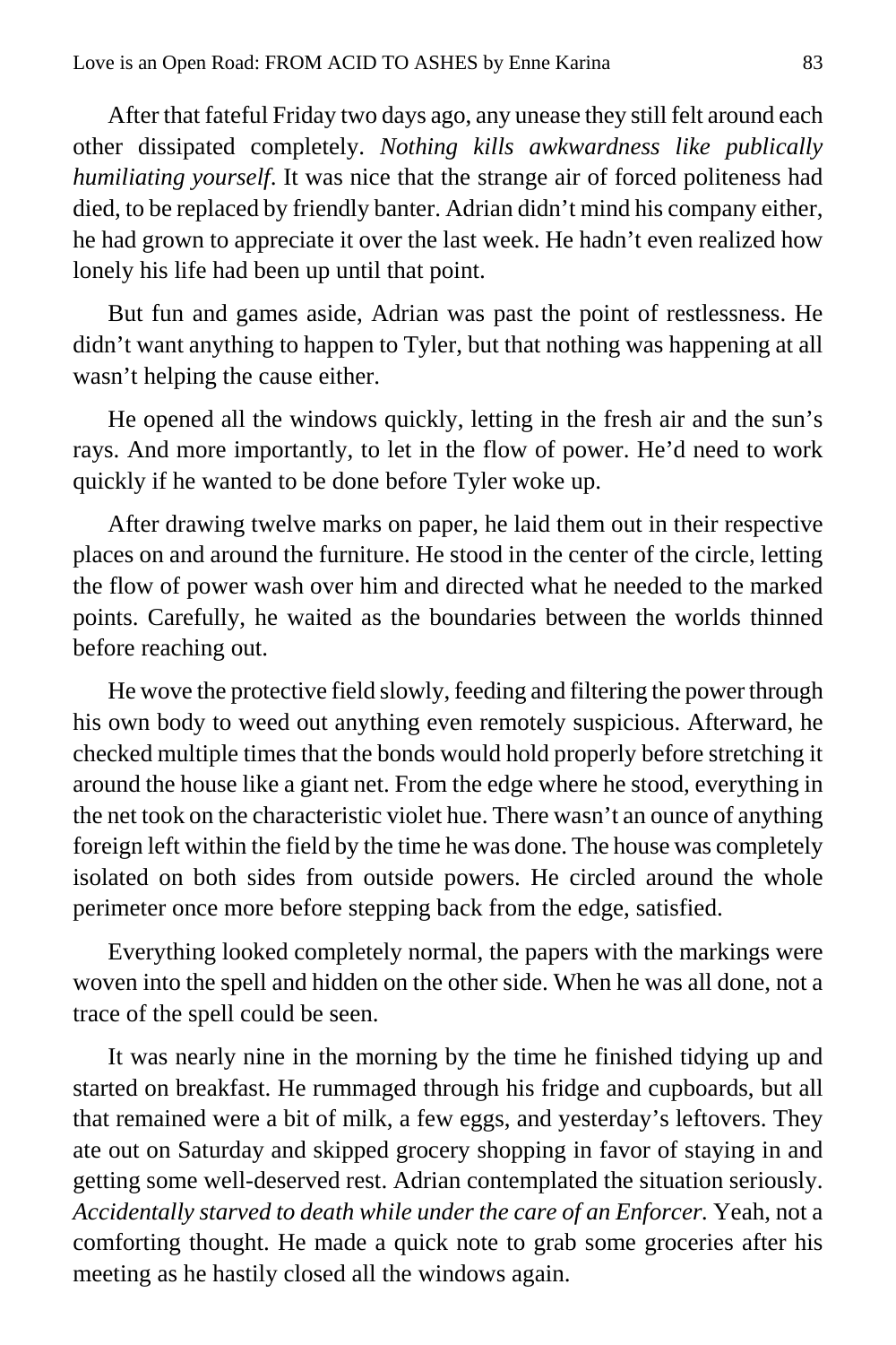After that fateful Friday two days ago, any unease they still felt around each other dissipated completely. *Nothing kills awkwardness like publically humiliating yourself*. It was nice that the strange air of forced politeness had died, to be replaced by friendly banter. Adrian didn't mind his company either, he had grown to appreciate it over the last week. He hadn't even realized how lonely his life had been up until that point.

But fun and games aside, Adrian was past the point of restlessness. He didn't want anything to happen to Tyler, but that nothing was happening at all wasn't helping the cause either.

He opened all the windows quickly, letting in the fresh air and the sun's rays. And more importantly, to let in the flow of power. He'd need to work quickly if he wanted to be done before Tyler woke up.

After drawing twelve marks on paper, he laid them out in their respective places on and around the furniture. He stood in the center of the circle, letting the flow of power wash over him and directed what he needed to the marked points. Carefully, he waited as the boundaries between the worlds thinned before reaching out.

He wove the protective field slowly, feeding and filtering the power through his own body to weed out anything even remotely suspicious. Afterward, he checked multiple times that the bonds would hold properly before stretching it around the house like a giant net. From the edge where he stood, everything in the net took on the characteristic violet hue. There wasn't an ounce of anything foreign left within the field by the time he was done. The house was completely isolated on both sides from outside powers. He circled around the whole perimeter once more before stepping back from the edge, satisfied.

Everything looked completely normal, the papers with the markings were woven into the spell and hidden on the other side. When he was all done, not a trace of the spell could be seen.

It was nearly nine in the morning by the time he finished tidying up and started on breakfast. He rummaged through his fridge and cupboards, but all that remained were a bit of milk, a few eggs, and yesterday's leftovers. They ate out on Saturday and skipped grocery shopping in favor of staying in and getting some well-deserved rest. Adrian contemplated the situation seriously. *Accidentally starved to death while under the care of an Enforcer.* Yeah, not a comforting thought. He made a quick note to grab some groceries after his meeting as he hastily closed all the windows again.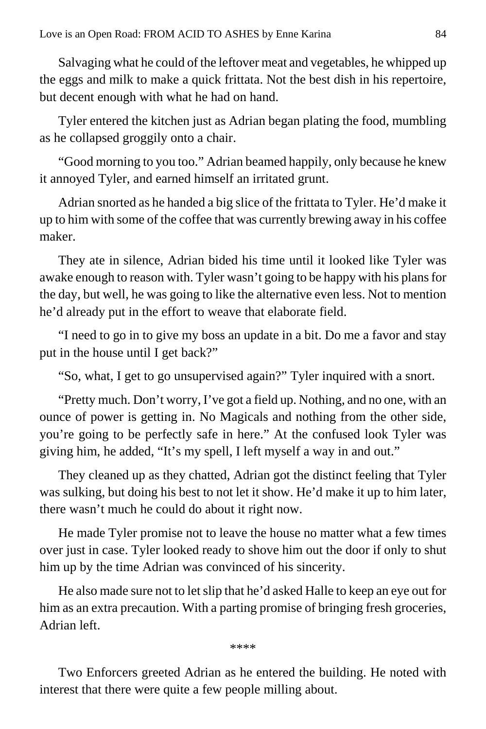Salvaging what he could of the leftover meat and vegetables, he whipped up the eggs and milk to make a quick frittata. Not the best dish in his repertoire, but decent enough with what he had on hand.

Tyler entered the kitchen just as Adrian began plating the food, mumbling as he collapsed groggily onto a chair.

“Good morning to you too.” Adrian beamed happily, only because he knew it annoyed Tyler, and earned himself an irritated grunt.

Adrian snorted as he handed a big slice of the frittata to Tyler. He’d make it up to him with some of the coffee that was currently brewing away in his coffee maker.

They ate in silence, Adrian bided his time until it looked like Tyler was awake enough to reason with. Tyler wasn’t going to be happy with his plans for the day, but well, he was going to like the alternative even less. Not to mention he’d already put in the effort to weave that elaborate field.

“I need to go in to give my boss an update in a bit. Do me a favor and stay put in the house until I get back?”

“So, what, I get to go unsupervised again?” Tyler inquired with a snort.

“Pretty much. Don’t worry, I’ve got a field up. Nothing, and no one, with an ounce of power is getting in. No Magicals and nothing from the other side, you’re going to be perfectly safe in here.” At the confused look Tyler was giving him, he added, “It’s my spell, I left myself a way in and out.”

They cleaned up as they chatted, Adrian got the distinct feeling that Tyler was sulking, but doing his best to not let it show. He’d make it up to him later, there wasn’t much he could do about it right now.

He made Tyler promise not to leave the house no matter what a few times over just in case. Tyler looked ready to shove him out the door if only to shut him up by the time Adrian was convinced of his sincerity.

He also made sure not to let slip that he’d asked Halle to keep an eye out for him as an extra precaution. With a parting promise of bringing fresh groceries, Adrian left.

\*\*\*\*

Two Enforcers greeted Adrian as he entered the building. He noted with interest that there were quite a few people milling about.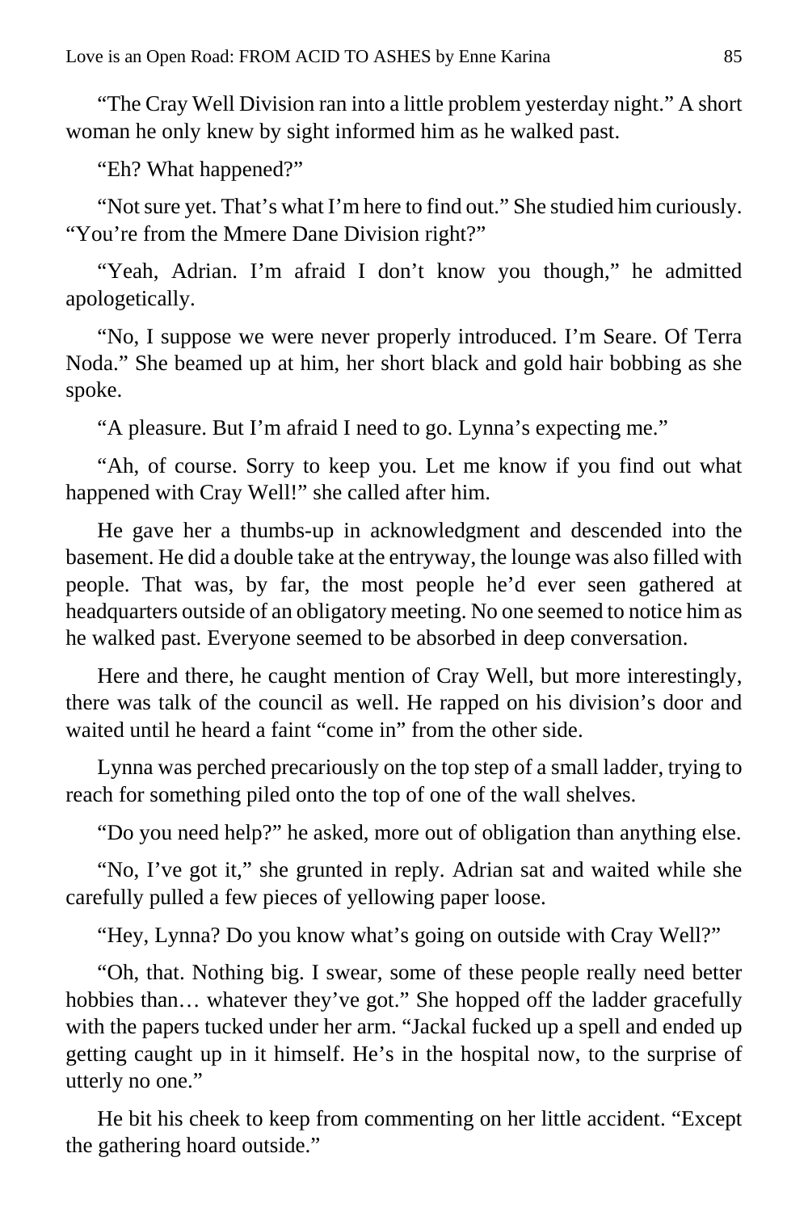"The Cray Well Division ran into a little problem yesterday night." A short woman he only knew by sight informed him as he walked past.

"Eh? What happened?"

"Not sure yet. That's what I'm here to find out." She studied him curiously. "You're from the Mmere Dane Division right?"

"Yeah, Adrian. I'm afraid I don't know you though," he admitted apologetically.

"No, I suppose we were never properly introduced. I'm Seare. Of Terra Noda." She beamed up at him, her short black and gold hair bobbing as she spoke.

"A pleasure. But I'm afraid I need to go. Lynna's expecting me."

"Ah, of course. Sorry to keep you. Let me know if you find out what happened with Cray Well!" she called after him.

He gave her a thumbs-up in acknowledgment and descended into the basement. He did a double take at the entryway, the lounge was also filled with people. That was, by far, the most people he'd ever seen gathered at headquarters outside of an obligatory meeting. No one seemed to notice him as he walked past. Everyone seemed to be absorbed in deep conversation.

Here and there, he caught mention of Cray Well, but more interestingly, there was talk of the council as well. He rapped on his division's door and waited until he heard a faint "come in" from the other side.

Lynna was perched precariously on the top step of a small ladder, trying to reach for something piled onto the top of one of the wall shelves.

"Do you need help?" he asked, more out of obligation than anything else.

"No, I've got it," she grunted in reply. Adrian sat and waited while she carefully pulled a few pieces of yellowing paper loose.

"Hey, Lynna? Do you know what's going on outside with Cray Well?"

"Oh, that. Nothing big. I swear, some of these people really need better hobbies than… whatever they've got." She hopped off the ladder gracefully with the papers tucked under her arm. "Jackal fucked up a spell and ended up getting caught up in it himself. He's in the hospital now, to the surprise of utterly no one."

He bit his cheek to keep from commenting on her little accident. "Except the gathering hoard outside."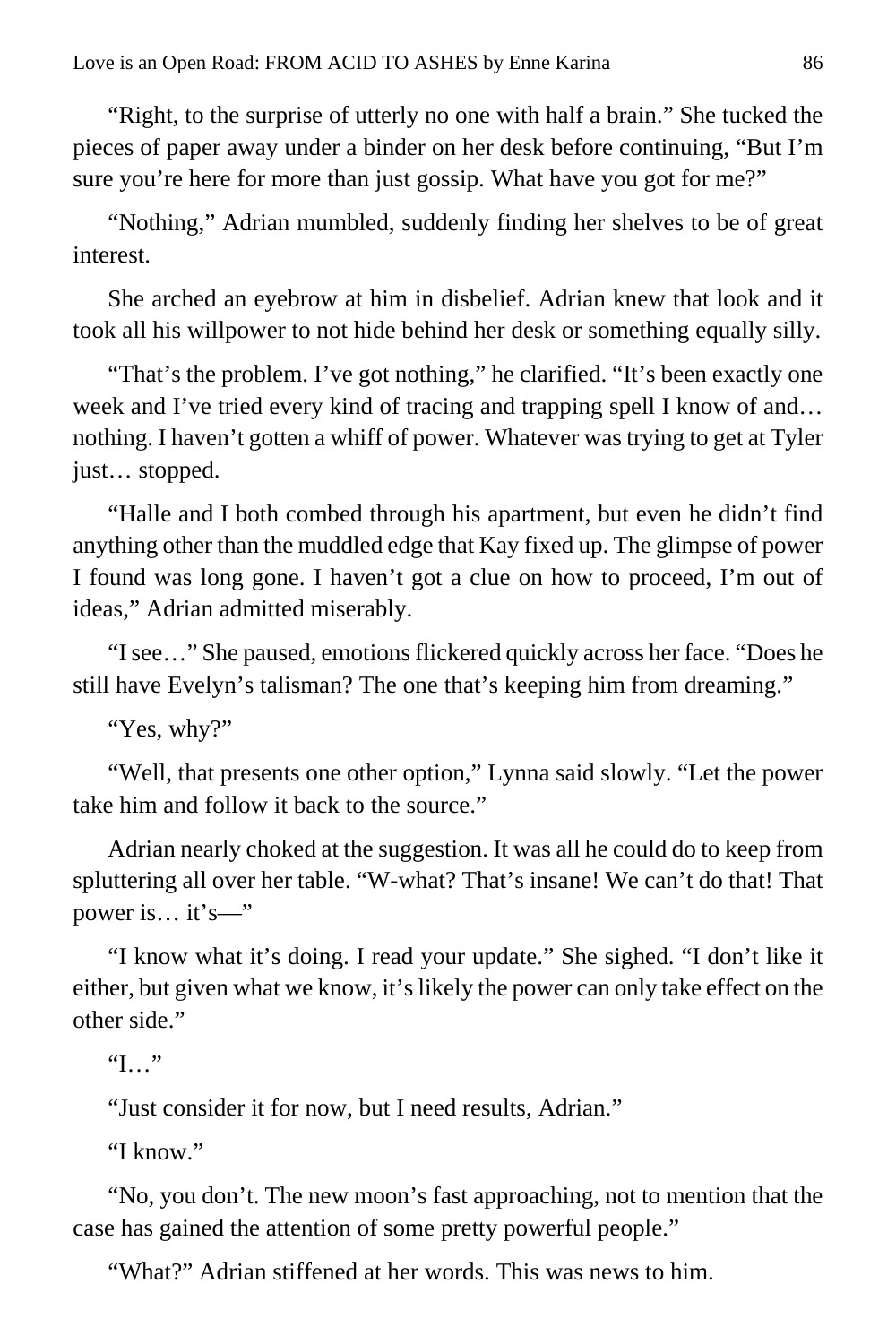"Right, to the surprise of utterly no one with half a brain." She tucked the pieces of paper away under a binder on her desk before continuing, "But I'm sure you're here for more than just gossip. What have you got for me?"

"Nothing," Adrian mumbled, suddenly finding her shelves to be of great interest.

She arched an eyebrow at him in disbelief. Adrian knew that look and it took all his willpower to not hide behind her desk or something equally silly.

"That's the problem. I've got nothing," he clarified. "It's been exactly one week and I've tried every kind of tracing and trapping spell I know of and… nothing. I haven't gotten a whiff of power. Whatever was trying to get at Tyler just… stopped.

"Halle and I both combed through his apartment, but even he didn't find anything other than the muddled edge that Kay fixed up. The glimpse of power I found was long gone. I haven't got a clue on how to proceed, I'm out of ideas," Adrian admitted miserably.

"I see…" She paused, emotions flickered quickly across her face. "Does he still have Evelyn's talisman? The one that's keeping him from dreaming."

"Yes, why?"

"Well, that presents one other option," Lynna said slowly. "Let the power take him and follow it back to the source."

Adrian nearly choked at the suggestion. It was all he could do to keep from spluttering all over her table. "W-what? That's insane! We can't do that! That power is… it's—"

"I know what it's doing. I read your update." She sighed. "I don't like it either, but given what we know, it's likely the power can only take effect on the other side."

"I…"

"Just consider it for now, but I need results, Adrian."

"I know."

"No, you don't. The new moon's fast approaching, not to mention that the case has gained the attention of some pretty powerful people."

"What?" Adrian stiffened at her words. This was news to him.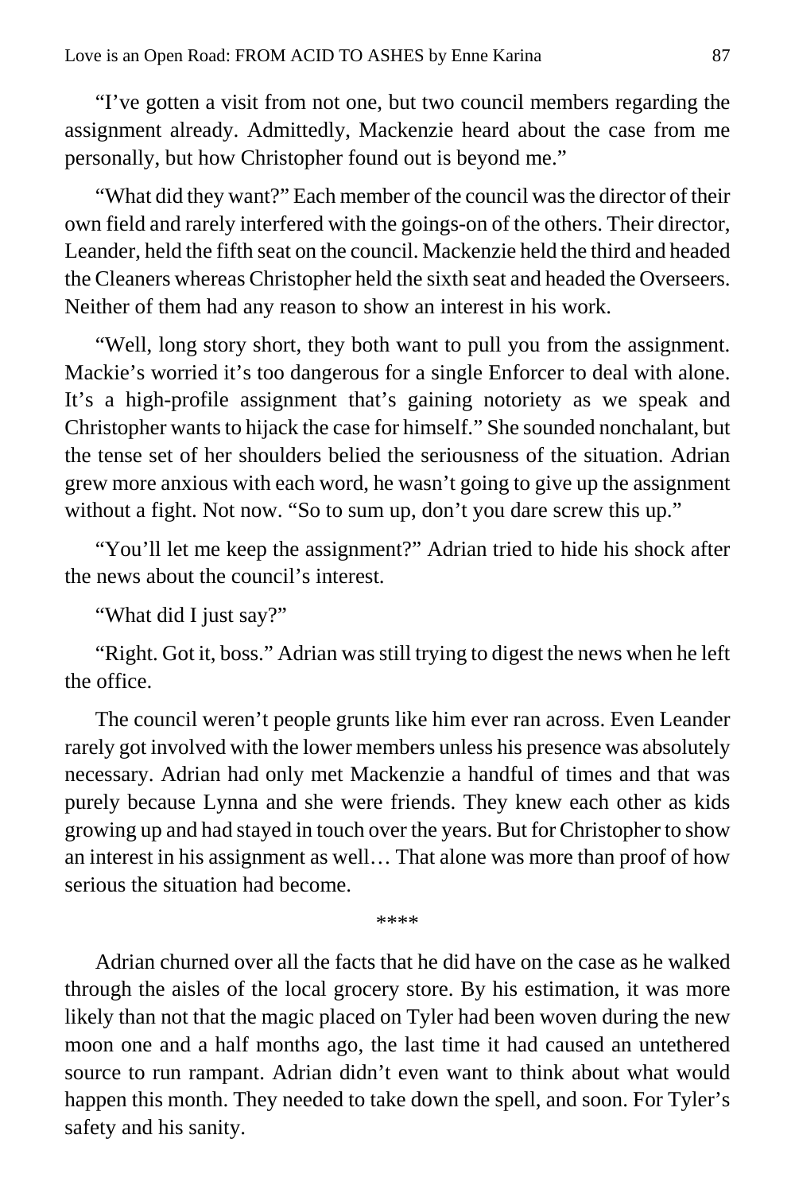"I've gotten a visit from not one, but two council members regarding the assignment already. Admittedly, Mackenzie heard about the case from me personally, but how Christopher found out is beyond me."

"What did they want?" Each member of the council was the director of their own field and rarely interfered with the goings-on of the others. Their director, Leander, held the fifth seat on the council. Mackenzie held the third and headed the Cleaners whereas Christopher held the sixth seat and headed the Overseers. Neither of them had any reason to show an interest in his work.

"Well, long story short, they both want to pull you from the assignment. Mackie's worried it's too dangerous for a single Enforcer to deal with alone. It's a high-profile assignment that's gaining notoriety as we speak and Christopher wants to hijack the case for himself." She sounded nonchalant, but the tense set of her shoulders belied the seriousness of the situation. Adrian grew more anxious with each word, he wasn't going to give up the assignment without a fight. Not now. "So to sum up, don't you dare screw this up."

"You'll let me keep the assignment?" Adrian tried to hide his shock after the news about the council's interest.

"What did I just say?"

"Right. Got it, boss." Adrian was still trying to digest the news when he left the office.

The council weren't people grunts like him ever ran across. Even Leander rarely got involved with the lower members unless his presence was absolutely necessary. Adrian had only met Mackenzie a handful of times and that was purely because Lynna and she were friends. They knew each other as kids growing up and had stayed in touch over the years. But for Christopher to show an interest in his assignment as well… That alone was more than proof of how serious the situation had become.

****

Adrian churned over all the facts that he did have on the case as he walked through the aisles of the local grocery store. By his estimation, it was more likely than not that the magic placed on Tyler had been woven during the new moon one and a half months ago, the last time it had caused an untethered source to run rampant. Adrian didn't even want to think about what would happen this month. They needed to take down the spell, and soon. For Tyler's safety and his sanity.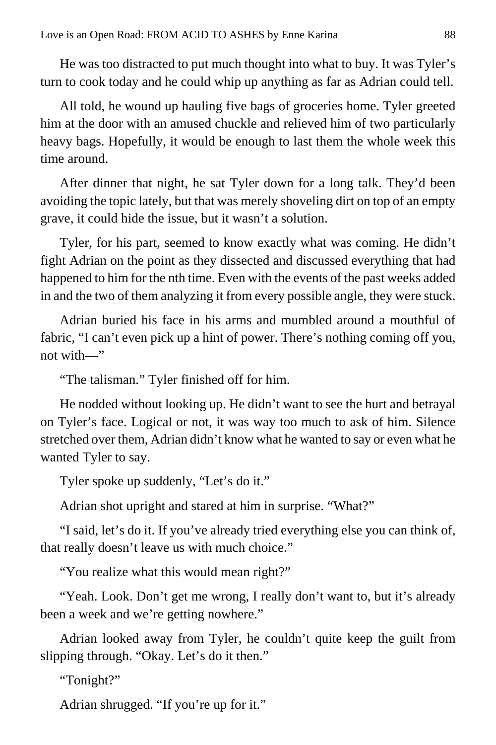He was too distracted to put much thought into what to buy. It was Tyler's turn to cook today and he could whip up anything as far as Adrian could tell.

All told, he wound up hauling five bags of groceries home. Tyler greeted him at the door with an amused chuckle and relieved him of two particularly heavy bags. Hopefully, it would be enough to last them the whole week this time around.

After dinner that night, he sat Tyler down for a long talk. They'd been avoiding the topic lately, but that was merely shoveling dirt on top of an empty grave, it could hide the issue, but it wasn't a solution.

Tyler, for his part, seemed to know exactly what was coming. He didn't fight Adrian on the point as they dissected and discussed everything that had happened to him for the nth time. Even with the events of the past weeks added in and the two of them analyzing it from every possible angle, they were stuck.

Adrian buried his face in his arms and mumbled around a mouthful of fabric, "I can't even pick up a hint of power. There's nothing coming off you, not with—"

"The talisman." Tyler finished off for him.

He nodded without looking up. He didn't want to see the hurt and betrayal on Tyler's face. Logical or not, it was way too much to ask of him. Silence stretched over them, Adrian didn't know what he wanted to say or even what he wanted Tyler to say.

Tyler spoke up suddenly, "Let's do it."

Adrian shot upright and stared at him in surprise. "What?"

"I said, let's do it. If you've already tried everything else you can think of, that really doesn't leave us with much choice."

"You realize what this would mean right?"

"Yeah. Look. Don't get me wrong, I really don't want to, but it's already been a week and we're getting nowhere."

Adrian looked away from Tyler, he couldn't quite keep the guilt from slipping through. "Okay. Let's do it then."

"Tonight?"

Adrian shrugged. "If you're up for it."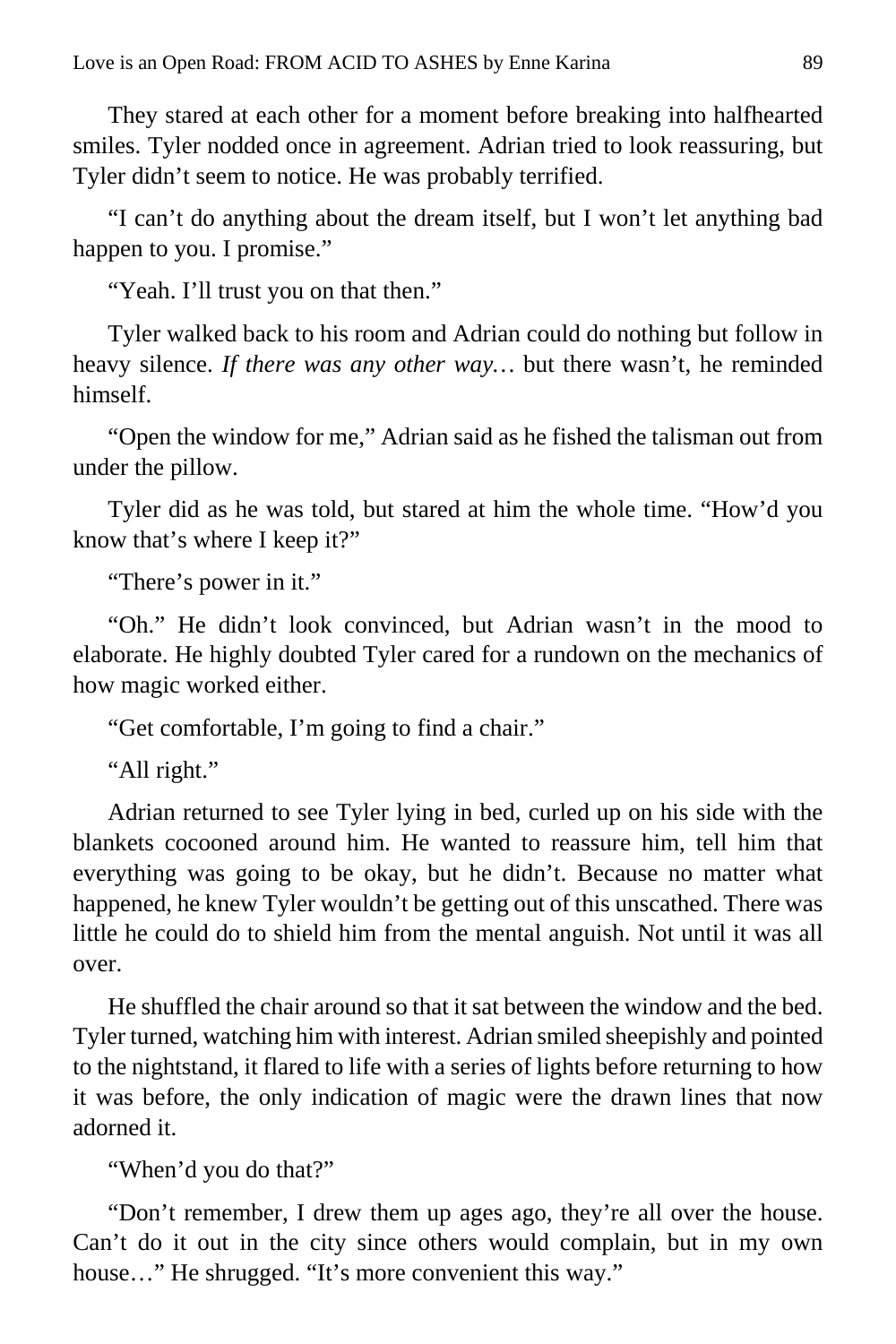They stared at each other for a moment before breaking into halfhearted smiles. Tyler nodded once in agreement. Adrian tried to look reassuring, but Tyler didn't seem to notice. He was probably terrified.

"I can't do anything about the dream itself, but I won't let anything bad happen to you. I promise."

"Yeah. I'll trust you on that then."

Tyler walked back to his room and Adrian could do nothing but follow in heavy silence. *If there was any other way…* but there wasn't, he reminded himself.

"Open the window for me," Adrian said as he fished the talisman out from under the pillow.

Tyler did as he was told, but stared at him the whole time. "How'd you know that's where I keep it?"

"There's power in it."

"Oh." He didn't look convinced, but Adrian wasn't in the mood to elaborate. He highly doubted Tyler cared for a rundown on the mechanics of how magic worked either.

"Get comfortable, I'm going to find a chair."

"All right."

Adrian returned to see Tyler lying in bed, curled up on his side with the blankets cocooned around him. He wanted to reassure him, tell him that everything was going to be okay, but he didn't. Because no matter what happened, he knew Tyler wouldn't be getting out of this unscathed. There was little he could do to shield him from the mental anguish. Not until it was all over.

He shuffled the chair around so that it sat between the window and the bed. Tyler turned, watching him with interest. Adrian smiled sheepishly and pointed to the nightstand, it flared to life with a series of lights before returning to how it was before, the only indication of magic were the drawn lines that now adorned it.

"When'd you do that?"

"Don't remember, I drew them up ages ago, they're all over the house. Can't do it out in the city since others would complain, but in my own house…" He shrugged. "It's more convenient this way."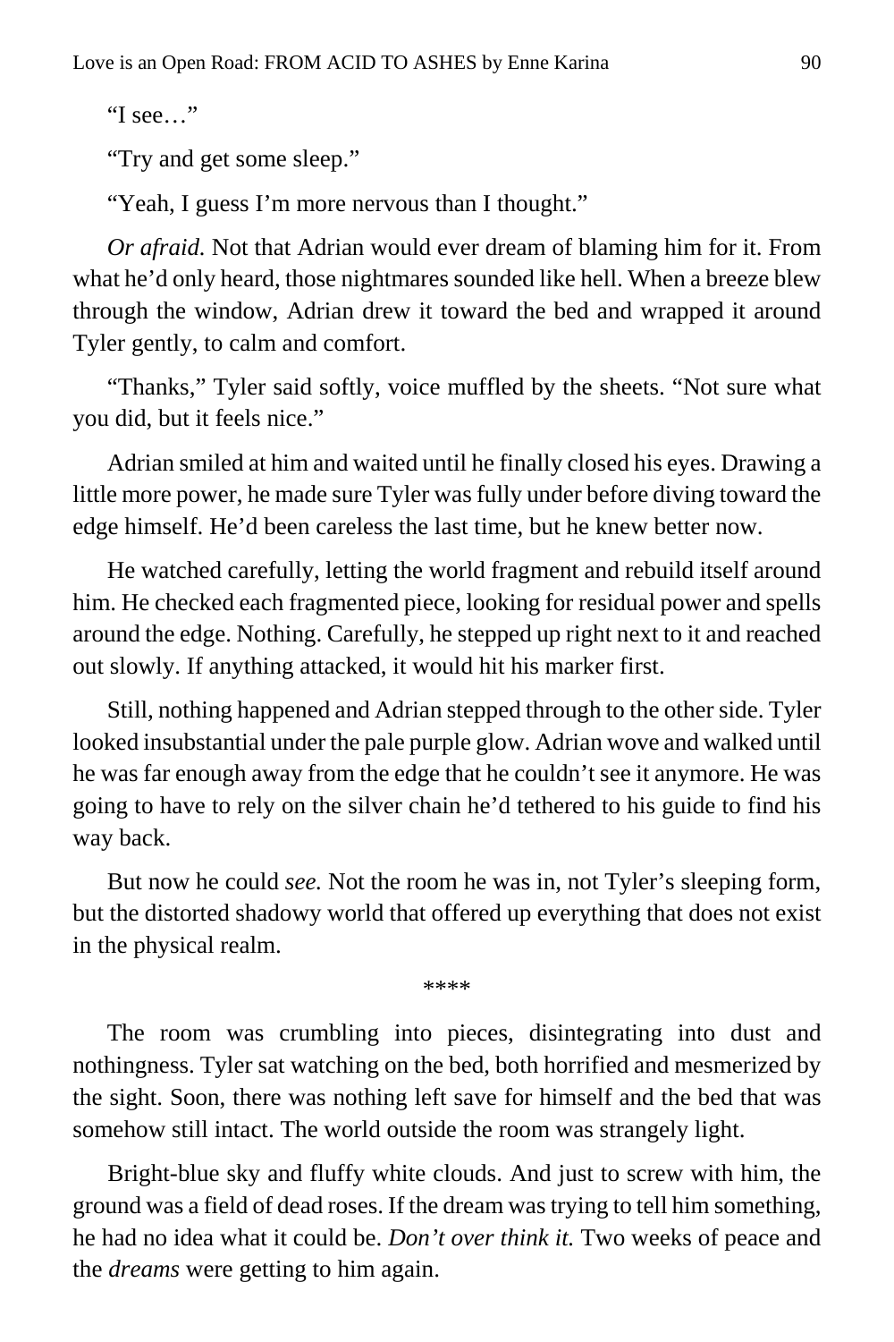"I see…"

"Try and get some sleep."

"Yeah, I guess I'm more nervous than I thought."

*Or afraid.* Not that Adrian would ever dream of blaming him for it. From what he'd only heard, those nightmares sounded like hell. When a breeze blew through the window, Adrian drew it toward the bed and wrapped it around Tyler gently, to calm and comfort.

"Thanks," Tyler said softly, voice muffled by the sheets. "Not sure what you did, but it feels nice."

Adrian smiled at him and waited until he finally closed his eyes. Drawing a little more power, he made sure Tyler was fully under before diving toward the edge himself. He'd been careless the last time, but he knew better now.

He watched carefully, letting the world fragment and rebuild itself around him. He checked each fragmented piece, looking for residual power and spells around the edge. Nothing. Carefully, he stepped up right next to it and reached out slowly. If anything attacked, it would hit his marker first.

Still, nothing happened and Adrian stepped through to the other side. Tyler looked insubstantial under the pale purple glow. Adrian wove and walked until he was far enough away from the edge that he couldn't see it anymore. He was going to have to rely on the silver chain he'd tethered to his guide to find his way back.

But now he could *see.* Not the room he was in, not Tyler's sleeping form, but the distorted shadowy world that offered up everything that does not exist in the physical realm.

****

The room was crumbling into pieces, disintegrating into dust and nothingness. Tyler sat watching on the bed, both horrified and mesmerized by the sight. Soon, there was nothing left save for himself and the bed that was somehow still intact. The world outside the room was strangely light.

Bright-blue sky and fluffy white clouds. And just to screw with him, the ground was a field of dead roses. If the dream was trying to tell him something, he had no idea what it could be. *Don't over think it.* Two weeks of peace and the *dreams* were getting to him again.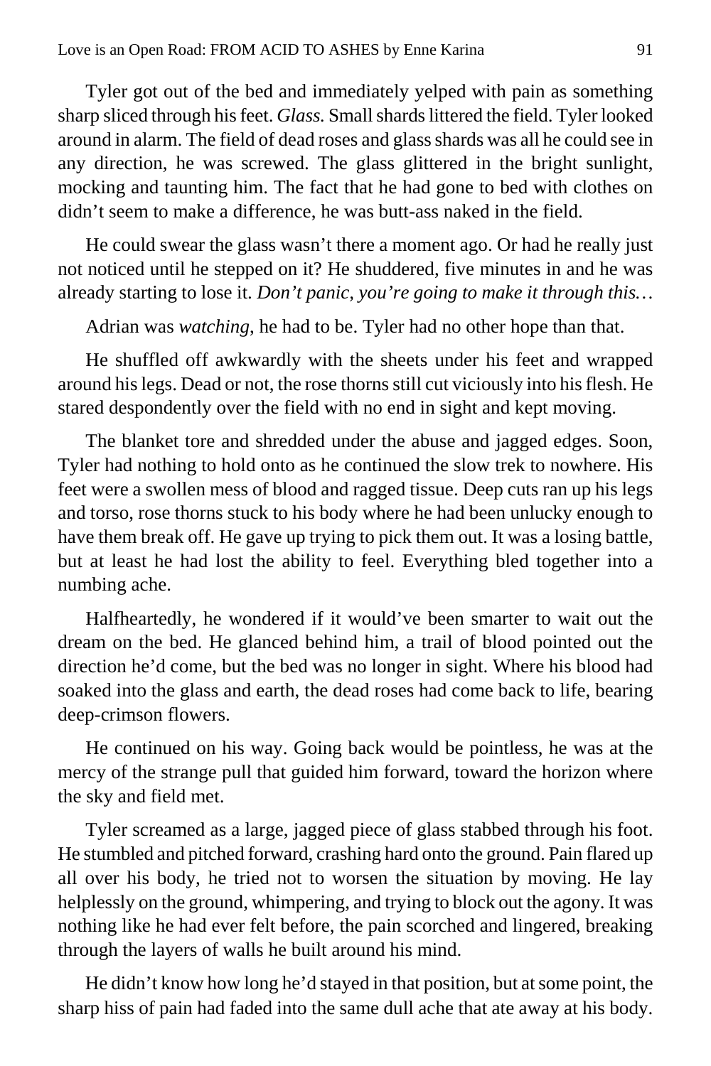Tyler got out of the bed and immediately yelped with pain as something sharp sliced through his feet. *Glass.* Small shards littered the field. Tyler looked around in alarm. The field of dead roses and glass shards was all he could see in any direction, he was screwed. The glass glittered in the bright sunlight, mocking and taunting him. The fact that he had gone to bed with clothes on didn't seem to make a difference, he was butt-ass naked in the field.

He could swear the glass wasn't there a moment ago. Or had he really just not noticed until he stepped on it? He shuddered, five minutes in and he was already starting to lose it. *Don't panic, you're going to make it through this…*

Adrian was *watching*, he had to be. Tyler had no other hope than that.

He shuffled off awkwardly with the sheets under his feet and wrapped around his legs. Dead or not, the rose thorns still cut viciously into his flesh. He stared despondently over the field with no end in sight and kept moving.

The blanket tore and shredded under the abuse and jagged edges. Soon, Tyler had nothing to hold onto as he continued the slow trek to nowhere. His feet were a swollen mess of blood and ragged tissue. Deep cuts ran up his legs and torso, rose thorns stuck to his body where he had been unlucky enough to have them break off. He gave up trying to pick them out. It was a losing battle, but at least he had lost the ability to feel. Everything bled together into a numbing ache.

Halfheartedly, he wondered if it would've been smarter to wait out the dream on the bed. He glanced behind him, a trail of blood pointed out the direction he'd come, but the bed was no longer in sight. Where his blood had soaked into the glass and earth, the dead roses had come back to life, bearing deep-crimson flowers.

He continued on his way. Going back would be pointless, he was at the mercy of the strange pull that guided him forward, toward the horizon where the sky and field met.

Tyler screamed as a large, jagged piece of glass stabbed through his foot. He stumbled and pitched forward, crashing hard onto the ground. Pain flared up all over his body, he tried not to worsen the situation by moving. He lay helplessly on the ground, whimpering, and trying to block out the agony. It was nothing like he had ever felt before, the pain scorched and lingered, breaking through the layers of walls he built around his mind.

He didn't know how long he'd stayed in that position, but at some point, the sharp hiss of pain had faded into the same dull ache that ate away at his body.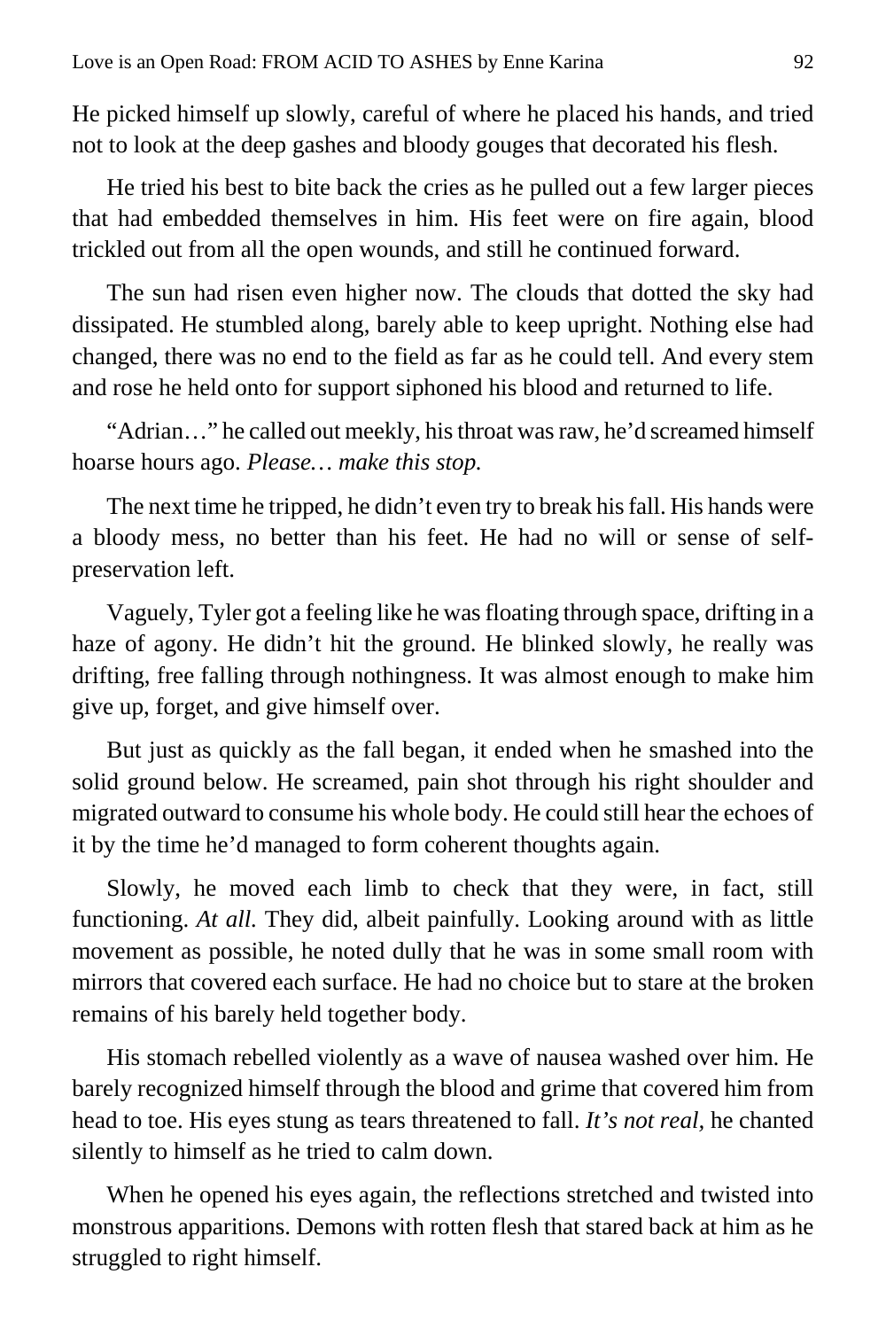He picked himself up slowly, careful of where he placed his hands, and tried not to look at the deep gashes and bloody gouges that decorated his flesh.

He tried his best to bite back the cries as he pulled out a few larger pieces that had embedded themselves in him. His feet were on fire again, blood trickled out from all the open wounds, and still he continued forward.

The sun had risen even higher now. The clouds that dotted the sky had dissipated. He stumbled along, barely able to keep upright. Nothing else had changed, there was no end to the field as far as he could tell. And every stem and rose he held onto for support siphoned his blood and returned to life.

"Adrian…" he called out meekly, his throat was raw, he'd screamed himself hoarse hours ago. *Please… make this stop.*

The next time he tripped, he didn't even try to break his fall. His hands were a bloody mess, no better than his feet. He had no will or sense of self-preservation left.

Vaguely, Tyler got a feeling like he was floating through space, drifting in a haze of agony. He didn't hit the ground. He blinked slowly, he really was drifting, free falling through nothingness. It was almost enough to make him give up, forget, and give himself over.

But just as quickly as the fall began, it ended when he smashed into the solid ground below. He screamed, pain shot through his right shoulder and migrated outward to consume his whole body. He could still hear the echoes of it by the time he'd managed to form coherent thoughts again.

Slowly, he moved each limb to check that they were, in fact, still functioning. *At all.* They did, albeit painfully. Looking around with as little movement as possible, he noted dully that he was in some small room with mirrors that covered each surface. He had no choice but to stare at the broken remains of his barely held together body.

His stomach rebelled violently as a wave of nausea washed over him. He barely recognized himself through the blood and grime that covered him from head to toe. His eyes stung as tears threatened to fall. *It's not real*, he chanted silently to himself as he tried to calm down.

When he opened his eyes again, the reflections stretched and twisted into monstrous apparitions. Demons with rotten flesh that stared back at him as he struggled to right himself.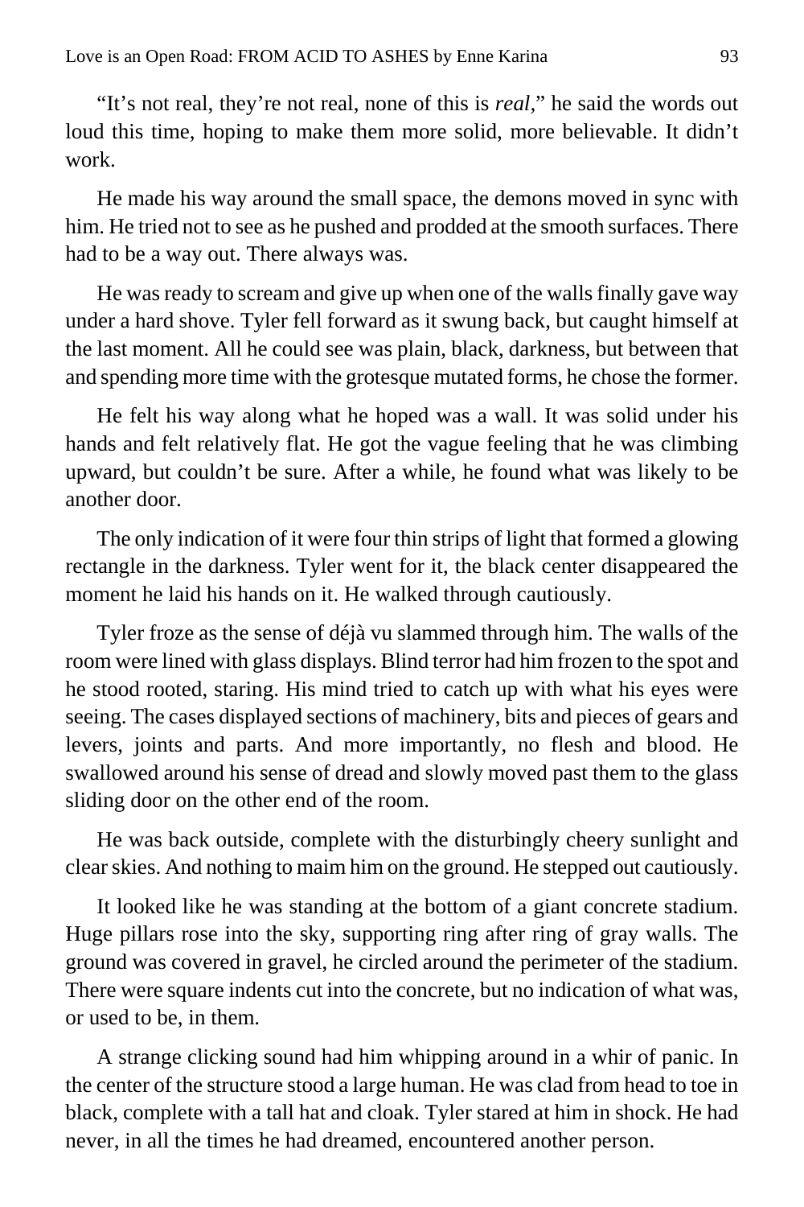"It's not real, they're not real, none of this is *real*," he said the words out loud this time, hoping to make them more solid, more believable. It didn't work.

He made his way around the small space, the demons moved in sync with him. He tried not to see as he pushed and prodded at the smooth surfaces. There had to be a way out. There always was.

He was ready to scream and give up when one of the walls finally gave way under a hard shove. Tyler fell forward as it swung back, but caught himself at the last moment. All he could see was plain, black, darkness, but between that and spending more time with the grotesque mutated forms, he chose the former.

He felt his way along what he hoped was a wall. It was solid under his hands and felt relatively flat. He got the vague feeling that he was climbing upward, but couldn't be sure. After a while, he found what was likely to be another door.

The only indication of it were four thin strips of light that formed a glowing rectangle in the darkness. Tyler went for it, the black center disappeared the moment he laid his hands on it. He walked through cautiously.

Tyler froze as the sense of déjà vu slammed through him. The walls of the room were lined with glass displays. Blind terror had him frozen to the spot and he stood rooted, staring. His mind tried to catch up with what his eyes were seeing. The cases displayed sections of machinery, bits and pieces of gears and levers, joints and parts. And more importantly, no flesh and blood. He swallowed around his sense of dread and slowly moved past them to the glass sliding door on the other end of the room.

He was back outside, complete with the disturbingly cheery sunlight and clear skies. And nothing to maim him on the ground. He stepped out cautiously.

It looked like he was standing at the bottom of a giant concrete stadium. Huge pillars rose into the sky, supporting ring after ring of gray walls. The ground was covered in gravel, he circled around the perimeter of the stadium. There were square indents cut into the concrete, but no indication of what was, or used to be, in them.

A strange clicking sound had him whipping around in a whir of panic. In the center of the structure stood a large human. He was clad from head to toe in black, complete with a tall hat and cloak. Tyler stared at him in shock. He had never, in all the times he had dreamed, encountered another person.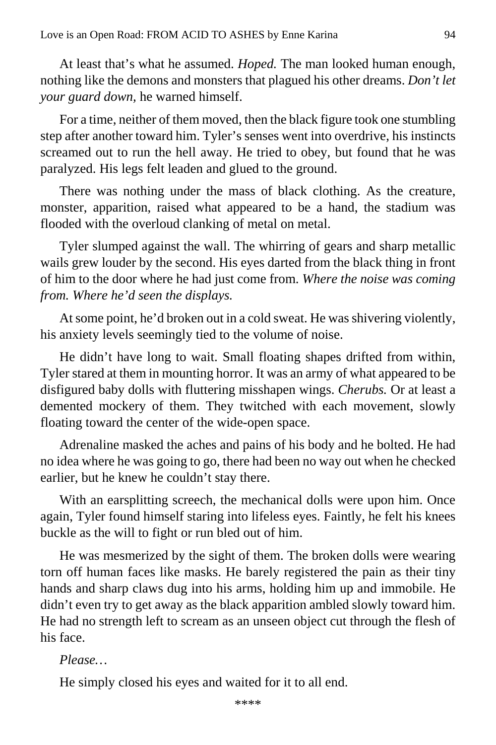At least that's what he assumed. *Hoped.* The man looked human enough, nothing like the demons and monsters that plagued his other dreams. *Don't let your guard down,* he warned himself.

For a time, neither of them moved, then the black figure took one stumbling step after another toward him. Tyler's senses went into overdrive, his instincts screamed out to run the hell away. He tried to obey, but found that he was paralyzed. His legs felt leaden and glued to the ground.

There was nothing under the mass of black clothing. As the creature, monster, apparition, raised what appeared to be a hand, the stadium was flooded with the overloud clanking of metal on metal.

Tyler slumped against the wall. The whirring of gears and sharp metallic wails grew louder by the second. His eyes darted from the black thing in front of him to the door where he had just come from. *Where the noise was coming from. Where he'd seen the displays.*

At some point, he'd broken out in a cold sweat. He was shivering violently, his anxiety levels seemingly tied to the volume of noise.

He didn't have long to wait. Small floating shapes drifted from within, Tyler stared at them in mounting horror. It was an army of what appeared to be disfigured baby dolls with fluttering misshapen wings. *Cherubs.* Or at least a demented mockery of them. They twitched with each movement, slowly floating toward the center of the wide-open space.

Adrenaline masked the aches and pains of his body and he bolted. He had no idea where he was going to go, there had been no way out when he checked earlier, but he knew he couldn't stay there.

With an earsplitting screech, the mechanical dolls were upon him. Once again, Tyler found himself staring into lifeless eyes. Faintly, he felt his knees buckle as the will to fight or run bled out of him.

He was mesmerized by the sight of them. The broken dolls were wearing torn off human faces like masks. He barely registered the pain as their tiny hands and sharp claws dug into his arms, holding him up and immobile. He didn't even try to get away as the black apparition ambled slowly toward him. He had no strength left to scream as an unseen object cut through the flesh of his face.

*Please…*

He simply closed his eyes and waited for it to all end.

\*\*\*\*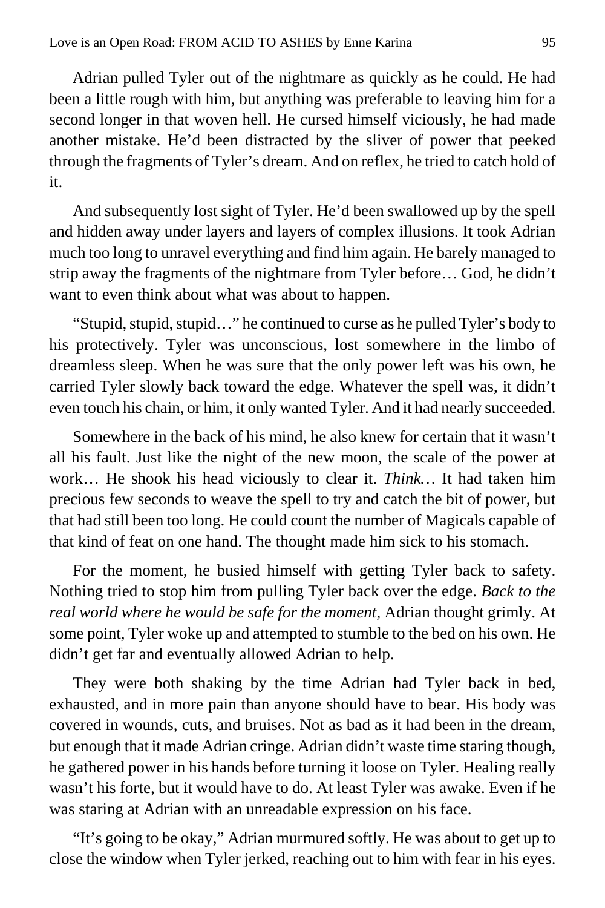Adrian pulled Tyler out of the nightmare as quickly as he could. He had been a little rough with him, but anything was preferable to leaving him for a second longer in that woven hell. He cursed himself viciously, he had made another mistake. He'd been distracted by the sliver of power that peeked through the fragments of Tyler's dream. And on reflex, he tried to catch hold of it.

And subsequently lost sight of Tyler. He'd been swallowed up by the spell and hidden away under layers and layers of complex illusions. It took Adrian much too long to unravel everything and find him again. He barely managed to strip away the fragments of the nightmare from Tyler before… God, he didn't want to even think about what was about to happen.

"Stupid, stupid, stupid…" he continued to curse as he pulled Tyler's body to his protectively. Tyler was unconscious, lost somewhere in the limbo of dreamless sleep. When he was sure that the only power left was his own, he carried Tyler slowly back toward the edge. Whatever the spell was, it didn't even touch his chain, or him, it only wanted Tyler. And it had nearly succeeded.

Somewhere in the back of his mind, he also knew for certain that it wasn't all his fault. Just like the night of the new moon, the scale of the power at work… He shook his head viciously to clear it. *Think…* It had taken him precious few seconds to weave the spell to try and catch the bit of power, but that had still been too long. He could count the number of Magicals capable of that kind of feat on one hand. The thought made him sick to his stomach.

For the moment, he busied himself with getting Tyler back to safety. Nothing tried to stop him from pulling Tyler back over the edge. *Back to the real world where he would be safe for the moment*, Adrian thought grimly. At some point, Tyler woke up and attempted to stumble to the bed on his own. He didn't get far and eventually allowed Adrian to help.

They were both shaking by the time Adrian had Tyler back in bed, exhausted, and in more pain than anyone should have to bear. His body was covered in wounds, cuts, and bruises. Not as bad as it had been in the dream, but enough that it made Adrian cringe. Adrian didn't waste time staring though, he gathered power in his hands before turning it loose on Tyler. Healing really wasn't his forte, but it would have to do. At least Tyler was awake. Even if he was staring at Adrian with an unreadable expression on his face.

"It's going to be okay," Adrian murmured softly. He was about to get up to close the window when Tyler jerked, reaching out to him with fear in his eyes.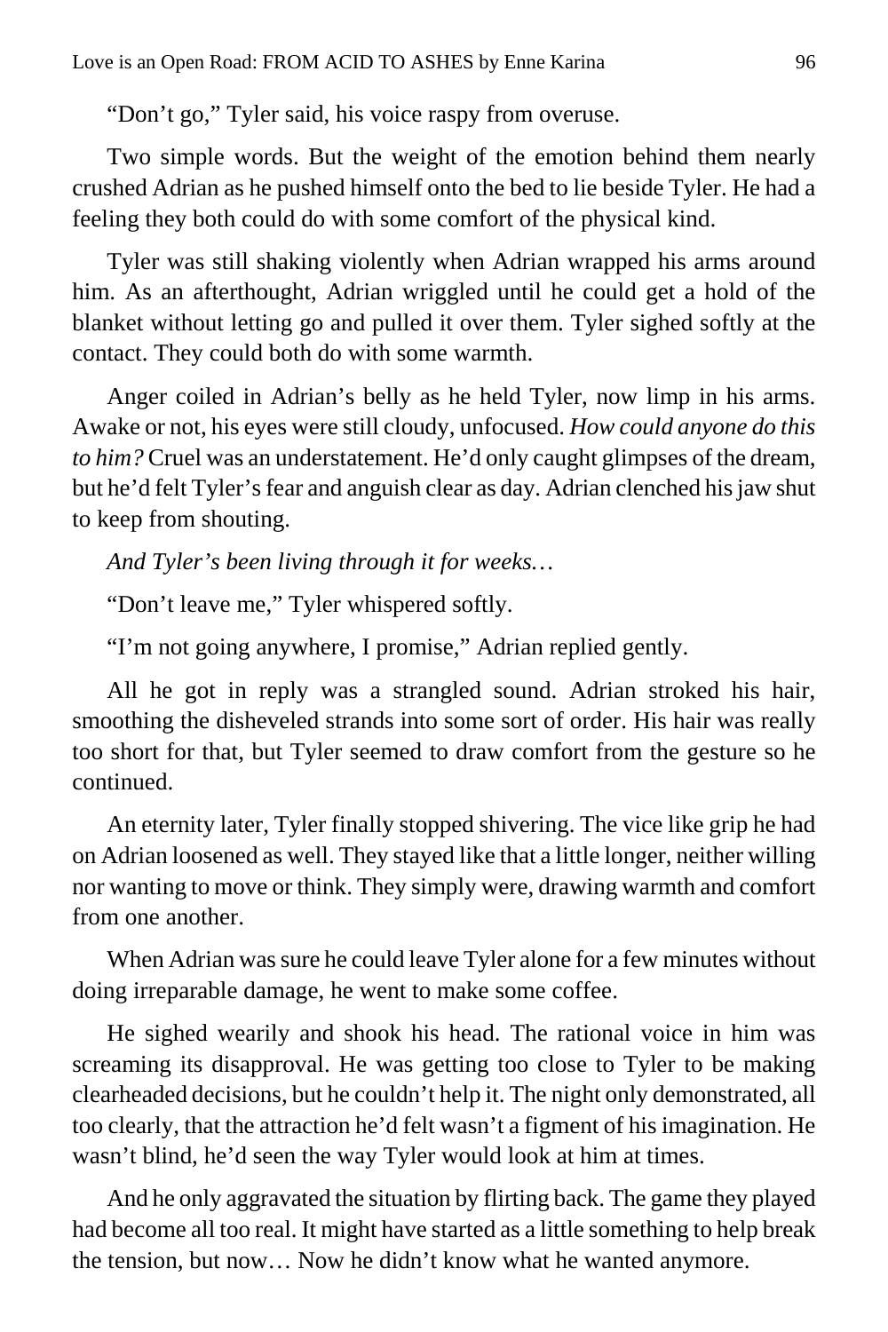"Don't go," Tyler said, his voice raspy from overuse.

Two simple words. But the weight of the emotion behind them nearly crushed Adrian as he pushed himself onto the bed to lie beside Tyler. He had a feeling they both could do with some comfort of the physical kind.

Tyler was still shaking violently when Adrian wrapped his arms around him. As an afterthought, Adrian wriggled until he could get a hold of the blanket without letting go and pulled it over them. Tyler sighed softly at the contact. They could both do with some warmth.

Anger coiled in Adrian's belly as he held Tyler, now limp in his arms. Awake or not, his eyes were still cloudy, unfocused. *How could anyone do this to him?* Cruel was an understatement. He'd only caught glimpses of the dream, but he'd felt Tyler's fear and anguish clear as day. Adrian clenched his jaw shut to keep from shouting.

*And Tyler's been living through it for weeks…*

"Don't leave me," Tyler whispered softly.

"I'm not going anywhere, I promise," Adrian replied gently.

All he got in reply was a strangled sound. Adrian stroked his hair, smoothing the disheveled strands into some sort of order. His hair was really too short for that, but Tyler seemed to draw comfort from the gesture so he continued.

An eternity later, Tyler finally stopped shivering. The vice like grip he had on Adrian loosened as well. They stayed like that a little longer, neither willing nor wanting to move or think. They simply were, drawing warmth and comfort from one another.

When Adrian was sure he could leave Tyler alone for a few minutes without doing irreparable damage, he went to make some coffee.

He sighed wearily and shook his head. The rational voice in him was screaming its disapproval. He was getting too close to Tyler to be making clearheaded decisions, but he couldn't help it. The night only demonstrated, all too clearly, that the attraction he'd felt wasn't a figment of his imagination. He wasn't blind, he'd seen the way Tyler would look at him at times.

And he only aggravated the situation by flirting back. The game they played had become all too real. It might have started as a little something to help break the tension, but now… Now he didn't know what he wanted anymore.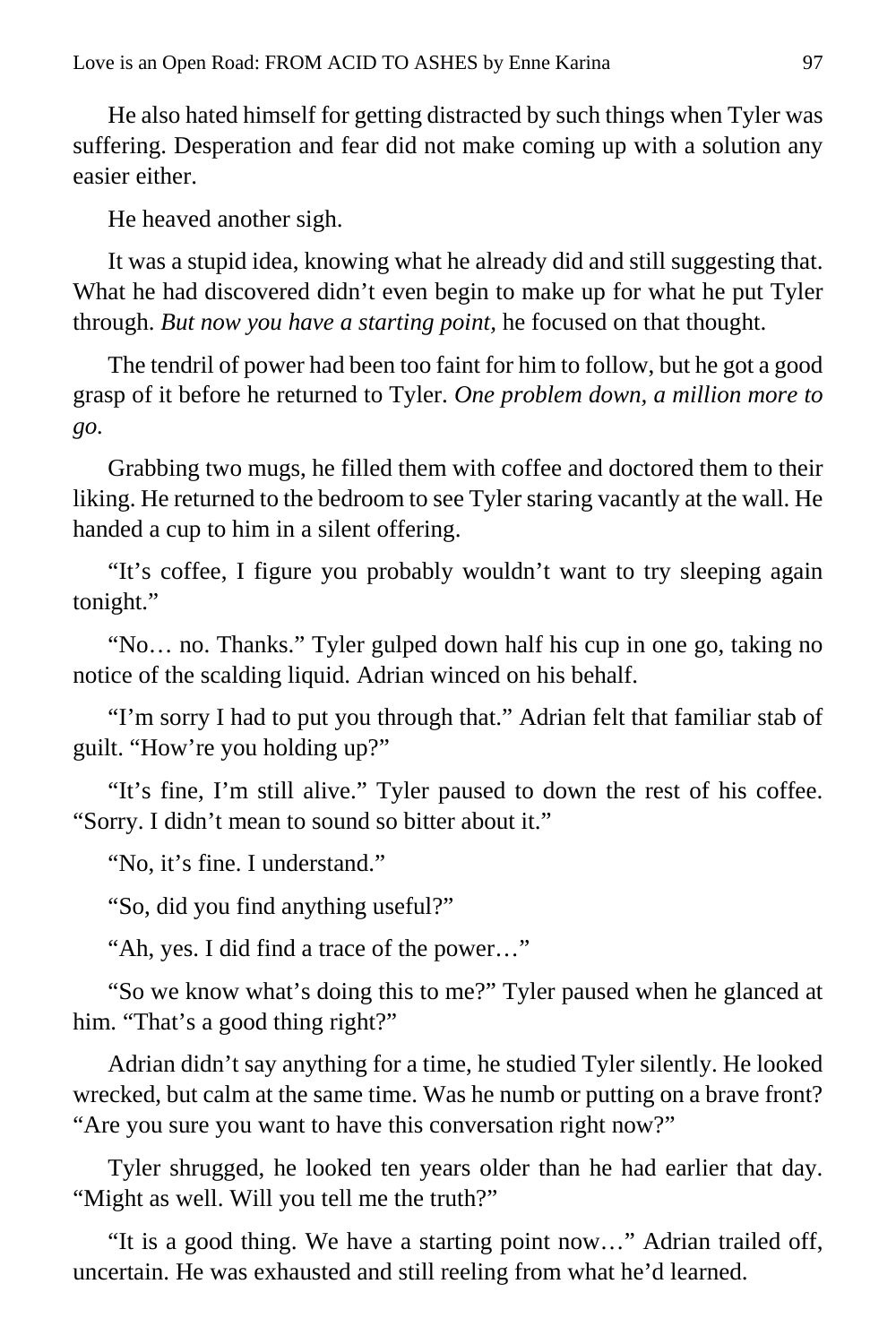He also hated himself for getting distracted by such things when Tyler was suffering. Desperation and fear did not make coming up with a solution any easier either.

He heaved another sigh.

It was a stupid idea, knowing what he already did and still suggesting that. What he had discovered didn't even begin to make up for what he put Tyler through. *But now you have a starting point,* he focused on that thought.

The tendril of power had been too faint for him to follow, but he got a good grasp of it before he returned to Tyler. *One problem down, a million more to go.*

Grabbing two mugs, he filled them with coffee and doctored them to their liking. He returned to the bedroom to see Tyler staring vacantly at the wall. He handed a cup to him in a silent offering.

"It's coffee, I figure you probably wouldn't want to try sleeping again tonight."

"No… no. Thanks." Tyler gulped down half his cup in one go, taking no notice of the scalding liquid. Adrian winced on his behalf.

"I'm sorry I had to put you through that." Adrian felt that familiar stab of guilt. "How're you holding up?"

"It's fine, I'm still alive." Tyler paused to down the rest of his coffee. "Sorry. I didn't mean to sound so bitter about it."

"No, it's fine. I understand."

"So, did you find anything useful?"

"Ah, yes. I did find a trace of the power…"

"So we know what's doing this to me?" Tyler paused when he glanced at him. "That's a good thing right?"

Adrian didn't say anything for a time, he studied Tyler silently. He looked wrecked, but calm at the same time. Was he numb or putting on a brave front? "Are you sure you want to have this conversation right now?"

Tyler shrugged, he looked ten years older than he had earlier that day. "Might as well. Will you tell me the truth?"

"It is a good thing. We have a starting point now…" Adrian trailed off, uncertain. He was exhausted and still reeling from what he'd learned.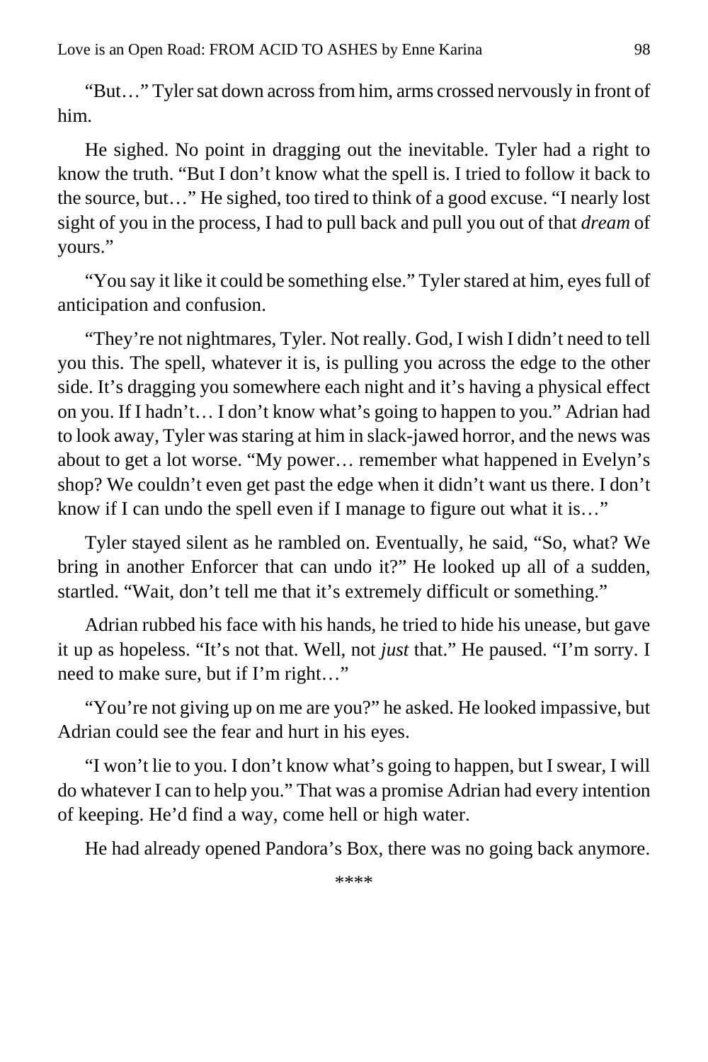"But…" Tyler sat down across from him, arms crossed nervously in front of him.

He sighed. No point in dragging out the inevitable. Tyler had a right to know the truth. "But I don't know what the spell is. I tried to follow it back to the source, but…" He sighed, too tired to think of a good excuse. "I nearly lost sight of you in the process, I had to pull back and pull you out of that *dream* of yours."

"You say it like it could be something else." Tyler stared at him, eyes full of anticipation and confusion.

"They're not nightmares, Tyler. Not really. God, I wish I didn't need to tell you this. The spell, whatever it is, is pulling you across the edge to the other side. It's dragging you somewhere each night and it's having a physical effect on you. If I hadn't… I don't know what's going to happen to you." Adrian had to look away, Tyler was staring at him in slack-jawed horror, and the news was about to get a lot worse. "My power… remember what happened in Evelyn's shop? We couldn't even get past the edge when it didn't want us there. I don't know if I can undo the spell even if I manage to figure out what it is…"

Tyler stayed silent as he rambled on. Eventually, he said, "So, what? We bring in another Enforcer that can undo it?" He looked up all of a sudden, startled. "Wait, don't tell me that it's extremely difficult or something."

Adrian rubbed his face with his hands, he tried to hide his unease, but gave it up as hopeless. "It's not that. Well, not *just* that." He paused. "I'm sorry. I need to make sure, but if I'm right…"

"You're not giving up on me are you?" he asked. He looked impassive, but Adrian could see the fear and hurt in his eyes.

"I won't lie to you. I don't know what's going to happen, but I swear, I will do whatever I can to help you." That was a promise Adrian had every intention of keeping. He'd find a way, come hell or high water.

He had already opened Pandora's Box, there was no going back anymore.

****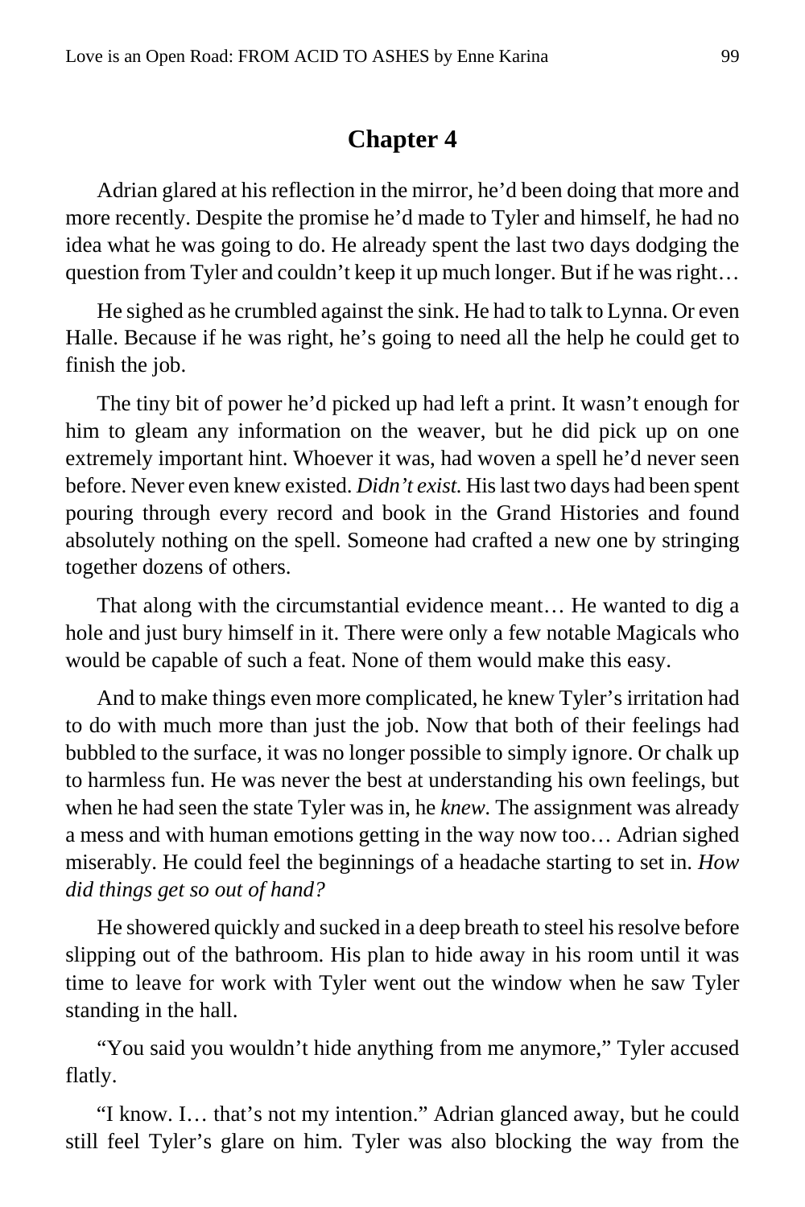## Chapter 4

Adrian glared at his reflection in the mirror, he'd been doing that more and more recently. Despite the promise he'd made to Tyler and himself, he had no idea what he was going to do. He already spent the last two days dodging the question from Tyler and couldn't keep it up much longer. But if he was right…

He sighed as he crumbled against the sink. He had to talk to Lynna. Or even Halle. Because if he was right, he's going to need all the help he could get to finish the job.

The tiny bit of power he'd picked up had left a print. It wasn't enough for him to gleam any information on the weaver, but he did pick up on one extremely important hint. Whoever it was, had woven a spell he'd never seen before. Never even knew existed. *Didn't exist.* His last two days had been spent pouring through every record and book in the Grand Histories and found absolutely nothing on the spell. Someone had crafted a new one by stringing together dozens of others.

That along with the circumstantial evidence meant… He wanted to dig a hole and just bury himself in it. There were only a few notable Magicals who would be capable of such a feat. None of them would make this easy.

And to make things even more complicated, he knew Tyler's irritation had to do with much more than just the job. Now that both of their feelings had bubbled to the surface, it was no longer possible to simply ignore. Or chalk up to harmless fun. He was never the best at understanding his own feelings, but when he had seen the state Tyler was in, he *knew.* The assignment was already a mess and with human emotions getting in the way now too… Adrian sighed miserably. He could feel the beginnings of a headache starting to set in. *How did things get so out of hand?*

He showered quickly and sucked in a deep breath to steel his resolve before slipping out of the bathroom. His plan to hide away in his room until it was time to leave for work with Tyler went out the window when he saw Tyler standing in the hall.

"You said you wouldn't hide anything from me anymore," Tyler accused flatly.

"I know. I… that's not my intention." Adrian glanced away, but he could still feel Tyler's glare on him. Tyler was also blocking the way from the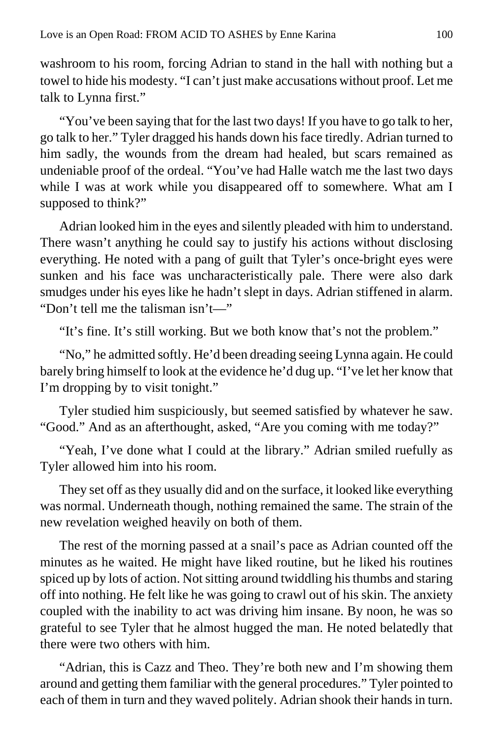washroom to his room, forcing Adrian to stand in the hall with nothing but a towel to hide his modesty. "I can't just make accusations without proof. Let me talk to Lynna first."

"You've been saying that for the last two days! If you have to go talk to her, go talk to her." Tyler dragged his hands down his face tiredly. Adrian turned to him sadly, the wounds from the dream had healed, but scars remained as undeniable proof of the ordeal. "You've had Halle watch me the last two days while I was at work while you disappeared off to somewhere. What am I supposed to think?"

Adrian looked him in the eyes and silently pleaded with him to understand. There wasn't anything he could say to justify his actions without disclosing everything. He noted with a pang of guilt that Tyler's once-bright eyes were sunken and his face was uncharacteristically pale. There were also dark smudges under his eyes like he hadn't slept in days. Adrian stiffened in alarm. "Don't tell me the talisman isn't—"

"It's fine. It's still working. But we both know that's not the problem."

"No," he admitted softly. He'd been dreading seeing Lynna again. He could barely bring himself to look at the evidence he'd dug up. "I've let her know that I'm dropping by to visit tonight."

Tyler studied him suspiciously, but seemed satisfied by whatever he saw. "Good." And as an afterthought, asked, "Are you coming with me today?"

"Yeah, I've done what I could at the library." Adrian smiled ruefully as Tyler allowed him into his room.

They set off as they usually did and on the surface, it looked like everything was normal. Underneath though, nothing remained the same. The strain of the new revelation weighed heavily on both of them.

The rest of the morning passed at a snail's pace as Adrian counted off the minutes as he waited. He might have liked routine, but he liked his routines spiced up by lots of action. Not sitting around twiddling his thumbs and staring off into nothing. He felt like he was going to crawl out of his skin. The anxiety coupled with the inability to act was driving him insane. By noon, he was so grateful to see Tyler that he almost hugged the man. He noted belatedly that there were two others with him.

"Adrian, this is Cazz and Theo. They're both new and I'm showing them around and getting them familiar with the general procedures." Tyler pointed to each of them in turn and they waved politely. Adrian shook their hands in turn.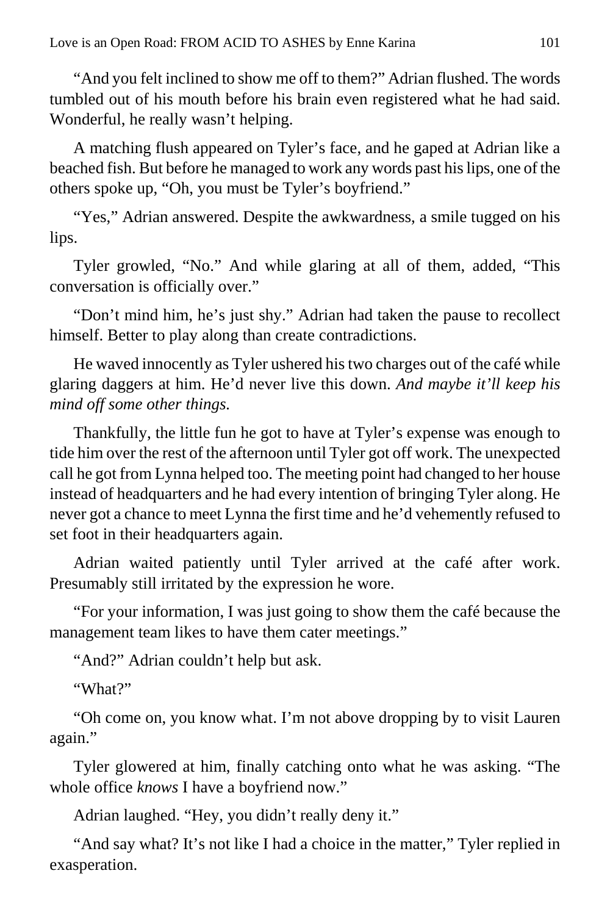"And you felt inclined to show me off to them?" Adrian flushed. The words tumbled out of his mouth before his brain even registered what he had said. Wonderful, he really wasn't helping.

A matching flush appeared on Tyler's face, and he gaped at Adrian like a beached fish. But before he managed to work any words past his lips, one of the others spoke up, "Oh, you must be Tyler's boyfriend."

"Yes," Adrian answered. Despite the awkwardness, a smile tugged on his lips.

Tyler growled, "No." And while glaring at all of them, added, "This conversation is officially over."

"Don't mind him, he's just shy." Adrian had taken the pause to recollect himself. Better to play along than create contradictions.

He waved innocently as Tyler ushered his two charges out of the café while glaring daggers at him. He'd never live this down. *And maybe it'll keep his mind off some other things.*

Thankfully, the little fun he got to have at Tyler's expense was enough to tide him over the rest of the afternoon until Tyler got off work. The unexpected call he got from Lynna helped too. The meeting point had changed to her house instead of headquarters and he had every intention of bringing Tyler along. He never got a chance to meet Lynna the first time and he'd vehemently refused to set foot in their headquarters again.

Adrian waited patiently until Tyler arrived at the café after work. Presumably still irritated by the expression he wore.

"For your information, I was just going to show them the café because the management team likes to have them cater meetings."

"And?" Adrian couldn't help but ask.

"What?"

"Oh come on, you know what. I'm not above dropping by to visit Lauren again."

Tyler glowered at him, finally catching onto what he was asking. "The whole office *knows* I have a boyfriend now."

Adrian laughed. "Hey, you didn't really deny it."

"And say what? It's not like I had a choice in the matter," Tyler replied in exasperation.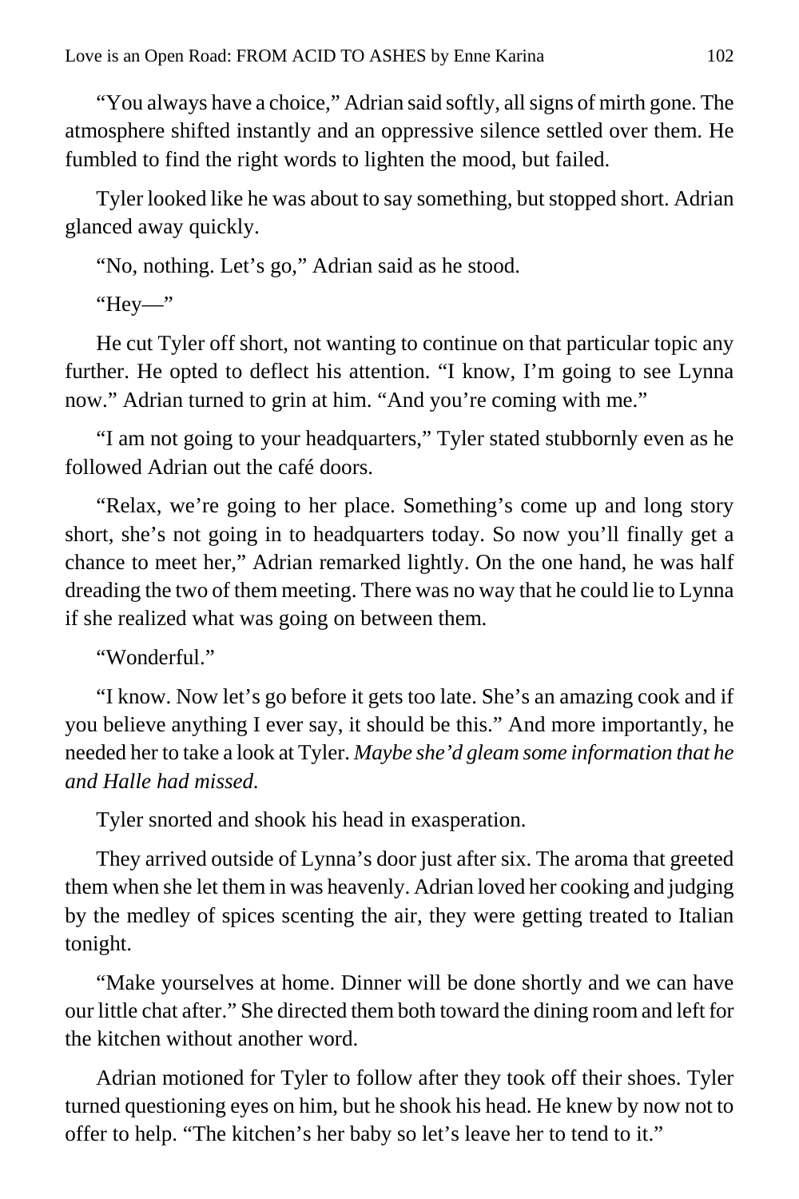"You always have a choice," Adrian said softly, all signs of mirth gone. The atmosphere shifted instantly and an oppressive silence settled over them. He fumbled to find the right words to lighten the mood, but failed.

Tyler looked like he was about to say something, but stopped short. Adrian glanced away quickly.

"No, nothing. Let's go," Adrian said as he stood.

"Hey—"

He cut Tyler off short, not wanting to continue on that particular topic any further. He opted to deflect his attention. "I know, I'm going to see Lynna now." Adrian turned to grin at him. "And you're coming with me."

"I am not going to your headquarters," Tyler stated stubbornly even as he followed Adrian out the café doors.

"Relax, we're going to her place. Something's come up and long story short, she's not going in to headquarters today. So now you'll finally get a chance to meet her," Adrian remarked lightly. On the one hand, he was half dreading the two of them meeting. There was no way that he could lie to Lynna if she realized what was going on between them.

"Wonderful."

"I know. Now let's go before it gets too late. She's an amazing cook and if you believe anything I ever say, it should be this." And more importantly, he needed her to take a look at Tyler. *Maybe she'd gleam some information that he and Halle had missed.*

Tyler snorted and shook his head in exasperation.

They arrived outside of Lynna's door just after six. The aroma that greeted them when she let them in was heavenly. Adrian loved her cooking and judging by the medley of spices scenting the air, they were getting treated to Italian tonight.

"Make yourselves at home. Dinner will be done shortly and we can have our little chat after." She directed them both toward the dining room and left for the kitchen without another word.

Adrian motioned for Tyler to follow after they took off their shoes. Tyler turned questioning eyes on him, but he shook his head. He knew by now not to offer to help. "The kitchen's her baby so let's leave her to tend to it."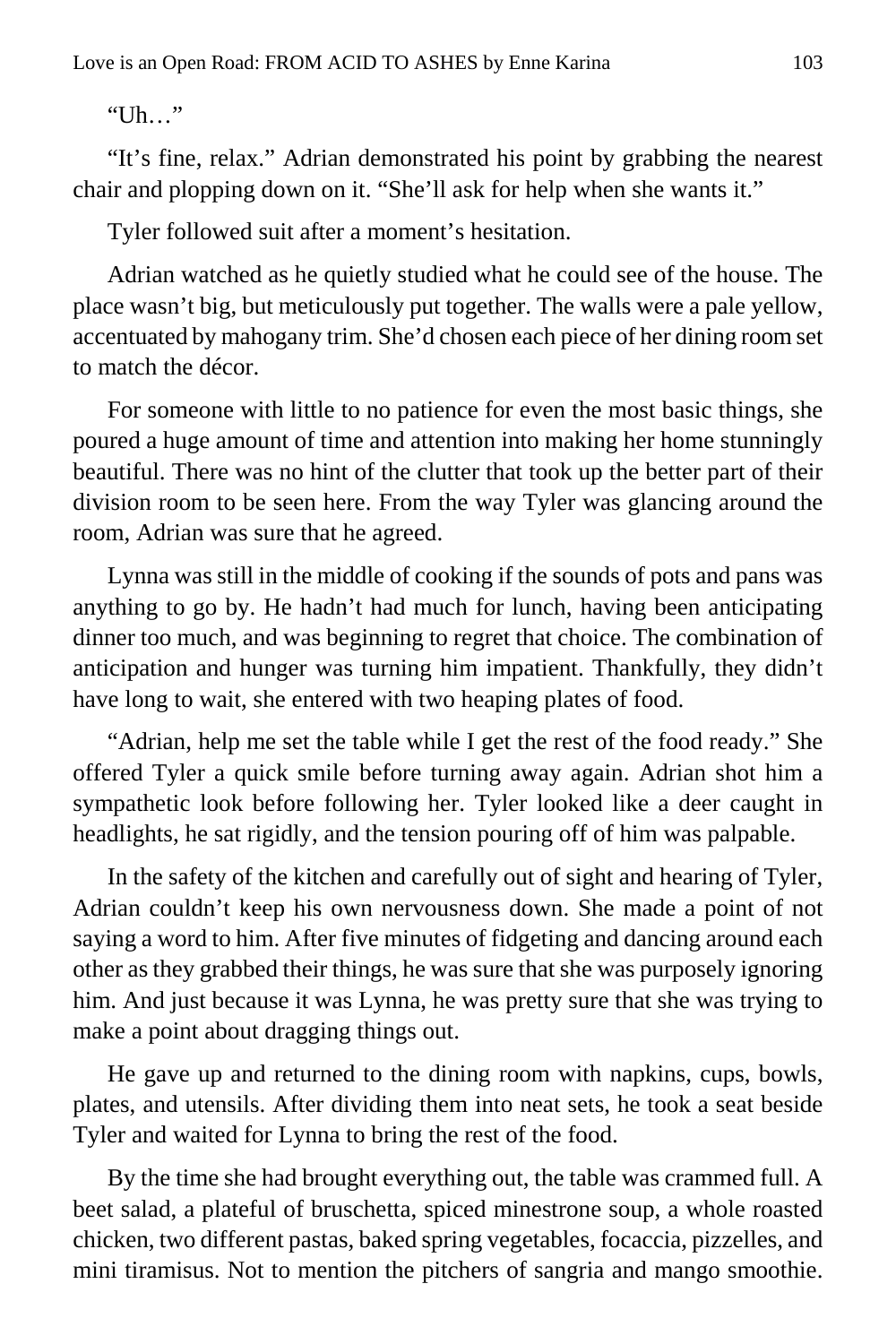"Uh…"

"It's fine, relax." Adrian demonstrated his point by grabbing the nearest chair and plopping down on it. "She'll ask for help when she wants it."

Tyler followed suit after a moment's hesitation.

Adrian watched as he quietly studied what he could see of the house. The place wasn't big, but meticulously put together. The walls were a pale yellow, accentuated by mahogany trim. She'd chosen each piece of her dining room set to match the décor.

For someone with little to no patience for even the most basic things, she poured a huge amount of time and attention into making her home stunningly beautiful. There was no hint of the clutter that took up the better part of their division room to be seen here. From the way Tyler was glancing around the room, Adrian was sure that he agreed.

Lynna was still in the middle of cooking if the sounds of pots and pans was anything to go by. He hadn't had much for lunch, having been anticipating dinner too much, and was beginning to regret that choice. The combination of anticipation and hunger was turning him impatient. Thankfully, they didn't have long to wait, she entered with two heaping plates of food.

"Adrian, help me set the table while I get the rest of the food ready." She offered Tyler a quick smile before turning away again. Adrian shot him a sympathetic look before following her. Tyler looked like a deer caught in headlights, he sat rigidly, and the tension pouring off of him was palpable.

In the safety of the kitchen and carefully out of sight and hearing of Tyler, Adrian couldn't keep his own nervousness down. She made a point of not saying a word to him. After five minutes of fidgeting and dancing around each other as they grabbed their things, he was sure that she was purposely ignoring him. And just because it was Lynna, he was pretty sure that she was trying to make a point about dragging things out.

He gave up and returned to the dining room with napkins, cups, bowls, plates, and utensils. After dividing them into neat sets, he took a seat beside Tyler and waited for Lynna to bring the rest of the food.

By the time she had brought everything out, the table was crammed full. A beet salad, a plateful of bruschetta, spiced minestrone soup, a whole roasted chicken, two different pastas, baked spring vegetables, focaccia, pizzelles, and mini tiramisus. Not to mention the pitchers of sangria and mango smoothie.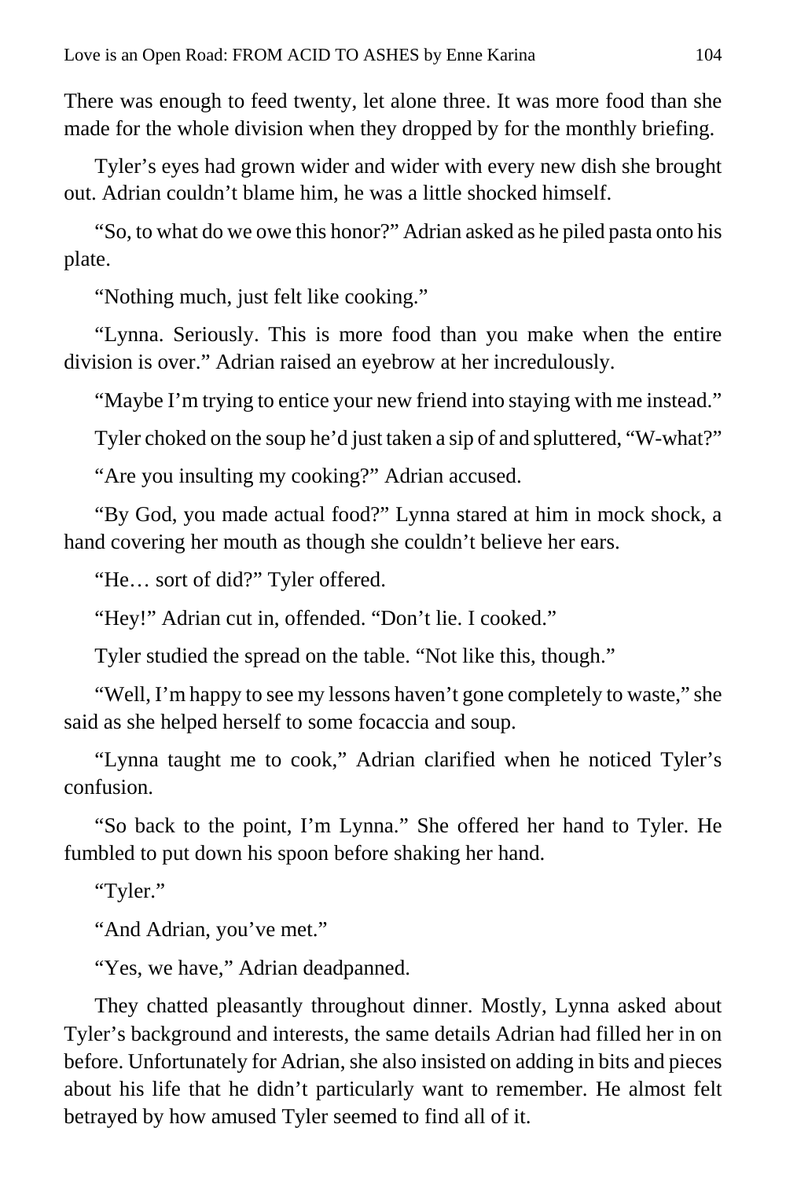There was enough to feed twenty, let alone three. It was more food than she made for the whole division when they dropped by for the monthly briefing.

Tyler's eyes had grown wider and wider with every new dish she brought out. Adrian couldn't blame him, he was a little shocked himself.

"So, to what do we owe this honor?" Adrian asked as he piled pasta onto his plate.

"Nothing much, just felt like cooking."

"Lynna. Seriously. This is more food than you make when the entire division is over." Adrian raised an eyebrow at her incredulously.

"Maybe I'm trying to entice your new friend into staying with me instead."

Tyler choked on the soup he'd just taken a sip of and spluttered, "W-what?"

"Are you insulting my cooking?" Adrian accused.

"By God, you made actual food?" Lynna stared at him in mock shock, a hand covering her mouth as though she couldn't believe her ears.

"He… sort of did?" Tyler offered.

"Hey!" Adrian cut in, offended. "Don't lie. I cooked."

Tyler studied the spread on the table. "Not like this, though."

"Well, I'm happy to see my lessons haven't gone completely to waste," she said as she helped herself to some focaccia and soup.

"Lynna taught me to cook," Adrian clarified when he noticed Tyler's confusion.

"So back to the point, I'm Lynna." She offered her hand to Tyler. He fumbled to put down his spoon before shaking her hand.

"Tyler."

"And Adrian, you've met."

"Yes, we have," Adrian deadpanned.

They chatted pleasantly throughout dinner. Mostly, Lynna asked about Tyler's background and interests, the same details Adrian had filled her in on before. Unfortunately for Adrian, she also insisted on adding in bits and pieces about his life that he didn't particularly want to remember. He almost felt betrayed by how amused Tyler seemed to find all of it.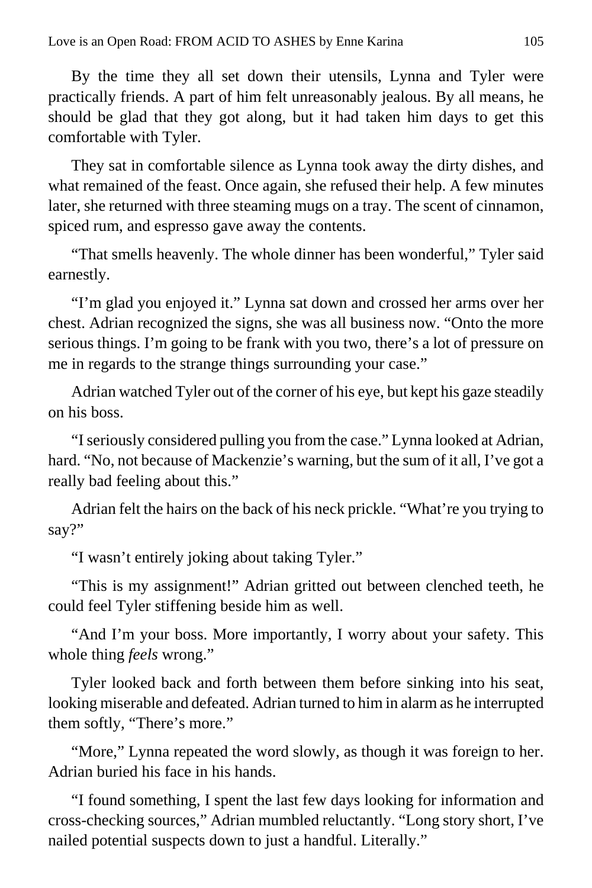By the time they all set down their utensils, Lynna and Tyler were practically friends. A part of him felt unreasonably jealous. By all means, he should be glad that they got along, but it had taken him days to get this comfortable with Tyler.

They sat in comfortable silence as Lynna took away the dirty dishes, and what remained of the feast. Once again, she refused their help. A few minutes later, she returned with three steaming mugs on a tray. The scent of cinnamon, spiced rum, and espresso gave away the contents.

“That smells heavenly. The whole dinner has been wonderful,” Tyler said earnestly.

“I’m glad you enjoyed it.” Lynna sat down and crossed her arms over her chest. Adrian recognized the signs, she was all business now. “Onto the more serious things. I’m going to be frank with you two, there’s a lot of pressure on me in regards to the strange things surrounding your case.”

Adrian watched Tyler out of the corner of his eye, but kept his gaze steadily on his boss.

“I seriously considered pulling you from the case.” Lynna looked at Adrian, hard. “No, not because of Mackenzie’s warning, but the sum of it all, I’ve got a really bad feeling about this.”

Adrian felt the hairs on the back of his neck prickle. “What’re you trying to say?”

“I wasn’t entirely joking about taking Tyler.”

“This is my assignment!” Adrian gritted out between clenched teeth, he could feel Tyler stiffening beside him as well.

“And I’m your boss. More importantly, I worry about your safety. This whole thing *feels* wrong.”

Tyler looked back and forth between them before sinking into his seat, looking miserable and defeated. Adrian turned to him in alarm as he interrupted them softly, “There’s more.”

“More,” Lynna repeated the word slowly, as though it was foreign to her. Adrian buried his face in his hands.

“I found something, I spent the last few days looking for information and cross-checking sources,” Adrian mumbled reluctantly. “Long story short, I’ve nailed potential suspects down to just a handful. Literally.”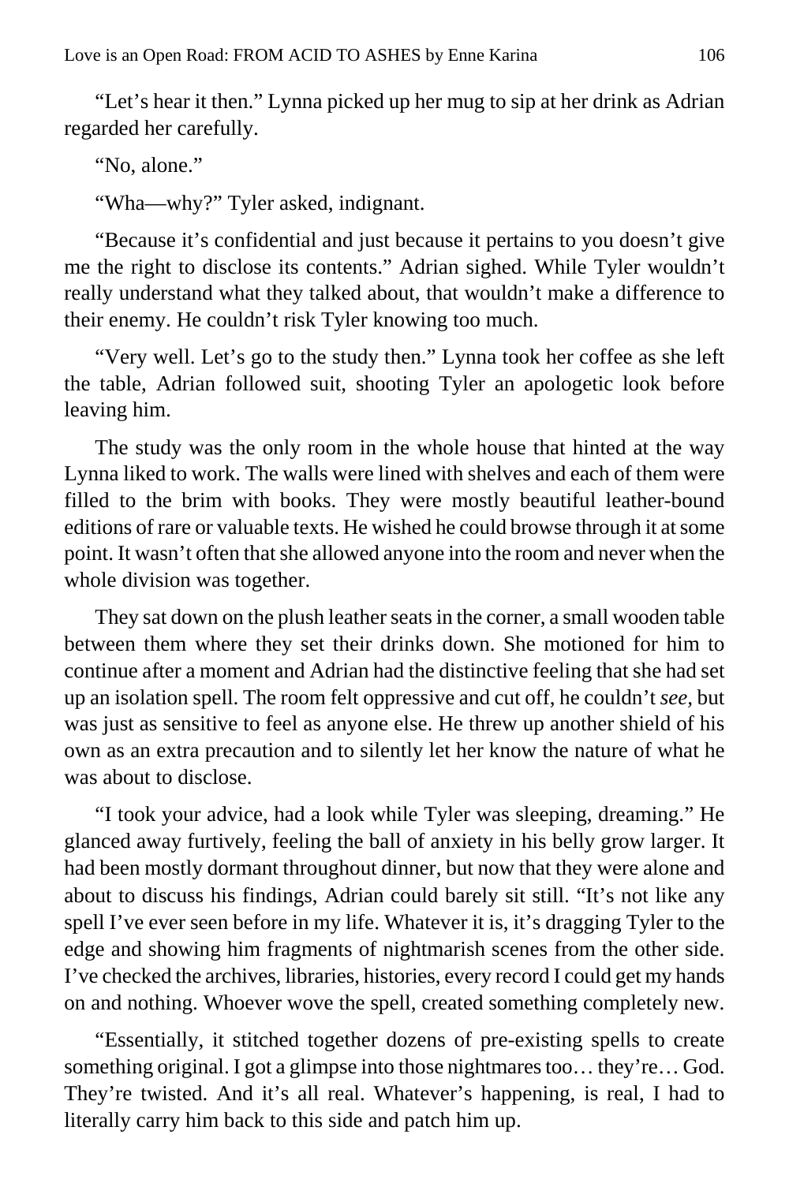"Let's hear it then." Lynna picked up her mug to sip at her drink as Adrian regarded her carefully.

"No, alone."

"Wha—why?" Tyler asked, indignant.

"Because it's confidential and just because it pertains to you doesn't give me the right to disclose its contents." Adrian sighed. While Tyler wouldn't really understand what they talked about, that wouldn't make a difference to their enemy. He couldn't risk Tyler knowing too much.

"Very well. Let's go to the study then." Lynna took her coffee as she left the table, Adrian followed suit, shooting Tyler an apologetic look before leaving him.

The study was the only room in the whole house that hinted at the way Lynna liked to work. The walls were lined with shelves and each of them were filled to the brim with books. They were mostly beautiful leather-bound editions of rare or valuable texts. He wished he could browse through it at some point. It wasn't often that she allowed anyone into the room and never when the whole division was together.

They sat down on the plush leather seats in the corner, a small wooden table between them where they set their drinks down. She motioned for him to continue after a moment and Adrian had the distinctive feeling that she had set up an isolation spell. The room felt oppressive and cut off, he couldn't *see,* but was just as sensitive to feel as anyone else. He threw up another shield of his own as an extra precaution and to silently let her know the nature of what he was about to disclose.

"I took your advice, had a look while Tyler was sleeping, dreaming." He glanced away furtively, feeling the ball of anxiety in his belly grow larger. It had been mostly dormant throughout dinner, but now that they were alone and about to discuss his findings, Adrian could barely sit still. "It's not like any spell I've ever seen before in my life. Whatever it is, it's dragging Tyler to the edge and showing him fragments of nightmarish scenes from the other side. I've checked the archives, libraries, histories, every record I could get my hands on and nothing. Whoever wove the spell, created something completely new.

"Essentially, it stitched together dozens of pre-existing spells to create something original. I got a glimpse into those nightmares too… they're… God. They're twisted. And it's all real. Whatever's happening, is real, I had to literally carry him back to this side and patch him up.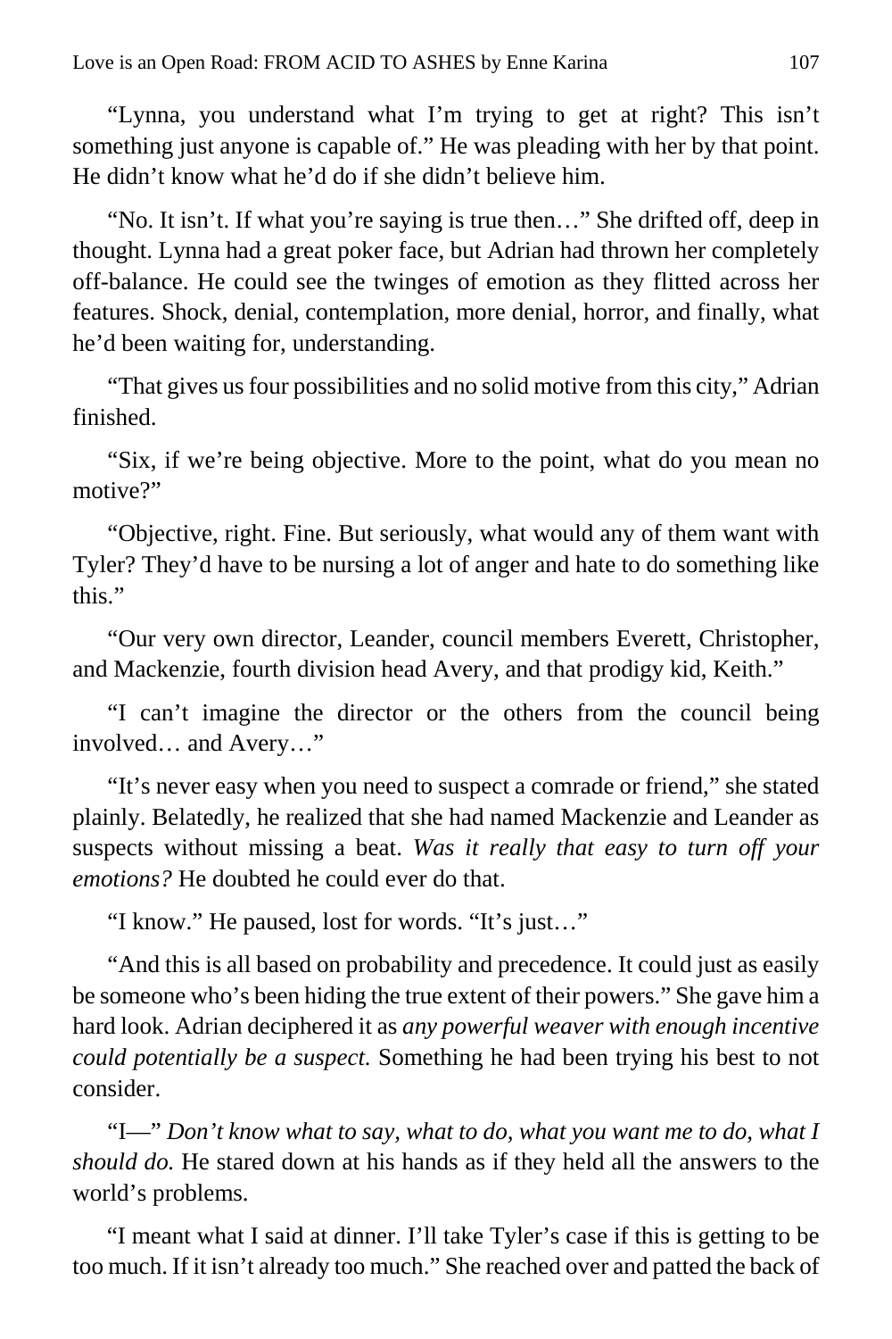"Lynna, you understand what I'm trying to get at right? This isn't something just anyone is capable of." He was pleading with her by that point. He didn't know what he'd do if she didn't believe him.

"No. It isn't. If what you're saying is true then…" She drifted off, deep in thought. Lynna had a great poker face, but Adrian had thrown her completely off-balance. He could see the twinges of emotion as they flitted across her features. Shock, denial, contemplation, more denial, horror, and finally, what he'd been waiting for, understanding.

"That gives us four possibilities and no solid motive from this city," Adrian finished.

"Six, if we're being objective. More to the point, what do you mean no motive?"

"Objective, right. Fine. But seriously, what would any of them want with Tyler? They'd have to be nursing a lot of anger and hate to do something like this."

"Our very own director, Leander, council members Everett, Christopher, and Mackenzie, fourth division head Avery, and that prodigy kid, Keith."

"I can't imagine the director or the others from the council being involved… and Avery…"

"It's never easy when you need to suspect a comrade or friend," she stated plainly. Belatedly, he realized that she had named Mackenzie and Leander as suspects without missing a beat. *Was it really that easy to turn off your emotions?* He doubted he could ever do that.

"I know." He paused, lost for words. "It's just…"

"And this is all based on probability and precedence. It could just as easily be someone who's been hiding the true extent of their powers." She gave him a hard look. Adrian deciphered it as *any powerful weaver with enough incentive could potentially be a suspect.* Something he had been trying his best to not consider.

"I—" *Don't know what to say, what to do, what you want me to do, what I should do.* He stared down at his hands as if they held all the answers to the world's problems.

"I meant what I said at dinner. I'll take Tyler's case if this is getting to be too much. If it isn't already too much." She reached over and patted the back of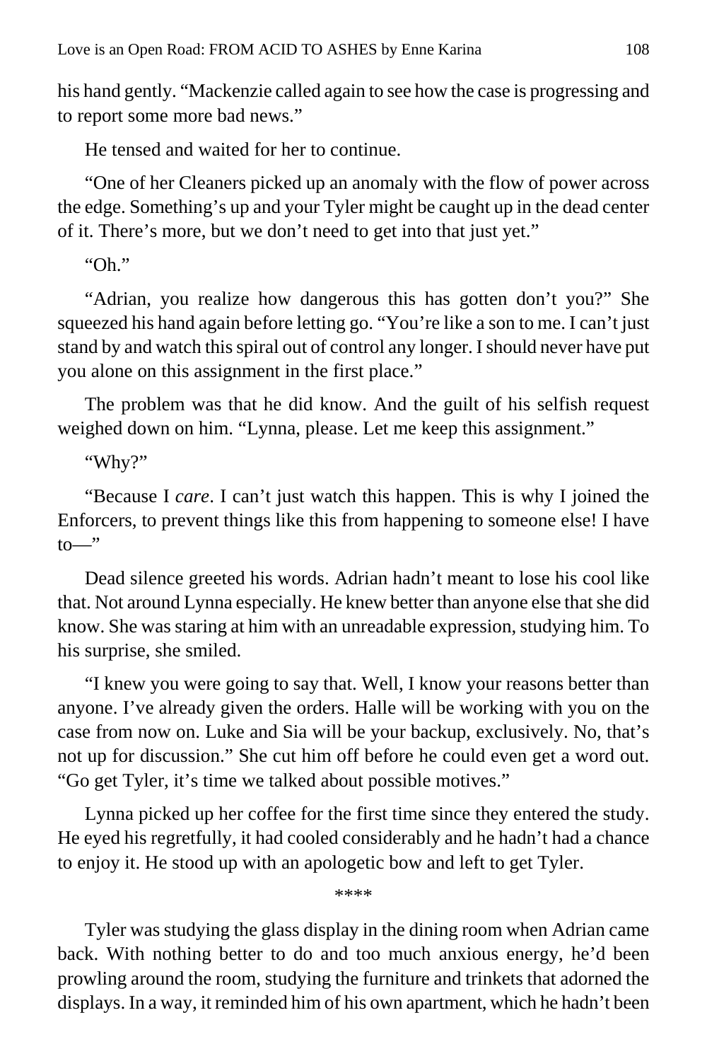his hand gently. "Mackenzie called again to see how the case is progressing and to report some more bad news."

He tensed and waited for her to continue.

"One of her Cleaners picked up an anomaly with the flow of power across the edge. Something's up and your Tyler might be caught up in the dead center of it. There's more, but we don't need to get into that just yet."

"Oh."

"Adrian, you realize how dangerous this has gotten don't you?" She squeezed his hand again before letting go. "You're like a son to me. I can't just stand by and watch this spiral out of control any longer. I should never have put you alone on this assignment in the first place."

The problem was that he did know. And the guilt of his selfish request weighed down on him. "Lynna, please. Let me keep this assignment."

"Why?"

"Because I *care*. I can't just watch this happen. This is why I joined the Enforcers, to prevent things like this from happening to someone else! I have to—"

Dead silence greeted his words. Adrian hadn't meant to lose his cool like that. Not around Lynna especially. He knew better than anyone else that she did know. She was staring at him with an unreadable expression, studying him. To his surprise, she smiled.

"I knew you were going to say that. Well, I know your reasons better than anyone. I've already given the orders. Halle will be working with you on the case from now on. Luke and Sia will be your backup, exclusively. No, that's not up for discussion." She cut him off before he could even get a word out. "Go get Tyler, it's time we talked about possible motives."

Lynna picked up her coffee for the first time since they entered the study. He eyed his regretfully, it had cooled considerably and he hadn't had a chance to enjoy it. He stood up with an apologetic bow and left to get Tyler.

****

Tyler was studying the glass display in the dining room when Adrian came back. With nothing better to do and too much anxious energy, he'd been prowling around the room, studying the furniture and trinkets that adorned the displays. In a way, it reminded him of his own apartment, which he hadn't been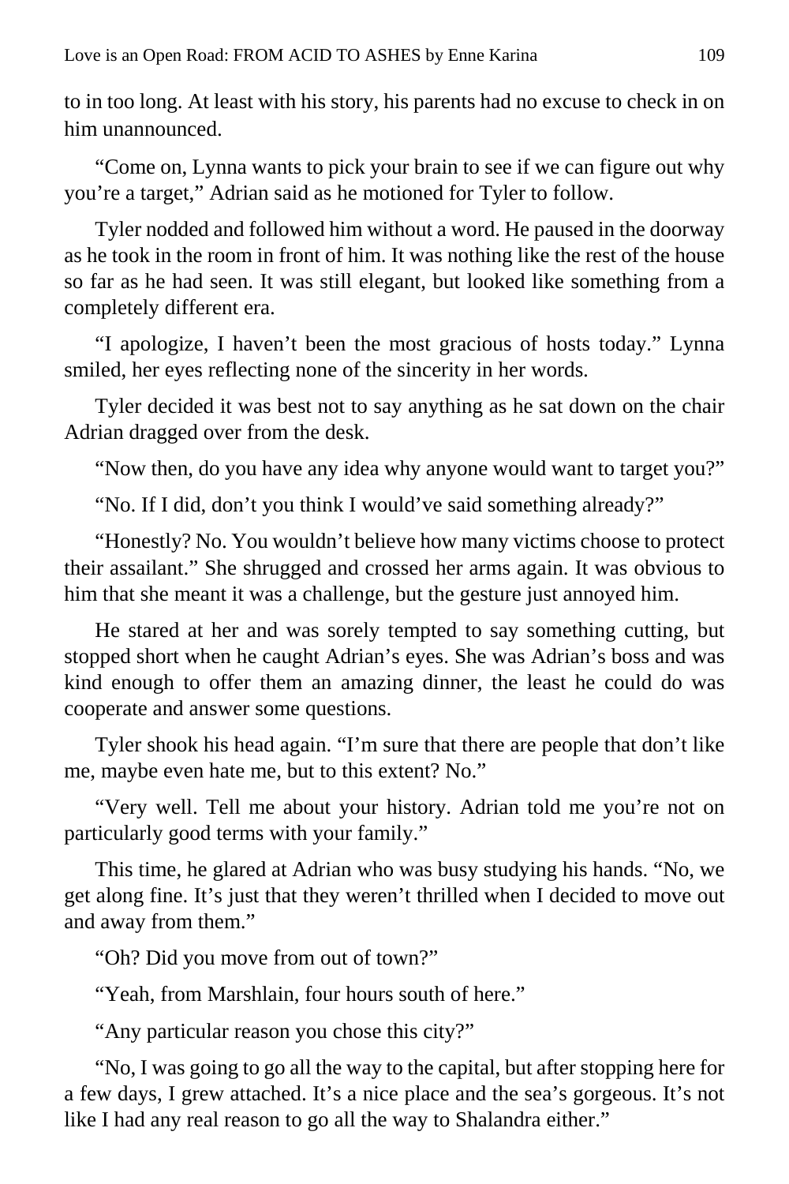to in too long. At least with his story, his parents had no excuse to check in on him unannounced.

"Come on, Lynna wants to pick your brain to see if we can figure out why you're a target," Adrian said as he motioned for Tyler to follow.

Tyler nodded and followed him without a word. He paused in the doorway as he took in the room in front of him. It was nothing like the rest of the house so far as he had seen. It was still elegant, but looked like something from a completely different era.

"I apologize, I haven't been the most gracious of hosts today." Lynna smiled, her eyes reflecting none of the sincerity in her words.

Tyler decided it was best not to say anything as he sat down on the chair Adrian dragged over from the desk.

"Now then, do you have any idea why anyone would want to target you?"

"No. If I did, don't you think I would've said something already?"

"Honestly? No. You wouldn't believe how many victims choose to protect their assailant." She shrugged and crossed her arms again. It was obvious to him that she meant it was a challenge, but the gesture just annoyed him.

He stared at her and was sorely tempted to say something cutting, but stopped short when he caught Adrian's eyes. She was Adrian's boss and was kind enough to offer them an amazing dinner, the least he could do was cooperate and answer some questions.

Tyler shook his head again. "I'm sure that there are people that don't like me, maybe even hate me, but to this extent? No."

"Very well. Tell me about your history. Adrian told me you're not on particularly good terms with your family."

This time, he glared at Adrian who was busy studying his hands. "No, we get along fine. It's just that they weren't thrilled when I decided to move out and away from them."

"Oh? Did you move from out of town?"

"Yeah, from Marshlain, four hours south of here."

"Any particular reason you chose this city?"

"No, I was going to go all the way to the capital, but after stopping here for a few days, I grew attached. It's a nice place and the sea's gorgeous. It's not like I had any real reason to go all the way to Shalandra either."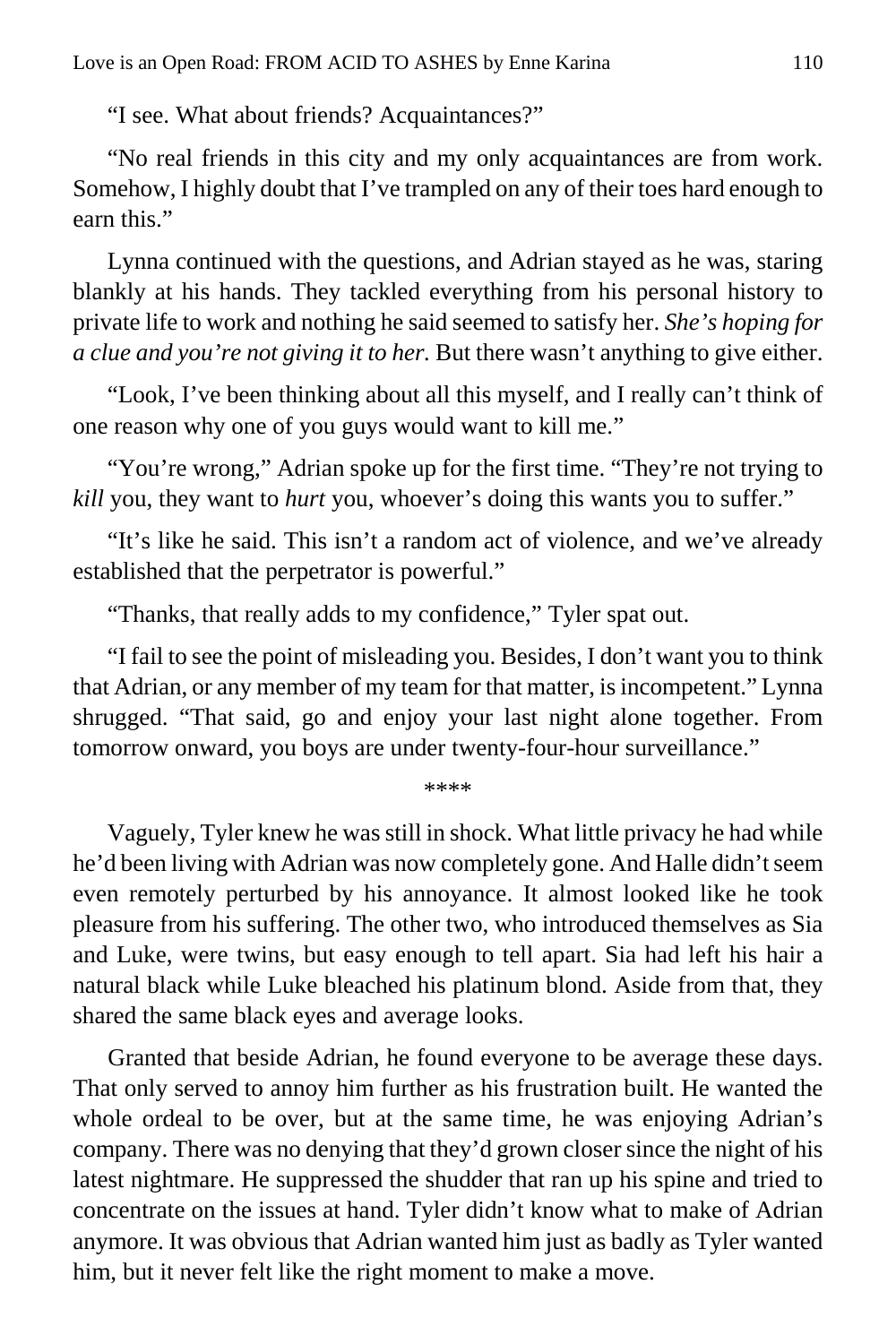"I see. What about friends? Acquaintances?"

"No real friends in this city and my only acquaintances are from work. Somehow, I highly doubt that I've trampled on any of their toes hard enough to earn this."

Lynna continued with the questions, and Adrian stayed as he was, staring blankly at his hands. They tackled everything from his personal history to private life to work and nothing he said seemed to satisfy her. *She's hoping for a clue and you're not giving it to her.* But there wasn't anything to give either.

"Look, I've been thinking about all this myself, and I really can't think of one reason why one of you guys would want to kill me."

"You're wrong," Adrian spoke up for the first time. "They're not trying to *kill* you, they want to *hurt* you, whoever's doing this wants you to suffer."

"It's like he said. This isn't a random act of violence, and we've already established that the perpetrator is powerful."

"Thanks, that really adds to my confidence," Tyler spat out.

"I fail to see the point of misleading you. Besides, I don't want you to think that Adrian, or any member of my team for that matter, is incompetent." Lynna shrugged. "That said, go and enjoy your last night alone together. From tomorrow onward, you boys are under twenty-four-hour surveillance."

****

Vaguely, Tyler knew he was still in shock. What little privacy he had while he'd been living with Adrian was now completely gone. And Halle didn't seem even remotely perturbed by his annoyance. It almost looked like he took pleasure from his suffering. The other two, who introduced themselves as Sia and Luke, were twins, but easy enough to tell apart. Sia had left his hair a natural black while Luke bleached his platinum blond. Aside from that, they shared the same black eyes and average looks.

Granted that beside Adrian, he found everyone to be average these days. That only served to annoy him further as his frustration built. He wanted the whole ordeal to be over, but at the same time, he was enjoying Adrian's company. There was no denying that they'd grown closer since the night of his latest nightmare. He suppressed the shudder that ran up his spine and tried to concentrate on the issues at hand. Tyler didn't know what to make of Adrian anymore. It was obvious that Adrian wanted him just as badly as Tyler wanted him, but it never felt like the right moment to make a move.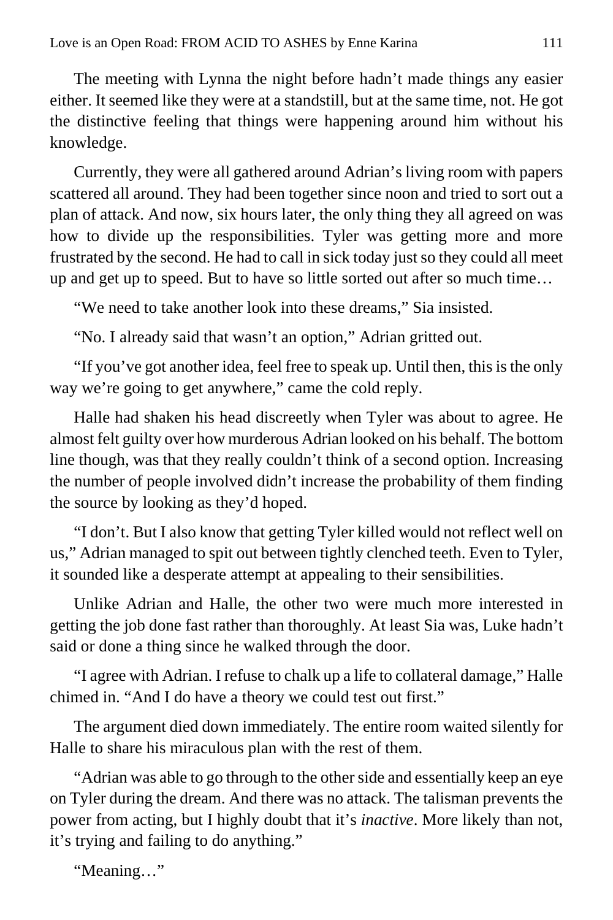The meeting with Lynna the night before hadn't made things any easier either. It seemed like they were at a standstill, but at the same time, not. He got the distinctive feeling that things were happening around him without his knowledge.

Currently, they were all gathered around Adrian's living room with papers scattered all around. They had been together since noon and tried to sort out a plan of attack. And now, six hours later, the only thing they all agreed on was how to divide up the responsibilities. Tyler was getting more and more frustrated by the second. He had to call in sick today just so they could all meet up and get up to speed. But to have so little sorted out after so much time…

"We need to take another look into these dreams," Sia insisted.

"No. I already said that wasn't an option," Adrian gritted out.

"If you've got another idea, feel free to speak up. Until then, this is the only way we're going to get anywhere," came the cold reply.

Halle had shaken his head discreetly when Tyler was about to agree. He almost felt guilty over how murderous Adrian looked on his behalf. The bottom line though, was that they really couldn't think of a second option. Increasing the number of people involved didn't increase the probability of them finding the source by looking as they'd hoped.

"I don't. But I also know that getting Tyler killed would not reflect well on us," Adrian managed to spit out between tightly clenched teeth. Even to Tyler, it sounded like a desperate attempt at appealing to their sensibilities.

Unlike Adrian and Halle, the other two were much more interested in getting the job done fast rather than thoroughly. At least Sia was, Luke hadn't said or done a thing since he walked through the door.

"I agree with Adrian. I refuse to chalk up a life to collateral damage," Halle chimed in. "And I do have a theory we could test out first."

The argument died down immediately. The entire room waited silently for Halle to share his miraculous plan with the rest of them.

"Adrian was able to go through to the other side and essentially keep an eye on Tyler during the dream. And there was no attack. The talisman prevents the power from acting, but I highly doubt that it's *inactive*. More likely than not, it's trying and failing to do anything."

"Meaning…"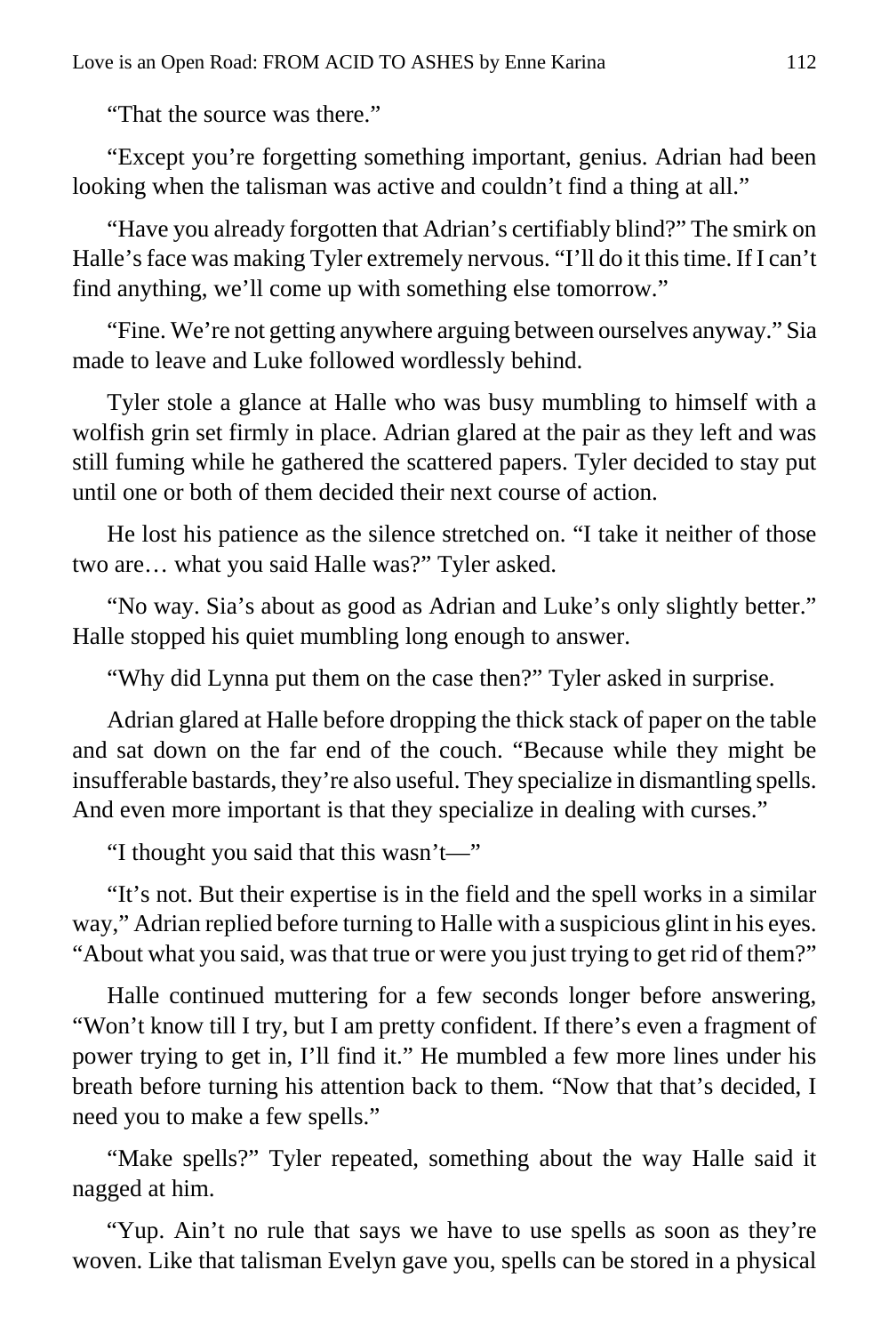"That the source was there."

"Except you're forgetting something important, genius. Adrian had been looking when the talisman was active and couldn't find a thing at all."

"Have you already forgotten that Adrian's certifiably blind?" The smirk on Halle's face was making Tyler extremely nervous. "I'll do it this time. If I can't find anything, we'll come up with something else tomorrow."

"Fine. We're not getting anywhere arguing between ourselves anyway." Sia made to leave and Luke followed wordlessly behind.

Tyler stole a glance at Halle who was busy mumbling to himself with a wolfish grin set firmly in place. Adrian glared at the pair as they left and was still fuming while he gathered the scattered papers. Tyler decided to stay put until one or both of them decided their next course of action.

He lost his patience as the silence stretched on. "I take it neither of those two are… what you said Halle was?" Tyler asked.

"No way. Sia's about as good as Adrian and Luke's only slightly better." Halle stopped his quiet mumbling long enough to answer.

"Why did Lynna put them on the case then?" Tyler asked in surprise.

Adrian glared at Halle before dropping the thick stack of paper on the table and sat down on the far end of the couch. "Because while they might be insufferable bastards, they're also useful. They specialize in dismantling spells. And even more important is that they specialize in dealing with curses."

"I thought you said that this wasn't—"

"It's not. But their expertise is in the field and the spell works in a similar way," Adrian replied before turning to Halle with a suspicious glint in his eyes. "About what you said, was that true or were you just trying to get rid of them?"

Halle continued muttering for a few seconds longer before answering, "Won't know till I try, but I am pretty confident. If there's even a fragment of power trying to get in, I'll find it." He mumbled a few more lines under his breath before turning his attention back to them. "Now that that's decided, I need you to make a few spells."

"Make spells?" Tyler repeated, something about the way Halle said it nagged at him.

"Yup. Ain't no rule that says we have to use spells as soon as they're woven. Like that talisman Evelyn gave you, spells can be stored in a physical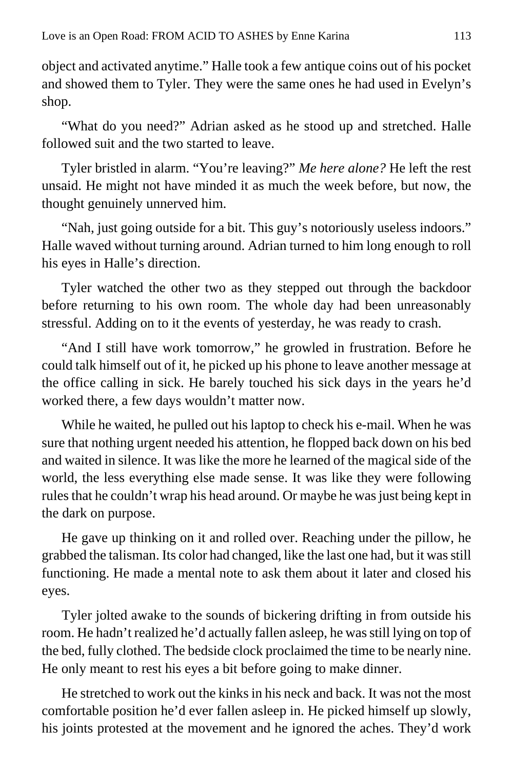object and activated anytime." Halle took a few antique coins out of his pocket and showed them to Tyler. They were the same ones he had used in Evelyn's shop.

"What do you need?" Adrian asked as he stood up and stretched. Halle followed suit and the two started to leave.

Tyler bristled in alarm. "You're leaving?" *Me here alone?* He left the rest unsaid. He might not have minded it as much the week before, but now, the thought genuinely unnerved him.

"Nah, just going outside for a bit. This guy's notoriously useless indoors." Halle waved without turning around. Adrian turned to him long enough to roll his eyes in Halle's direction.

Tyler watched the other two as they stepped out through the backdoor before returning to his own room. The whole day had been unreasonably stressful. Adding on to it the events of yesterday, he was ready to crash.

"And I still have work tomorrow," he growled in frustration. Before he could talk himself out of it, he picked up his phone to leave another message at the office calling in sick. He barely touched his sick days in the years he'd worked there, a few days wouldn't matter now.

While he waited, he pulled out his laptop to check his e-mail. When he was sure that nothing urgent needed his attention, he flopped back down on his bed and waited in silence. It was like the more he learned of the magical side of the world, the less everything else made sense. It was like they were following rules that he couldn't wrap his head around. Or maybe he was just being kept in the dark on purpose.

He gave up thinking on it and rolled over. Reaching under the pillow, he grabbed the talisman. Its color had changed, like the last one had, but it was still functioning. He made a mental note to ask them about it later and closed his eyes.

Tyler jolted awake to the sounds of bickering drifting in from outside his room. He hadn't realized he'd actually fallen asleep, he was still lying on top of the bed, fully clothed. The bedside clock proclaimed the time to be nearly nine. He only meant to rest his eyes a bit before going to make dinner.

He stretched to work out the kinks in his neck and back. It was not the most comfortable position he'd ever fallen asleep in. He picked himself up slowly, his joints protested at the movement and he ignored the aches. They'd work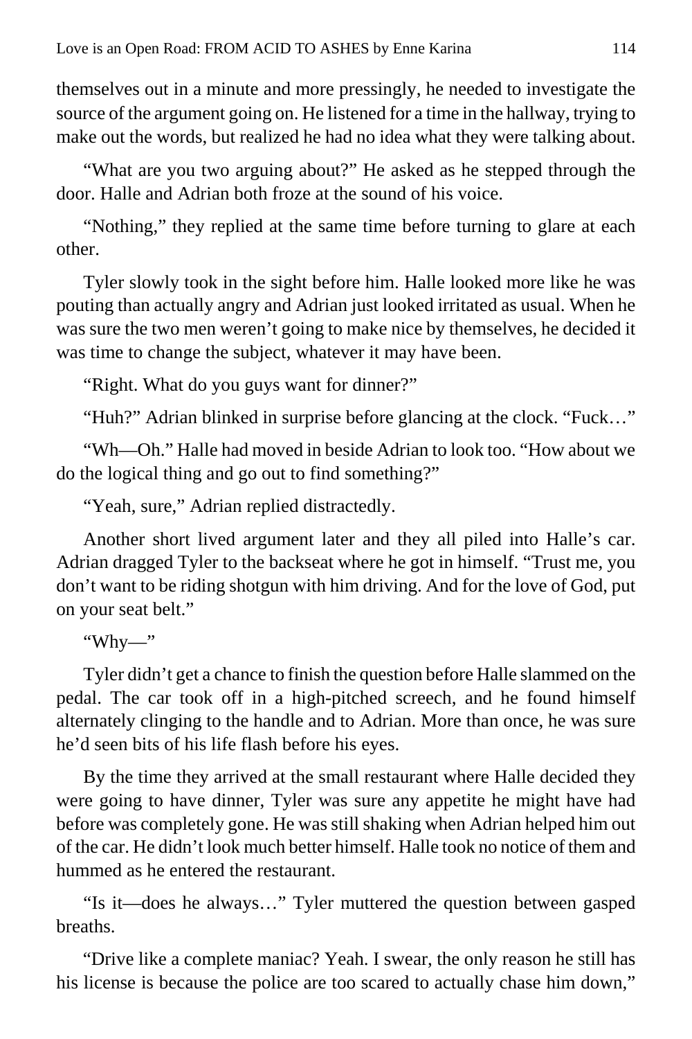themselves out in a minute and more pressingly, he needed to investigate the source of the argument going on. He listened for a time in the hallway, trying to make out the words, but realized he had no idea what they were talking about.

"What are you two arguing about?" He asked as he stepped through the door. Halle and Adrian both froze at the sound of his voice.

"Nothing," they replied at the same time before turning to glare at each other.

Tyler slowly took in the sight before him. Halle looked more like he was pouting than actually angry and Adrian just looked irritated as usual. When he was sure the two men weren't going to make nice by themselves, he decided it was time to change the subject, whatever it may have been.

"Right. What do you guys want for dinner?"

"Huh?" Adrian blinked in surprise before glancing at the clock. "Fuck…"

"Wh—Oh." Halle had moved in beside Adrian to look too. "How about we do the logical thing and go out to find something?"

"Yeah, sure," Adrian replied distractedly.

Another short lived argument later and they all piled into Halle's car. Adrian dragged Tyler to the backseat where he got in himself. "Trust me, you don't want to be riding shotgun with him driving. And for the love of God, put on your seat belt."

"Why—"

Tyler didn't get a chance to finish the question before Halle slammed on the pedal. The car took off in a high-pitched screech, and he found himself alternately clinging to the handle and to Adrian. More than once, he was sure he'd seen bits of his life flash before his eyes.

By the time they arrived at the small restaurant where Halle decided they were going to have dinner, Tyler was sure any appetite he might have had before was completely gone. He was still shaking when Adrian helped him out of the car. He didn't look much better himself. Halle took no notice of them and hummed as he entered the restaurant.

"Is it—does he always…" Tyler muttered the question between gasped breaths.

"Drive like a complete maniac? Yeah. I swear, the only reason he still has his license is because the police are too scared to actually chase him down,"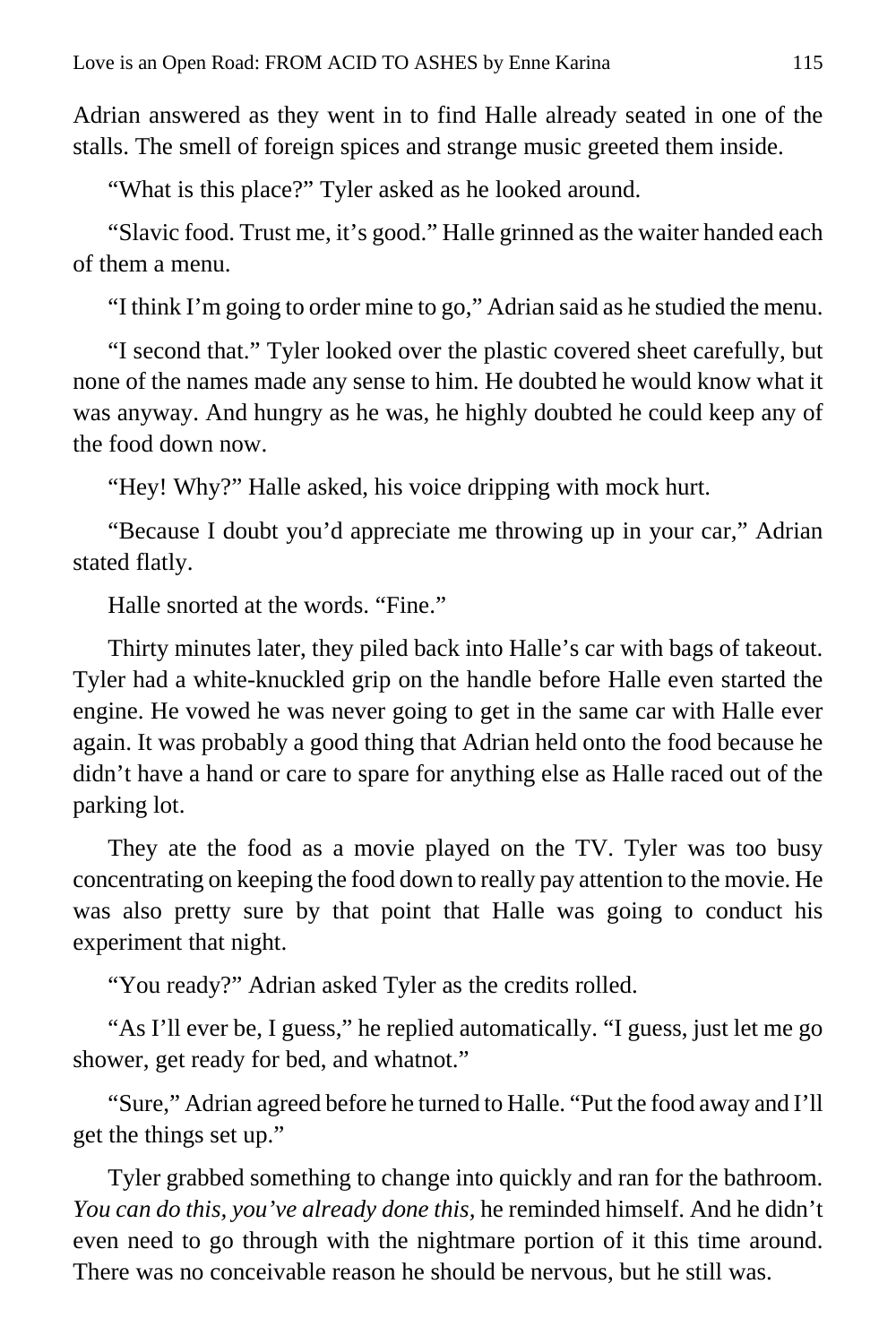Adrian answered as they went in to find Halle already seated in one of the stalls. The smell of foreign spices and strange music greeted them inside.

"What is this place?" Tyler asked as he looked around.

"Slavic food. Trust me, it's good." Halle grinned as the waiter handed each of them a menu.

"I think I'm going to order mine to go," Adrian said as he studied the menu.

"I second that." Tyler looked over the plastic covered sheet carefully, but none of the names made any sense to him. He doubted he would know what it was anyway. And hungry as he was, he highly doubted he could keep any of the food down now.

"Hey! Why?" Halle asked, his voice dripping with mock hurt.

"Because I doubt you'd appreciate me throwing up in your car," Adrian stated flatly.

Halle snorted at the words. "Fine."

Thirty minutes later, they piled back into Halle's car with bags of takeout. Tyler had a white-knuckled grip on the handle before Halle even started the engine. He vowed he was never going to get in the same car with Halle ever again. It was probably a good thing that Adrian held onto the food because he didn't have a hand or care to spare for anything else as Halle raced out of the parking lot.

They ate the food as a movie played on the TV. Tyler was too busy concentrating on keeping the food down to really pay attention to the movie. He was also pretty sure by that point that Halle was going to conduct his experiment that night.

"You ready?" Adrian asked Tyler as the credits rolled.

"As I'll ever be, I guess," he replied automatically. "I guess, just let me go shower, get ready for bed, and whatnot."

"Sure," Adrian agreed before he turned to Halle. "Put the food away and I'll get the things set up."

Tyler grabbed something to change into quickly and ran for the bathroom. *You can do this, you've already done this,* he reminded himself. And he didn't even need to go through with the nightmare portion of it this time around. There was no conceivable reason he should be nervous, but he still was.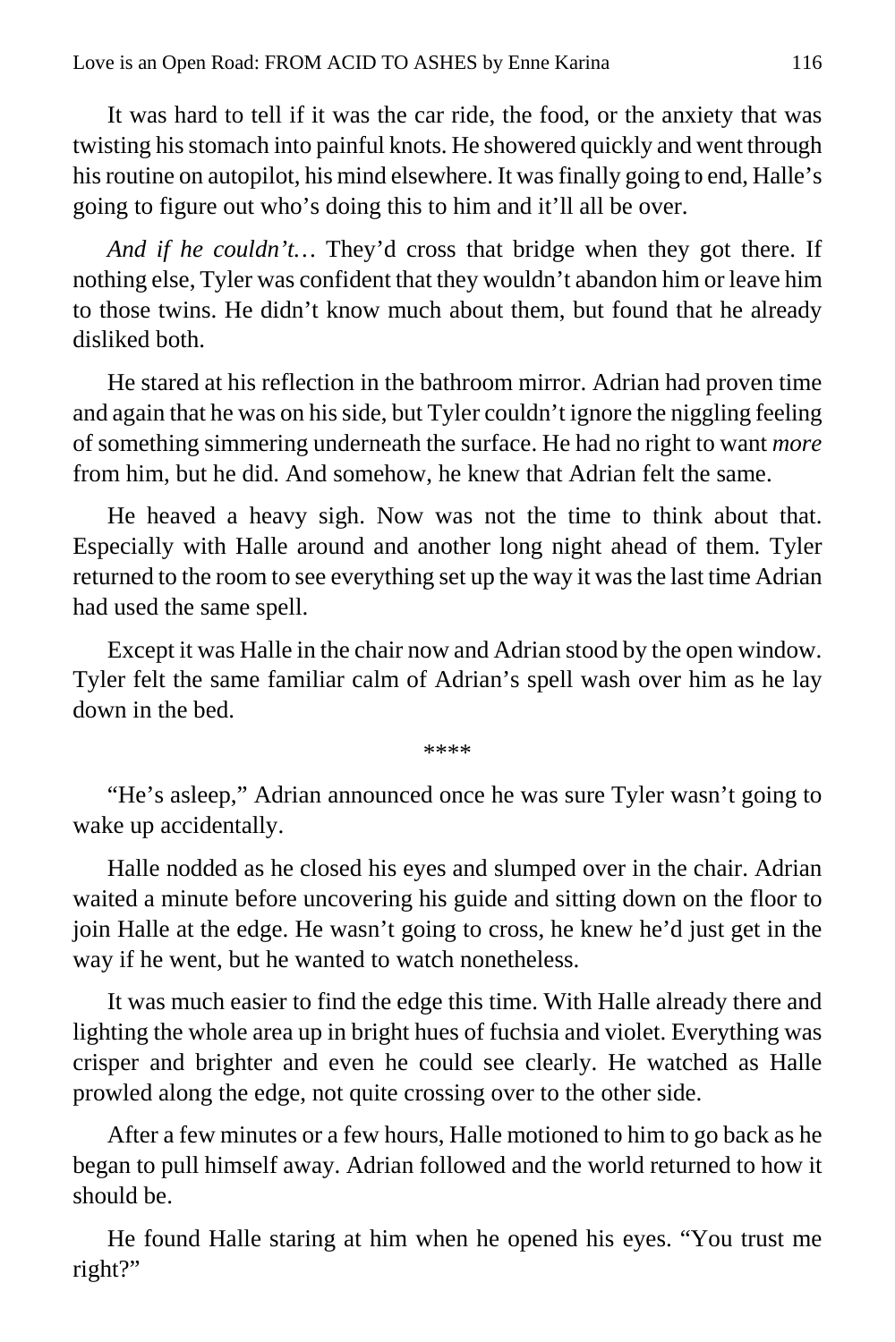It was hard to tell if it was the car ride, the food, or the anxiety that was twisting his stomach into painful knots. He showered quickly and went through his routine on autopilot, his mind elsewhere. It was finally going to end, Halle's going to figure out who's doing this to him and it'll all be over.

*And if he couldn't…* They'd cross that bridge when they got there. If nothing else, Tyler was confident that they wouldn't abandon him or leave him to those twins. He didn't know much about them, but found that he already disliked both.

He stared at his reflection in the bathroom mirror. Adrian had proven time and again that he was on his side, but Tyler couldn't ignore the niggling feeling of something simmering underneath the surface. He had no right to want *more* from him, but he did. And somehow, he knew that Adrian felt the same.

He heaved a heavy sigh. Now was not the time to think about that. Especially with Halle around and another long night ahead of them. Tyler returned to the room to see everything set up the way it was the last time Adrian had used the same spell.

Except it was Halle in the chair now and Adrian stood by the open window. Tyler felt the same familiar calm of Adrian's spell wash over him as he lay down in the bed.

****

"He's asleep," Adrian announced once he was sure Tyler wasn't going to wake up accidentally.

Halle nodded as he closed his eyes and slumped over in the chair. Adrian waited a minute before uncovering his guide and sitting down on the floor to join Halle at the edge. He wasn't going to cross, he knew he'd just get in the way if he went, but he wanted to watch nonetheless.

It was much easier to find the edge this time. With Halle already there and lighting the whole area up in bright hues of fuchsia and violet. Everything was crisper and brighter and even he could see clearly. He watched as Halle prowled along the edge, not quite crossing over to the other side.

After a few minutes or a few hours, Halle motioned to him to go back as he began to pull himself away. Adrian followed and the world returned to how it should be.

He found Halle staring at him when he opened his eyes. "You trust me right?"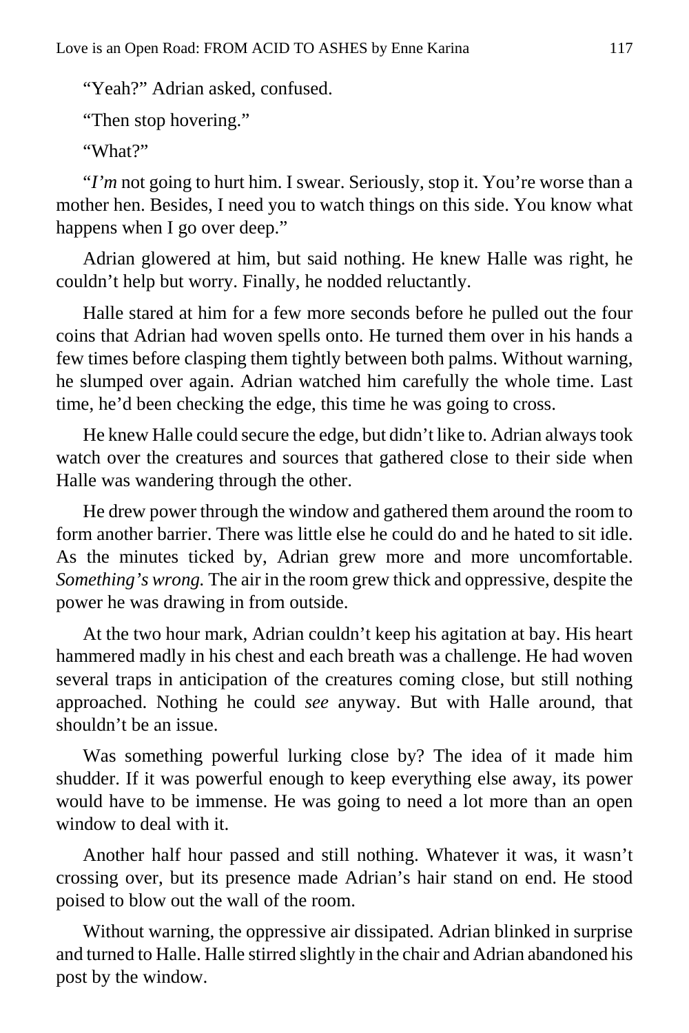"Yeah?" Adrian asked, confused.

"Then stop hovering."

"What?"

"*I'm* not going to hurt him. I swear. Seriously, stop it. You're worse than a mother hen. Besides, I need you to watch things on this side. You know what happens when I go over deep."

Adrian glowered at him, but said nothing. He knew Halle was right, he couldn't help but worry. Finally, he nodded reluctantly.

Halle stared at him for a few more seconds before he pulled out the four coins that Adrian had woven spells onto. He turned them over in his hands a few times before clasping them tightly between both palms. Without warning, he slumped over again. Adrian watched him carefully the whole time. Last time, he'd been checking the edge, this time he was going to cross.

He knew Halle could secure the edge, but didn't like to. Adrian always took watch over the creatures and sources that gathered close to their side when Halle was wandering through the other.

He drew power through the window and gathered them around the room to form another barrier. There was little else he could do and he hated to sit idle. As the minutes ticked by, Adrian grew more and more uncomfortable. *Something's wrong.* The air in the room grew thick and oppressive, despite the power he was drawing in from outside.

At the two hour mark, Adrian couldn't keep his agitation at bay. His heart hammered madly in his chest and each breath was a challenge. He had woven several traps in anticipation of the creatures coming close, but still nothing approached. Nothing he could *see* anyway. But with Halle around, that shouldn't be an issue.

Was something powerful lurking close by? The idea of it made him shudder. If it was powerful enough to keep everything else away, its power would have to be immense. He was going to need a lot more than an open window to deal with it.

Another half hour passed and still nothing. Whatever it was, it wasn't crossing over, but its presence made Adrian's hair stand on end. He stood poised to blow out the wall of the room.

Without warning, the oppressive air dissipated. Adrian blinked in surprise and turned to Halle. Halle stirred slightly in the chair and Adrian abandoned his post by the window.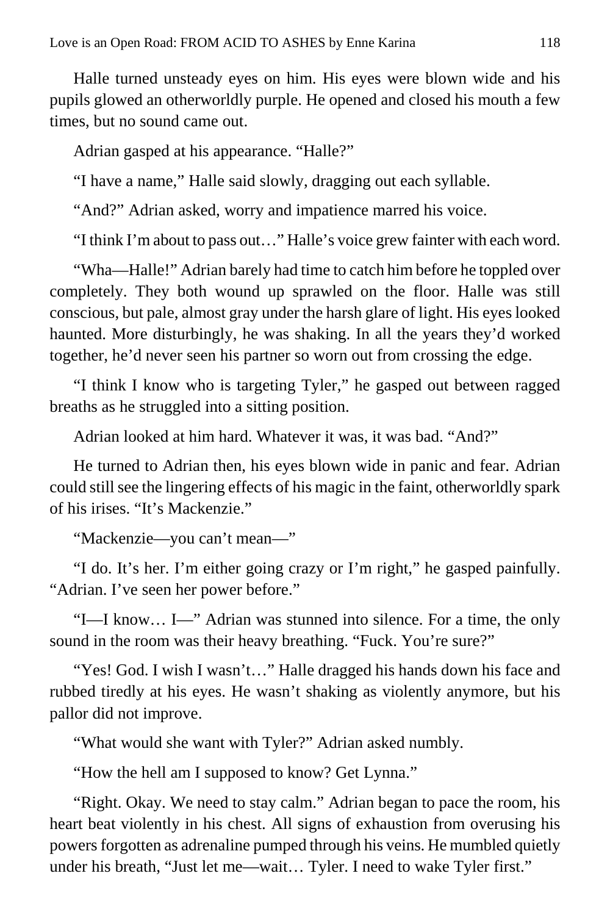Halle turned unsteady eyes on him. His eyes were blown wide and his pupils glowed an otherworldly purple. He opened and closed his mouth a few times, but no sound came out.

Adrian gasped at his appearance. "Halle?"

"I have a name," Halle said slowly, dragging out each syllable.

"And?" Adrian asked, worry and impatience marred his voice.

"I think I'm about to pass out…" Halle's voice grew fainter with each word.

"Wha—Halle!" Adrian barely had time to catch him before he toppled over completely. They both wound up sprawled on the floor. Halle was still conscious, but pale, almost gray under the harsh glare of light. His eyes looked haunted. More disturbingly, he was shaking. In all the years they'd worked together, he'd never seen his partner so worn out from crossing the edge.

"I think I know who is targeting Tyler," he gasped out between ragged breaths as he struggled into a sitting position.

Adrian looked at him hard. Whatever it was, it was bad. "And?"

He turned to Adrian then, his eyes blown wide in panic and fear. Adrian could still see the lingering effects of his magic in the faint, otherworldly spark of his irises. "It's Mackenzie."

"Mackenzie—you can't mean—"

"I do. It's her. I'm either going crazy or I'm right," he gasped painfully. "Adrian. I've seen her power before."

"I—I know… I—" Adrian was stunned into silence. For a time, the only sound in the room was their heavy breathing. "Fuck. You're sure?"

"Yes! God. I wish I wasn't…" Halle dragged his hands down his face and rubbed tiredly at his eyes. He wasn't shaking as violently anymore, but his pallor did not improve.

"What would she want with Tyler?" Adrian asked numbly.

"How the hell am I supposed to know? Get Lynna."

"Right. Okay. We need to stay calm." Adrian began to pace the room, his heart beat violently in his chest. All signs of exhaustion from overusing his powers forgotten as adrenaline pumped through his veins. He mumbled quietly under his breath, "Just let me—wait… Tyler. I need to wake Tyler first."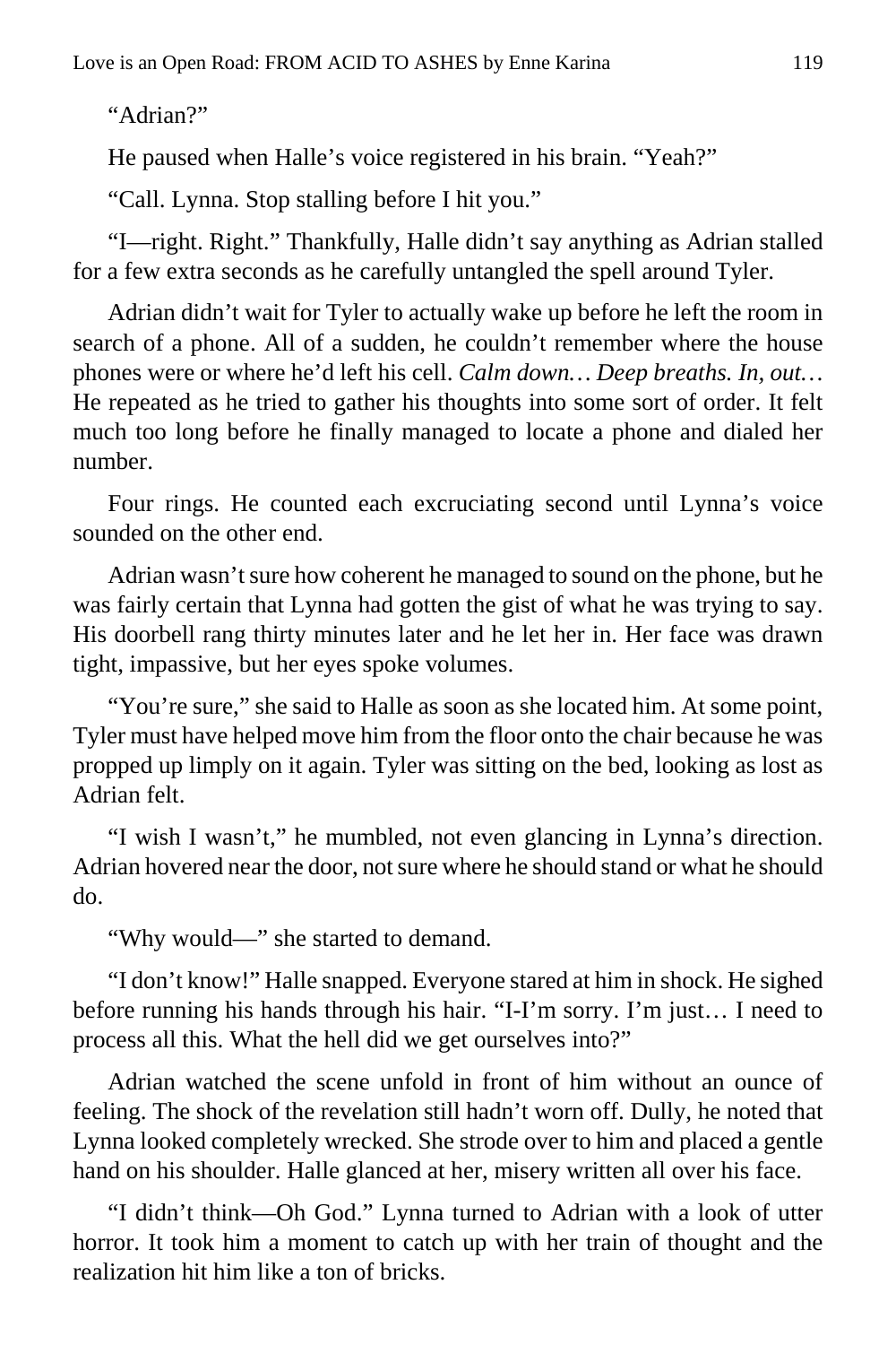"Adrian?"

He paused when Halle's voice registered in his brain. "Yeah?"

"Call. Lynna. Stop stalling before I hit you."

"I—right. Right." Thankfully, Halle didn't say anything as Adrian stalled for a few extra seconds as he carefully untangled the spell around Tyler.

Adrian didn't wait for Tyler to actually wake up before he left the room in search of a phone. All of a sudden, he couldn't remember where the house phones were or where he'd left his cell. *Calm down… Deep breaths. In, out…* He repeated as he tried to gather his thoughts into some sort of order. It felt much too long before he finally managed to locate a phone and dialed her number.

Four rings. He counted each excruciating second until Lynna's voice sounded on the other end.

Adrian wasn't sure how coherent he managed to sound on the phone, but he was fairly certain that Lynna had gotten the gist of what he was trying to say. His doorbell rang thirty minutes later and he let her in. Her face was drawn tight, impassive, but her eyes spoke volumes.

"You're sure," she said to Halle as soon as she located him. At some point, Tyler must have helped move him from the floor onto the chair because he was propped up limply on it again. Tyler was sitting on the bed, looking as lost as Adrian felt.

"I wish I wasn't," he mumbled, not even glancing in Lynna's direction. Adrian hovered near the door, not sure where he should stand or what he should do.

"Why would—" she started to demand.

"I don't know!" Halle snapped. Everyone stared at him in shock. He sighed before running his hands through his hair. "I-I'm sorry. I'm just… I need to process all this. What the hell did we get ourselves into?"

Adrian watched the scene unfold in front of him without an ounce of feeling. The shock of the revelation still hadn't worn off. Dully, he noted that Lynna looked completely wrecked. She strode over to him and placed a gentle hand on his shoulder. Halle glanced at her, misery written all over his face.

"I didn't think—Oh God." Lynna turned to Adrian with a look of utter horror. It took him a moment to catch up with her train of thought and the realization hit him like a ton of bricks.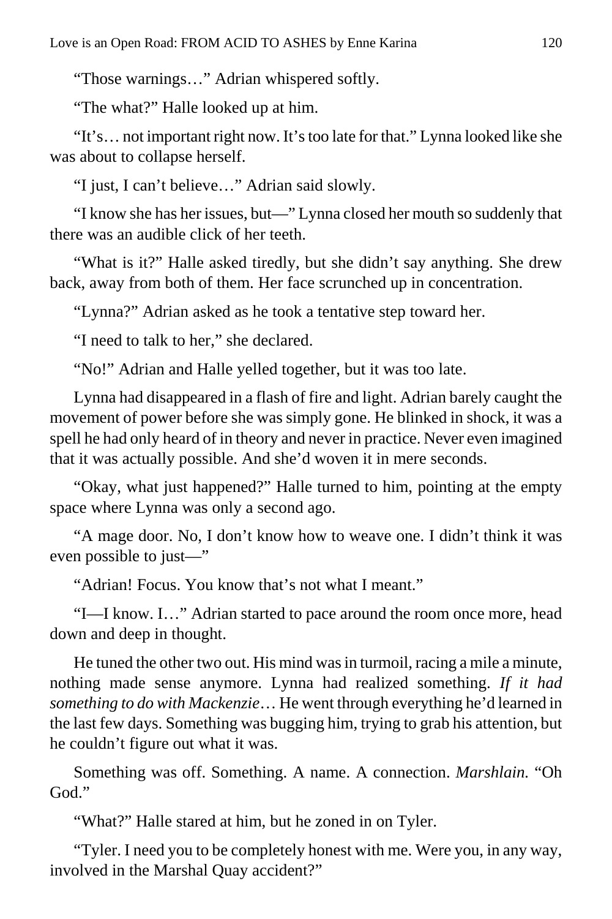"Those warnings…" Adrian whispered softly.

"The what?" Halle looked up at him.

"It's… not important right now. It's too late for that." Lynna looked like she was about to collapse herself.

"I just, I can't believe…" Adrian said slowly.

"I know she has her issues, but—" Lynna closed her mouth so suddenly that there was an audible click of her teeth.

"What is it?" Halle asked tiredly, but she didn't say anything. She drew back, away from both of them. Her face scrunched up in concentration.

"Lynna?" Adrian asked as he took a tentative step toward her.

"I need to talk to her," she declared.

"No!" Adrian and Halle yelled together, but it was too late.

Lynna had disappeared in a flash of fire and light. Adrian barely caught the movement of power before she was simply gone. He blinked in shock, it was a spell he had only heard of in theory and never in practice. Never even imagined that it was actually possible. And she'd woven it in mere seconds.

"Okay, what just happened?" Halle turned to him, pointing at the empty space where Lynna was only a second ago.

"A mage door. No, I don't know how to weave one. I didn't think it was even possible to just—"

"Adrian! Focus. You know that's not what I meant."

"I—I know. I…" Adrian started to pace around the room once more, head down and deep in thought.

He tuned the other two out. His mind was in turmoil, racing a mile a minute, nothing made sense anymore. Lynna had realized something. *If it had something to do with Mackenzie*… He went through everything he'd learned in the last few days. Something was bugging him, trying to grab his attention, but he couldn't figure out what it was.

Something was off. Something. A name. A connection. *Marshlain.* "Oh God."

"What?" Halle stared at him, but he zoned in on Tyler.

"Tyler. I need you to be completely honest with me. Were you, in any way, involved in the Marshal Quay accident?"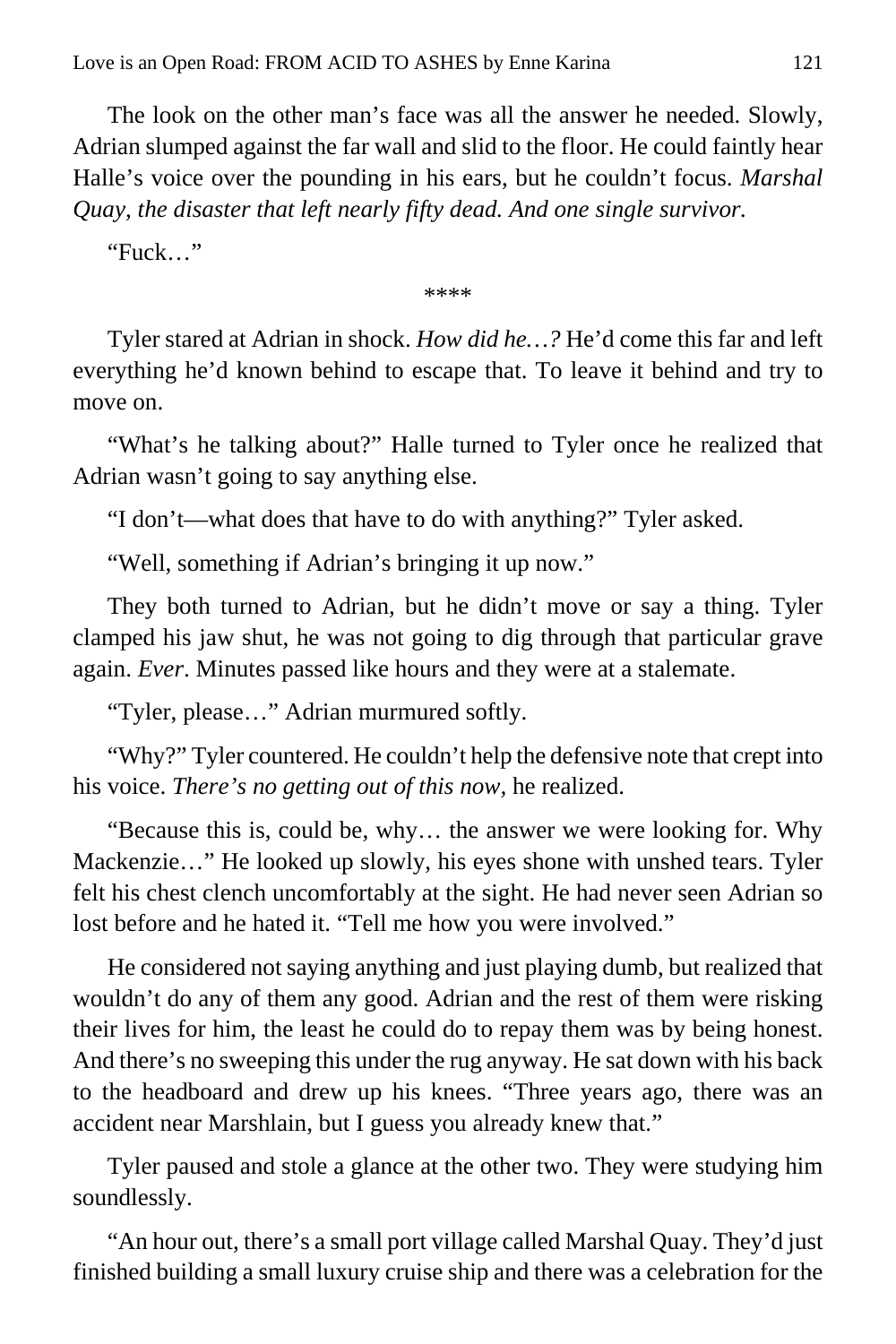The look on the other man's face was all the answer he needed. Slowly, Adrian slumped against the far wall and slid to the floor. He could faintly hear Halle's voice over the pounding in his ears, but he couldn't focus. *Marshal Quay, the disaster that left nearly fifty dead. And one single survivor.*

"Fuck…"

****

Tyler stared at Adrian in shock. *How did he…?* He'd come this far and left everything he'd known behind to escape that. To leave it behind and try to move on.

"What's he talking about?" Halle turned to Tyler once he realized that Adrian wasn't going to say anything else.

"I don't—what does that have to do with anything?" Tyler asked.

"Well, something if Adrian's bringing it up now."

They both turned to Adrian, but he didn't move or say a thing. Tyler clamped his jaw shut, he was not going to dig through that particular grave again. *Ever*. Minutes passed like hours and they were at a stalemate.

"Tyler, please…" Adrian murmured softly.

"Why?" Tyler countered. He couldn't help the defensive note that crept into his voice. *There's no getting out of this now,* he realized.

"Because this is, could be, why… the answer we were looking for. Why Mackenzie…" He looked up slowly, his eyes shone with unshed tears. Tyler felt his chest clench uncomfortably at the sight. He had never seen Adrian so lost before and he hated it. "Tell me how you were involved."

He considered not saying anything and just playing dumb, but realized that wouldn't do any of them any good. Adrian and the rest of them were risking their lives for him, the least he could do to repay them was by being honest. And there's no sweeping this under the rug anyway. He sat down with his back to the headboard and drew up his knees. "Three years ago, there was an accident near Marshlain, but I guess you already knew that."

Tyler paused and stole a glance at the other two. They were studying him soundlessly.

"An hour out, there's a small port village called Marshal Quay. They'd just finished building a small luxury cruise ship and there was a celebration for the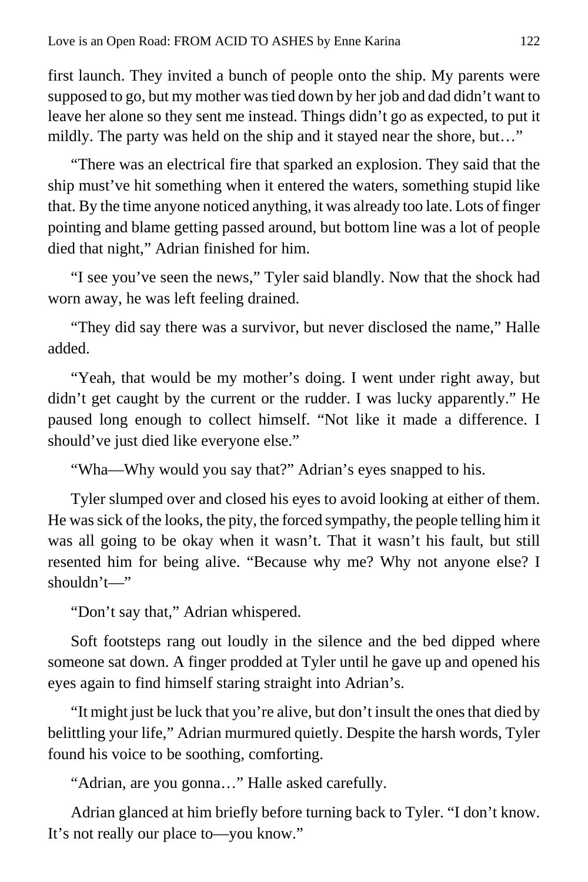first launch. They invited a bunch of people onto the ship. My parents were supposed to go, but my mother was tied down by her job and dad didn't want to leave her alone so they sent me instead. Things didn't go as expected, to put it mildly. The party was held on the ship and it stayed near the shore, but…"

"There was an electrical fire that sparked an explosion. They said that the ship must've hit something when it entered the waters, something stupid like that. By the time anyone noticed anything, it was already too late. Lots of finger pointing and blame getting passed around, but bottom line was a lot of people died that night," Adrian finished for him.

"I see you've seen the news," Tyler said blandly. Now that the shock had worn away, he was left feeling drained.

"They did say there was a survivor, but never disclosed the name," Halle added.

"Yeah, that would be my mother's doing. I went under right away, but didn't get caught by the current or the rudder. I was lucky apparently." He paused long enough to collect himself. "Not like it made a difference. I should've just died like everyone else."

"Wha—Why would you say that?" Adrian's eyes snapped to his.

Tyler slumped over and closed his eyes to avoid looking at either of them. He was sick of the looks, the pity, the forced sympathy, the people telling him it was all going to be okay when it wasn't. That it wasn't his fault, but still resented him for being alive. "Because why me? Why not anyone else? I shouldn't—"

"Don't say that," Adrian whispered.

Soft footsteps rang out loudly in the silence and the bed dipped where someone sat down. A finger prodded at Tyler until he gave up and opened his eyes again to find himself staring straight into Adrian's.

"It might just be luck that you're alive, but don't insult the ones that died by belittling your life," Adrian murmured quietly. Despite the harsh words, Tyler found his voice to be soothing, comforting.

"Adrian, are you gonna…" Halle asked carefully.

Adrian glanced at him briefly before turning back to Tyler. "I don't know. It's not really our place to—you know."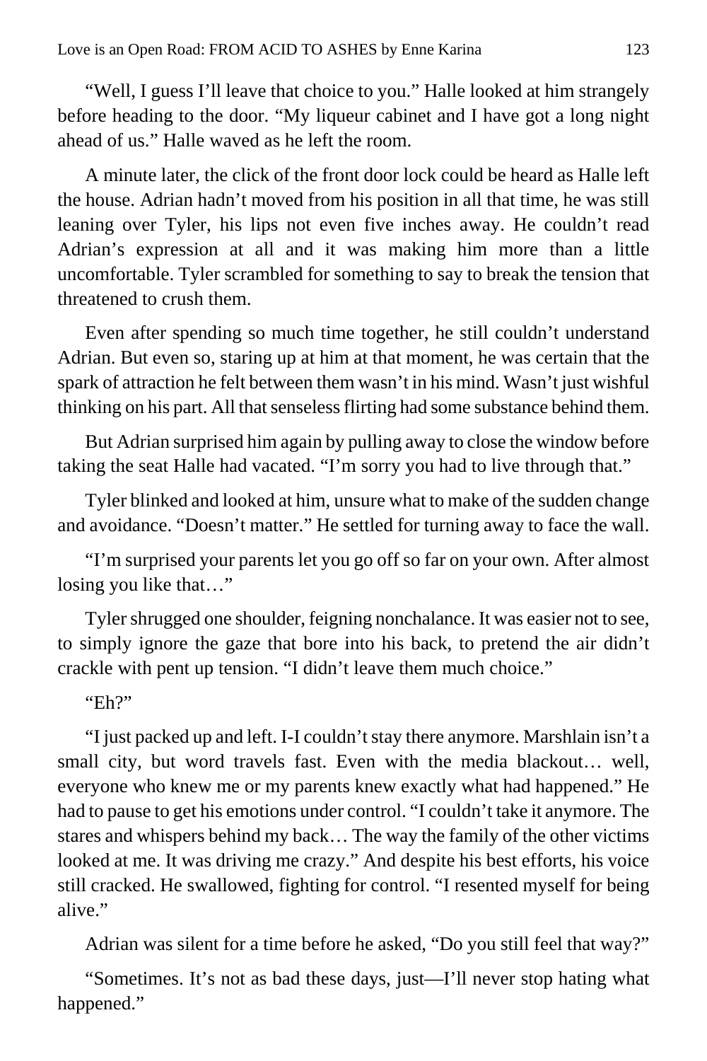"Well, I guess I'll leave that choice to you." Halle looked at him strangely before heading to the door. "My liqueur cabinet and I have got a long night ahead of us." Halle waved as he left the room.

A minute later, the click of the front door lock could be heard as Halle left the house. Adrian hadn't moved from his position in all that time, he was still leaning over Tyler, his lips not even five inches away. He couldn't read Adrian's expression at all and it was making him more than a little uncomfortable. Tyler scrambled for something to say to break the tension that threatened to crush them.

Even after spending so much time together, he still couldn't understand Adrian. But even so, staring up at him at that moment, he was certain that the spark of attraction he felt between them wasn't in his mind. Wasn't just wishful thinking on his part. All that senseless flirting had some substance behind them.

But Adrian surprised him again by pulling away to close the window before taking the seat Halle had vacated. "I'm sorry you had to live through that."

Tyler blinked and looked at him, unsure what to make of the sudden change and avoidance. "Doesn't matter." He settled for turning away to face the wall.

"I'm surprised your parents let you go off so far on your own. After almost losing you like that…"

Tyler shrugged one shoulder, feigning nonchalance. It was easier not to see, to simply ignore the gaze that bore into his back, to pretend the air didn't crackle with pent up tension. "I didn't leave them much choice."

"Eh?"

"I just packed up and left. I-I couldn't stay there anymore. Marshlain isn't a small city, but word travels fast. Even with the media blackout… well, everyone who knew me or my parents knew exactly what had happened." He had to pause to get his emotions under control. "I couldn't take it anymore. The stares and whispers behind my back… The way the family of the other victims looked at me. It was driving me crazy." And despite his best efforts, his voice still cracked. He swallowed, fighting for control. "I resented myself for being alive."

Adrian was silent for a time before he asked, "Do you still feel that way?"

"Sometimes. It's not as bad these days, just—I'll never stop hating what happened."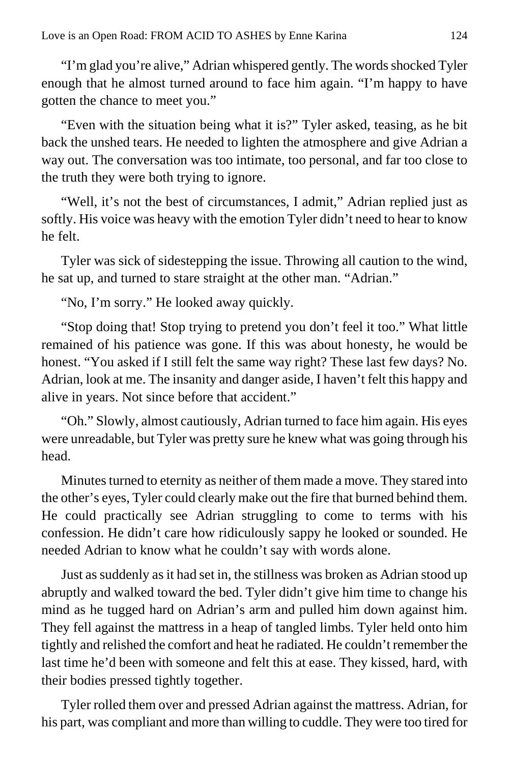"I'm glad you're alive," Adrian whispered gently. The words shocked Tyler enough that he almost turned around to face him again. "I'm happy to have gotten the chance to meet you."

"Even with the situation being what it is?" Tyler asked, teasing, as he bit back the unshed tears. He needed to lighten the atmosphere and give Adrian a way out. The conversation was too intimate, too personal, and far too close to the truth they were both trying to ignore.

"Well, it's not the best of circumstances, I admit," Adrian replied just as softly. His voice was heavy with the emotion Tyler didn't need to hear to know he felt.

Tyler was sick of sidestepping the issue. Throwing all caution to the wind, he sat up, and turned to stare straight at the other man. "Adrian."

"No, I'm sorry." He looked away quickly.

"Stop doing that! Stop trying to pretend you don't feel it too." What little remained of his patience was gone. If this was about honesty, he would be honest. "You asked if I still felt the same way right? These last few days? No. Adrian, look at me. The insanity and danger aside, I haven't felt this happy and alive in years. Not since before that accident."

"Oh." Slowly, almost cautiously, Adrian turned to face him again. His eyes were unreadable, but Tyler was pretty sure he knew what was going through his head.

Minutes turned to eternity as neither of them made a move. They stared into the other's eyes, Tyler could clearly make out the fire that burned behind them. He could practically see Adrian struggling to come to terms with his confession. He didn't care how ridiculously sappy he looked or sounded. He needed Adrian to know what he couldn't say with words alone.

Just as suddenly as it had set in, the stillness was broken as Adrian stood up abruptly and walked toward the bed. Tyler didn't give him time to change his mind as he tugged hard on Adrian's arm and pulled him down against him. They fell against the mattress in a heap of tangled limbs. Tyler held onto him tightly and relished the comfort and heat he radiated. He couldn't remember the last time he'd been with someone and felt this at ease. They kissed, hard, with their bodies pressed tightly together.

Tyler rolled them over and pressed Adrian against the mattress. Adrian, for his part, was compliant and more than willing to cuddle. They were too tired for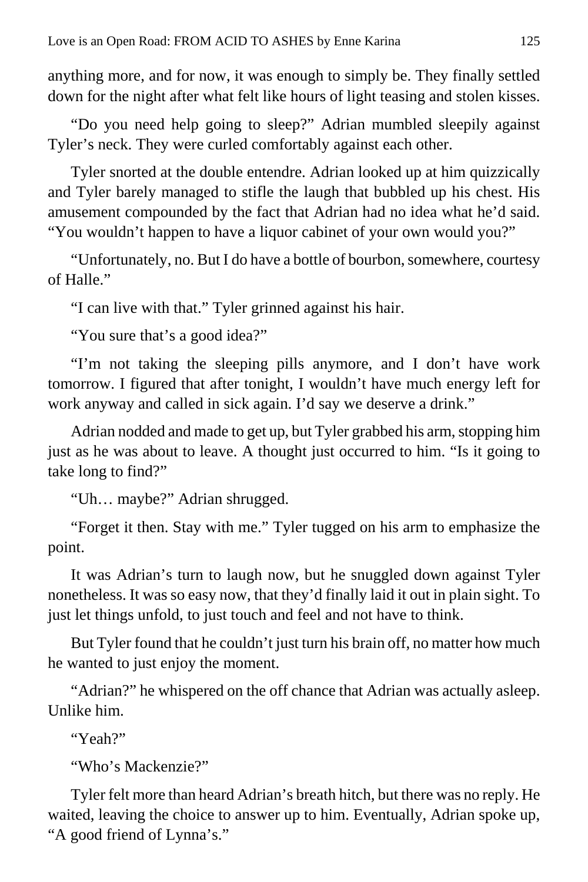anything more, and for now, it was enough to simply be. They finally settled down for the night after what felt like hours of light teasing and stolen kisses.

"Do you need help going to sleep?" Adrian mumbled sleepily against Tyler's neck. They were curled comfortably against each other.

Tyler snorted at the double entendre. Adrian looked up at him quizzically and Tyler barely managed to stifle the laugh that bubbled up his chest. His amusement compounded by the fact that Adrian had no idea what he'd said. "You wouldn't happen to have a liquor cabinet of your own would you?"

"Unfortunately, no. But I do have a bottle of bourbon, somewhere, courtesy of Halle."

"I can live with that." Tyler grinned against his hair.

"You sure that's a good idea?"

"I'm not taking the sleeping pills anymore, and I don't have work tomorrow. I figured that after tonight, I wouldn't have much energy left for work anyway and called in sick again. I'd say we deserve a drink."

Adrian nodded and made to get up, but Tyler grabbed his arm, stopping him just as he was about to leave. A thought just occurred to him. "Is it going to take long to find?"

"Uh… maybe?" Adrian shrugged.

"Forget it then. Stay with me." Tyler tugged on his arm to emphasize the point.

It was Adrian's turn to laugh now, but he snuggled down against Tyler nonetheless. It was so easy now, that they'd finally laid it out in plain sight. To just let things unfold, to just touch and feel and not have to think.

But Tyler found that he couldn't just turn his brain off, no matter how much he wanted to just enjoy the moment.

"Adrian?" he whispered on the off chance that Adrian was actually asleep. Unlike him.

"Yeah?"

"Who's Mackenzie?"

Tyler felt more than heard Adrian's breath hitch, but there was no reply. He waited, leaving the choice to answer up to him. Eventually, Adrian spoke up, "A good friend of Lynna's."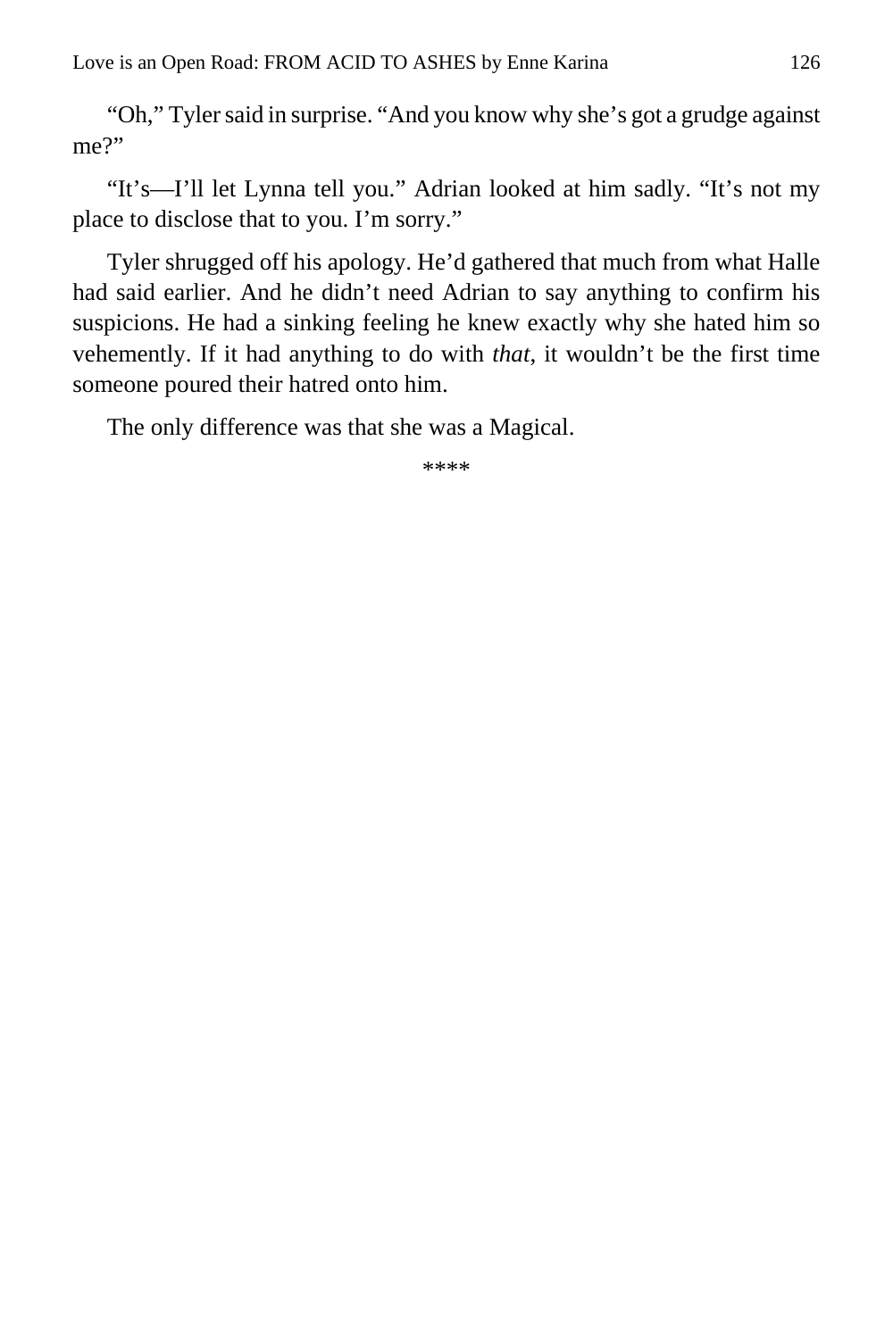"Oh," Tyler said in surprise. "And you know why she's got a grudge against me?"

"It's—I'll let Lynna tell you." Adrian looked at him sadly. "It's not my place to disclose that to you. I'm sorry."

Tyler shrugged off his apology. He'd gathered that much from what Halle had said earlier. And he didn't need Adrian to say anything to confirm his suspicions. He had a sinking feeling he knew exactly why she hated him so vehemently. If it had anything to do with *that*, it wouldn't be the first time someone poured their hatred onto him.

The only difference was that she was a Magical.

****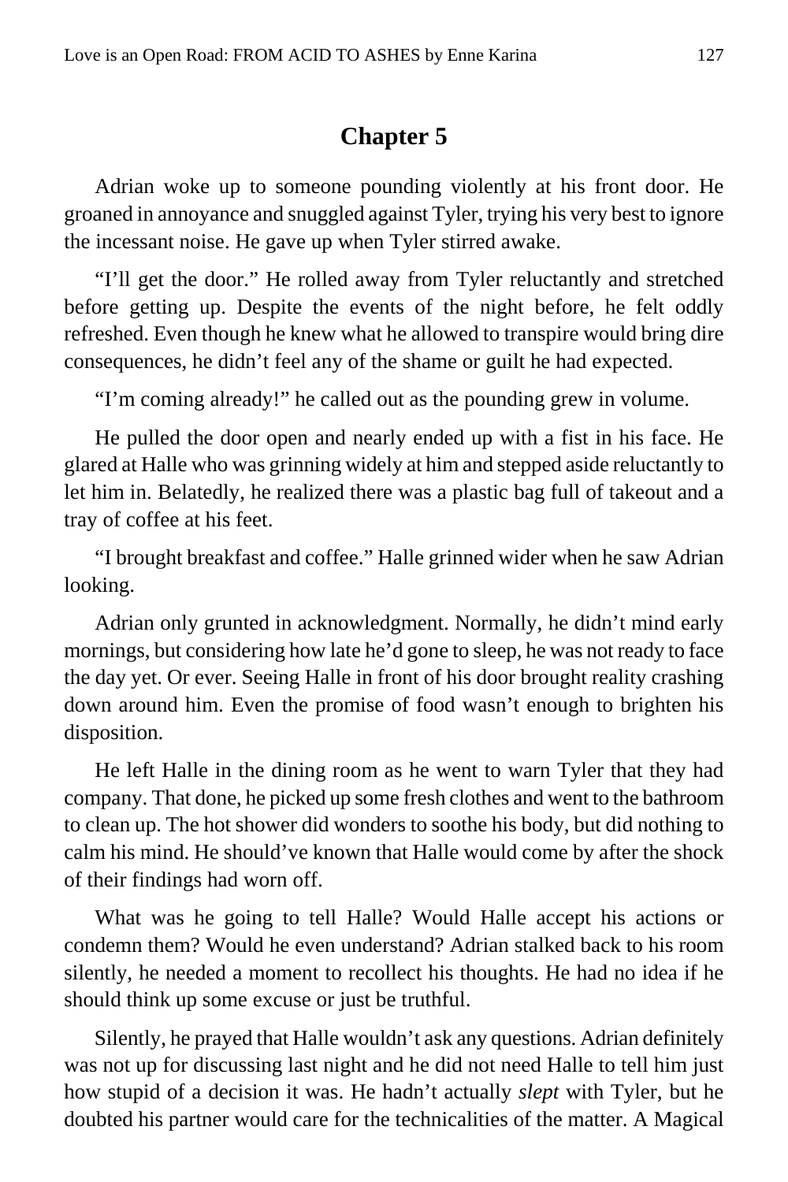# Chapter 5

Adrian woke up to someone pounding violently at his front door. He groaned in annoyance and snuggled against Tyler, trying his very best to ignore the incessant noise. He gave up when Tyler stirred awake.

"I'll get the door." He rolled away from Tyler reluctantly and stretched before getting up. Despite the events of the night before, he felt oddly refreshed. Even though he knew what he allowed to transpire would bring dire consequences, he didn't feel any of the shame or guilt he had expected.

"I'm coming already!" he called out as the pounding grew in volume.

He pulled the door open and nearly ended up with a fist in his face. He glared at Halle who was grinning widely at him and stepped aside reluctantly to let him in. Belatedly, he realized there was a plastic bag full of takeout and a tray of coffee at his feet.

"I brought breakfast and coffee." Halle grinned wider when he saw Adrian looking.

Adrian only grunted in acknowledgment. Normally, he didn't mind early mornings, but considering how late he'd gone to sleep, he was not ready to face the day yet. Or ever. Seeing Halle in front of his door brought reality crashing down around him. Even the promise of food wasn't enough to brighten his disposition.

He left Halle in the dining room as he went to warn Tyler that they had company. That done, he picked up some fresh clothes and went to the bathroom to clean up. The hot shower did wonders to soothe his body, but did nothing to calm his mind. He should've known that Halle would come by after the shock of their findings had worn off.

What was he going to tell Halle? Would Halle accept his actions or condemn them? Would he even understand? Adrian stalked back to his room silently, he needed a moment to recollect his thoughts. He had no idea if he should think up some excuse or just be truthful.

Silently, he prayed that Halle wouldn't ask any questions. Adrian definitely was not up for discussing last night and he did not need Halle to tell him just how stupid of a decision it was. He hadn't actually *slept* with Tyler, but he doubted his partner would care for the technicalities of the matter. A Magical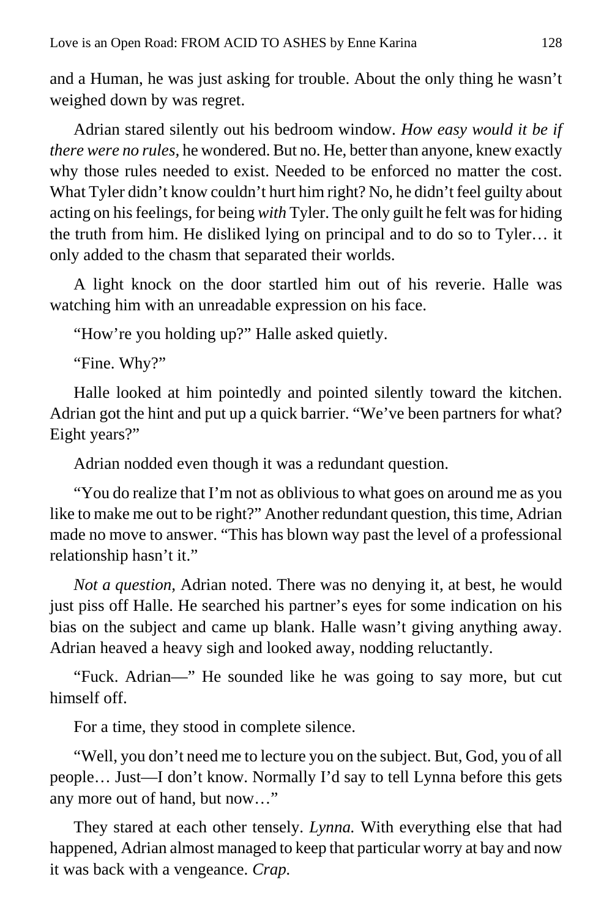and a Human, he was just asking for trouble. About the only thing he wasn't weighed down by was regret.

Adrian stared silently out his bedroom window. *How easy would it be if there were no rules,* he wondered. But no. He, better than anyone, knew exactly why those rules needed to exist. Needed to be enforced no matter the cost. What Tyler didn't know couldn't hurt him right? No, he didn't feel guilty about acting on his feelings, for being *with* Tyler. The only guilt he felt was for hiding the truth from him. He disliked lying on principal and to do so to Tyler… it only added to the chasm that separated their worlds.

A light knock on the door startled him out of his reverie. Halle was watching him with an unreadable expression on his face.

"How're you holding up?" Halle asked quietly.

"Fine. Why?"

Halle looked at him pointedly and pointed silently toward the kitchen. Adrian got the hint and put up a quick barrier. "We've been partners for what? Eight years?"

Adrian nodded even though it was a redundant question.

"You do realize that I'm not as oblivious to what goes on around me as you like to make me out to be right?" Another redundant question, this time, Adrian made no move to answer. "This has blown way past the level of a professional relationship hasn't it."

*Not a question,* Adrian noted. There was no denying it, at best, he would just piss off Halle. He searched his partner's eyes for some indication on his bias on the subject and came up blank. Halle wasn't giving anything away. Adrian heaved a heavy sigh and looked away, nodding reluctantly.

"Fuck. Adrian—" He sounded like he was going to say more, but cut himself off.

For a time, they stood in complete silence.

"Well, you don't need me to lecture you on the subject. But, God, you of all people… Just—I don't know. Normally I'd say to tell Lynna before this gets any more out of hand, but now…"

They stared at each other tensely. *Lynna.* With everything else that had happened, Adrian almost managed to keep that particular worry at bay and now it was back with a vengeance. *Crap.*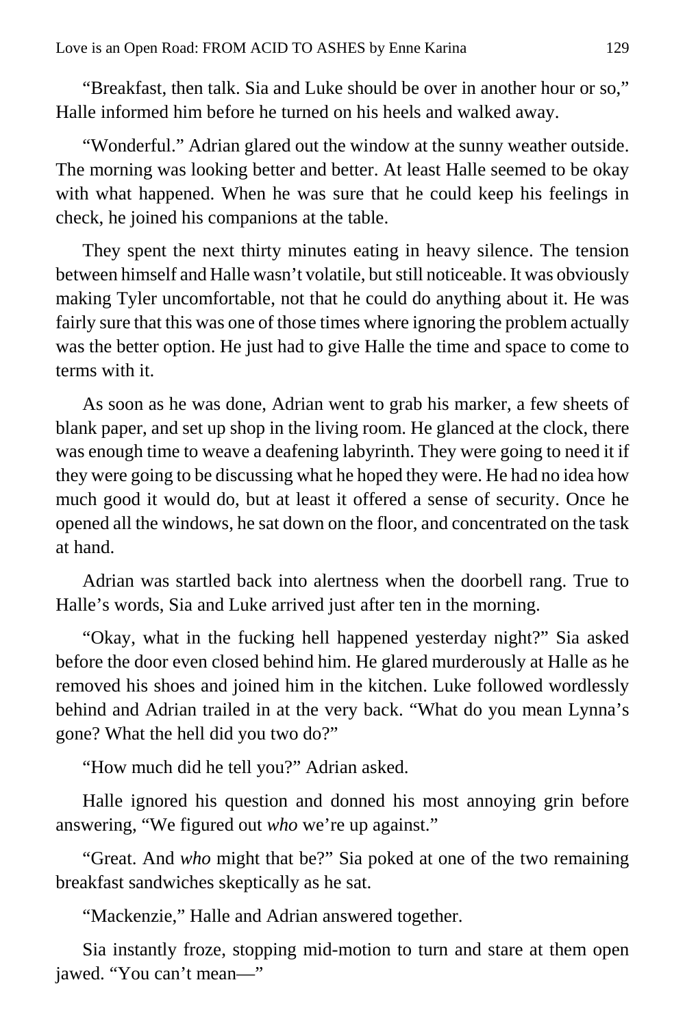"Breakfast, then talk. Sia and Luke should be over in another hour or so," Halle informed him before he turned on his heels and walked away.

"Wonderful." Adrian glared out the window at the sunny weather outside. The morning was looking better and better. At least Halle seemed to be okay with what happened. When he was sure that he could keep his feelings in check, he joined his companions at the table.

They spent the next thirty minutes eating in heavy silence. The tension between himself and Halle wasn't volatile, but still noticeable. It was obviously making Tyler uncomfortable, not that he could do anything about it. He was fairly sure that this was one of those times where ignoring the problem actually was the better option. He just had to give Halle the time and space to come to terms with it.

As soon as he was done, Adrian went to grab his marker, a few sheets of blank paper, and set up shop in the living room. He glanced at the clock, there was enough time to weave a deafening labyrinth. They were going to need it if they were going to be discussing what he hoped they were. He had no idea how much good it would do, but at least it offered a sense of security. Once he opened all the windows, he sat down on the floor, and concentrated on the task at hand.

Adrian was startled back into alertness when the doorbell rang. True to Halle's words, Sia and Luke arrived just after ten in the morning.

"Okay, what in the fucking hell happened yesterday night?" Sia asked before the door even closed behind him. He glared murderously at Halle as he removed his shoes and joined him in the kitchen. Luke followed wordlessly behind and Adrian trailed in at the very back. "What do you mean Lynna's gone? What the hell did you two do?"

"How much did he tell you?" Adrian asked.

Halle ignored his question and donned his most annoying grin before answering, "We figured out *who* we're up against."

"Great. And *who* might that be?" Sia poked at one of the two remaining breakfast sandwiches skeptically as he sat.

"Mackenzie," Halle and Adrian answered together.

Sia instantly froze, stopping mid-motion to turn and stare at them open jawed. "You can't mean—"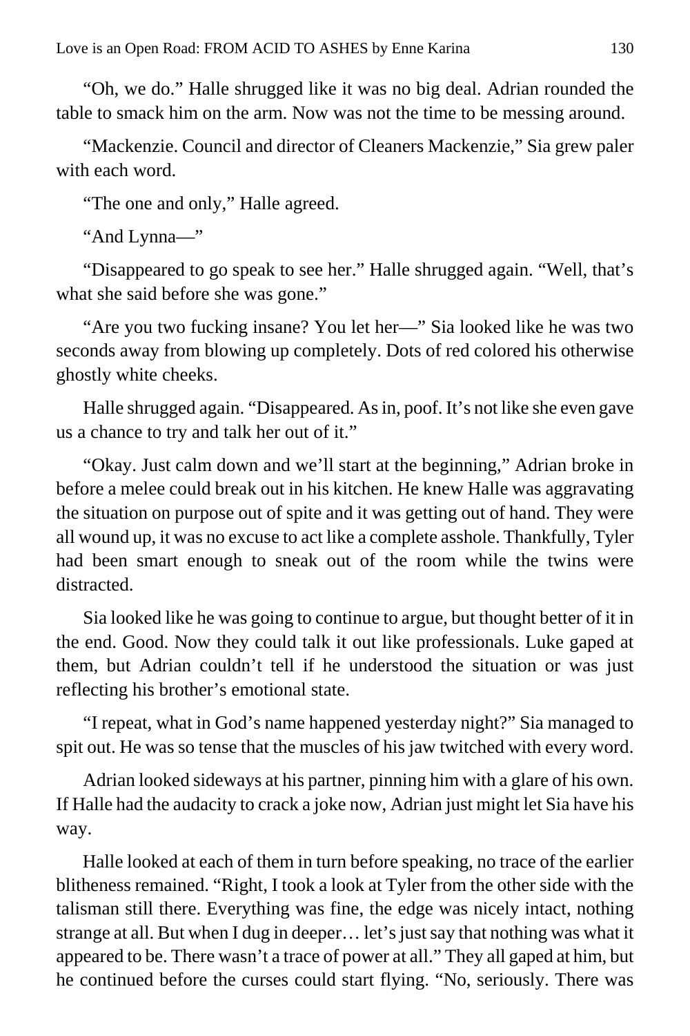"Oh, we do." Halle shrugged like it was no big deal. Adrian rounded the table to smack him on the arm. Now was not the time to be messing around.

"Mackenzie. Council and director of Cleaners Mackenzie," Sia grew paler with each word.

"The one and only," Halle agreed.

"And Lynna—"

"Disappeared to go speak to see her." Halle shrugged again. "Well, that's what she said before she was gone."

"Are you two fucking insane? You let her—" Sia looked like he was two seconds away from blowing up completely. Dots of red colored his otherwise ghostly white cheeks.

Halle shrugged again. "Disappeared. As in, poof. It's not like she even gave us a chance to try and talk her out of it."

"Okay. Just calm down and we'll start at the beginning," Adrian broke in before a melee could break out in his kitchen. He knew Halle was aggravating the situation on purpose out of spite and it was getting out of hand. They were all wound up, it was no excuse to act like a complete asshole. Thankfully, Tyler had been smart enough to sneak out of the room while the twins were distracted.

Sia looked like he was going to continue to argue, but thought better of it in the end. Good. Now they could talk it out like professionals. Luke gaped at them, but Adrian couldn't tell if he understood the situation or was just reflecting his brother's emotional state.

"I repeat, what in God's name happened yesterday night?" Sia managed to spit out. He was so tense that the muscles of his jaw twitched with every word.

Adrian looked sideways at his partner, pinning him with a glare of his own. If Halle had the audacity to crack a joke now, Adrian just might let Sia have his way.

Halle looked at each of them in turn before speaking, no trace of the earlier blitheness remained. "Right, I took a look at Tyler from the other side with the talisman still there. Everything was fine, the edge was nicely intact, nothing strange at all. But when I dug in deeper… let's just say that nothing was what it appeared to be. There wasn't a trace of power at all." They all gaped at him, but he continued before the curses could start flying. "No, seriously. There was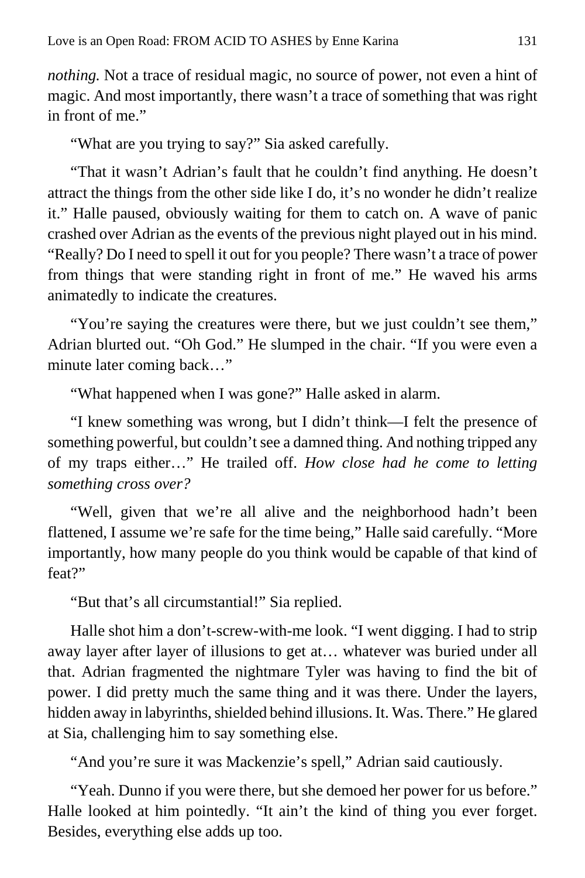*nothing.* Not a trace of residual magic, no source of power, not even a hint of magic. And most importantly, there wasn't a trace of something that was right in front of me."

"What are you trying to say?" Sia asked carefully.

"That it wasn't Adrian's fault that he couldn't find anything. He doesn't attract the things from the other side like I do, it's no wonder he didn't realize it." Halle paused, obviously waiting for them to catch on. A wave of panic crashed over Adrian as the events of the previous night played out in his mind. "Really? Do I need to spell it out for you people? There wasn't a trace of power from things that were standing right in front of me." He waved his arms animatedly to indicate the creatures.

"You're saying the creatures were there, but we just couldn't see them," Adrian blurted out. "Oh God." He slumped in the chair. "If you were even a minute later coming back…"

"What happened when I was gone?" Halle asked in alarm.

"I knew something was wrong, but I didn't think—I felt the presence of something powerful, but couldn't see a damned thing. And nothing tripped any of my traps either…" He trailed off. *How close had he come to letting something cross over?*

"Well, given that we're all alive and the neighborhood hadn't been flattened, I assume we're safe for the time being," Halle said carefully. "More importantly, how many people do you think would be capable of that kind of feat?"

"But that's all circumstantial!" Sia replied.

Halle shot him a don't-screw-with-me look. "I went digging. I had to strip away layer after layer of illusions to get at… whatever was buried under all that. Adrian fragmented the nightmare Tyler was having to find the bit of power. I did pretty much the same thing and it was there. Under the layers, hidden away in labyrinths, shielded behind illusions. It. Was. There." He glared at Sia, challenging him to say something else.

"And you're sure it was Mackenzie's spell," Adrian said cautiously.

"Yeah. Dunno if you were there, but she demoed her power for us before." Halle looked at him pointedly. "It ain't the kind of thing you ever forget. Besides, everything else adds up too.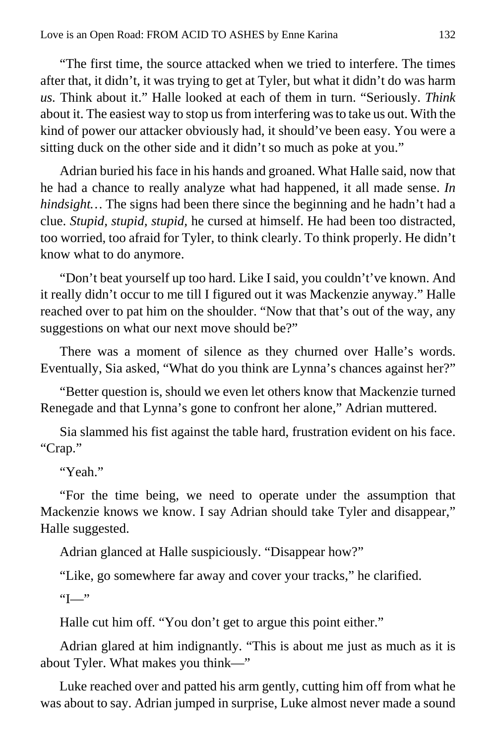“The first time, the source attacked when we tried to interfere. The times after that, it didn’t, it was trying to get at Tyler, but what it didn’t do was harm *us*. Think about it.” Halle looked at each of them in turn. “Seriously. *Think* about it. The easiest way to stop us from interfering was to take us out. With the kind of power our attacker obviously had, it should’ve been easy. You were a sitting duck on the other side and it didn’t so much as poke at you.”

Adrian buried his face in his hands and groaned. What Halle said, now that he had a chance to really analyze what had happened, it all made sense. *In hindsight…* The signs had been there since the beginning and he hadn’t had a clue. *Stupid, stupid, stupid,* he cursed at himself. He had been too distracted, too worried, too afraid for Tyler, to think clearly. To think properly. He didn’t know what to do anymore.

“Don’t beat yourself up too hard. Like I said, you couldn’t’ve known. And it really didn’t occur to me till I figured out it was Mackenzie anyway.” Halle reached over to pat him on the shoulder. “Now that that’s out of the way, any suggestions on what our next move should be?”

There was a moment of silence as they churned over Halle’s words. Eventually, Sia asked, “What do you think are Lynna’s chances against her?”

“Better question is, should we even let others know that Mackenzie turned Renegade and that Lynna’s gone to confront her alone,” Adrian muttered.

Sia slammed his fist against the table hard, frustration evident on his face. “Crap.”

“Yeah.”

“For the time being, we need to operate under the assumption that Mackenzie knows we know. I say Adrian should take Tyler and disappear,” Halle suggested.

Adrian glanced at Halle suspiciously. “Disappear how?”

“Like, go somewhere far away and cover your tracks,” he clarified.

“I—”

Halle cut him off. “You don’t get to argue this point either.”

Adrian glared at him indignantly. “This is about me just as much as it is about Tyler. What makes you think—”

Luke reached over and patted his arm gently, cutting him off from what he was about to say. Adrian jumped in surprise, Luke almost never made a sound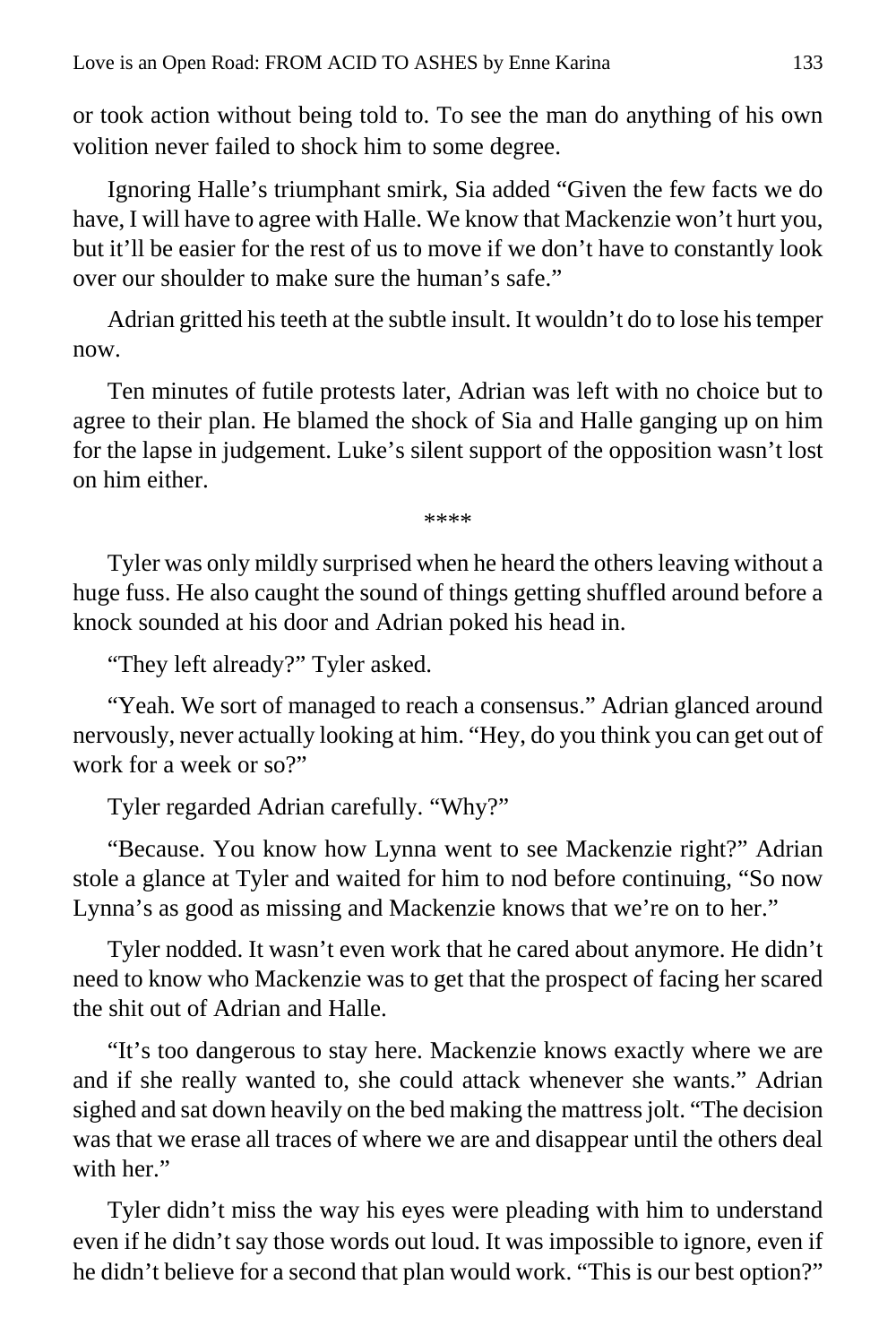or took action without being told to. To see the man do anything of his own volition never failed to shock him to some degree.

Ignoring Halle's triumphant smirk, Sia added "Given the few facts we do have, I will have to agree with Halle. We know that Mackenzie won't hurt you, but it'll be easier for the rest of us to move if we don't have to constantly look over our shoulder to make sure the human's safe."

Adrian gritted his teeth at the subtle insult. It wouldn't do to lose his temper now.

Ten minutes of futile protests later, Adrian was left with no choice but to agree to their plan. He blamed the shock of Sia and Halle ganging up on him for the lapse in judgement. Luke's silent support of the opposition wasn't lost on him either.

\*\*\*\*

Tyler was only mildly surprised when he heard the others leaving without a huge fuss. He also caught the sound of things getting shuffled around before a knock sounded at his door and Adrian poked his head in.

"They left already?" Tyler asked.

"Yeah. We sort of managed to reach a consensus." Adrian glanced around nervously, never actually looking at him. "Hey, do you think you can get out of work for a week or so?"

Tyler regarded Adrian carefully. "Why?"

"Because. You know how Lynna went to see Mackenzie right?" Adrian stole a glance at Tyler and waited for him to nod before continuing, "So now Lynna's as good as missing and Mackenzie knows that we're on to her."

Tyler nodded. It wasn't even work that he cared about anymore. He didn't need to know who Mackenzie was to get that the prospect of facing her scared the shit out of Adrian and Halle.

"It's too dangerous to stay here. Mackenzie knows exactly where we are and if she really wanted to, she could attack whenever she wants." Adrian sighed and sat down heavily on the bed making the mattress jolt. "The decision was that we erase all traces of where we are and disappear until the others deal with her."

Tyler didn't miss the way his eyes were pleading with him to understand even if he didn't say those words out loud. It was impossible to ignore, even if he didn't believe for a second that plan would work. "This is our best option?"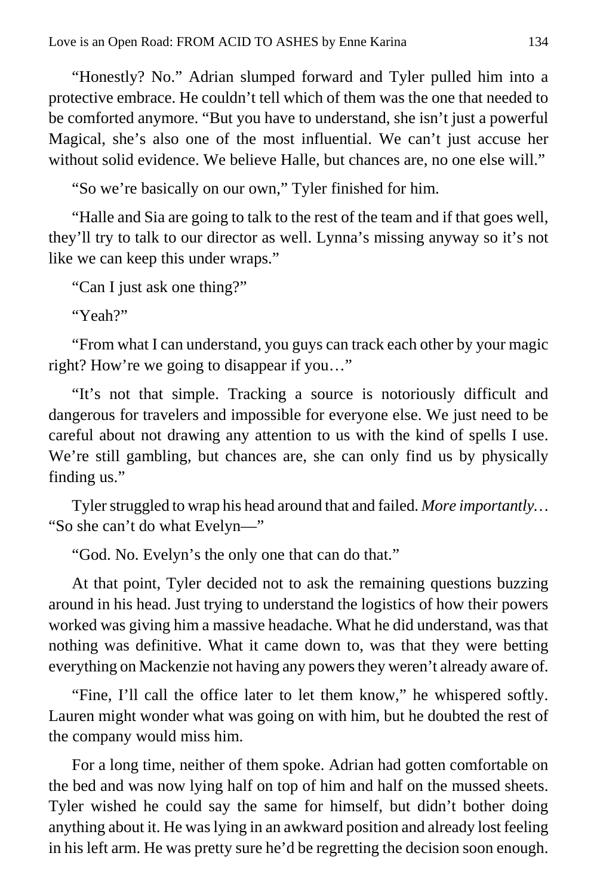"Honestly? No." Adrian slumped forward and Tyler pulled him into a protective embrace. He couldn't tell which of them was the one that needed to be comforted anymore. "But you have to understand, she isn't just a powerful Magical, she's also one of the most influential. We can't just accuse her without solid evidence. We believe Halle, but chances are, no one else will."

"So we're basically on our own," Tyler finished for him.

"Halle and Sia are going to talk to the rest of the team and if that goes well, they'll try to talk to our director as well. Lynna's missing anyway so it's not like we can keep this under wraps."

"Can I just ask one thing?"

"Yeah?"

"From what I can understand, you guys can track each other by your magic right? How're we going to disappear if you…"

"It's not that simple. Tracking a source is notoriously difficult and dangerous for travelers and impossible for everyone else. We just need to be careful about not drawing any attention to us with the kind of spells I use. We're still gambling, but chances are, she can only find us by physically finding us."

Tyler struggled to wrap his head around that and failed. *More importantly…* "So she can't do what Evelyn—"

"God. No. Evelyn's the only one that can do that."

At that point, Tyler decided not to ask the remaining questions buzzing around in his head. Just trying to understand the logistics of how their powers worked was giving him a massive headache. What he did understand, was that nothing was definitive. What it came down to, was that they were betting everything on Mackenzie not having any powers they weren't already aware of.

"Fine, I'll call the office later to let them know," he whispered softly. Lauren might wonder what was going on with him, but he doubted the rest of the company would miss him.

For a long time, neither of them spoke. Adrian had gotten comfortable on the bed and was now lying half on top of him and half on the mussed sheets. Tyler wished he could say the same for himself, but didn't bother doing anything about it. He was lying in an awkward position and already lost feeling in his left arm. He was pretty sure he'd be regretting the decision soon enough.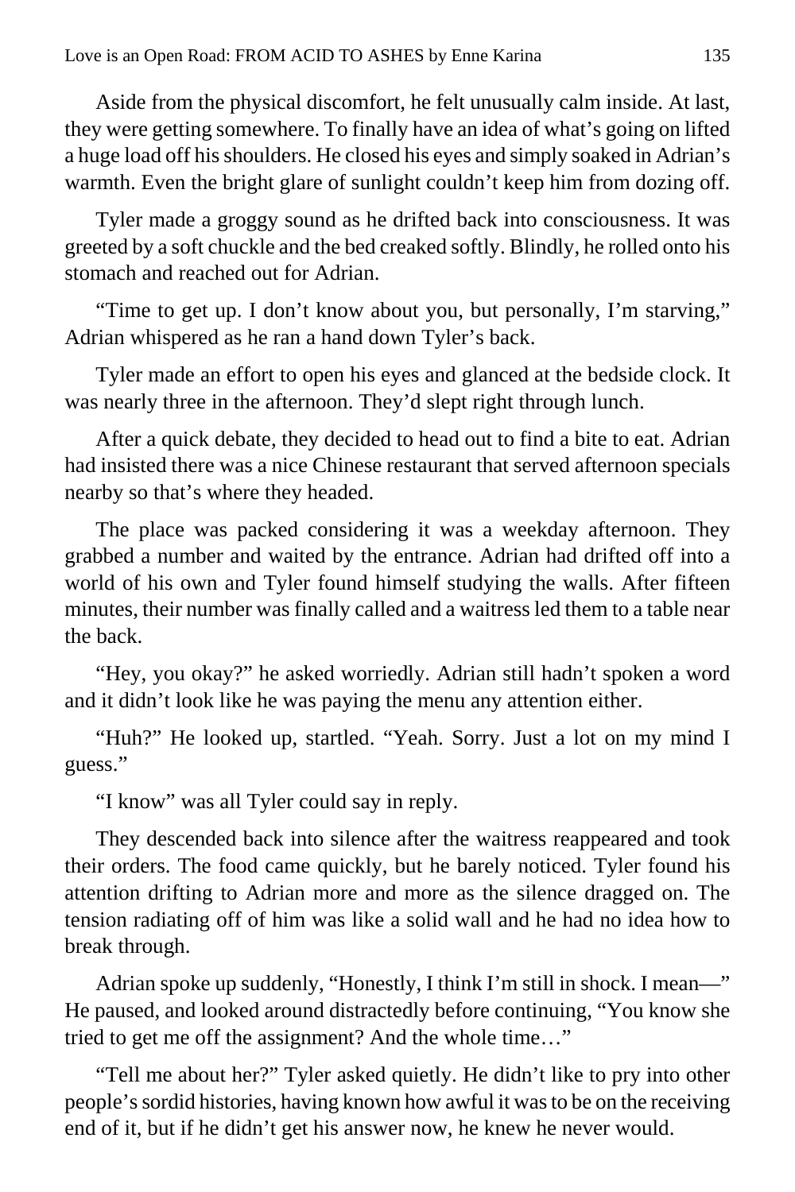Aside from the physical discomfort, he felt unusually calm inside. At last, they were getting somewhere. To finally have an idea of what's going on lifted a huge load off his shoulders. He closed his eyes and simply soaked in Adrian's warmth. Even the bright glare of sunlight couldn't keep him from dozing off.

Tyler made a groggy sound as he drifted back into consciousness. It was greeted by a soft chuckle and the bed creaked softly. Blindly, he rolled onto his stomach and reached out for Adrian.

"Time to get up. I don't know about you, but personally, I'm starving," Adrian whispered as he ran a hand down Tyler's back.

Tyler made an effort to open his eyes and glanced at the bedside clock. It was nearly three in the afternoon. They'd slept right through lunch.

After a quick debate, they decided to head out to find a bite to eat. Adrian had insisted there was a nice Chinese restaurant that served afternoon specials nearby so that's where they headed.

The place was packed considering it was a weekday afternoon. They grabbed a number and waited by the entrance. Adrian had drifted off into a world of his own and Tyler found himself studying the walls. After fifteen minutes, their number was finally called and a waitress led them to a table near the back.

"Hey, you okay?" he asked worriedly. Adrian still hadn't spoken a word and it didn't look like he was paying the menu any attention either.

"Huh?" He looked up, startled. "Yeah. Sorry. Just a lot on my mind I guess."

"I know" was all Tyler could say in reply.

They descended back into silence after the waitress reappeared and took their orders. The food came quickly, but he barely noticed. Tyler found his attention drifting to Adrian more and more as the silence dragged on. The tension radiating off of him was like a solid wall and he had no idea how to break through.

Adrian spoke up suddenly, "Honestly, I think I'm still in shock. I mean—" He paused, and looked around distractedly before continuing, "You know she tried to get me off the assignment? And the whole time…"

"Tell me about her?" Tyler asked quietly. He didn't like to pry into other people's sordid histories, having known how awful it was to be on the receiving end of it, but if he didn't get his answer now, he knew he never would.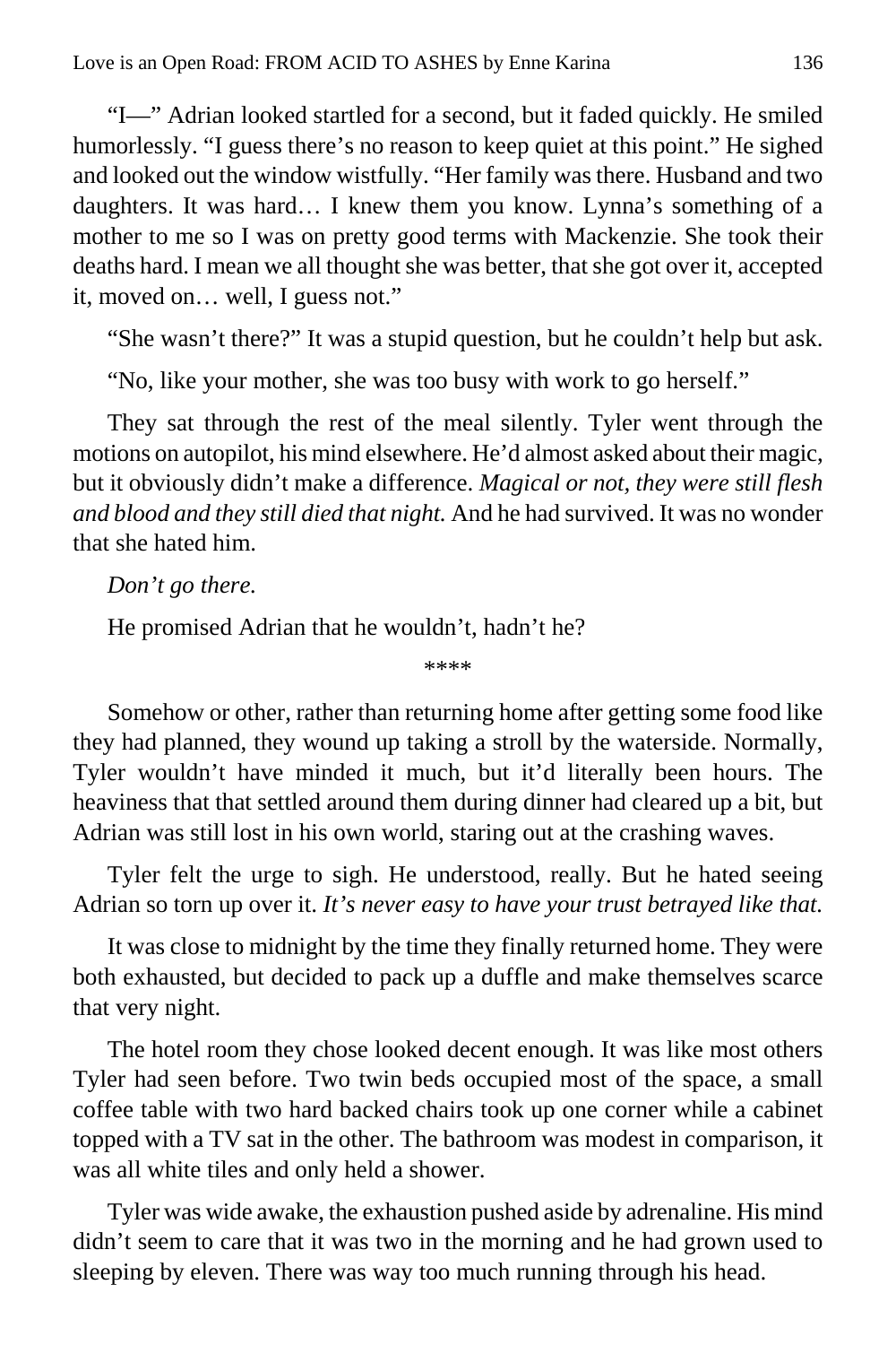"I—" Adrian looked startled for a second, but it faded quickly. He smiled humorlessly. "I guess there's no reason to keep quiet at this point." He sighed and looked out the window wistfully. "Her family was there. Husband and two daughters. It was hard… I knew them you know. Lynna's something of a mother to me so I was on pretty good terms with Mackenzie. She took their deaths hard. I mean we all thought she was better, that she got over it, accepted it, moved on… well, I guess not."

"She wasn't there?" It was a stupid question, but he couldn't help but ask.

"No, like your mother, she was too busy with work to go herself."

They sat through the rest of the meal silently. Tyler went through the motions on autopilot, his mind elsewhere. He'd almost asked about their magic, but it obviously didn't make a difference. *Magical or not, they were still flesh and blood and they still died that night.* And he had survived. It was no wonder that she hated him.

*Don't go there.*

He promised Adrian that he wouldn't, hadn't he?

\*\*\*\*

Somehow or other, rather than returning home after getting some food like they had planned, they wound up taking a stroll by the waterside. Normally, Tyler wouldn't have minded it much, but it'd literally been hours. The heaviness that that settled around them during dinner had cleared up a bit, but Adrian was still lost in his own world, staring out at the crashing waves.

Tyler felt the urge to sigh. He understood, really. But he hated seeing Adrian so torn up over it. *It's never easy to have your trust betrayed like that.*

It was close to midnight by the time they finally returned home. They were both exhausted, but decided to pack up a duffle and make themselves scarce that very night.

The hotel room they chose looked decent enough. It was like most others Tyler had seen before. Two twin beds occupied most of the space, a small coffee table with two hard backed chairs took up one corner while a cabinet topped with a TV sat in the other. The bathroom was modest in comparison, it was all white tiles and only held a shower.

Tyler was wide awake, the exhaustion pushed aside by adrenaline. His mind didn't seem to care that it was two in the morning and he had grown used to sleeping by eleven. There was way too much running through his head.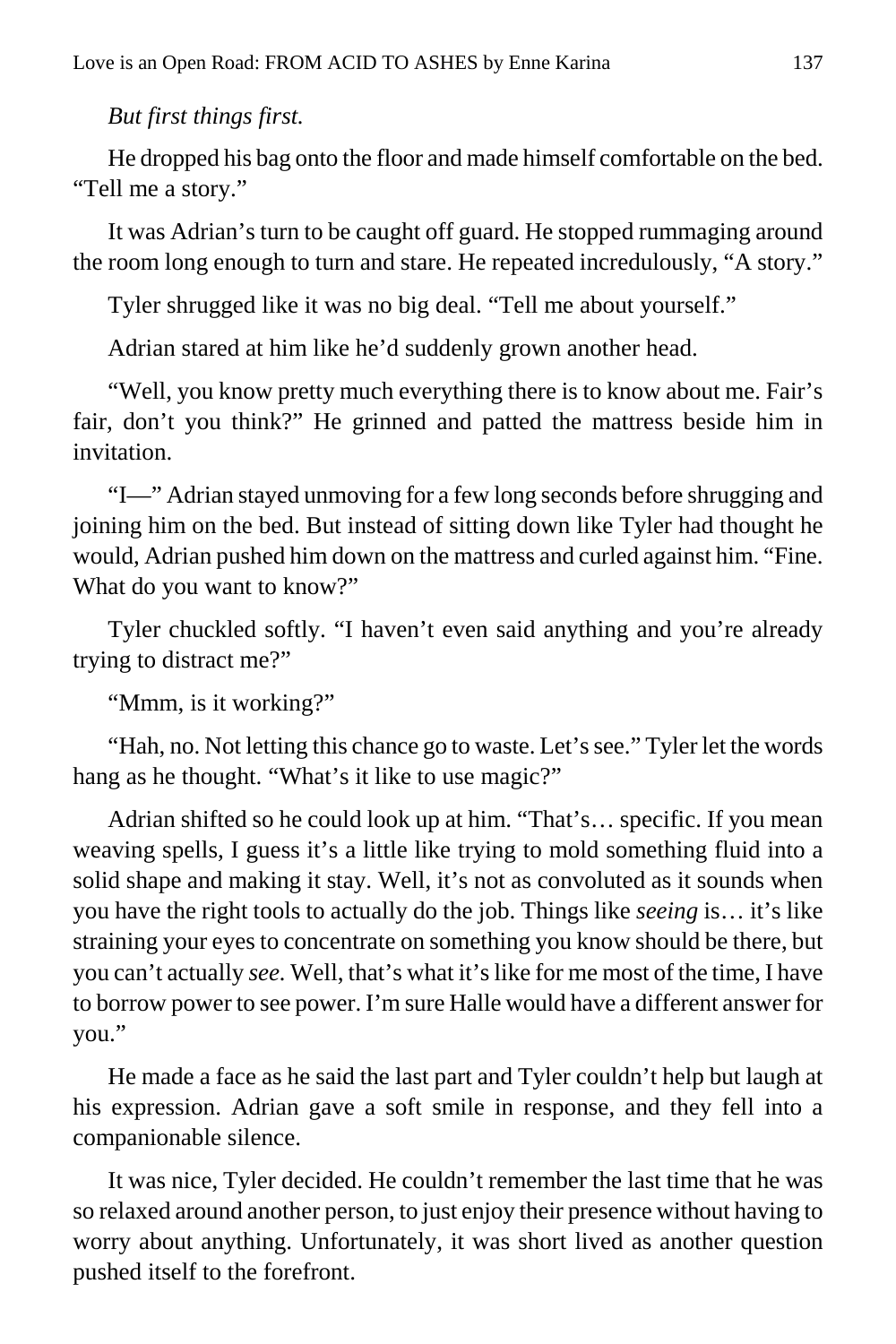*But first things first.*

He dropped his bag onto the floor and made himself comfortable on the bed. "Tell me a story."

It was Adrian's turn to be caught off guard. He stopped rummaging around the room long enough to turn and stare. He repeated incredulously, "A story."

Tyler shrugged like it was no big deal. "Tell me about yourself."

Adrian stared at him like he'd suddenly grown another head.

"Well, you know pretty much everything there is to know about me. Fair's fair, don't you think?" He grinned and patted the mattress beside him in invitation.

"I—" Adrian stayed unmoving for a few long seconds before shrugging and joining him on the bed. But instead of sitting down like Tyler had thought he would, Adrian pushed him down on the mattress and curled against him. "Fine. What do you want to know?"

Tyler chuckled softly. "I haven't even said anything and you're already trying to distract me?"

"Mmm, is it working?"

"Hah, no. Not letting this chance go to waste. Let's see." Tyler let the words hang as he thought. "What's it like to use magic?"

Adrian shifted so he could look up at him. "That's… specific. If you mean weaving spells, I guess it's a little like trying to mold something fluid into a solid shape and making it stay. Well, it's not as convoluted as it sounds when you have the right tools to actually do the job. Things like *seeing* is… it's like straining your eyes to concentrate on something you know should be there, but you can't actually *see*. Well, that's what it's like for me most of the time, I have to borrow power to see power. I'm sure Halle would have a different answer for you."

He made a face as he said the last part and Tyler couldn't help but laugh at his expression. Adrian gave a soft smile in response, and they fell into a companionable silence.

It was nice, Tyler decided. He couldn't remember the last time that he was so relaxed around another person, to just enjoy their presence without having to worry about anything. Unfortunately, it was short lived as another question pushed itself to the forefront.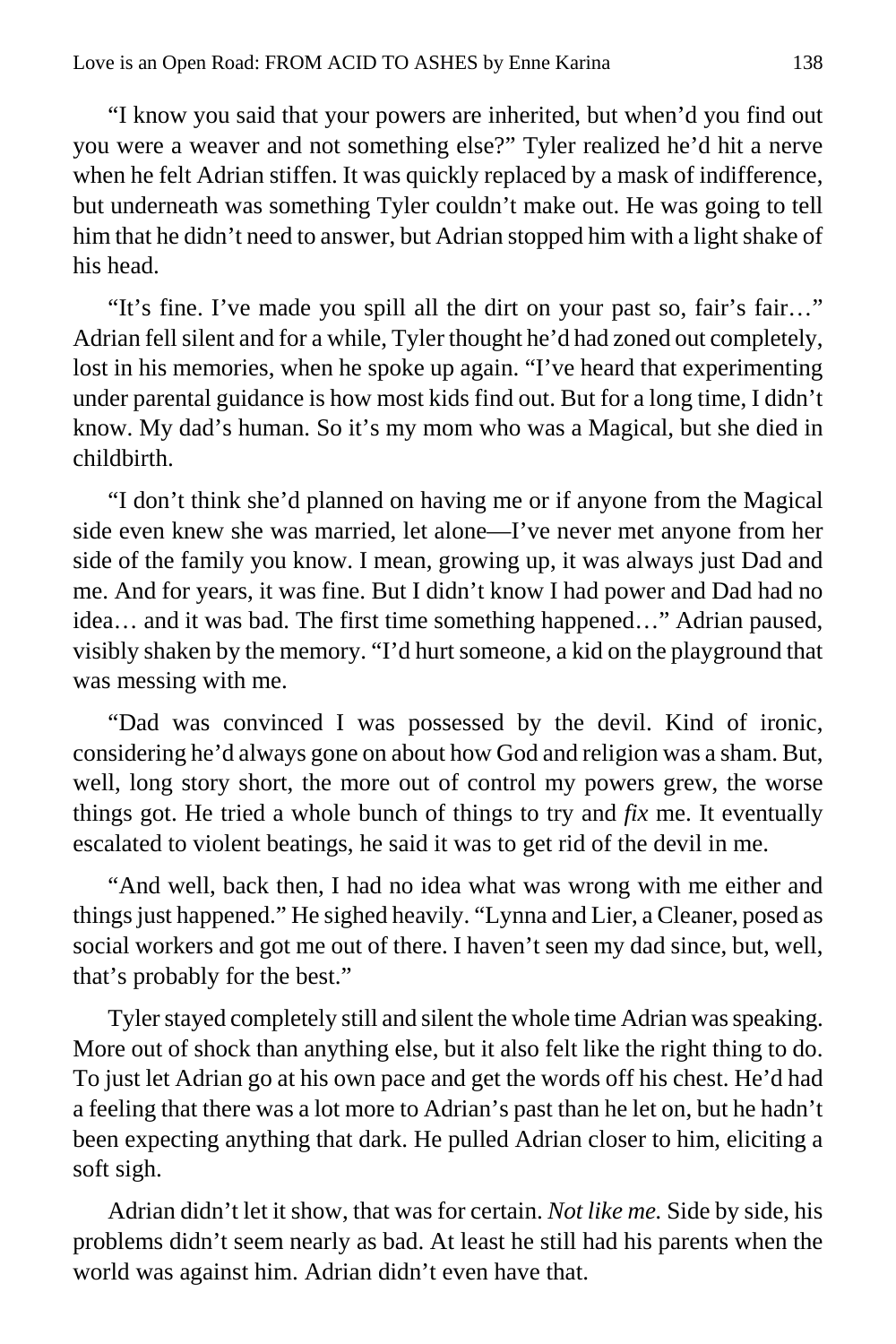"I know you said that your powers are inherited, but when'd you find out you were a weaver and not something else?" Tyler realized he'd hit a nerve when he felt Adrian stiffen. It was quickly replaced by a mask of indifference, but underneath was something Tyler couldn't make out. He was going to tell him that he didn't need to answer, but Adrian stopped him with a light shake of his head.

"It's fine. I've made you spill all the dirt on your past so, fair's fair…" Adrian fell silent and for a while, Tyler thought he'd had zoned out completely, lost in his memories, when he spoke up again. "I've heard that experimenting under parental guidance is how most kids find out. But for a long time, I didn't know. My dad's human. So it's my mom who was a Magical, but she died in childbirth.

"I don't think she'd planned on having me or if anyone from the Magical side even knew she was married, let alone—I've never met anyone from her side of the family you know. I mean, growing up, it was always just Dad and me. And for years, it was fine. But I didn't know I had power and Dad had no idea… and it was bad. The first time something happened…" Adrian paused, visibly shaken by the memory. "I'd hurt someone, a kid on the playground that was messing with me.

"Dad was convinced I was possessed by the devil. Kind of ironic, considering he'd always gone on about how God and religion was a sham. But, well, long story short, the more out of control my powers grew, the worse things got. He tried a whole bunch of things to try and *fix* me. It eventually escalated to violent beatings, he said it was to get rid of the devil in me.

"And well, back then, I had no idea what was wrong with me either and things just happened." He sighed heavily. "Lynna and Lier, a Cleaner, posed as social workers and got me out of there. I haven't seen my dad since, but, well, that's probably for the best."

Tyler stayed completely still and silent the whole time Adrian was speaking. More out of shock than anything else, but it also felt like the right thing to do. To just let Adrian go at his own pace and get the words off his chest. He'd had a feeling that there was a lot more to Adrian's past than he let on, but he hadn't been expecting anything that dark. He pulled Adrian closer to him, eliciting a soft sigh.

Adrian didn't let it show, that was for certain. *Not like me.* Side by side, his problems didn't seem nearly as bad. At least he still had his parents when the world was against him. Adrian didn't even have that.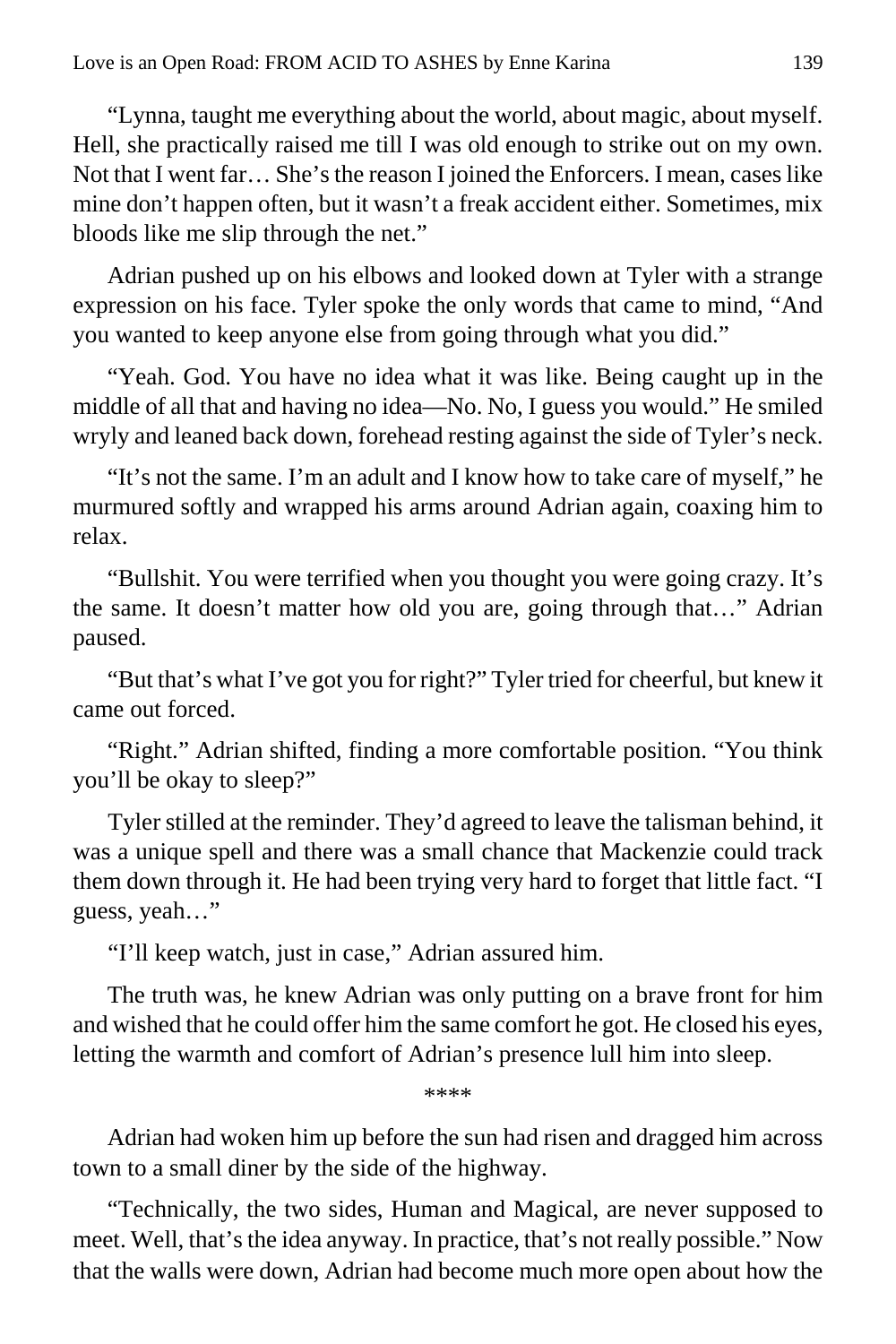"Lynna, taught me everything about the world, about magic, about myself. Hell, she practically raised me till I was old enough to strike out on my own. Not that I went far… She's the reason I joined the Enforcers. I mean, cases like mine don't happen often, but it wasn't a freak accident either. Sometimes, mix bloods like me slip through the net."

Adrian pushed up on his elbows and looked down at Tyler with a strange expression on his face. Tyler spoke the only words that came to mind, "And you wanted to keep anyone else from going through what you did."

"Yeah. God. You have no idea what it was like. Being caught up in the middle of all that and having no idea—No. No, I guess you would." He smiled wryly and leaned back down, forehead resting against the side of Tyler's neck.

"It's not the same. I'm an adult and I know how to take care of myself," he murmured softly and wrapped his arms around Adrian again, coaxing him to relax.

"Bullshit. You were terrified when you thought you were going crazy. It's the same. It doesn't matter how old you are, going through that…" Adrian paused.

"But that's what I've got you for right?" Tyler tried for cheerful, but knew it came out forced.

"Right." Adrian shifted, finding a more comfortable position. "You think you'll be okay to sleep?"

Tyler stilled at the reminder. They'd agreed to leave the talisman behind, it was a unique spell and there was a small chance that Mackenzie could track them down through it. He had been trying very hard to forget that little fact. "I guess, yeah…"

"I'll keep watch, just in case," Adrian assured him.

The truth was, he knew Adrian was only putting on a brave front for him and wished that he could offer him the same comfort he got. He closed his eyes, letting the warmth and comfort of Adrian's presence lull him into sleep.

****

Adrian had woken him up before the sun had risen and dragged him across town to a small diner by the side of the highway.

"Technically, the two sides, Human and Magical, are never supposed to meet. Well, that's the idea anyway. In practice, that's not really possible." Now that the walls were down, Adrian had become much more open about how the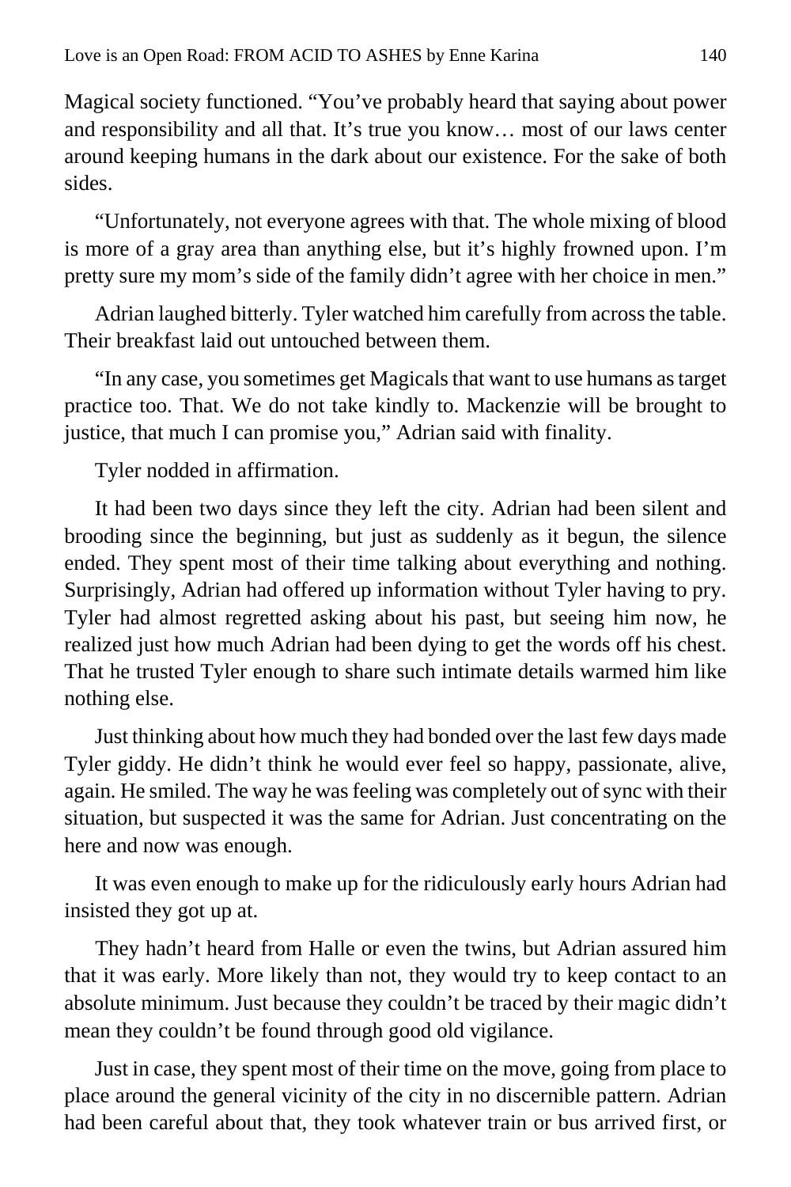Magical society functioned. “You’ve probably heard that saying about power and responsibility and all that. It’s true you know… most of our laws center around keeping humans in the dark about our existence. For the sake of both sides.

“Unfortunately, not everyone agrees with that. The whole mixing of blood is more of a gray area than anything else, but it’s highly frowned upon. I’m pretty sure my mom’s side of the family didn’t agree with her choice in men.”

Adrian laughed bitterly. Tyler watched him carefully from across the table. Their breakfast laid out untouched between them.

“In any case, you sometimes get Magicals that want to use humans as target practice too. That. We do not take kindly to. Mackenzie will be brought to justice, that much I can promise you,” Adrian said with finality.

Tyler nodded in affirmation.

It had been two days since they left the city. Adrian had been silent and brooding since the beginning, but just as suddenly as it begun, the silence ended. They spent most of their time talking about everything and nothing. Surprisingly, Adrian had offered up information without Tyler having to pry. Tyler had almost regretted asking about his past, but seeing him now, he realized just how much Adrian had been dying to get the words off his chest. That he trusted Tyler enough to share such intimate details warmed him like nothing else.

Just thinking about how much they had bonded over the last few days made Tyler giddy. He didn’t think he would ever feel so happy, passionate, alive, again. He smiled. The way he was feeling was completely out of sync with their situation, but suspected it was the same for Adrian. Just concentrating on the here and now was enough.

It was even enough to make up for the ridiculously early hours Adrian had insisted they got up at.

They hadn’t heard from Halle or even the twins, but Adrian assured him that it was early. More likely than not, they would try to keep contact to an absolute minimum. Just because they couldn’t be traced by their magic didn’t mean they couldn’t be found through good old vigilance.

Just in case, they spent most of their time on the move, going from place to place around the general vicinity of the city in no discernible pattern. Adrian had been careful about that, they took whatever train or bus arrived first, or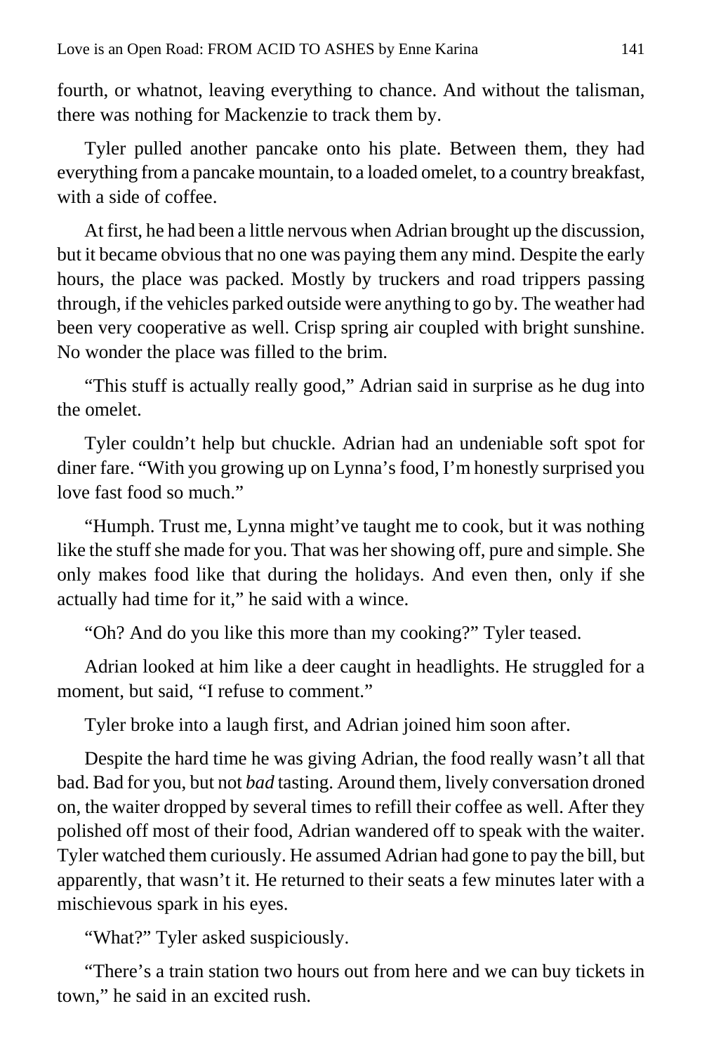fourth, or whatnot, leaving everything to chance. And without the talisman, there was nothing for Mackenzie to track them by.

Tyler pulled another pancake onto his plate. Between them, they had everything from a pancake mountain, to a loaded omelet, to a country breakfast, with a side of coffee.

At first, he had been a little nervous when Adrian brought up the discussion, but it became obvious that no one was paying them any mind. Despite the early hours, the place was packed. Mostly by truckers and road trippers passing through, if the vehicles parked outside were anything to go by. The weather had been very cooperative as well. Crisp spring air coupled with bright sunshine. No wonder the place was filled to the brim.

"This stuff is actually really good," Adrian said in surprise as he dug into the omelet.

Tyler couldn't help but chuckle. Adrian had an undeniable soft spot for diner fare. "With you growing up on Lynna's food, I'm honestly surprised you love fast food so much."

"Humph. Trust me, Lynna might've taught me to cook, but it was nothing like the stuff she made for you. That was her showing off, pure and simple. She only makes food like that during the holidays. And even then, only if she actually had time for it," he said with a wince.

"Oh? And do you like this more than my cooking?" Tyler teased.

Adrian looked at him like a deer caught in headlights. He struggled for a moment, but said, "I refuse to comment."

Tyler broke into a laugh first, and Adrian joined him soon after.

Despite the hard time he was giving Adrian, the food really wasn't all that bad. Bad for you, but not *bad* tasting. Around them, lively conversation droned on, the waiter dropped by several times to refill their coffee as well. After they polished off most of their food, Adrian wandered off to speak with the waiter. Tyler watched them curiously. He assumed Adrian had gone to pay the bill, but apparently, that wasn't it. He returned to their seats a few minutes later with a mischievous spark in his eyes.

"What?" Tyler asked suspiciously.

"There's a train station two hours out from here and we can buy tickets in town," he said in an excited rush.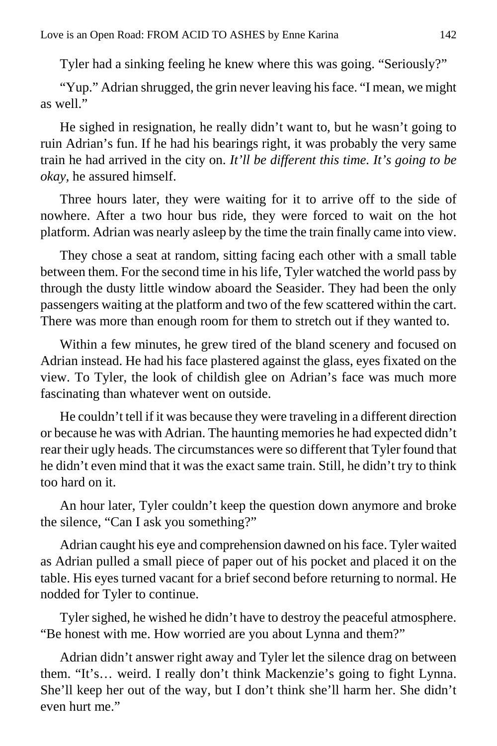Tyler had a sinking feeling he knew where this was going. “Seriously?”

“Yup.” Adrian shrugged, the grin never leaving his face. “I mean, we might as well.”

He sighed in resignation, he really didn’t want to, but he wasn’t going to ruin Adrian’s fun. If he had his bearings right, it was probably the very same train he had arrived in the city on. *It’ll be different this time. It’s going to be okay,* he assured himself.

Three hours later, they were waiting for it to arrive off to the side of nowhere. After a two hour bus ride, they were forced to wait on the hot platform. Adrian was nearly asleep by the time the train finally came into view.

They chose a seat at random, sitting facing each other with a small table between them. For the second time in his life, Tyler watched the world pass by through the dusty little window aboard the Seasider. They had been the only passengers waiting at the platform and two of the few scattered within the cart. There was more than enough room for them to stretch out if they wanted to.

Within a few minutes, he grew tired of the bland scenery and focused on Adrian instead. He had his face plastered against the glass, eyes fixated on the view. To Tyler, the look of childish glee on Adrian’s face was much more fascinating than whatever went on outside.

He couldn’t tell if it was because they were traveling in a different direction or because he was with Adrian. The haunting memories he had expected didn’t rear their ugly heads. The circumstances were so different that Tyler found that he didn’t even mind that it was the exact same train. Still, he didn’t try to think too hard on it.

An hour later, Tyler couldn’t keep the question down anymore and broke the silence, “Can I ask you something?”

Adrian caught his eye and comprehension dawned on his face. Tyler waited as Adrian pulled a small piece of paper out of his pocket and placed it on the table. His eyes turned vacant for a brief second before returning to normal. He nodded for Tyler to continue.

Tyler sighed, he wished he didn’t have to destroy the peaceful atmosphere. “Be honest with me. How worried are you about Lynna and them?”

Adrian didn’t answer right away and Tyler let the silence drag on between them. “It’s… weird. I really don’t think Mackenzie’s going to fight Lynna. She’ll keep her out of the way, but I don’t think she’ll harm her. She didn’t even hurt me.”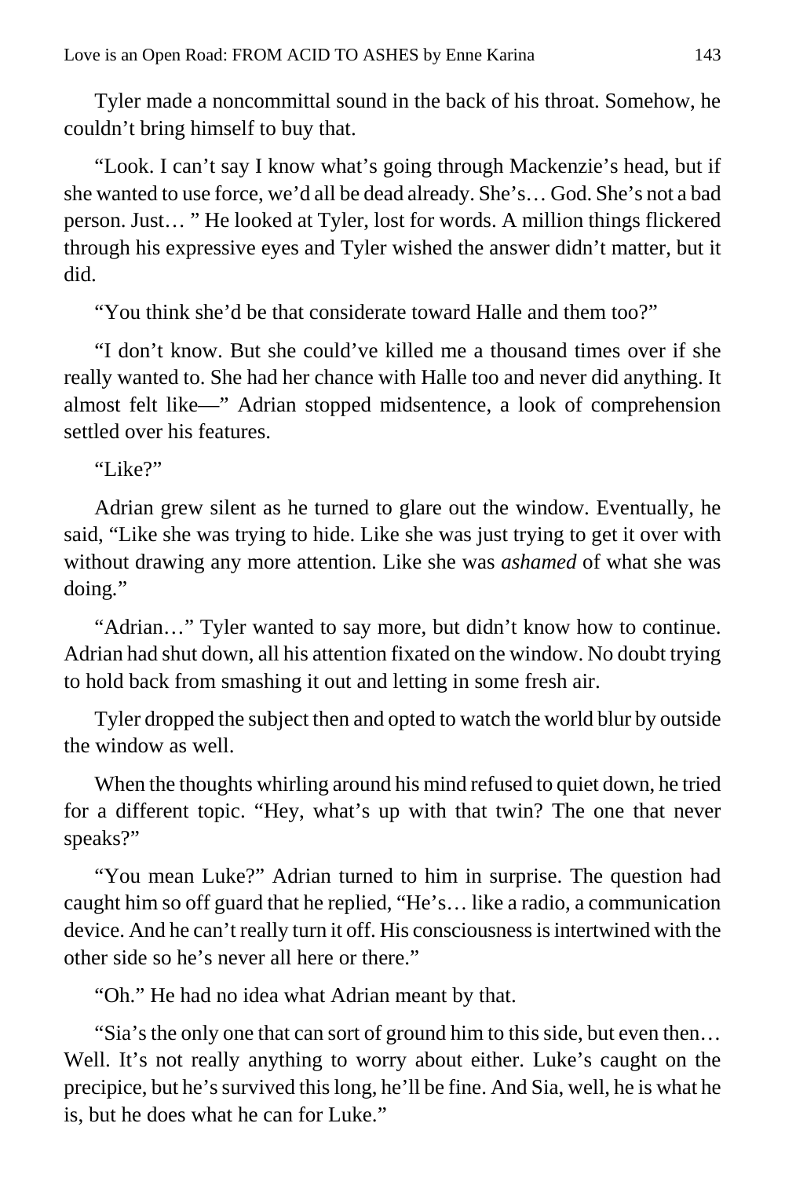Tyler made a noncommittal sound in the back of his throat. Somehow, he couldn't bring himself to buy that.

"Look. I can't say I know what's going through Mackenzie's head, but if she wanted to use force, we'd all be dead already. She's… God. She's not a bad person. Just… " He looked at Tyler, lost for words. A million things flickered through his expressive eyes and Tyler wished the answer didn't matter, but it did.

"You think she'd be that considerate toward Halle and them too?"

"I don't know. But she could've killed me a thousand times over if she really wanted to. She had her chance with Halle too and never did anything. It almost felt like—" Adrian stopped midsentence, a look of comprehension settled over his features.

"Like?"

Adrian grew silent as he turned to glare out the window. Eventually, he said, "Like she was trying to hide. Like she was just trying to get it over with without drawing any more attention. Like she was *ashamed* of what she was doing."

"Adrian…" Tyler wanted to say more, but didn't know how to continue. Adrian had shut down, all his attention fixated on the window. No doubt trying to hold back from smashing it out and letting in some fresh air.

Tyler dropped the subject then and opted to watch the world blur by outside the window as well.

When the thoughts whirling around his mind refused to quiet down, he tried for a different topic. "Hey, what's up with that twin? The one that never speaks?"

"You mean Luke?" Adrian turned to him in surprise. The question had caught him so off guard that he replied, "He's… like a radio, a communication device. And he can't really turn it off. His consciousness is intertwined with the other side so he's never all here or there."

"Oh." He had no idea what Adrian meant by that.

"Sia's the only one that can sort of ground him to this side, but even then… Well. It's not really anything to worry about either. Luke's caught on the precipice, but he's survived this long, he'll be fine. And Sia, well, he is what he is, but he does what he can for Luke."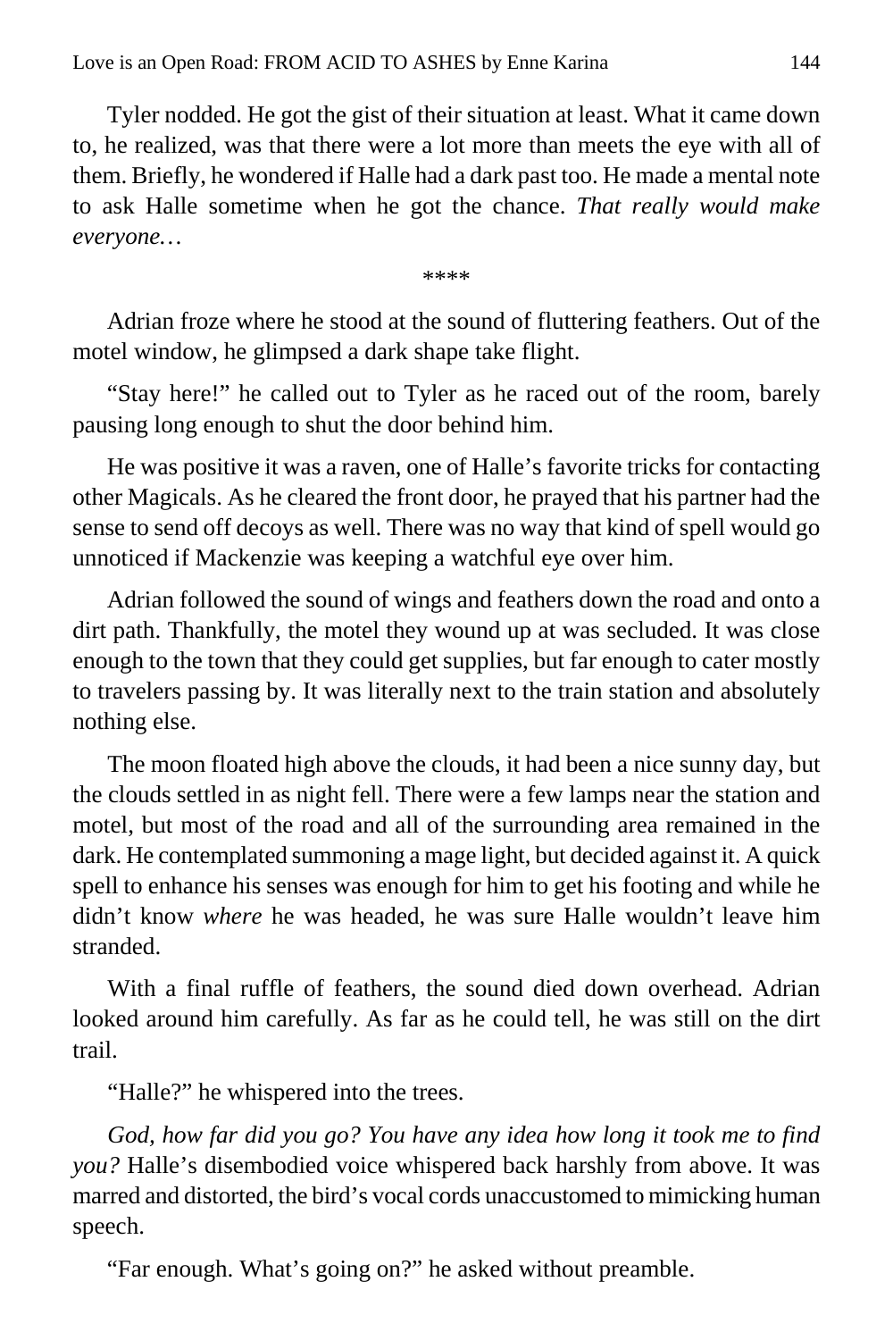Tyler nodded. He got the gist of their situation at least. What it came down to, he realized, was that there were a lot more than meets the eye with all of them. Briefly, he wondered if Halle had a dark past too. He made a mental note to ask Halle sometime when he got the chance. *That really would make everyone…*

****

Adrian froze where he stood at the sound of fluttering feathers. Out of the motel window, he glimpsed a dark shape take flight.

“Stay here!” he called out to Tyler as he raced out of the room, barely pausing long enough to shut the door behind him.

He was positive it was a raven, one of Halle’s favorite tricks for contacting other Magicals. As he cleared the front door, he prayed that his partner had the sense to send off decoys as well. There was no way that kind of spell would go unnoticed if Mackenzie was keeping a watchful eye over him.

Adrian followed the sound of wings and feathers down the road and onto a dirt path. Thankfully, the motel they wound up at was secluded. It was close enough to the town that they could get supplies, but far enough to cater mostly to travelers passing by. It was literally next to the train station and absolutely nothing else.

The moon floated high above the clouds, it had been a nice sunny day, but the clouds settled in as night fell. There were a few lamps near the station and motel, but most of the road and all of the surrounding area remained in the dark. He contemplated summoning a mage light, but decided against it. A quick spell to enhance his senses was enough for him to get his footing and while he didn’t know *where* he was headed, he was sure Halle wouldn’t leave him stranded.

With a final ruffle of feathers, the sound died down overhead. Adrian looked around him carefully. As far as he could tell, he was still on the dirt trail.

“Halle?” he whispered into the trees.

*God, how far did you go? You have any idea how long it took me to find you?* Halle’s disembodied voice whispered back harshly from above. It was marred and distorted, the bird’s vocal cords unaccustomed to mimicking human speech.

“Far enough. What’s going on?” he asked without preamble.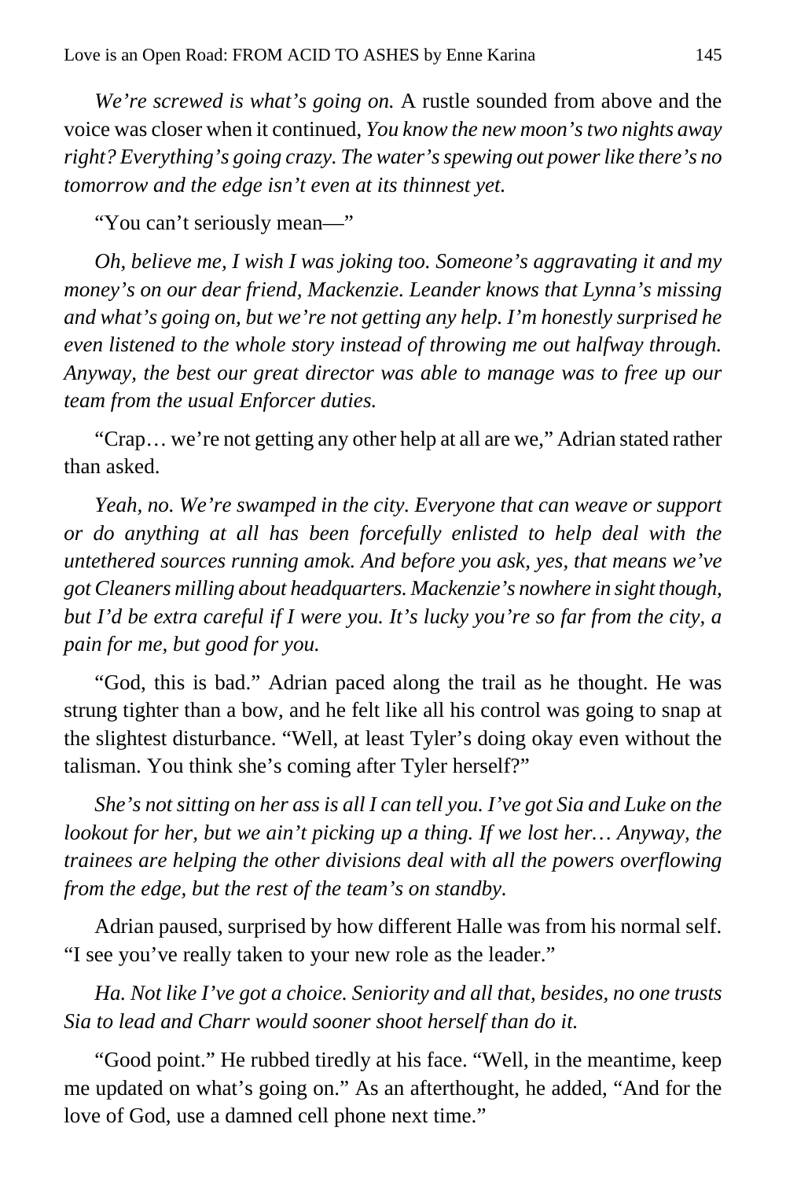*We're screwed is what's going on.* A rustle sounded from above and the voice was closer when it continued, *You know the new moon's two nights away right? Everything's going crazy. The water's spewing out power like there's no tomorrow and the edge isn't even at its thinnest yet.*

"You can't seriously mean—"

*Oh, believe me, I wish I was joking too. Someone's aggravating it and my money's on our dear friend, Mackenzie. Leander knows that Lynna's missing and what's going on, but we're not getting any help. I'm honestly surprised he even listened to the whole story instead of throwing me out halfway through. Anyway, the best our great director was able to manage was to free up our team from the usual Enforcer duties.*

"Crap… we're not getting any other help at all are we," Adrian stated rather than asked.

*Yeah, no. We're swamped in the city. Everyone that can weave or support or do anything at all has been forcefully enlisted to help deal with the untethered sources running amok. And before you ask, yes, that means we've got Cleaners milling about headquarters. Mackenzie's nowhere in sight though, but I'd be extra careful if I were you. It's lucky you're so far from the city, a pain for me, but good for you.*

"God, this is bad." Adrian paced along the trail as he thought. He was strung tighter than a bow, and he felt like all his control was going to snap at the slightest disturbance. "Well, at least Tyler's doing okay even without the talisman. You think she's coming after Tyler herself?"

*She's not sitting on her ass is all I can tell you. I've got Sia and Luke on the lookout for her, but we ain't picking up a thing. If we lost her… Anyway, the trainees are helping the other divisions deal with all the powers overflowing from the edge, but the rest of the team's on standby.*

Adrian paused, surprised by how different Halle was from his normal self. "I see you've really taken to your new role as the leader."

*Ha. Not like I've got a choice. Seniority and all that, besides, no one trusts Sia to lead and Charr would sooner shoot herself than do it.*

"Good point." He rubbed tiredly at his face. "Well, in the meantime, keep me updated on what's going on." As an afterthought, he added, "And for the love of God, use a damned cell phone next time."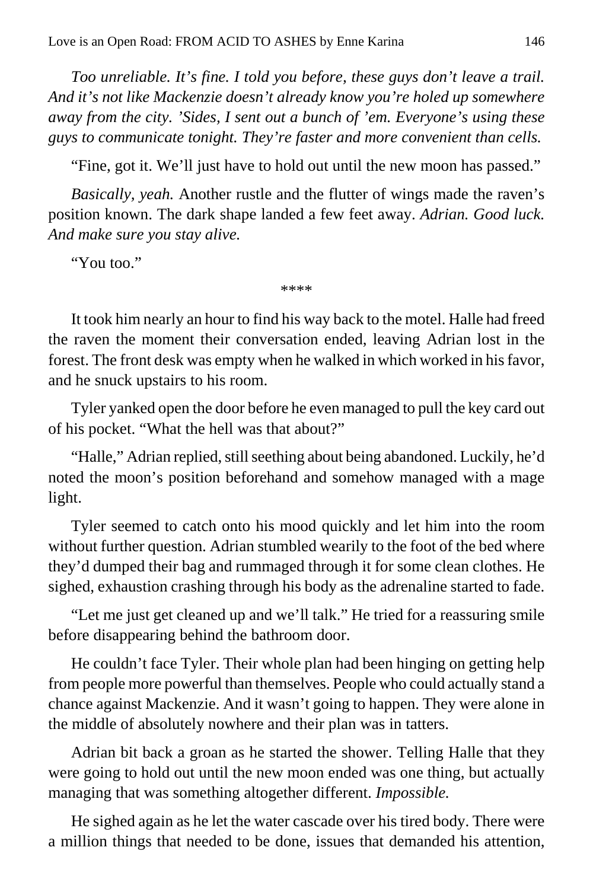*Too unreliable. It's fine. I told you before, these guys don't leave a trail. And it's not like Mackenzie doesn't already know you're holed up somewhere away from the city. 'Sides, I sent out a bunch of 'em. Everyone's using these guys to communicate tonight. They're faster and more convenient than cells.*

"Fine, got it. We'll just have to hold out until the new moon has passed."

*Basically, yeah.* Another rustle and the flutter of wings made the raven's position known. The dark shape landed a few feet away. *Adrian. Good luck. And make sure you stay alive.*

"You too."

****

It took him nearly an hour to find his way back to the motel. Halle had freed the raven the moment their conversation ended, leaving Adrian lost in the forest. The front desk was empty when he walked in which worked in his favor, and he snuck upstairs to his room.

Tyler yanked open the door before he even managed to pull the key card out of his pocket. "What the hell was that about?"

"Halle," Adrian replied, still seething about being abandoned. Luckily, he'd noted the moon's position beforehand and somehow managed with a mage light.

Tyler seemed to catch onto his mood quickly and let him into the room without further question. Adrian stumbled wearily to the foot of the bed where they'd dumped their bag and rummaged through it for some clean clothes. He sighed, exhaustion crashing through his body as the adrenaline started to fade.

"Let me just get cleaned up and we'll talk." He tried for a reassuring smile before disappearing behind the bathroom door.

He couldn't face Tyler. Their whole plan had been hinging on getting help from people more powerful than themselves. People who could actually stand a chance against Mackenzie. And it wasn't going to happen. They were alone in the middle of absolutely nowhere and their plan was in tatters.

Adrian bit back a groan as he started the shower. Telling Halle that they were going to hold out until the new moon ended was one thing, but actually managing that was something altogether different. *Impossible.*

He sighed again as he let the water cascade over his tired body. There were a million things that needed to be done, issues that demanded his attention,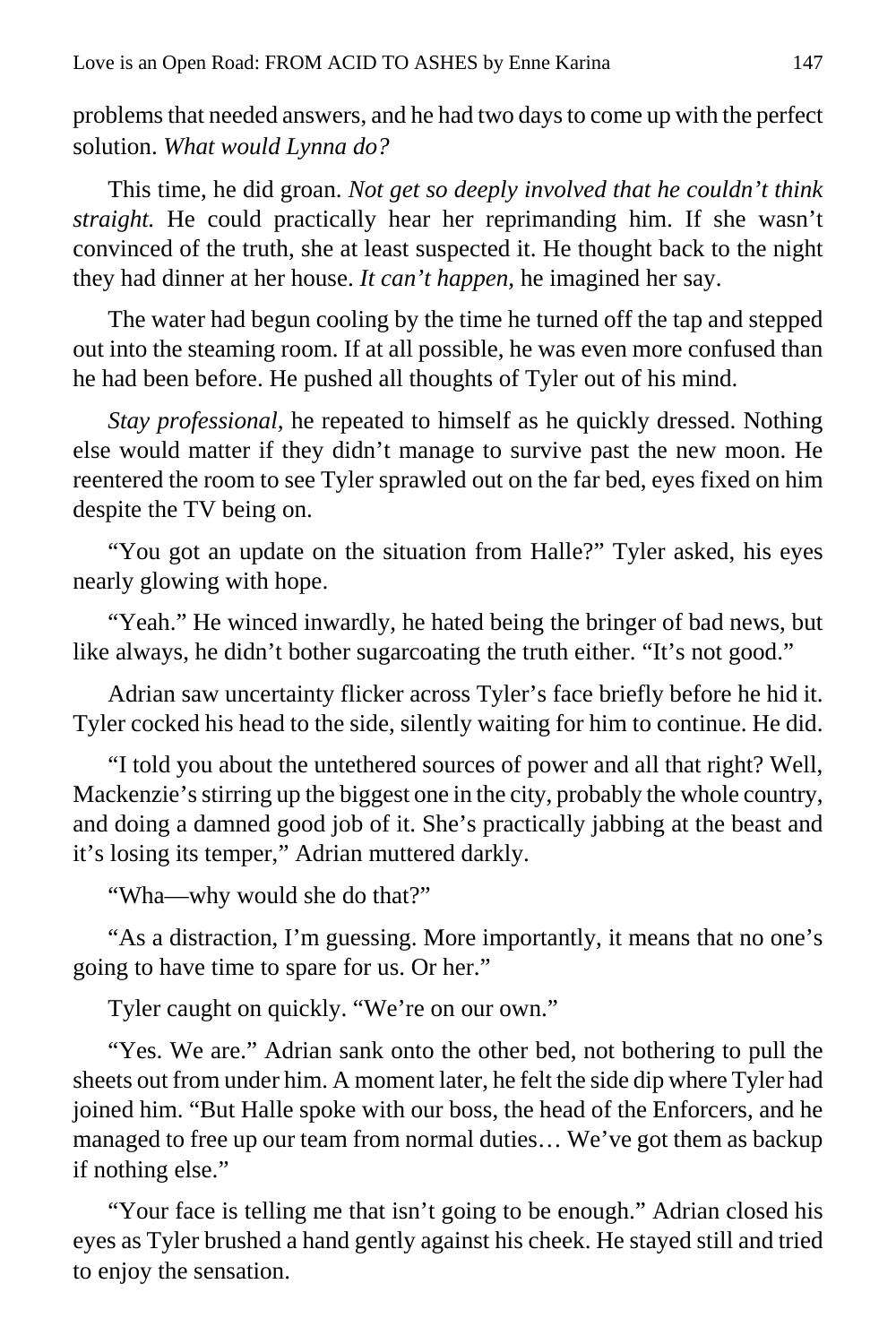problems that needed answers, and he had two days to come up with the perfect solution. *What would Lynna do?*

This time, he did groan. *Not get so deeply involved that he couldn't think straight.* He could practically hear her reprimanding him. If she wasn't convinced of the truth, she at least suspected it. He thought back to the night they had dinner at her house. *It can't happen,* he imagined her say.

The water had begun cooling by the time he turned off the tap and stepped out into the steaming room. If at all possible, he was even more confused than he had been before. He pushed all thoughts of Tyler out of his mind.

*Stay professional,* he repeated to himself as he quickly dressed. Nothing else would matter if they didn't manage to survive past the new moon. He reentered the room to see Tyler sprawled out on the far bed, eyes fixed on him despite the TV being on.

"You got an update on the situation from Halle?" Tyler asked, his eyes nearly glowing with hope.

"Yeah." He winced inwardly, he hated being the bringer of bad news, but like always, he didn't bother sugarcoating the truth either. "It's not good."

Adrian saw uncertainty flicker across Tyler's face briefly before he hid it. Tyler cocked his head to the side, silently waiting for him to continue. He did.

"I told you about the untethered sources of power and all that right? Well, Mackenzie's stirring up the biggest one in the city, probably the whole country, and doing a damned good job of it. She's practically jabbing at the beast and it's losing its temper," Adrian muttered darkly.

"Wha—why would she do that?"

"As a distraction, I'm guessing. More importantly, it means that no one's going to have time to spare for us. Or her."

Tyler caught on quickly. "We're on our own."

"Yes. We are." Adrian sank onto the other bed, not bothering to pull the sheets out from under him. A moment later, he felt the side dip where Tyler had joined him. "But Halle spoke with our boss, the head of the Enforcers, and he managed to free up our team from normal duties… We've got them as backup if nothing else."

"Your face is telling me that isn't going to be enough." Adrian closed his eyes as Tyler brushed a hand gently against his cheek. He stayed still and tried to enjoy the sensation.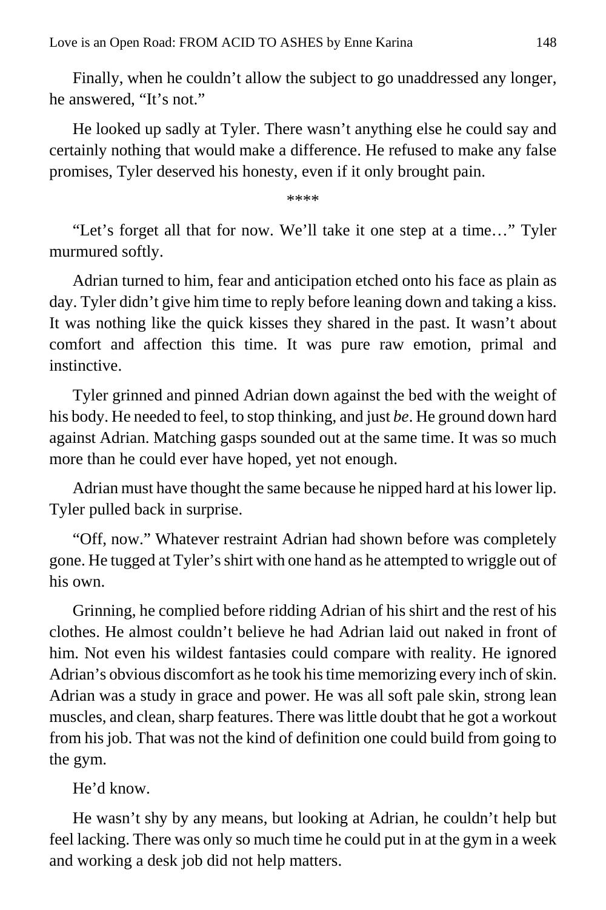Finally, when he couldn't allow the subject to go unaddressed any longer, he answered, "It's not."

He looked up sadly at Tyler. There wasn't anything else he could say and certainly nothing that would make a difference. He refused to make any false promises, Tyler deserved his honesty, even if it only brought pain.

****

"Let's forget all that for now. We'll take it one step at a time…" Tyler murmured softly.

Adrian turned to him, fear and anticipation etched onto his face as plain as day. Tyler didn't give him time to reply before leaning down and taking a kiss. It was nothing like the quick kisses they shared in the past. It wasn't about comfort and affection this time. It was pure raw emotion, primal and instinctive.

Tyler grinned and pinned Adrian down against the bed with the weight of his body. He needed to feel, to stop thinking, and just *be*. He ground down hard against Adrian. Matching gasps sounded out at the same time. It was so much more than he could ever have hoped, yet not enough.

Adrian must have thought the same because he nipped hard at his lower lip. Tyler pulled back in surprise.

"Off, now." Whatever restraint Adrian had shown before was completely gone. He tugged at Tyler's shirt with one hand as he attempted to wriggle out of his own.

Grinning, he complied before ridding Adrian of his shirt and the rest of his clothes. He almost couldn't believe he had Adrian laid out naked in front of him. Not even his wildest fantasies could compare with reality. He ignored Adrian's obvious discomfort as he took his time memorizing every inch of skin. Adrian was a study in grace and power. He was all soft pale skin, strong lean muscles, and clean, sharp features. There was little doubt that he got a workout from his job. That was not the kind of definition one could build from going to the gym.

He'd know.

He wasn't shy by any means, but looking at Adrian, he couldn't help but feel lacking. There was only so much time he could put in at the gym in a week and working a desk job did not help matters.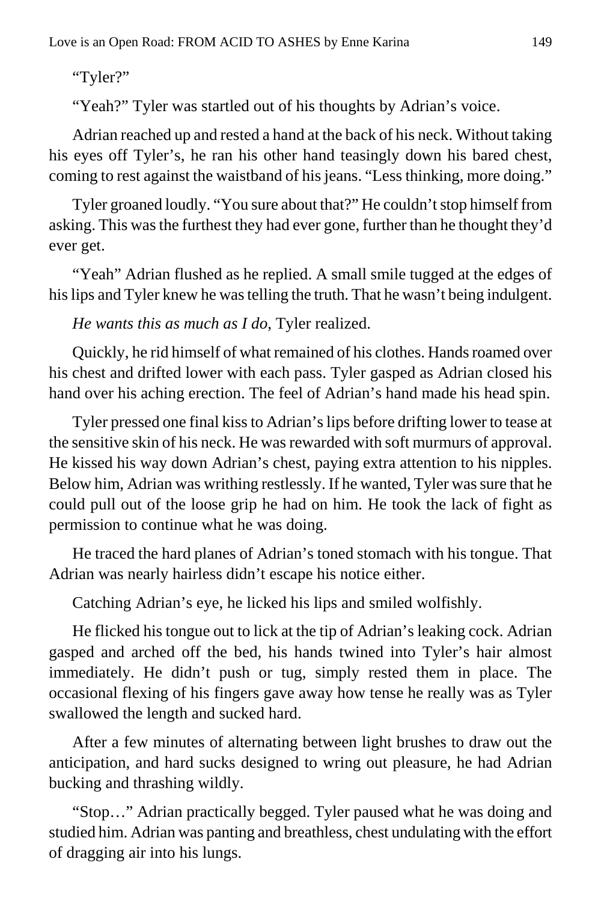"Tyler?"

"Yeah?" Tyler was startled out of his thoughts by Adrian's voice.

Adrian reached up and rested a hand at the back of his neck. Without taking his eyes off Tyler's, he ran his other hand teasingly down his bared chest, coming to rest against the waistband of his jeans. "Less thinking, more doing."

Tyler groaned loudly. "You sure about that?" He couldn't stop himself from asking. This was the furthest they had ever gone, further than he thought they'd ever get.

"Yeah" Adrian flushed as he replied. A small smile tugged at the edges of his lips and Tyler knew he was telling the truth. That he wasn't being indulgent.

*He wants this as much as I do,* Tyler realized.

Quickly, he rid himself of what remained of his clothes. Hands roamed over his chest and drifted lower with each pass. Tyler gasped as Adrian closed his hand over his aching erection. The feel of Adrian's hand made his head spin.

Tyler pressed one final kiss to Adrian's lips before drifting lower to tease at the sensitive skin of his neck. He was rewarded with soft murmurs of approval. He kissed his way down Adrian's chest, paying extra attention to his nipples. Below him, Adrian was writhing restlessly. If he wanted, Tyler was sure that he could pull out of the loose grip he had on him. He took the lack of fight as permission to continue what he was doing.

He traced the hard planes of Adrian's toned stomach with his tongue. That Adrian was nearly hairless didn't escape his notice either.

Catching Adrian's eye, he licked his lips and smiled wolfishly.

He flicked his tongue out to lick at the tip of Adrian's leaking cock. Adrian gasped and arched off the bed, his hands twined into Tyler's hair almost immediately. He didn't push or tug, simply rested them in place. The occasional flexing of his fingers gave away how tense he really was as Tyler swallowed the length and sucked hard.

After a few minutes of alternating between light brushes to draw out the anticipation, and hard sucks designed to wring out pleasure, he had Adrian bucking and thrashing wildly.

"Stop…" Adrian practically begged. Tyler paused what he was doing and studied him. Adrian was panting and breathless, chest undulating with the effort of dragging air into his lungs.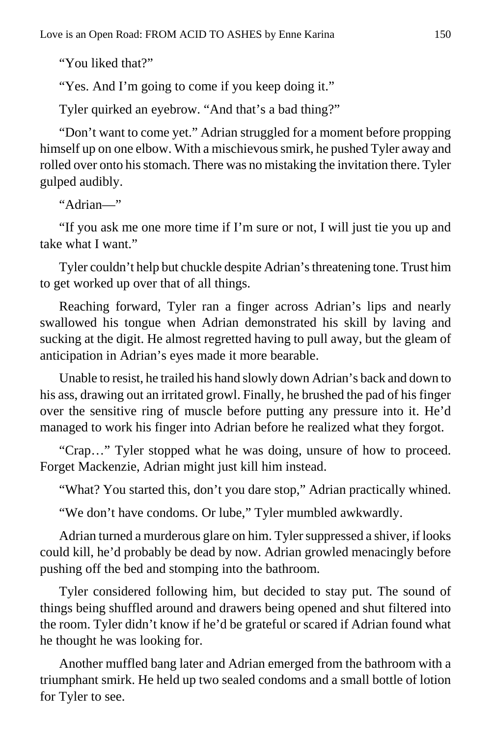"You liked that?"

"Yes. And I'm going to come if you keep doing it."

Tyler quirked an eyebrow. "And that's a bad thing?"

"Don't want to come yet." Adrian struggled for a moment before propping himself up on one elbow. With a mischievous smirk, he pushed Tyler away and rolled over onto his stomach. There was no mistaking the invitation there. Tyler gulped audibly.

"Adrian—"

"If you ask me one more time if I'm sure or not, I will just tie you up and take what I want."

Tyler couldn't help but chuckle despite Adrian's threatening tone. Trust him to get worked up over that of all things.

Reaching forward, Tyler ran a finger across Adrian's lips and nearly swallowed his tongue when Adrian demonstrated his skill by laving and sucking at the digit. He almost regretted having to pull away, but the gleam of anticipation in Adrian's eyes made it more bearable.

Unable to resist, he trailed his hand slowly down Adrian's back and down to his ass, drawing out an irritated growl. Finally, he brushed the pad of his finger over the sensitive ring of muscle before putting any pressure into it. He'd managed to work his finger into Adrian before he realized what they forgot.

"Crap…" Tyler stopped what he was doing, unsure of how to proceed. Forget Mackenzie, Adrian might just kill him instead.

"What? You started this, don't you dare stop," Adrian practically whined.

"We don't have condoms. Or lube," Tyler mumbled awkwardly.

Adrian turned a murderous glare on him. Tyler suppressed a shiver, if looks could kill, he'd probably be dead by now. Adrian growled menacingly before pushing off the bed and stomping into the bathroom.

Tyler considered following him, but decided to stay put. The sound of things being shuffled around and drawers being opened and shut filtered into the room. Tyler didn't know if he'd be grateful or scared if Adrian found what he thought he was looking for.

Another muffled bang later and Adrian emerged from the bathroom with a triumphant smirk. He held up two sealed condoms and a small bottle of lotion for Tyler to see.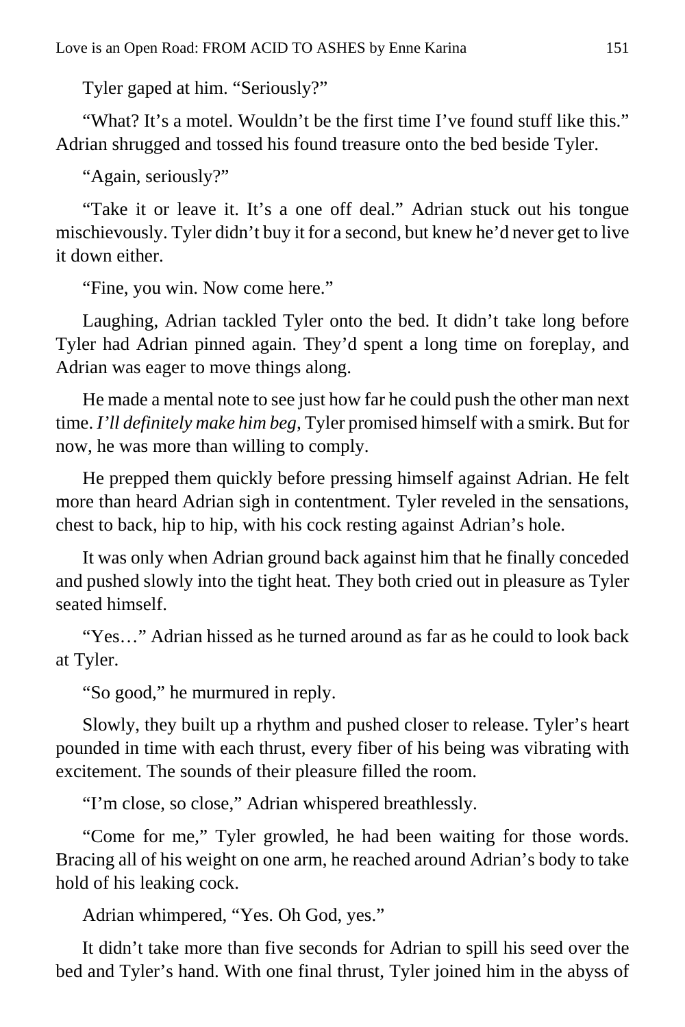Tyler gaped at him. "Seriously?"

"What? It's a motel. Wouldn't be the first time I've found stuff like this." Adrian shrugged and tossed his found treasure onto the bed beside Tyler.

"Again, seriously?"

"Take it or leave it. It's a one off deal." Adrian stuck out his tongue mischievously. Tyler didn't buy it for a second, but knew he'd never get to live it down either.

"Fine, you win. Now come here."

Laughing, Adrian tackled Tyler onto the bed. It didn't take long before Tyler had Adrian pinned again. They'd spent a long time on foreplay, and Adrian was eager to move things along.

He made a mental note to see just how far he could push the other man next time. *I'll definitely make him beg*, Tyler promised himself with a smirk. But for now, he was more than willing to comply.

He prepped them quickly before pressing himself against Adrian. He felt more than heard Adrian sigh in contentment. Tyler reveled in the sensations, chest to back, hip to hip, with his cock resting against Adrian's hole.

It was only when Adrian ground back against him that he finally conceded and pushed slowly into the tight heat. They both cried out in pleasure as Tyler seated himself.

"Yes…" Adrian hissed as he turned around as far as he could to look back at Tyler.

"So good," he murmured in reply.

Slowly, they built up a rhythm and pushed closer to release. Tyler's heart pounded in time with each thrust, every fiber of his being was vibrating with excitement. The sounds of their pleasure filled the room.

"I'm close, so close," Adrian whispered breathlessly.

"Come for me," Tyler growled, he had been waiting for those words. Bracing all of his weight on one arm, he reached around Adrian's body to take hold of his leaking cock.

Adrian whimpered, "Yes. Oh God, yes."

It didn't take more than five seconds for Adrian to spill his seed over the bed and Tyler's hand. With one final thrust, Tyler joined him in the abyss of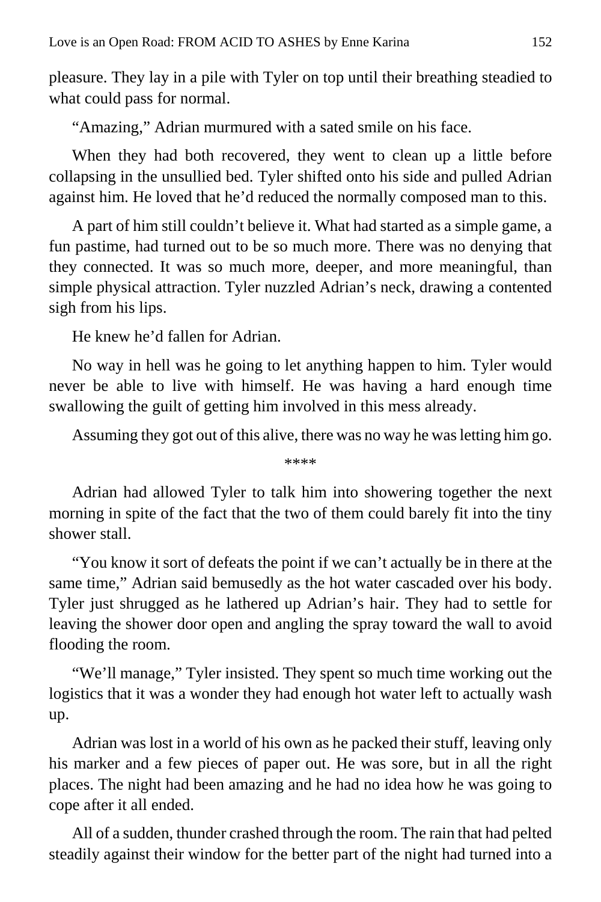pleasure. They lay in a pile with Tyler on top until their breathing steadied to what could pass for normal.

"Amazing," Adrian murmured with a sated smile on his face.

When they had both recovered, they went to clean up a little before collapsing in the unsullied bed. Tyler shifted onto his side and pulled Adrian against him. He loved that he'd reduced the normally composed man to this.

A part of him still couldn't believe it. What had started as a simple game, a fun pastime, had turned out to be so much more. There was no denying that they connected. It was so much more, deeper, and more meaningful, than simple physical attraction. Tyler nuzzled Adrian's neck, drawing a contented sigh from his lips.

He knew he'd fallen for Adrian.

No way in hell was he going to let anything happen to him. Tyler would never be able to live with himself. He was having a hard enough time swallowing the guilt of getting him involved in this mess already.

Assuming they got out of this alive, there was no way he was letting him go.

****

Adrian had allowed Tyler to talk him into showering together the next morning in spite of the fact that the two of them could barely fit into the tiny shower stall.

"You know it sort of defeats the point if we can't actually be in there at the same time," Adrian said bemusedly as the hot water cascaded over his body. Tyler just shrugged as he lathered up Adrian's hair. They had to settle for leaving the shower door open and angling the spray toward the wall to avoid flooding the room.

"We'll manage," Tyler insisted. They spent so much time working out the logistics that it was a wonder they had enough hot water left to actually wash up.

Adrian was lost in a world of his own as he packed their stuff, leaving only his marker and a few pieces of paper out. He was sore, but in all the right places. The night had been amazing and he had no idea how he was going to cope after it all ended.

All of a sudden, thunder crashed through the room. The rain that had pelted steadily against their window for the better part of the night had turned into a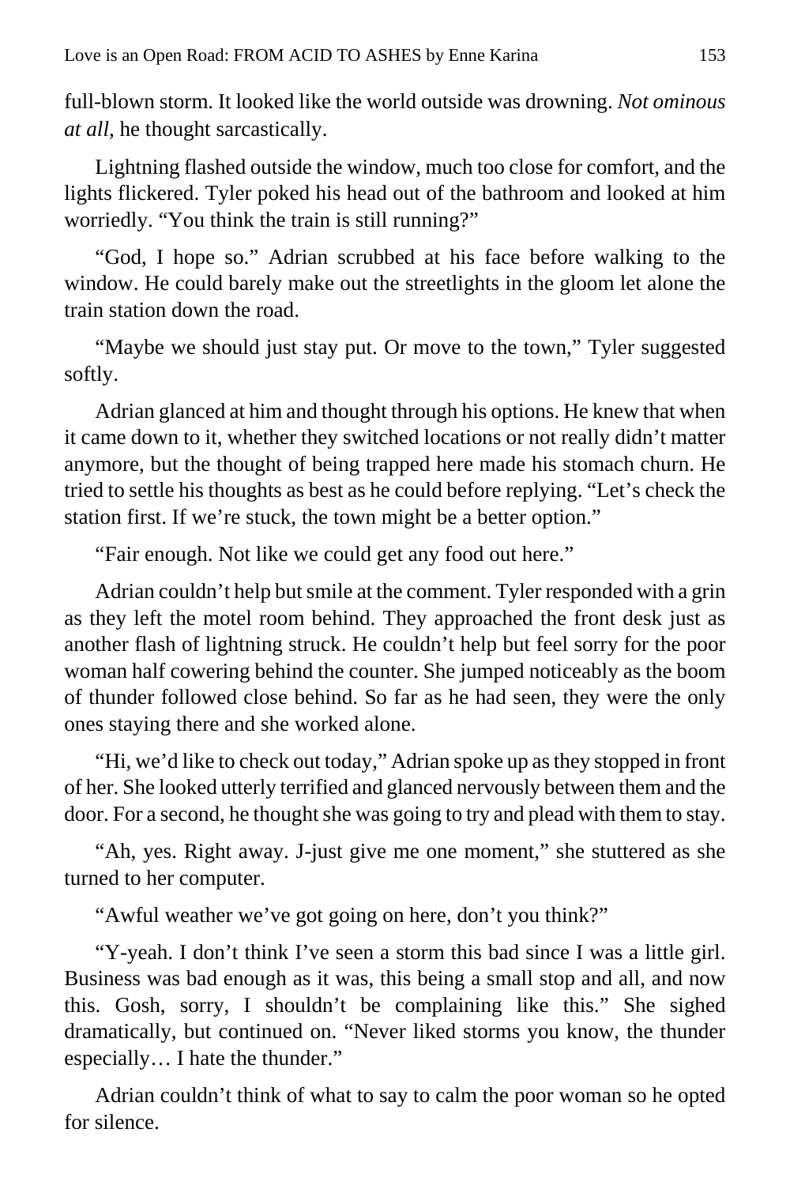full-blown storm. It looked like the world outside was drowning. *Not ominous at all*, he thought sarcastically.

Lightning flashed outside the window, much too close for comfort, and the lights flickered. Tyler poked his head out of the bathroom and looked at him worriedly. "You think the train is still running?"

"God, I hope so." Adrian scrubbed at his face before walking to the window. He could barely make out the streetlights in the gloom let alone the train station down the road.

"Maybe we should just stay put. Or move to the town," Tyler suggested softly.

Adrian glanced at him and thought through his options. He knew that when it came down to it, whether they switched locations or not really didn't matter anymore, but the thought of being trapped here made his stomach churn. He tried to settle his thoughts as best as he could before replying. "Let's check the station first. If we're stuck, the town might be a better option."

"Fair enough. Not like we could get any food out here."

Adrian couldn't help but smile at the comment. Tyler responded with a grin as they left the motel room behind. They approached the front desk just as another flash of lightning struck. He couldn't help but feel sorry for the poor woman half cowering behind the counter. She jumped noticeably as the boom of thunder followed close behind. So far as he had seen, they were the only ones staying there and she worked alone.

"Hi, we'd like to check out today," Adrian spoke up as they stopped in front of her. She looked utterly terrified and glanced nervously between them and the door. For a second, he thought she was going to try and plead with them to stay.

"Ah, yes. Right away. J-just give me one moment," she stuttered as she turned to her computer.

"Awful weather we've got going on here, don't you think?"

"Y-yeah. I don't think I've seen a storm this bad since I was a little girl. Business was bad enough as it was, this being a small stop and all, and now this. Gosh, sorry, I shouldn't be complaining like this." She sighed dramatically, but continued on. "Never liked storms you know, the thunder especially… I hate the thunder."

Adrian couldn't think of what to say to calm the poor woman so he opted for silence.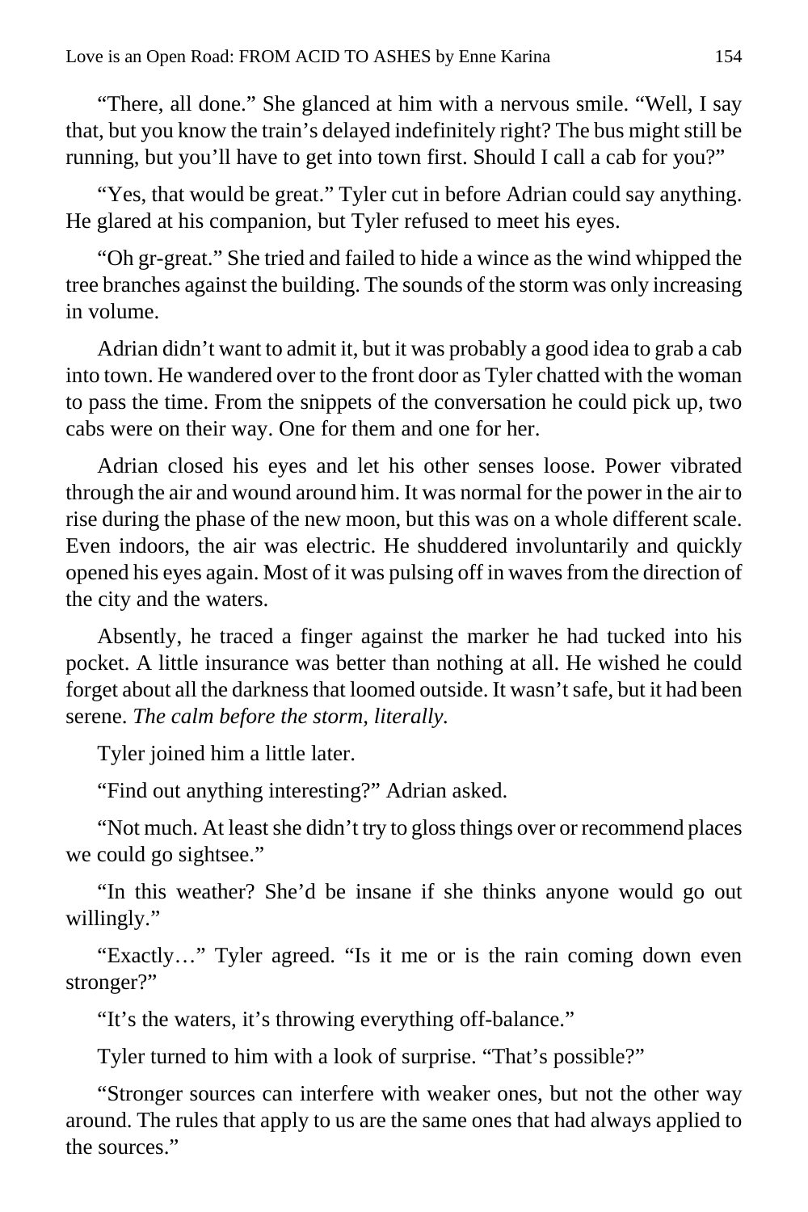"There, all done." She glanced at him with a nervous smile. "Well, I say that, but you know the train's delayed indefinitely right? The bus might still be running, but you'll have to get into town first. Should I call a cab for you?"

"Yes, that would be great." Tyler cut in before Adrian could say anything. He glared at his companion, but Tyler refused to meet his eyes.

"Oh gr-great." She tried and failed to hide a wince as the wind whipped the tree branches against the building. The sounds of the storm was only increasing in volume.

Adrian didn't want to admit it, but it was probably a good idea to grab a cab into town. He wandered over to the front door as Tyler chatted with the woman to pass the time. From the snippets of the conversation he could pick up, two cabs were on their way. One for them and one for her.

Adrian closed his eyes and let his other senses loose. Power vibrated through the air and wound around him. It was normal for the power in the air to rise during the phase of the new moon, but this was on a whole different scale. Even indoors, the air was electric. He shuddered involuntarily and quickly opened his eyes again. Most of it was pulsing off in waves from the direction of the city and the waters.

Absently, he traced a finger against the marker he had tucked into his pocket. A little insurance was better than nothing at all. He wished he could forget about all the darkness that loomed outside. It wasn't safe, but it had been serene. *The calm before the storm, literally.*

Tyler joined him a little later.

"Find out anything interesting?" Adrian asked.

"Not much. At least she didn't try to gloss things over or recommend places we could go sightsee."

"In this weather? She'd be insane if she thinks anyone would go out willingly."

"Exactly…" Tyler agreed. "Is it me or is the rain coming down even stronger?"

"It's the waters, it's throwing everything off-balance."

Tyler turned to him with a look of surprise. "That's possible?"

"Stronger sources can interfere with weaker ones, but not the other way around. The rules that apply to us are the same ones that had always applied to the sources."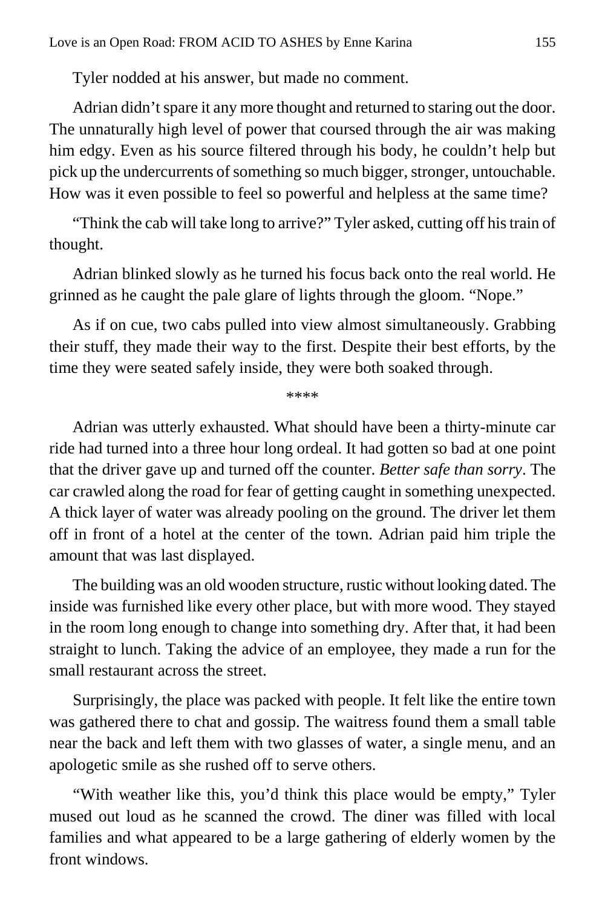Tyler nodded at his answer, but made no comment.

Adrian didn't spare it any more thought and returned to staring out the door. The unnaturally high level of power that coursed through the air was making him edgy. Even as his source filtered through his body, he couldn't help but pick up the undercurrents of something so much bigger, stronger, untouchable. How was it even possible to feel so powerful and helpless at the same time?

"Think the cab will take long to arrive?" Tyler asked, cutting off his train of thought.

Adrian blinked slowly as he turned his focus back onto the real world. He grinned as he caught the pale glare of lights through the gloom. "Nope."

As if on cue, two cabs pulled into view almost simultaneously. Grabbing their stuff, they made their way to the first. Despite their best efforts, by the time they were seated safely inside, they were both soaked through.

\*\*\*\*

Adrian was utterly exhausted. What should have been a thirty-minute car ride had turned into a three hour long ordeal. It had gotten so bad at one point that the driver gave up and turned off the counter. *Better safe than sorry*. The car crawled along the road for fear of getting caught in something unexpected. A thick layer of water was already pooling on the ground. The driver let them off in front of a hotel at the center of the town. Adrian paid him triple the amount that was last displayed.

The building was an old wooden structure, rustic without looking dated. The inside was furnished like every other place, but with more wood. They stayed in the room long enough to change into something dry. After that, it had been straight to lunch. Taking the advice of an employee, they made a run for the small restaurant across the street.

Surprisingly, the place was packed with people. It felt like the entire town was gathered there to chat and gossip. The waitress found them a small table near the back and left them with two glasses of water, a single menu, and an apologetic smile as she rushed off to serve others.

"With weather like this, you'd think this place would be empty," Tyler mused out loud as he scanned the crowd. The diner was filled with local families and what appeared to be a large gathering of elderly women by the front windows.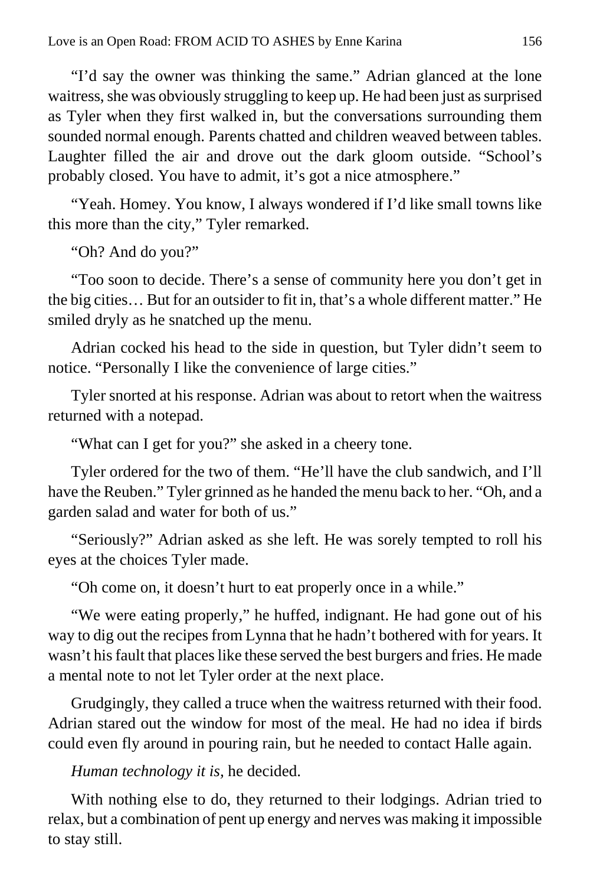"I'd say the owner was thinking the same." Adrian glanced at the lone waitress, she was obviously struggling to keep up. He had been just as surprised as Tyler when they first walked in, but the conversations surrounding them sounded normal enough. Parents chatted and children weaved between tables. Laughter filled the air and drove out the dark gloom outside. "School's probably closed. You have to admit, it's got a nice atmosphere."

"Yeah. Homey. You know, I always wondered if I'd like small towns like this more than the city," Tyler remarked.

"Oh? And do you?"

"Too soon to decide. There's a sense of community here you don't get in the big cities… But for an outsider to fit in, that's a whole different matter." He smiled dryly as he snatched up the menu.

Adrian cocked his head to the side in question, but Tyler didn't seem to notice. "Personally I like the convenience of large cities."

Tyler snorted at his response. Adrian was about to retort when the waitress returned with a notepad.

"What can I get for you?" she asked in a cheery tone.

Tyler ordered for the two of them. "He'll have the club sandwich, and I'll have the Reuben." Tyler grinned as he handed the menu back to her. "Oh, and a garden salad and water for both of us."

"Seriously?" Adrian asked as she left. He was sorely tempted to roll his eyes at the choices Tyler made.

"Oh come on, it doesn't hurt to eat properly once in a while."

"We were eating properly," he huffed, indignant. He had gone out of his way to dig out the recipes from Lynna that he hadn't bothered with for years. It wasn't his fault that places like these served the best burgers and fries. He made a mental note to not let Tyler order at the next place.

Grudgingly, they called a truce when the waitress returned with their food. Adrian stared out the window for most of the meal. He had no idea if birds could even fly around in pouring rain, but he needed to contact Halle again.

*Human technology it is*, he decided.

With nothing else to do, they returned to their lodgings. Adrian tried to relax, but a combination of pent up energy and nerves was making it impossible to stay still.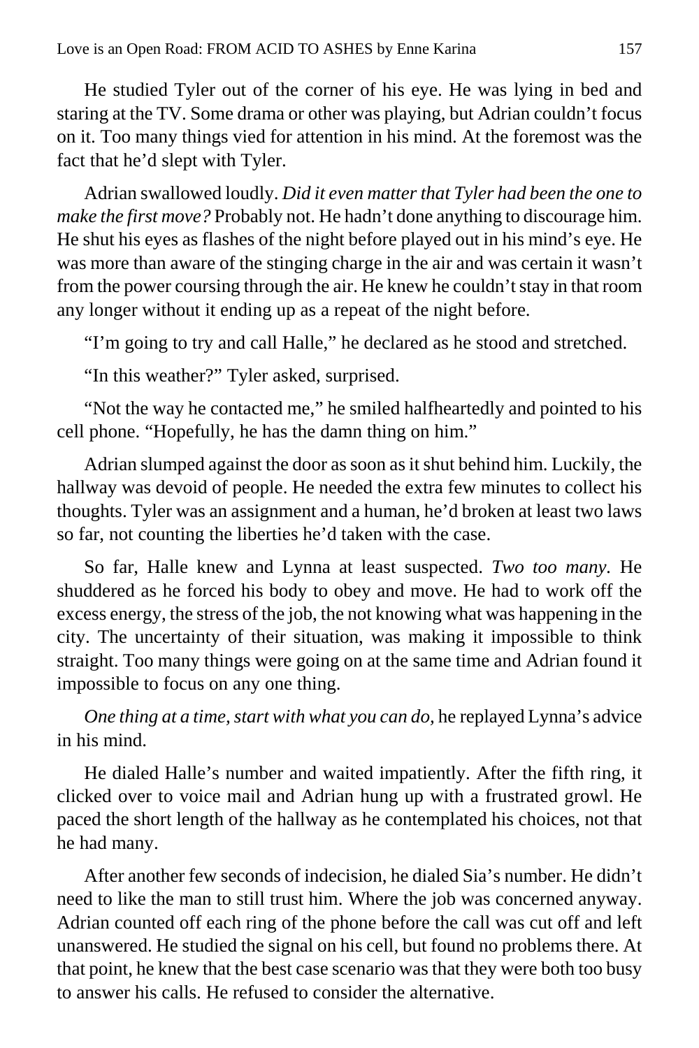He studied Tyler out of the corner of his eye. He was lying in bed and staring at the TV. Some drama or other was playing, but Adrian couldn't focus on it. Too many things vied for attention in his mind. At the foremost was the fact that he'd slept with Tyler.

Adrian swallowed loudly. *Did it even matter that Tyler had been the one to make the first move?* Probably not. He hadn't done anything to discourage him. He shut his eyes as flashes of the night before played out in his mind's eye. He was more than aware of the stinging charge in the air and was certain it wasn't from the power coursing through the air. He knew he couldn't stay in that room any longer without it ending up as a repeat of the night before.

"I'm going to try and call Halle," he declared as he stood and stretched.

"In this weather?" Tyler asked, surprised.

"Not the way he contacted me," he smiled halfheartedly and pointed to his cell phone. "Hopefully, he has the damn thing on him."

Adrian slumped against the door as soon as it shut behind him. Luckily, the hallway was devoid of people. He needed the extra few minutes to collect his thoughts. Tyler was an assignment and a human, he'd broken at least two laws so far, not counting the liberties he'd taken with the case.

So far, Halle knew and Lynna at least suspected. *Two too many.* He shuddered as he forced his body to obey and move. He had to work off the excess energy, the stress of the job, the not knowing what was happening in the city. The uncertainty of their situation, was making it impossible to think straight. Too many things were going on at the same time and Adrian found it impossible to focus on any one thing.

*One thing at a time, start with what you can do,* he replayed Lynna's advice in his mind.

He dialed Halle's number and waited impatiently. After the fifth ring, it clicked over to voice mail and Adrian hung up with a frustrated growl. He paced the short length of the hallway as he contemplated his choices, not that he had many.

After another few seconds of indecision, he dialed Sia's number. He didn't need to like the man to still trust him. Where the job was concerned anyway. Adrian counted off each ring of the phone before the call was cut off and left unanswered. He studied the signal on his cell, but found no problems there. At that point, he knew that the best case scenario was that they were both too busy to answer his calls. He refused to consider the alternative.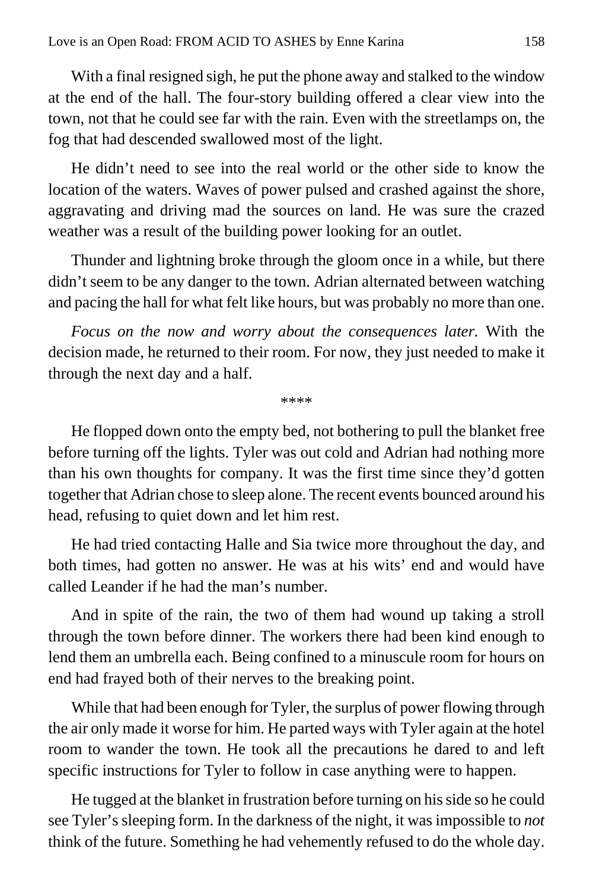With a final resigned sigh, he put the phone away and stalked to the window at the end of the hall. The four-story building offered a clear view into the town, not that he could see far with the rain. Even with the streetlamps on, the fog that had descended swallowed most of the light.

He didn't need to see into the real world or the other side to know the location of the waters. Waves of power pulsed and crashed against the shore, aggravating and driving mad the sources on land. He was sure the crazed weather was a result of the building power looking for an outlet.

Thunder and lightning broke through the gloom once in a while, but there didn't seem to be any danger to the town. Adrian alternated between watching and pacing the hall for what felt like hours, but was probably no more than one.

*Focus on the now and worry about the consequences later.* With the decision made, he returned to their room. For now, they just needed to make it through the next day and a half.

****

He flopped down onto the empty bed, not bothering to pull the blanket free before turning off the lights. Tyler was out cold and Adrian had nothing more than his own thoughts for company. It was the first time since they'd gotten together that Adrian chose to sleep alone. The recent events bounced around his head, refusing to quiet down and let him rest.

He had tried contacting Halle and Sia twice more throughout the day, and both times, had gotten no answer. He was at his wits' end and would have called Leander if he had the man's number.

And in spite of the rain, the two of them had wound up taking a stroll through the town before dinner. The workers there had been kind enough to lend them an umbrella each. Being confined to a minuscule room for hours on end had frayed both of their nerves to the breaking point.

While that had been enough for Tyler, the surplus of power flowing through the air only made it worse for him. He parted ways with Tyler again at the hotel room to wander the town. He took all the precautions he dared to and left specific instructions for Tyler to follow in case anything were to happen.

He tugged at the blanket in frustration before turning on his side so he could see Tyler's sleeping form. In the darkness of the night, it was impossible to *not* think of the future. Something he had vehemently refused to do the whole day.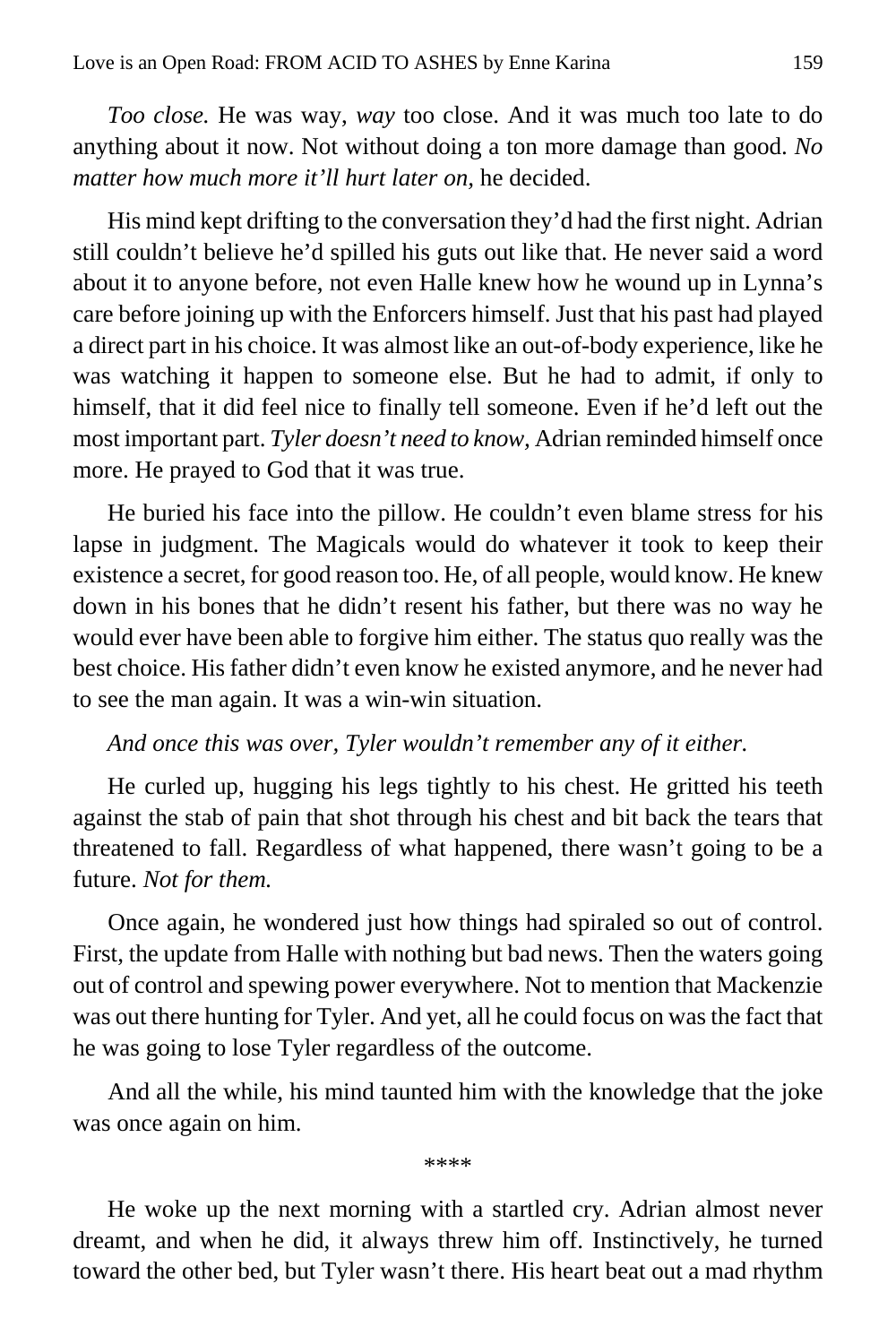*Too close.* He was way, *way* too close. And it was much too late to do anything about it now. Not without doing a ton more damage than good. *No matter how much more it'll hurt later on,* he decided.

His mind kept drifting to the conversation they'd had the first night. Adrian still couldn't believe he'd spilled his guts out like that. He never said a word about it to anyone before, not even Halle knew how he wound up in Lynna's care before joining up with the Enforcers himself. Just that his past had played a direct part in his choice. It was almost like an out-of-body experience, like he was watching it happen to someone else. But he had to admit, if only to himself, that it did feel nice to finally tell someone. Even if he'd left out the most important part. *Tyler doesn't need to know,* Adrian reminded himself once more. He prayed to God that it was true.

He buried his face into the pillow. He couldn't even blame stress for his lapse in judgment. The Magicals would do whatever it took to keep their existence a secret, for good reason too. He, of all people, would know. He knew down in his bones that he didn't resent his father, but there was no way he would ever have been able to forgive him either. The status quo really was the best choice. His father didn't even know he existed anymore, and he never had to see the man again. It was a win-win situation.

*And once this was over, Tyler wouldn't remember any of it either.*

He curled up, hugging his legs tightly to his chest. He gritted his teeth against the stab of pain that shot through his chest and bit back the tears that threatened to fall. Regardless of what happened, there wasn't going to be a future. *Not for them.*

Once again, he wondered just how things had spiraled so out of control. First, the update from Halle with nothing but bad news. Then the waters going out of control and spewing power everywhere. Not to mention that Mackenzie was out there hunting for Tyler. And yet, all he could focus on was the fact that he was going to lose Tyler regardless of the outcome.

And all the while, his mind taunted him with the knowledge that the joke was once again on him.

****

He woke up the next morning with a startled cry. Adrian almost never dreamt, and when he did, it always threw him off. Instinctively, he turned toward the other bed, but Tyler wasn't there. His heart beat out a mad rhythm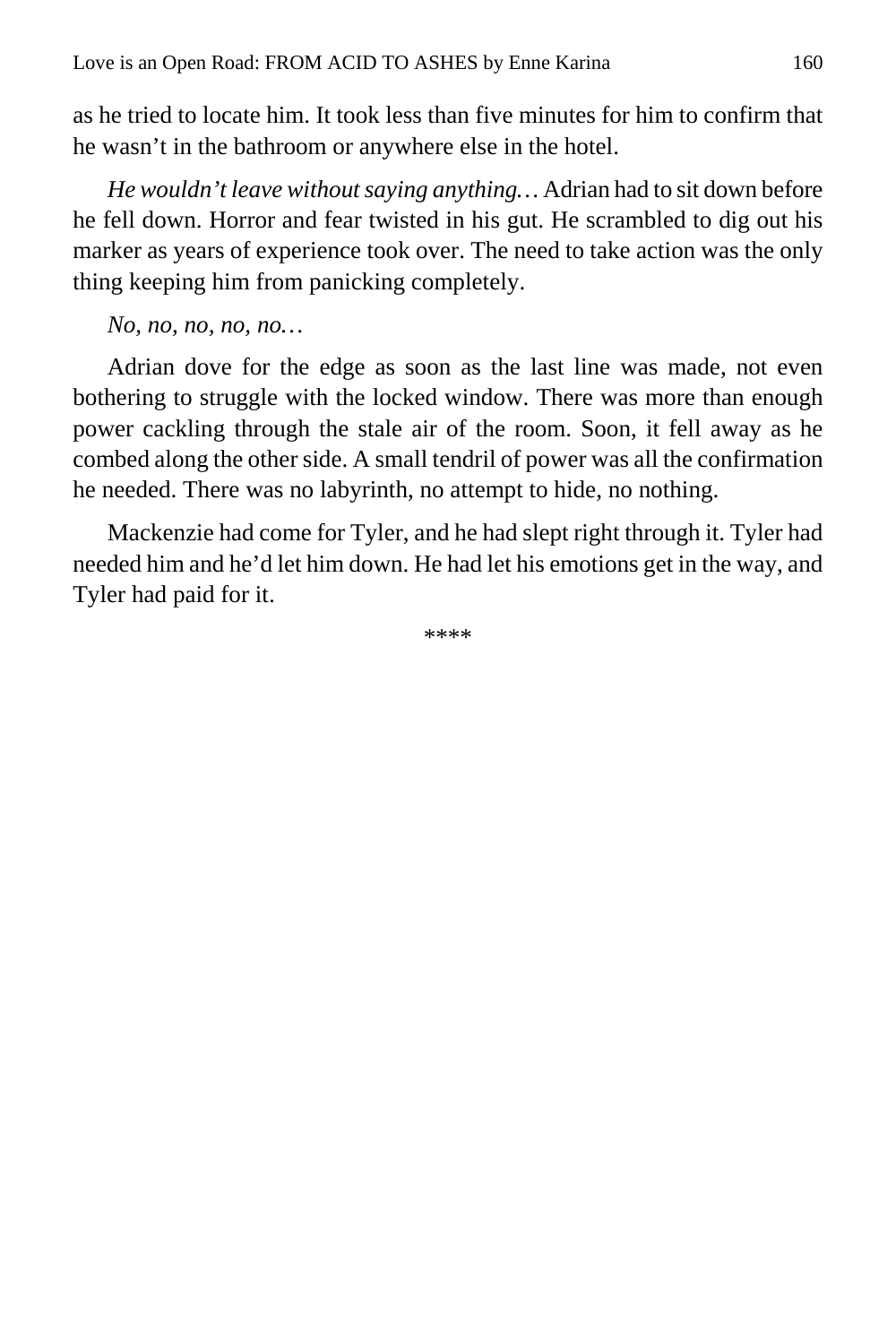as he tried to locate him. It took less than five minutes for him to confirm that he wasn't in the bathroom or anywhere else in the hotel.

*He wouldn't leave without saying anything…* Adrian had to sit down before he fell down. Horror and fear twisted in his gut. He scrambled to dig out his marker as years of experience took over. The need to take action was the only thing keeping him from panicking completely.

*No, no, no, no, no…*

Adrian dove for the edge as soon as the last line was made, not even bothering to struggle with the locked window. There was more than enough power cackling through the stale air of the room. Soon, it fell away as he combed along the other side. A small tendril of power was all the confirmation he needed. There was no labyrinth, no attempt to hide, no nothing.

Mackenzie had come for Tyler, and he had slept right through it. Tyler had needed him and he'd let him down. He had let his emotions get in the way, and Tyler had paid for it.

****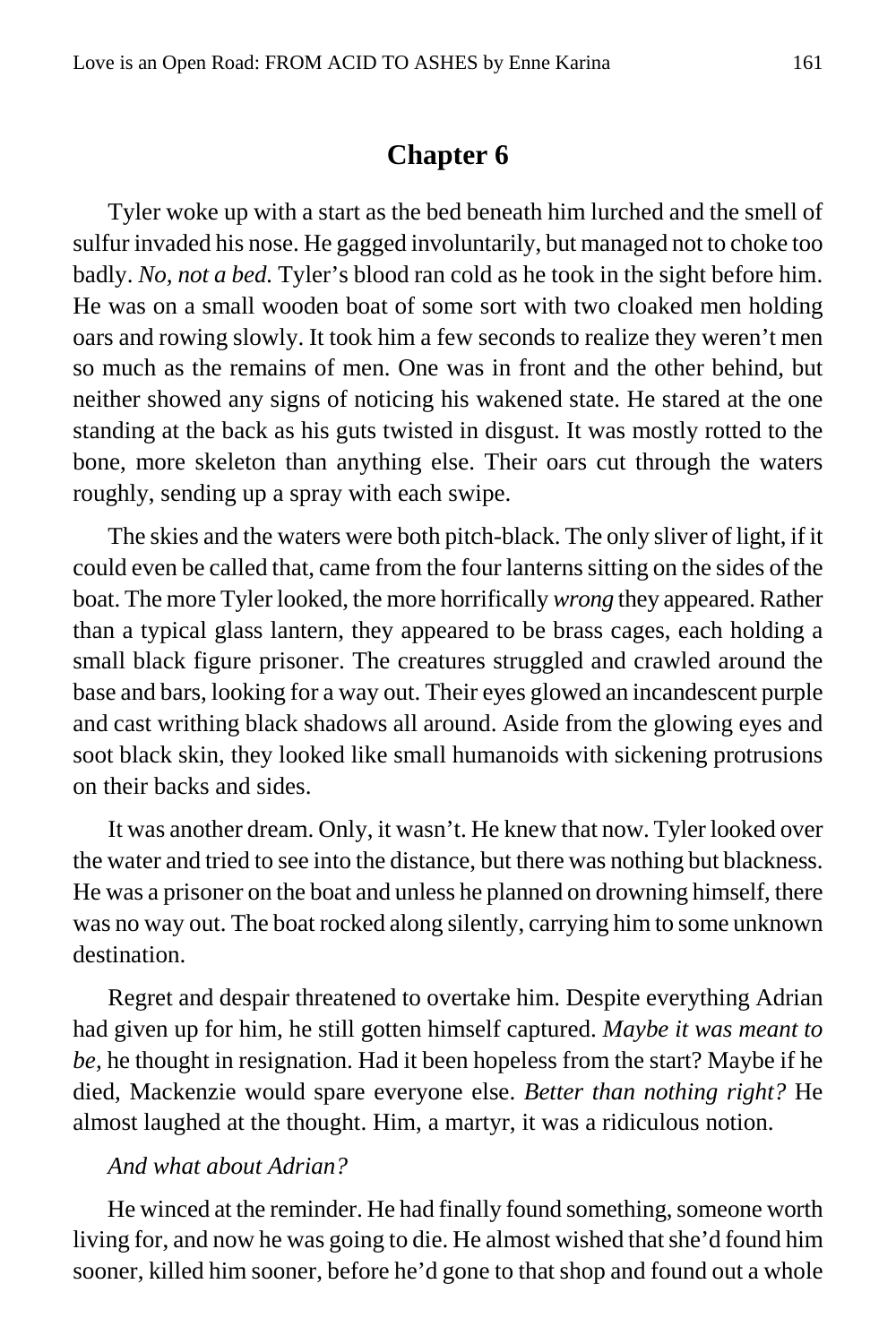## Chapter 6

Tyler woke up with a start as the bed beneath him lurched and the smell of sulfur invaded his nose. He gagged involuntarily, but managed not to choke too badly. *No, not a bed.* Tyler's blood ran cold as he took in the sight before him. He was on a small wooden boat of some sort with two cloaked men holding oars and rowing slowly. It took him a few seconds to realize they weren't men so much as the remains of men. One was in front and the other behind, but neither showed any signs of noticing his wakened state. He stared at the one standing at the back as his guts twisted in disgust. It was mostly rotted to the bone, more skeleton than anything else. Their oars cut through the waters roughly, sending up a spray with each swipe.

The skies and the waters were both pitch-black. The only sliver of light, if it could even be called that, came from the four lanterns sitting on the sides of the boat. The more Tyler looked, the more horrifically *wrong* they appeared. Rather than a typical glass lantern, they appeared to be brass cages, each holding a small black figure prisoner. The creatures struggled and crawled around the base and bars, looking for a way out. Their eyes glowed an incandescent purple and cast writhing black shadows all around. Aside from the glowing eyes and soot black skin, they looked like small humanoids with sickening protrusions on their backs and sides.

It was another dream. Only, it wasn't. He knew that now. Tyler looked over the water and tried to see into the distance, but there was nothing but blackness. He was a prisoner on the boat and unless he planned on drowning himself, there was no way out. The boat rocked along silently, carrying him to some unknown destination.

Regret and despair threatened to overtake him. Despite everything Adrian had given up for him, he still gotten himself captured. *Maybe it was meant to be,* he thought in resignation. Had it been hopeless from the start? Maybe if he died, Mackenzie would spare everyone else. *Better than nothing right?* He almost laughed at the thought. Him, a martyr, it was a ridiculous notion.

*And what about Adrian?*

He winced at the reminder. He had finally found something, someone worth living for, and now he was going to die. He almost wished that she'd found him sooner, killed him sooner, before he'd gone to that shop and found out a whole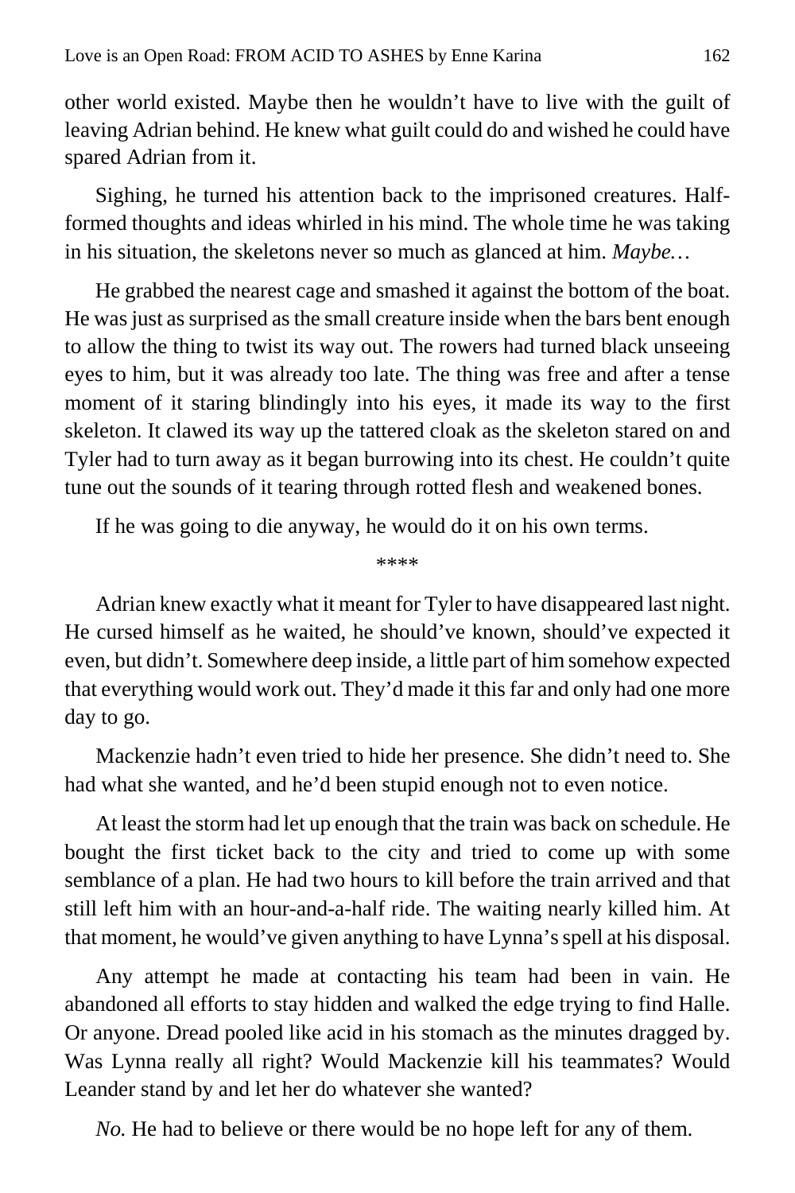other world existed. Maybe then he wouldn't have to live with the guilt of leaving Adrian behind. He knew what guilt could do and wished he could have spared Adrian from it.

Sighing, he turned his attention back to the imprisoned creatures. Half-formed thoughts and ideas whirled in his mind. The whole time he was taking in his situation, the skeletons never so much as glanced at him. *Maybe…*

He grabbed the nearest cage and smashed it against the bottom of the boat. He was just as surprised as the small creature inside when the bars bent enough to allow the thing to twist its way out. The rowers had turned black unseeing eyes to him, but it was already too late. The thing was free and after a tense moment of it staring blindingly into his eyes, it made its way to the first skeleton. It clawed its way up the tattered cloak as the skeleton stared on and Tyler had to turn away as it began burrowing into its chest. He couldn't quite tune out the sounds of it tearing through rotted flesh and weakened bones.

If he was going to die anyway, he would do it on his own terms.

\*\*\*\*

Adrian knew exactly what it meant for Tyler to have disappeared last night. He cursed himself as he waited, he should've known, should've expected it even, but didn't. Somewhere deep inside, a little part of him somehow expected that everything would work out. They'd made it this far and only had one more day to go.

Mackenzie hadn't even tried to hide her presence. She didn't need to. She had what she wanted, and he'd been stupid enough not to even notice.

At least the storm had let up enough that the train was back on schedule. He bought the first ticket back to the city and tried to come up with some semblance of a plan. He had two hours to kill before the train arrived and that still left him with an hour-and-a-half ride. The waiting nearly killed him. At that moment, he would've given anything to have Lynna's spell at his disposal.

Any attempt he made at contacting his team had been in vain. He abandoned all efforts to stay hidden and walked the edge trying to find Halle. Or anyone. Dread pooled like acid in his stomach as the minutes dragged by. Was Lynna really all right? Would Mackenzie kill his teammates? Would Leander stand by and let her do whatever she wanted?

*No.* He had to believe or there would be no hope left for any of them.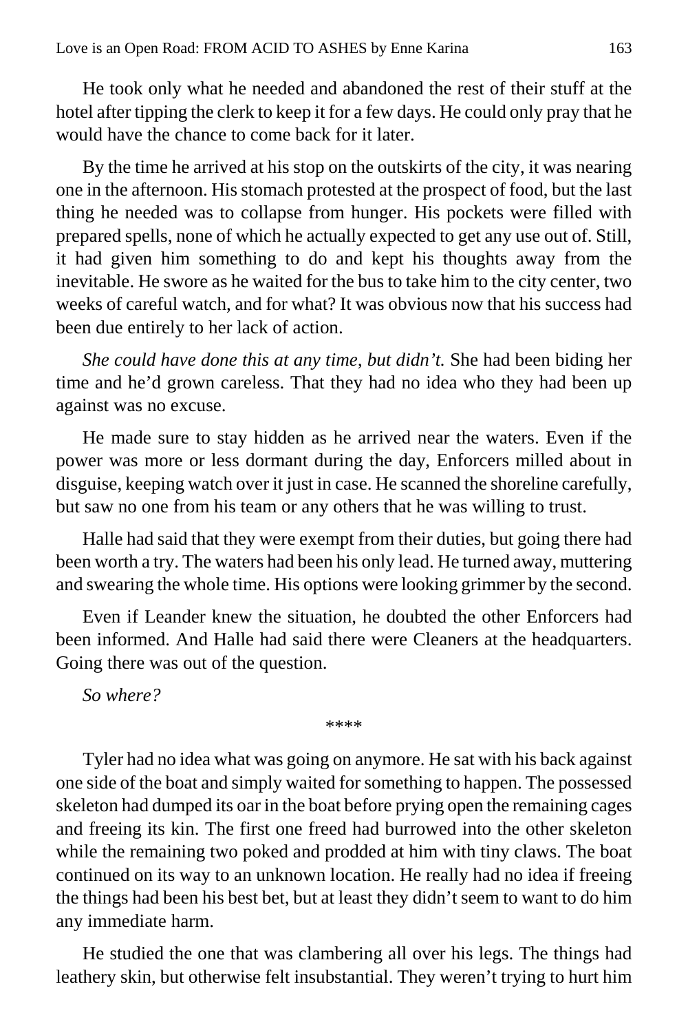He took only what he needed and abandoned the rest of their stuff at the hotel after tipping the clerk to keep it for a few days. He could only pray that he would have the chance to come back for it later.

By the time he arrived at his stop on the outskirts of the city, it was nearing one in the afternoon. His stomach protested at the prospect of food, but the last thing he needed was to collapse from hunger. His pockets were filled with prepared spells, none of which he actually expected to get any use out of. Still, it had given him something to do and kept his thoughts away from the inevitable. He swore as he waited for the bus to take him to the city center, two weeks of careful watch, and for what? It was obvious now that his success had been due entirely to her lack of action.

*She could have done this at any time, but didn't.* She had been biding her time and he'd grown careless. That they had no idea who they had been up against was no excuse.

He made sure to stay hidden as he arrived near the waters. Even if the power was more or less dormant during the day, Enforcers milled about in disguise, keeping watch over it just in case. He scanned the shoreline carefully, but saw no one from his team or any others that he was willing to trust.

Halle had said that they were exempt from their duties, but going there had been worth a try. The waters had been his only lead. He turned away, muttering and swearing the whole time. His options were looking grimmer by the second.

Even if Leander knew the situation, he doubted the other Enforcers had been informed. And Halle had said there were Cleaners at the headquarters. Going there was out of the question.

*So where?*

****

Tyler had no idea what was going on anymore. He sat with his back against one side of the boat and simply waited for something to happen. The possessed skeleton had dumped its oar in the boat before prying open the remaining cages and freeing its kin. The first one freed had burrowed into the other skeleton while the remaining two poked and prodded at him with tiny claws. The boat continued on its way to an unknown location. He really had no idea if freeing the things had been his best bet, but at least they didn't seem to want to do him any immediate harm.

He studied the one that was clambering all over his legs. The things had leathery skin, but otherwise felt insubstantial. They weren't trying to hurt him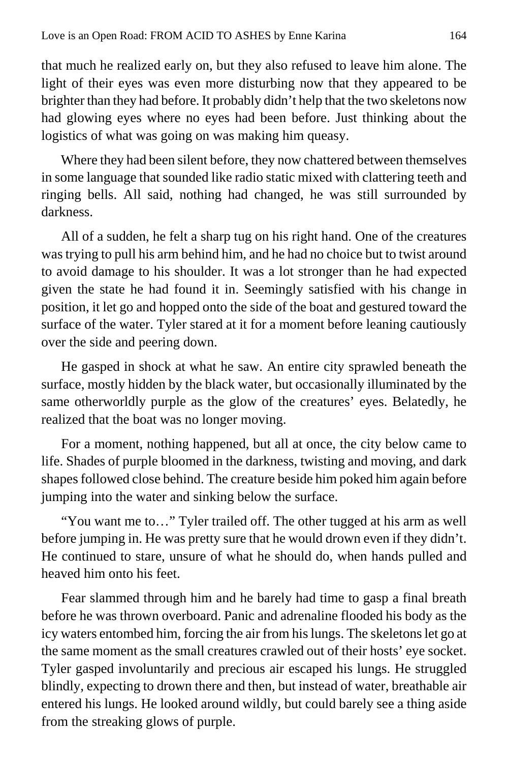that much he realized early on, but they also refused to leave him alone. The light of their eyes was even more disturbing now that they appeared to be brighter than they had before. It probably didn't help that the two skeletons now had glowing eyes where no eyes had been before. Just thinking about the logistics of what was going on was making him queasy.

Where they had been silent before, they now chattered between themselves in some language that sounded like radio static mixed with clattering teeth and ringing bells. All said, nothing had changed, he was still surrounded by darkness.

All of a sudden, he felt a sharp tug on his right hand. One of the creatures was trying to pull his arm behind him, and he had no choice but to twist around to avoid damage to his shoulder. It was a lot stronger than he had expected given the state he had found it in. Seemingly satisfied with his change in position, it let go and hopped onto the side of the boat and gestured toward the surface of the water. Tyler stared at it for a moment before leaning cautiously over the side and peering down.

He gasped in shock at what he saw. An entire city sprawled beneath the surface, mostly hidden by the black water, but occasionally illuminated by the same otherworldly purple as the glow of the creatures' eyes. Belatedly, he realized that the boat was no longer moving.

For a moment, nothing happened, but all at once, the city below came to life. Shades of purple bloomed in the darkness, twisting and moving, and dark shapes followed close behind. The creature beside him poked him again before jumping into the water and sinking below the surface.

"You want me to…" Tyler trailed off. The other tugged at his arm as well before jumping in. He was pretty sure that he would drown even if they didn't. He continued to stare, unsure of what he should do, when hands pulled and heaved him onto his feet.

Fear slammed through him and he barely had time to gasp a final breath before he was thrown overboard. Panic and adrenaline flooded his body as the icy waters entombed him, forcing the air from his lungs. The skeletons let go at the same moment as the small creatures crawled out of their hosts' eye socket. Tyler gasped involuntarily and precious air escaped his lungs. He struggled blindly, expecting to drown there and then, but instead of water, breathable air entered his lungs. He looked around wildly, but could barely see a thing aside from the streaking glows of purple.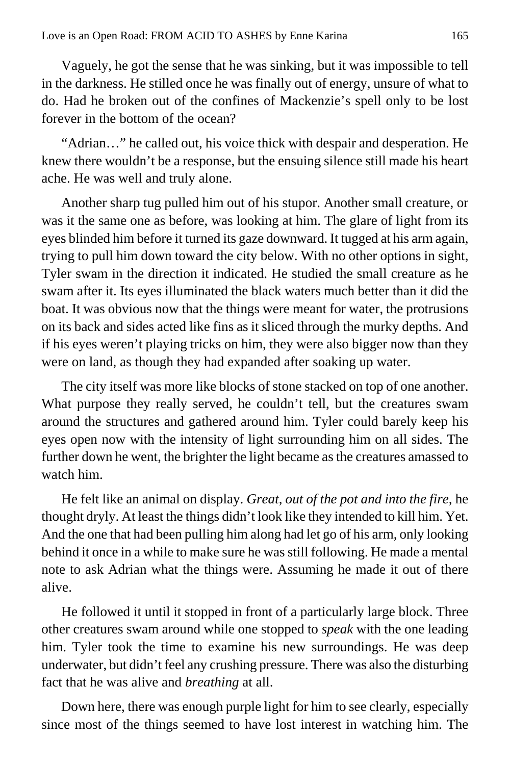Vaguely, he got the sense that he was sinking, but it was impossible to tell in the darkness. He stilled once he was finally out of energy, unsure of what to do. Had he broken out of the confines of Mackenzie's spell only to be lost forever in the bottom of the ocean?

"Adrian…" he called out, his voice thick with despair and desperation. He knew there wouldn't be a response, but the ensuing silence still made his heart ache. He was well and truly alone.

Another sharp tug pulled him out of his stupor. Another small creature, or was it the same one as before, was looking at him. The glare of light from its eyes blinded him before it turned its gaze downward. It tugged at his arm again, trying to pull him down toward the city below. With no other options in sight, Tyler swam in the direction it indicated. He studied the small creature as he swam after it. Its eyes illuminated the black waters much better than it did the boat. It was obvious now that the things were meant for water, the protrusions on its back and sides acted like fins as it sliced through the murky depths. And if his eyes weren't playing tricks on him, they were also bigger now than they were on land, as though they had expanded after soaking up water.

The city itself was more like blocks of stone stacked on top of one another. What purpose they really served, he couldn't tell, but the creatures swam around the structures and gathered around him. Tyler could barely keep his eyes open now with the intensity of light surrounding him on all sides. The further down he went, the brighter the light became as the creatures amassed to watch him.

He felt like an animal on display. *Great, out of the pot and into the fire,* he thought dryly. At least the things didn't look like they intended to kill him. Yet. And the one that had been pulling him along had let go of his arm, only looking behind it once in a while to make sure he was still following. He made a mental note to ask Adrian what the things were. Assuming he made it out of there alive.

He followed it until it stopped in front of a particularly large block. Three other creatures swam around while one stopped to *speak* with the one leading him. Tyler took the time to examine his new surroundings. He was deep underwater, but didn't feel any crushing pressure. There was also the disturbing fact that he was alive and *breathing* at all.

Down here, there was enough purple light for him to see clearly, especially since most of the things seemed to have lost interest in watching him. The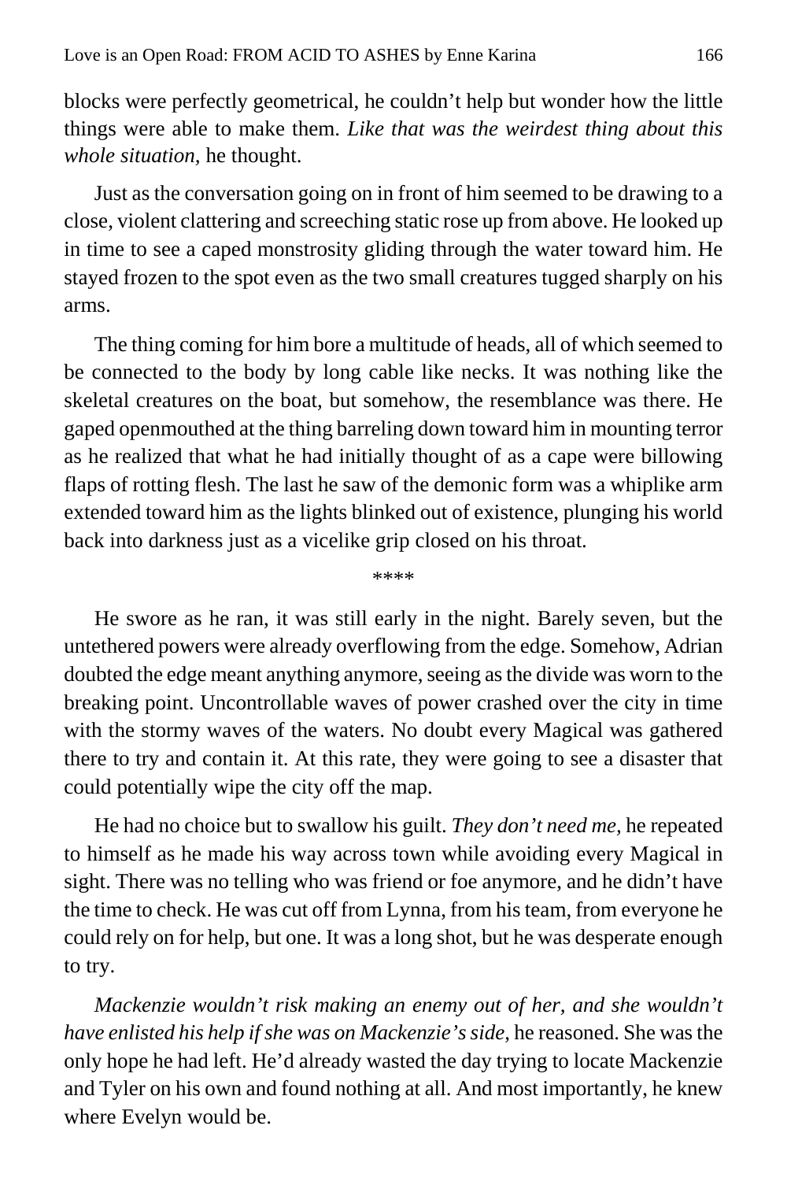blocks were perfectly geometrical, he couldn't help but wonder how the little things were able to make them. *Like that was the weirdest thing about this whole situation,* he thought.

Just as the conversation going on in front of him seemed to be drawing to a close, violent clattering and screeching static rose up from above. He looked up in time to see a caped monstrosity gliding through the water toward him. He stayed frozen to the spot even as the two small creatures tugged sharply on his arms.

The thing coming for him bore a multitude of heads, all of which seemed to be connected to the body by long cable like necks. It was nothing like the skeletal creatures on the boat, but somehow, the resemblance was there. He gaped openmouthed at the thing barreling down toward him in mounting terror as he realized that what he had initially thought of as a cape were billowing flaps of rotting flesh. The last he saw of the demonic form was a whiplike arm extended toward him as the lights blinked out of existence, plunging his world back into darkness just as a vicelike grip closed on his throat.

****

He swore as he ran, it was still early in the night. Barely seven, but the untethered powers were already overflowing from the edge. Somehow, Adrian doubted the edge meant anything anymore, seeing as the divide was worn to the breaking point. Uncontrollable waves of power crashed over the city in time with the stormy waves of the waters. No doubt every Magical was gathered there to try and contain it. At this rate, they were going to see a disaster that could potentially wipe the city off the map.

He had no choice but to swallow his guilt. *They don't need me,* he repeated to himself as he made his way across town while avoiding every Magical in sight. There was no telling who was friend or foe anymore, and he didn't have the time to check. He was cut off from Lynna, from his team, from everyone he could rely on for help, but one. It was a long shot, but he was desperate enough to try.

*Mackenzie wouldn't risk making an enemy out of her, and she wouldn't have enlisted his help if she was on Mackenzie's side,* he reasoned. She was the only hope he had left. He'd already wasted the day trying to locate Mackenzie and Tyler on his own and found nothing at all. And most importantly, he knew where Evelyn would be.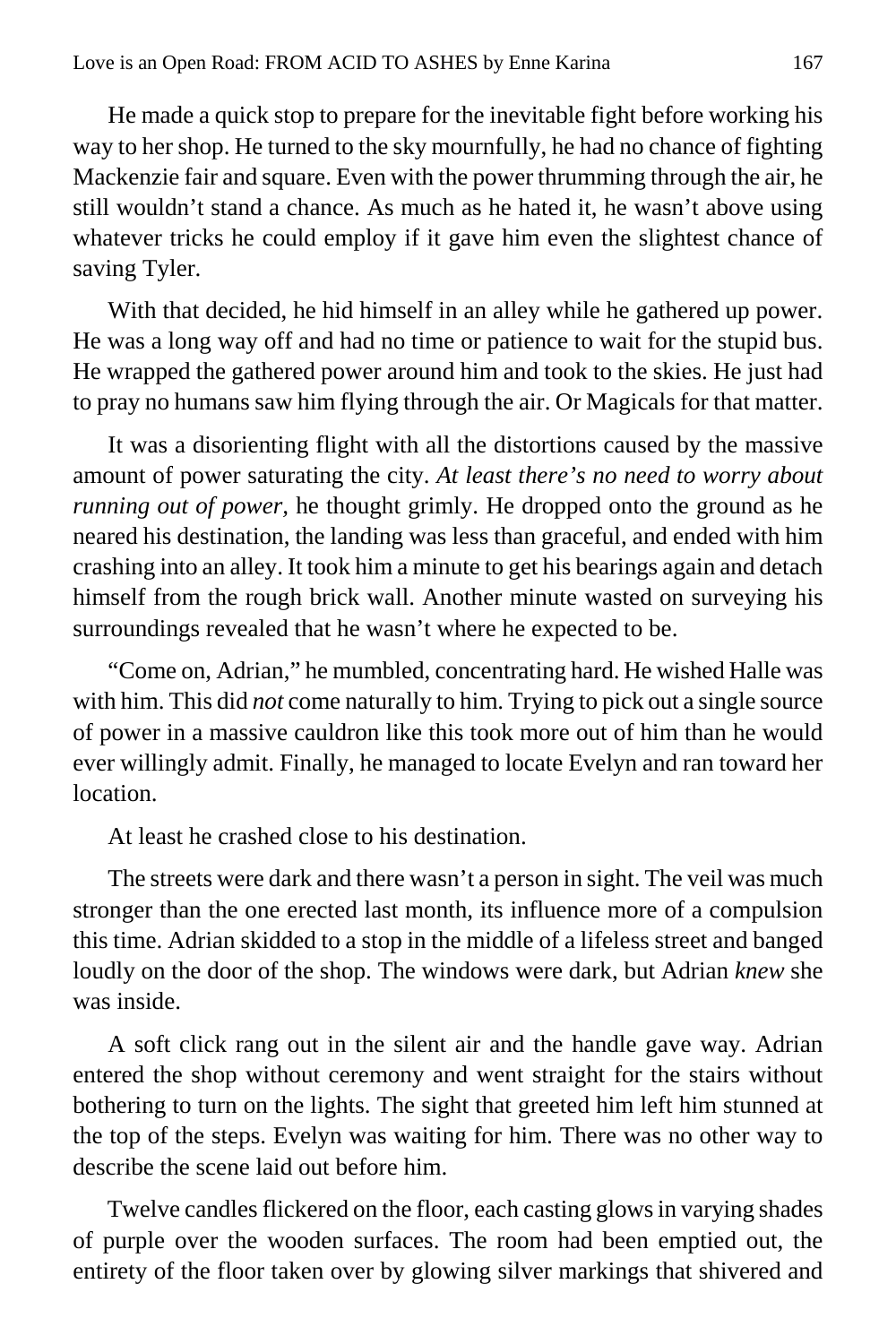He made a quick stop to prepare for the inevitable fight before working his way to her shop. He turned to the sky mournfully, he had no chance of fighting Mackenzie fair and square. Even with the power thrumming through the air, he still wouldn't stand a chance. As much as he hated it, he wasn't above using whatever tricks he could employ if it gave him even the slightest chance of saving Tyler.

With that decided, he hid himself in an alley while he gathered up power. He was a long way off and had no time or patience to wait for the stupid bus. He wrapped the gathered power around him and took to the skies. He just had to pray no humans saw him flying through the air. Or Magicals for that matter.

It was a disorienting flight with all the distortions caused by the massive amount of power saturating the city. *At least there's no need to worry about running out of power,* he thought grimly. He dropped onto the ground as he neared his destination, the landing was less than graceful, and ended with him crashing into an alley. It took him a minute to get his bearings again and detach himself from the rough brick wall. Another minute wasted on surveying his surroundings revealed that he wasn't where he expected to be.

"Come on, Adrian," he mumbled, concentrating hard. He wished Halle was with him. This did *not* come naturally to him. Trying to pick out a single source of power in a massive cauldron like this took more out of him than he would ever willingly admit. Finally, he managed to locate Evelyn and ran toward her location.

At least he crashed close to his destination.

The streets were dark and there wasn't a person in sight. The veil was much stronger than the one erected last month, its influence more of a compulsion this time. Adrian skidded to a stop in the middle of a lifeless street and banged loudly on the door of the shop. The windows were dark, but Adrian *knew* she was inside.

A soft click rang out in the silent air and the handle gave way. Adrian entered the shop without ceremony and went straight for the stairs without bothering to turn on the lights. The sight that greeted him left him stunned at the top of the steps. Evelyn was waiting for him. There was no other way to describe the scene laid out before him.

Twelve candles flickered on the floor, each casting glows in varying shades of purple over the wooden surfaces. The room had been emptied out, the entirety of the floor taken over by glowing silver markings that shivered and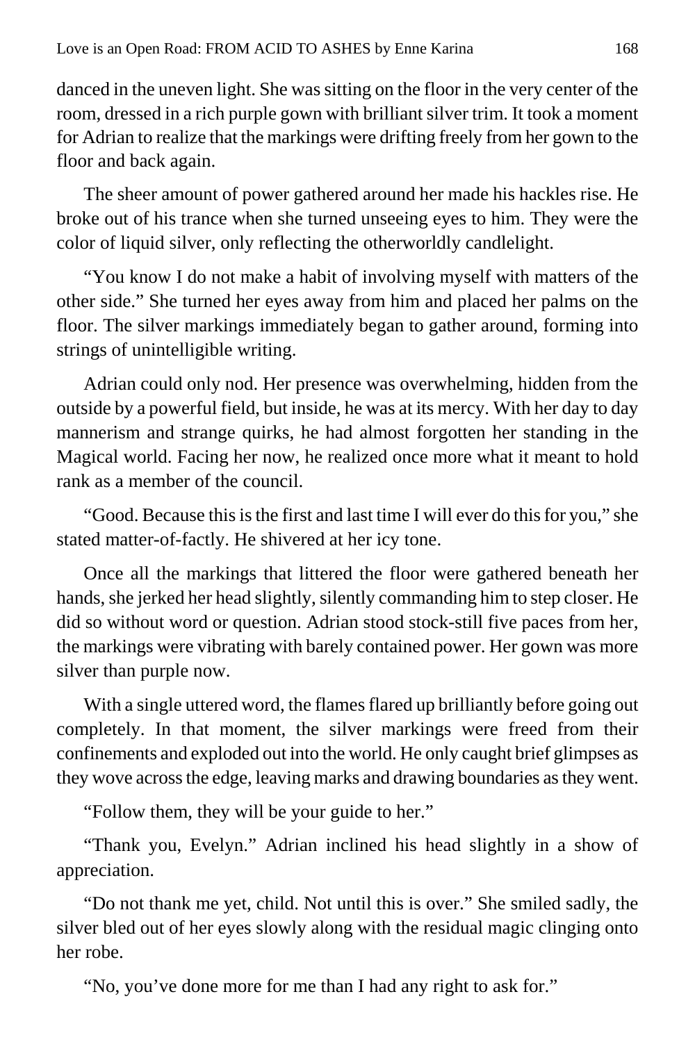danced in the uneven light. She was sitting on the floor in the very center of the room, dressed in a rich purple gown with brilliant silver trim. It took a moment for Adrian to realize that the markings were drifting freely from her gown to the floor and back again.

The sheer amount of power gathered around her made his hackles rise. He broke out of his trance when she turned unseeing eyes to him. They were the color of liquid silver, only reflecting the otherworldly candlelight.

"You know I do not make a habit of involving myself with matters of the other side." She turned her eyes away from him and placed her palms on the floor. The silver markings immediately began to gather around, forming into strings of unintelligible writing.

Adrian could only nod. Her presence was overwhelming, hidden from the outside by a powerful field, but inside, he was at its mercy. With her day to day mannerism and strange quirks, he had almost forgotten her standing in the Magical world. Facing her now, he realized once more what it meant to hold rank as a member of the council.

"Good. Because this is the first and last time I will ever do this for you," she stated matter-of-factly. He shivered at her icy tone.

Once all the markings that littered the floor were gathered beneath her hands, she jerked her head slightly, silently commanding him to step closer. He did so without word or question. Adrian stood stock-still five paces from her, the markings were vibrating with barely contained power. Her gown was more silver than purple now.

With a single uttered word, the flames flared up brilliantly before going out completely. In that moment, the silver markings were freed from their confinements and exploded out into the world. He only caught brief glimpses as they wove across the edge, leaving marks and drawing boundaries as they went.

"Follow them, they will be your guide to her."

"Thank you, Evelyn." Adrian inclined his head slightly in a show of appreciation.

"Do not thank me yet, child. Not until this is over." She smiled sadly, the silver bled out of her eyes slowly along with the residual magic clinging onto her robe.

"No, you've done more for me than I had any right to ask for."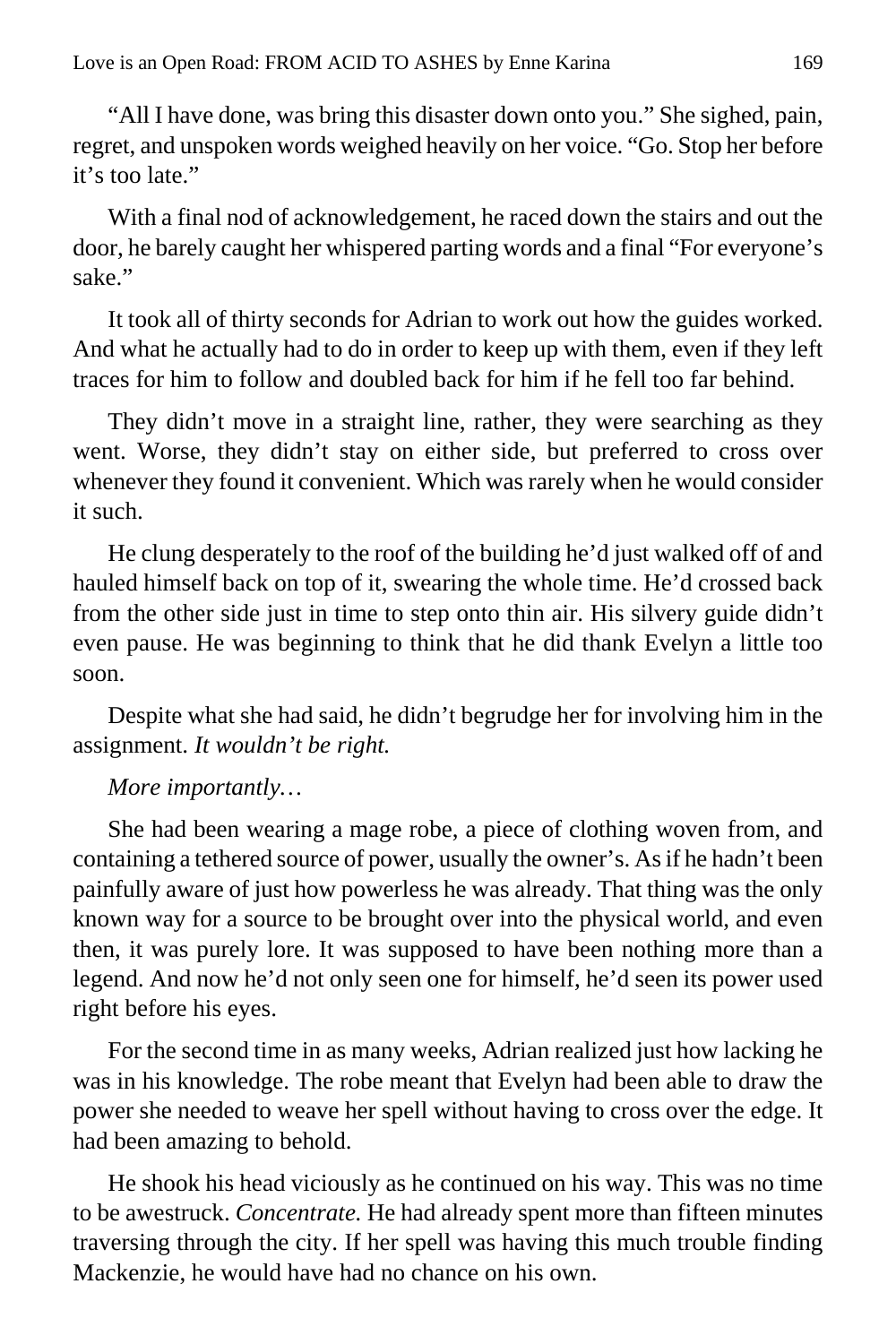"All I have done, was bring this disaster down onto you." She sighed, pain, regret, and unspoken words weighed heavily on her voice. "Go. Stop her before it's too late."

With a final nod of acknowledgement, he raced down the stairs and out the door, he barely caught her whispered parting words and a final "For everyone's sake."

It took all of thirty seconds for Adrian to work out how the guides worked. And what he actually had to do in order to keep up with them, even if they left traces for him to follow and doubled back for him if he fell too far behind.

They didn't move in a straight line, rather, they were searching as they went. Worse, they didn't stay on either side, but preferred to cross over whenever they found it convenient. Which was rarely when he would consider it such.

He clung desperately to the roof of the building he'd just walked off of and hauled himself back on top of it, swearing the whole time. He'd crossed back from the other side just in time to step onto thin air. His silvery guide didn't even pause. He was beginning to think that he did thank Evelyn a little too soon.

Despite what she had said, he didn't begrudge her for involving him in the assignment. *It wouldn't be right.*

*More importantly…*

She had been wearing a mage robe, a piece of clothing woven from, and containing a tethered source of power, usually the owner's. As if he hadn't been painfully aware of just how powerless he was already. That thing was the only known way for a source to be brought over into the physical world, and even then, it was purely lore. It was supposed to have been nothing more than a legend. And now he'd not only seen one for himself, he'd seen its power used right before his eyes.

For the second time in as many weeks, Adrian realized just how lacking he was in his knowledge. The robe meant that Evelyn had been able to draw the power she needed to weave her spell without having to cross over the edge. It had been amazing to behold.

He shook his head viciously as he continued on his way. This was no time to be awestruck. *Concentrate.* He had already spent more than fifteen minutes traversing through the city. If her spell was having this much trouble finding Mackenzie, he would have had no chance on his own.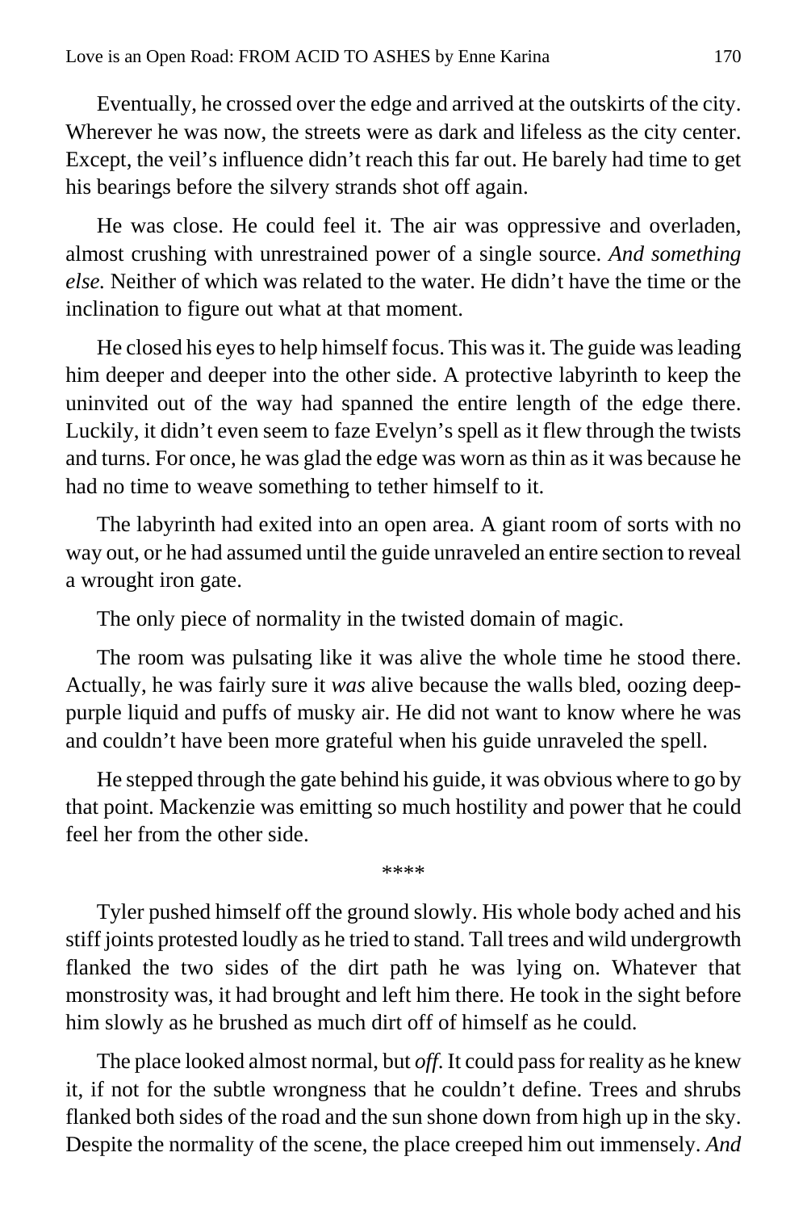Eventually, he crossed over the edge and arrived at the outskirts of the city. Wherever he was now, the streets were as dark and lifeless as the city center. Except, the veil's influence didn't reach this far out. He barely had time to get his bearings before the silvery strands shot off again.

He was close. He could feel it. The air was oppressive and overladen, almost crushing with unrestrained power of a single source. *And something else.* Neither of which was related to the water. He didn't have the time or the inclination to figure out what at that moment.

He closed his eyes to help himself focus. This was it. The guide was leading him deeper and deeper into the other side. A protective labyrinth to keep the uninvited out of the way had spanned the entire length of the edge there. Luckily, it didn't even seem to faze Evelyn's spell as it flew through the twists and turns. For once, he was glad the edge was worn as thin as it was because he had no time to weave something to tether himself to it.

The labyrinth had exited into an open area. A giant room of sorts with no way out, or he had assumed until the guide unraveled an entire section to reveal a wrought iron gate.

The only piece of normality in the twisted domain of magic.

The room was pulsating like it was alive the whole time he stood there. Actually, he was fairly sure it *was* alive because the walls bled, oozing deep-purple liquid and puffs of musky air. He did not want to know where he was and couldn't have been more grateful when his guide unraveled the spell.

He stepped through the gate behind his guide, it was obvious where to go by that point. Mackenzie was emitting so much hostility and power that he could feel her from the other side.

\*\*\*\*

Tyler pushed himself off the ground slowly. His whole body ached and his stiff joints protested loudly as he tried to stand. Tall trees and wild undergrowth flanked the two sides of the dirt path he was lying on. Whatever that monstrosity was, it had brought and left him there. He took in the sight before him slowly as he brushed as much dirt off of himself as he could.

The place looked almost normal, but *off*. It could pass for reality as he knew it, if not for the subtle wrongness that he couldn't define. Trees and shrubs flanked both sides of the road and the sun shone down from high up in the sky. Despite the normality of the scene, the place creeped him out immensely. *And*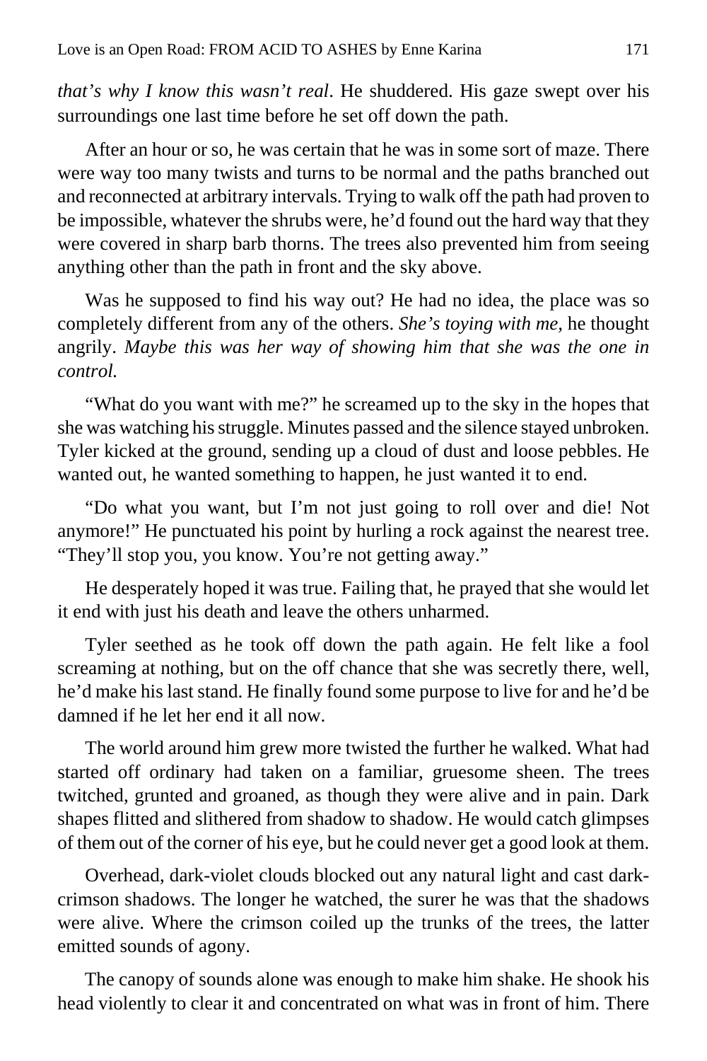*that's why I know this wasn't real*. He shuddered. His gaze swept over his surroundings one last time before he set off down the path.

After an hour or so, he was certain that he was in some sort of maze. There were way too many twists and turns to be normal and the paths branched out and reconnected at arbitrary intervals. Trying to walk off the path had proven to be impossible, whatever the shrubs were, he'd found out the hard way that they were covered in sharp barb thorns. The trees also prevented him from seeing anything other than the path in front and the sky above.

Was he supposed to find his way out? He had no idea, the place was so completely different from any of the others. *She's toying with me,* he thought angrily. *Maybe this was her way of showing him that she was the one in control.*

"What do you want with me?" he screamed up to the sky in the hopes that she was watching his struggle. Minutes passed and the silence stayed unbroken. Tyler kicked at the ground, sending up a cloud of dust and loose pebbles. He wanted out, he wanted something to happen, he just wanted it to end.

"Do what you want, but I'm not just going to roll over and die! Not anymore!" He punctuated his point by hurling a rock against the nearest tree. "They'll stop you, you know. You're not getting away."

He desperately hoped it was true. Failing that, he prayed that she would let it end with just his death and leave the others unharmed.

Tyler seethed as he took off down the path again. He felt like a fool screaming at nothing, but on the off chance that she was secretly there, well, he'd make his last stand. He finally found some purpose to live for and he'd be damned if he let her end it all now.

The world around him grew more twisted the further he walked. What had started off ordinary had taken on a familiar, gruesome sheen. The trees twitched, grunted and groaned, as though they were alive and in pain. Dark shapes flitted and slithered from shadow to shadow. He would catch glimpses of them out of the corner of his eye, but he could never get a good look at them.

Overhead, dark-violet clouds blocked out any natural light and cast dark-crimson shadows. The longer he watched, the surer he was that the shadows were alive. Where the crimson coiled up the trunks of the trees, the latter emitted sounds of agony.

The canopy of sounds alone was enough to make him shake. He shook his head violently to clear it and concentrated on what was in front of him. There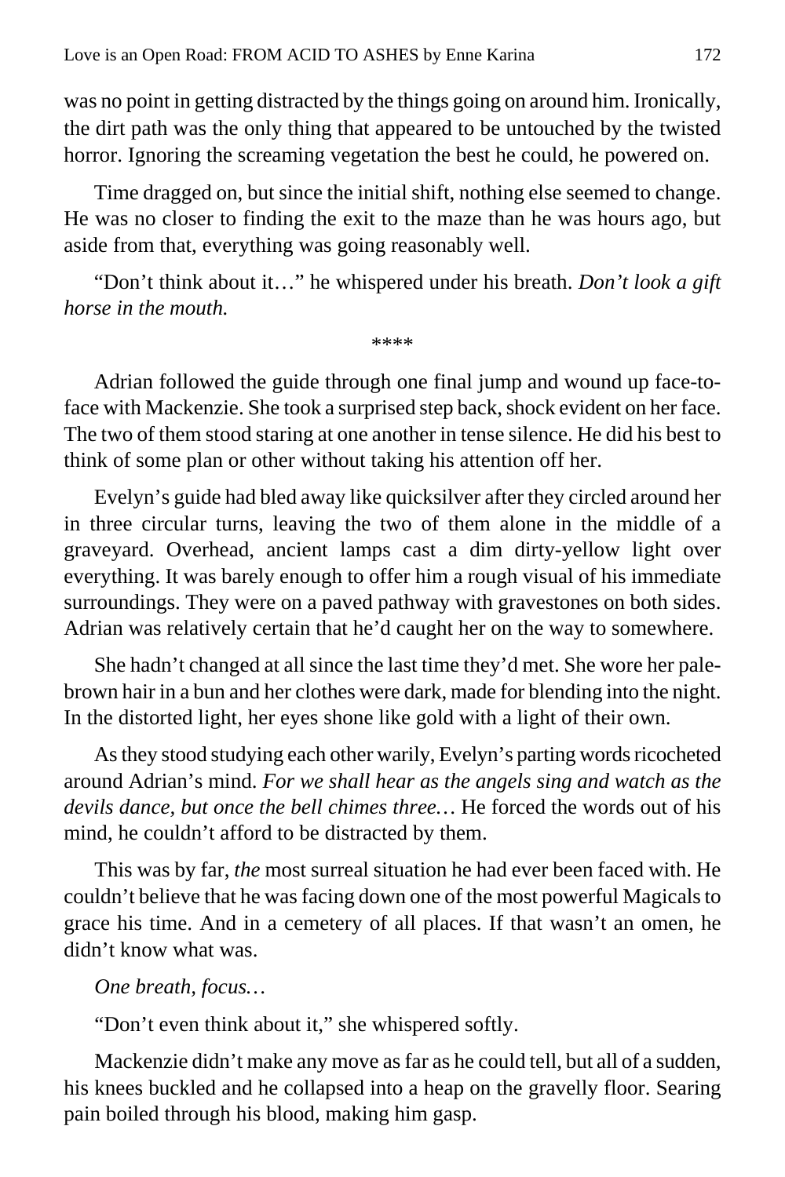was no point in getting distracted by the things going on around him. Ironically, the dirt path was the only thing that appeared to be untouched by the twisted horror. Ignoring the screaming vegetation the best he could, he powered on.

Time dragged on, but since the initial shift, nothing else seemed to change. He was no closer to finding the exit to the maze than he was hours ago, but aside from that, everything was going reasonably well.

"Don't think about it…" he whispered under his breath. *Don't look a gift horse in the mouth.*

****

Adrian followed the guide through one final jump and wound up face-to-face with Mackenzie. She took a surprised step back, shock evident on her face. The two of them stood staring at one another in tense silence. He did his best to think of some plan or other without taking his attention off her.

Evelyn's guide had bled away like quicksilver after they circled around her in three circular turns, leaving the two of them alone in the middle of a graveyard. Overhead, ancient lamps cast a dim dirty-yellow light over everything. It was barely enough to offer him a rough visual of his immediate surroundings. They were on a paved pathway with gravestones on both sides. Adrian was relatively certain that he'd caught her on the way to somewhere.

She hadn't changed at all since the last time they'd met. She wore her pale-brown hair in a bun and her clothes were dark, made for blending into the night. In the distorted light, her eyes shone like gold with a light of their own.

As they stood studying each other warily, Evelyn's parting words ricocheted around Adrian's mind. *For we shall hear as the angels sing and watch as the devils dance, but once the bell chimes three…* He forced the words out of his mind, he couldn't afford to be distracted by them.

This was by far, *the* most surreal situation he had ever been faced with. He couldn't believe that he was facing down one of the most powerful Magicals to grace his time. And in a cemetery of all places. If that wasn't an omen, he didn't know what was.

*One breath, focus…*

"Don't even think about it," she whispered softly.

Mackenzie didn't make any move as far as he could tell, but all of a sudden, his knees buckled and he collapsed into a heap on the gravelly floor. Searing pain boiled through his blood, making him gasp.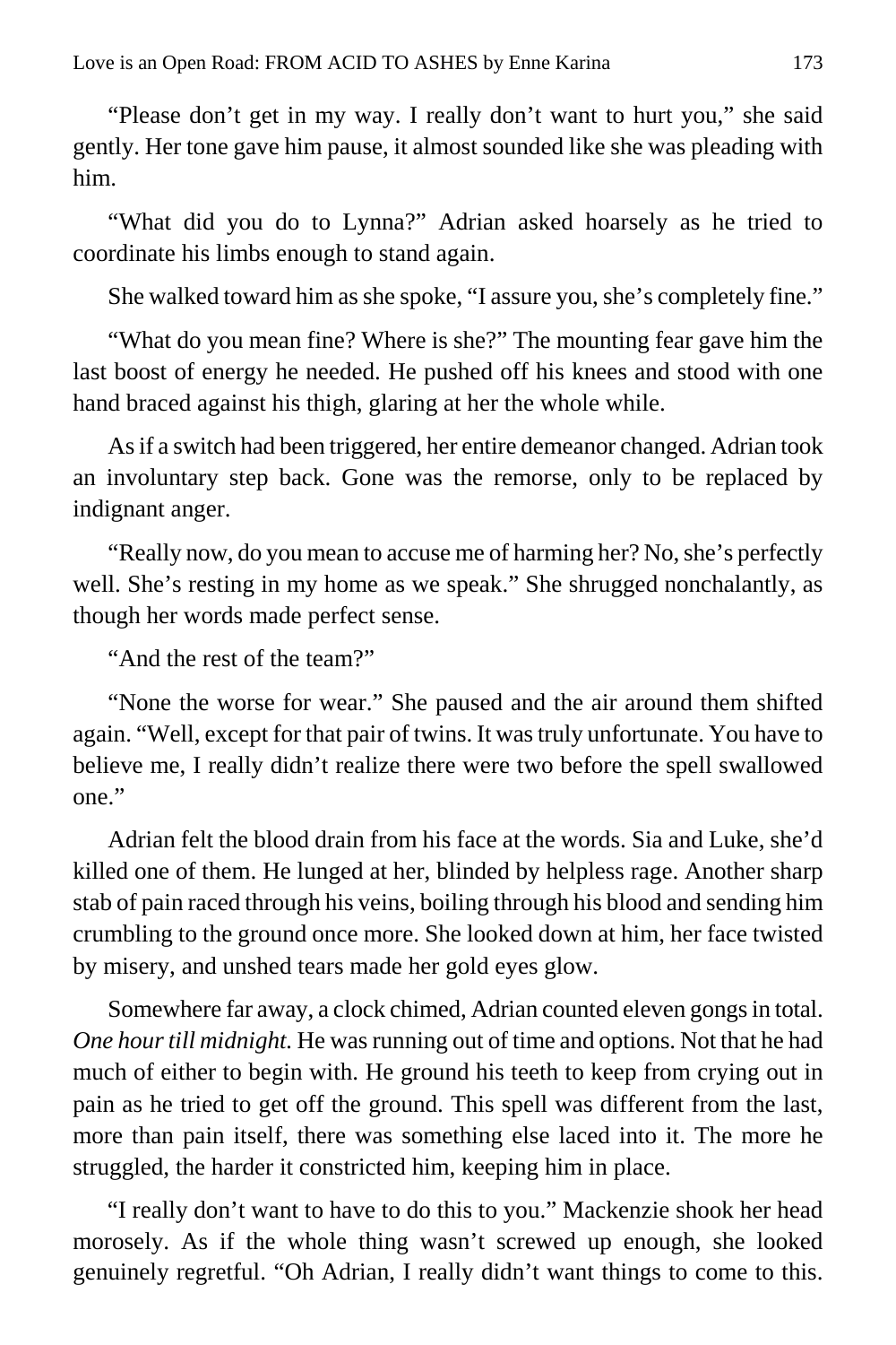"Please don't get in my way. I really don't want to hurt you," she said gently. Her tone gave him pause, it almost sounded like she was pleading with him.

"What did you do to Lynna?" Adrian asked hoarsely as he tried to coordinate his limbs enough to stand again.

She walked toward him as she spoke, "I assure you, she's completely fine."

"What do you mean fine? Where is she?" The mounting fear gave him the last boost of energy he needed. He pushed off his knees and stood with one hand braced against his thigh, glaring at her the whole while.

As if a switch had been triggered, her entire demeanor changed. Adrian took an involuntary step back. Gone was the remorse, only to be replaced by indignant anger.

"Really now, do you mean to accuse me of harming her? No, she's perfectly well. She's resting in my home as we speak." She shrugged nonchalantly, as though her words made perfect sense.

"And the rest of the team?"

"None the worse for wear." She paused and the air around them shifted again. "Well, except for that pair of twins. It was truly unfortunate. You have to believe me, I really didn't realize there were two before the spell swallowed one."

Adrian felt the blood drain from his face at the words. Sia and Luke, she'd killed one of them. He lunged at her, blinded by helpless rage. Another sharp stab of pain raced through his veins, boiling through his blood and sending him crumbling to the ground once more. She looked down at him, her face twisted by misery, and unshed tears made her gold eyes glow.

Somewhere far away, a clock chimed, Adrian counted eleven gongs in total. *One hour till midnight.* He was running out of time and options. Not that he had much of either to begin with. He ground his teeth to keep from crying out in pain as he tried to get off the ground. This spell was different from the last, more than pain itself, there was something else laced into it. The more he struggled, the harder it constricted him, keeping him in place.

"I really don't want to have to do this to you." Mackenzie shook her head morosely. As if the whole thing wasn't screwed up enough, she looked genuinely regretful. "Oh Adrian, I really didn't want things to come to this.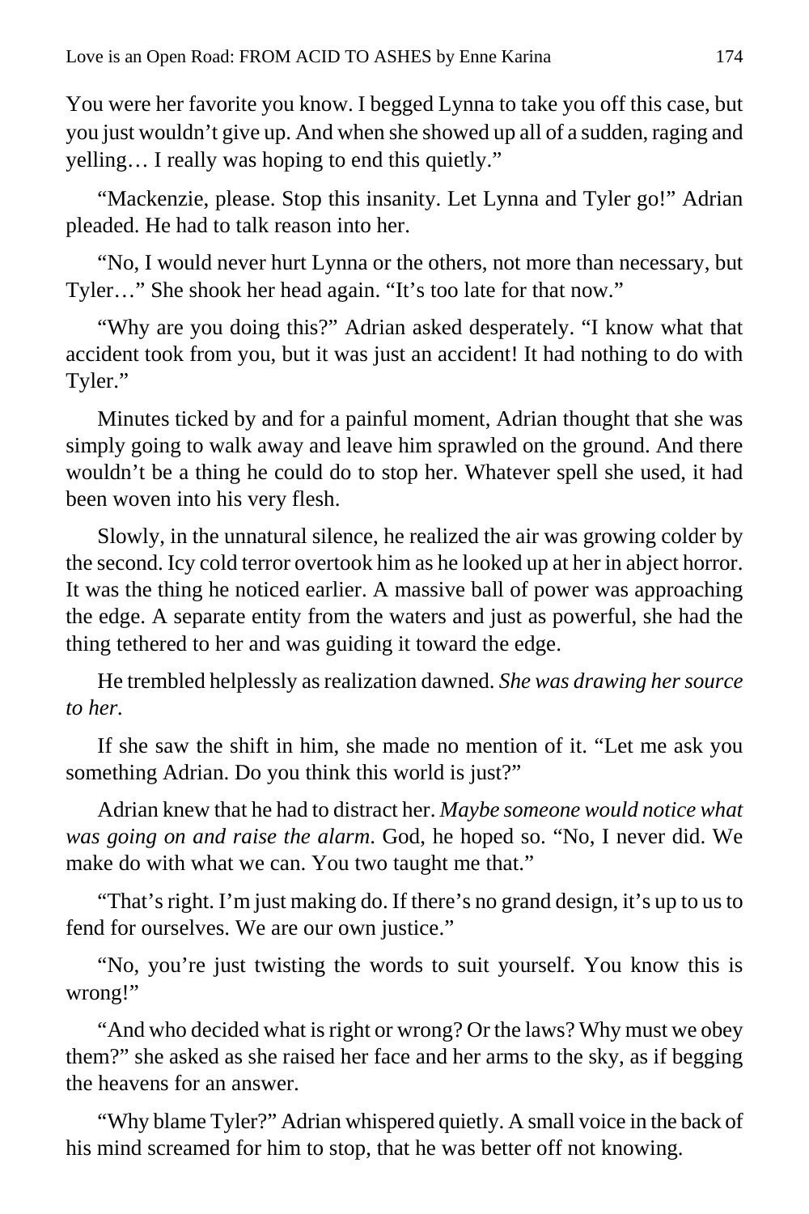You were her favorite you know. I begged Lynna to take you off this case, but you just wouldn't give up. And when she showed up all of a sudden, raging and yelling… I really was hoping to end this quietly."

"Mackenzie, please. Stop this insanity. Let Lynna and Tyler go!" Adrian pleaded. He had to talk reason into her.

"No, I would never hurt Lynna or the others, not more than necessary, but Tyler…" She shook her head again. "It's too late for that now."

"Why are you doing this?" Adrian asked desperately. "I know what that accident took from you, but it was just an accident! It had nothing to do with Tyler."

Minutes ticked by and for a painful moment, Adrian thought that she was simply going to walk away and leave him sprawled on the ground. And there wouldn't be a thing he could do to stop her. Whatever spell she used, it had been woven into his very flesh.

Slowly, in the unnatural silence, he realized the air was growing colder by the second. Icy cold terror overtook him as he looked up at her in abject horror. It was the thing he noticed earlier. A massive ball of power was approaching the edge. A separate entity from the waters and just as powerful, she had the thing tethered to her and was guiding it toward the edge.

He trembled helplessly as realization dawned. *She was drawing her source to her*.

If she saw the shift in him, she made no mention of it. "Let me ask you something Adrian. Do you think this world is just?"

Adrian knew that he had to distract her. *Maybe someone would notice what was going on and raise the alarm*. God, he hoped so. "No, I never did. We make do with what we can. You two taught me that."

"That's right. I'm just making do. If there's no grand design, it's up to us to fend for ourselves. We are our own justice."

"No, you're just twisting the words to suit yourself. You know this is wrong!"

"And who decided what is right or wrong? Or the laws? Why must we obey them?" she asked as she raised her face and her arms to the sky, as if begging the heavens for an answer.

"Why blame Tyler?" Adrian whispered quietly. A small voice in the back of his mind screamed for him to stop, that he was better off not knowing.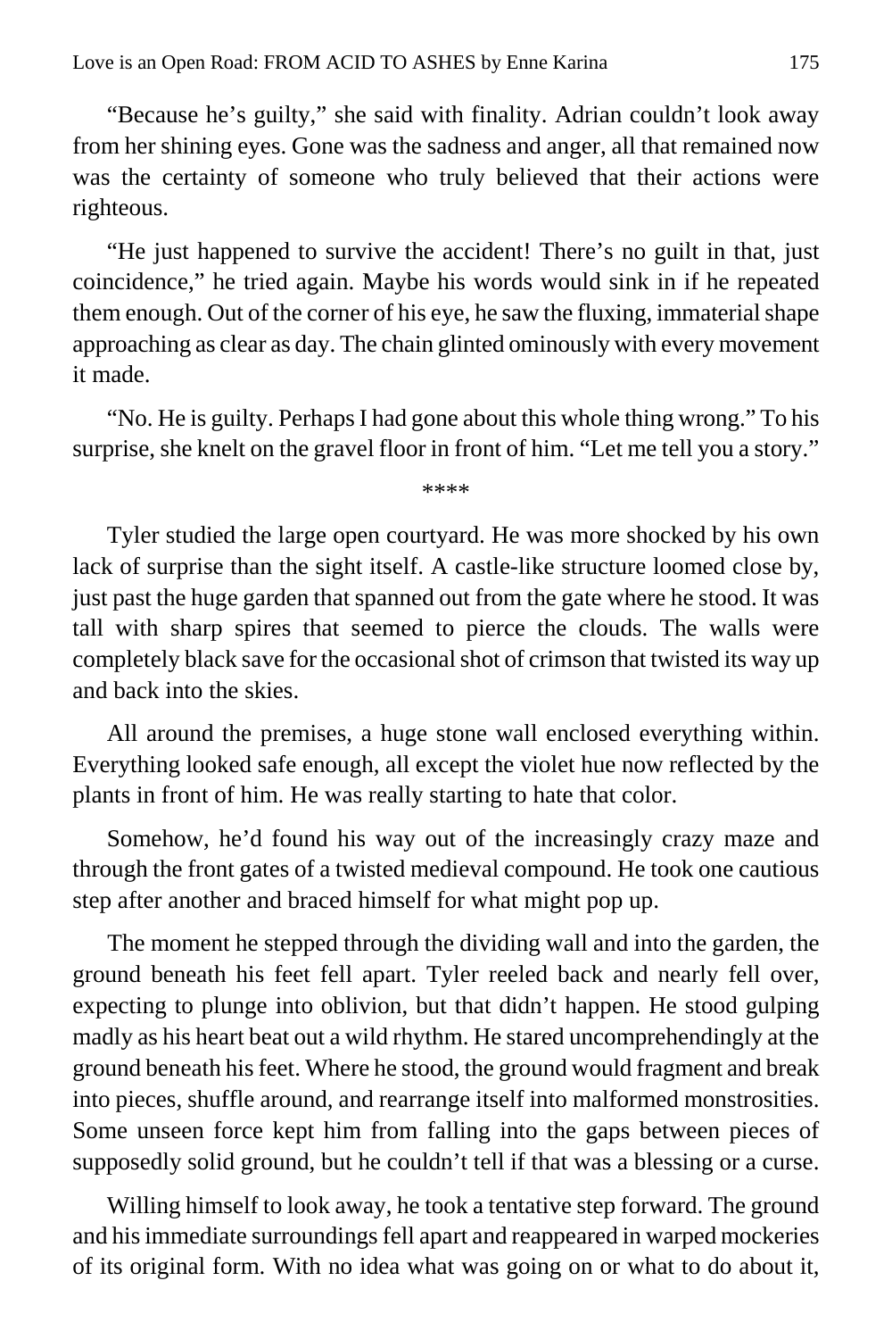"Because he's guilty," she said with finality. Adrian couldn't look away from her shining eyes. Gone was the sadness and anger, all that remained now was the certainty of someone who truly believed that their actions were righteous.

"He just happened to survive the accident! There's no guilt in that, just coincidence," he tried again. Maybe his words would sink in if he repeated them enough. Out of the corner of his eye, he saw the fluxing, immaterial shape approaching as clear as day. The chain glinted ominously with every movement it made.

"No. He is guilty. Perhaps I had gone about this whole thing wrong." To his surprise, she knelt on the gravel floor in front of him. "Let me tell you a story."

\*\*\*\*

Tyler studied the large open courtyard. He was more shocked by his own lack of surprise than the sight itself. A castle-like structure loomed close by, just past the huge garden that spanned out from the gate where he stood. It was tall with sharp spires that seemed to pierce the clouds. The walls were completely black save for the occasional shot of crimson that twisted its way up and back into the skies.

All around the premises, a huge stone wall enclosed everything within. Everything looked safe enough, all except the violet hue now reflected by the plants in front of him. He was really starting to hate that color.

Somehow, he'd found his way out of the increasingly crazy maze and through the front gates of a twisted medieval compound. He took one cautious step after another and braced himself for what might pop up.

The moment he stepped through the dividing wall and into the garden, the ground beneath his feet fell apart. Tyler reeled back and nearly fell over, expecting to plunge into oblivion, but that didn't happen. He stood gulping madly as his heart beat out a wild rhythm. He stared uncomprehendingly at the ground beneath his feet. Where he stood, the ground would fragment and break into pieces, shuffle around, and rearrange itself into malformed monstrosities. Some unseen force kept him from falling into the gaps between pieces of supposedly solid ground, but he couldn't tell if that was a blessing or a curse.

Willing himself to look away, he took a tentative step forward. The ground and his immediate surroundings fell apart and reappeared in warped mockeries of its original form. With no idea what was going on or what to do about it,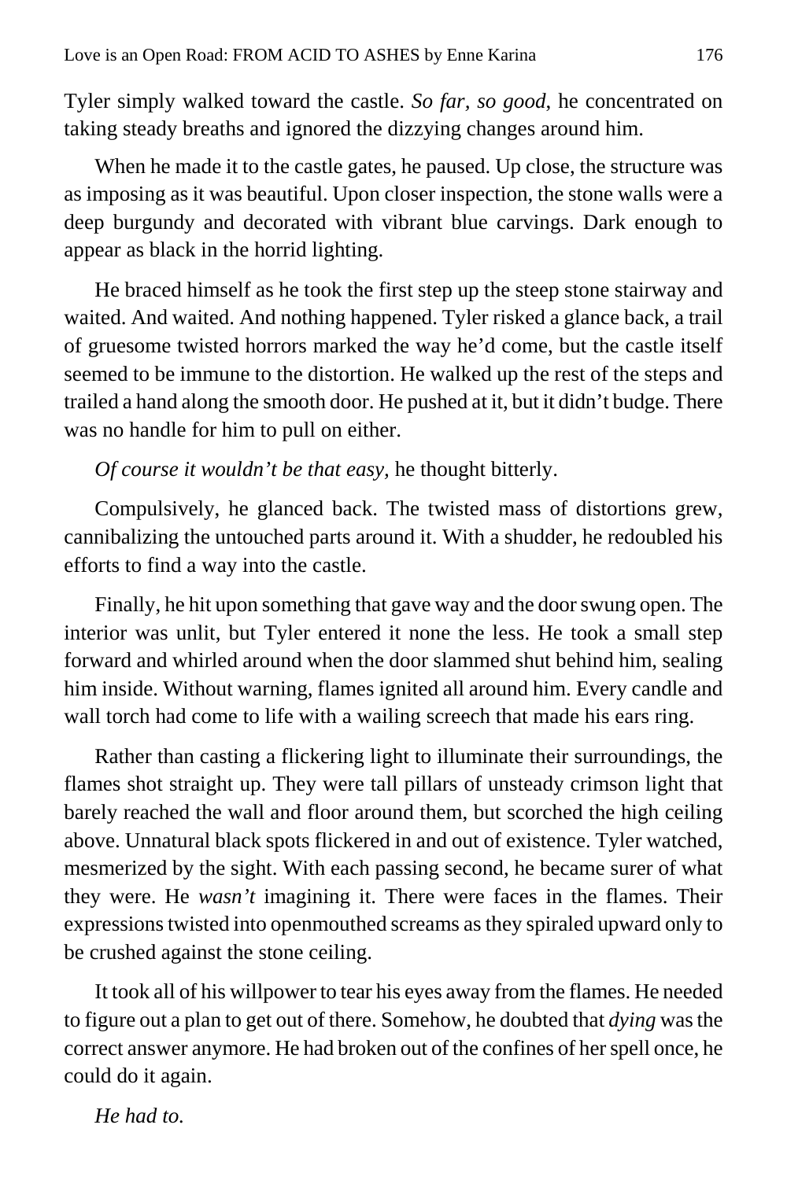Tyler simply walked toward the castle. *So far, so good*, he concentrated on taking steady breaths and ignored the dizzying changes around him.

When he made it to the castle gates, he paused. Up close, the structure was as imposing as it was beautiful. Upon closer inspection, the stone walls were a deep burgundy and decorated with vibrant blue carvings. Dark enough to appear as black in the horrid lighting.

He braced himself as he took the first step up the steep stone stairway and waited. And waited. And nothing happened. Tyler risked a glance back, a trail of gruesome twisted horrors marked the way he'd come, but the castle itself seemed to be immune to the distortion. He walked up the rest of the steps and trailed a hand along the smooth door. He pushed at it, but it didn't budge. There was no handle for him to pull on either.

*Of course it wouldn't be that easy,* he thought bitterly.

Compulsively, he glanced back. The twisted mass of distortions grew, cannibalizing the untouched parts around it. With a shudder, he redoubled his efforts to find a way into the castle.

Finally, he hit upon something that gave way and the door swung open. The interior was unlit, but Tyler entered it none the less. He took a small step forward and whirled around when the door slammed shut behind him, sealing him inside. Without warning, flames ignited all around him. Every candle and wall torch had come to life with a wailing screech that made his ears ring.

Rather than casting a flickering light to illuminate their surroundings, the flames shot straight up. They were tall pillars of unsteady crimson light that barely reached the wall and floor around them, but scorched the high ceiling above. Unnatural black spots flickered in and out of existence. Tyler watched, mesmerized by the sight. With each passing second, he became surer of what they were. He *wasn't* imagining it. There were faces in the flames. Their expressions twisted into openmouthed screams as they spiraled upward only to be crushed against the stone ceiling.

It took all of his willpower to tear his eyes away from the flames. He needed to figure out a plan to get out of there. Somehow, he doubted that *dying* was the correct answer anymore. He had broken out of the confines of her spell once, he could do it again.

*He had to.*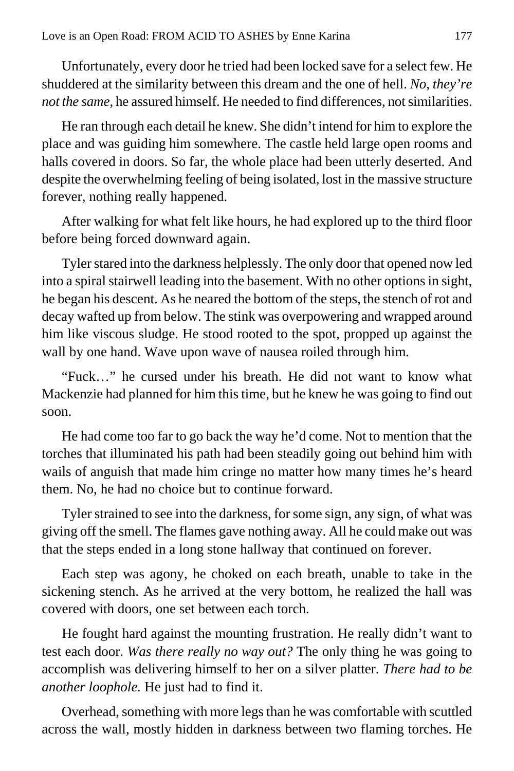Unfortunately, every door he tried had been locked save for a select few. He shuddered at the similarity between this dream and the one of hell. *No, they're not the same,* he assured himself. He needed to find differences, not similarities.

He ran through each detail he knew. She didn't intend for him to explore the place and was guiding him somewhere. The castle held large open rooms and halls covered in doors. So far, the whole place had been utterly deserted. And despite the overwhelming feeling of being isolated, lost in the massive structure forever, nothing really happened.

After walking for what felt like hours, he had explored up to the third floor before being forced downward again.

Tyler stared into the darkness helplessly. The only door that opened now led into a spiral stairwell leading into the basement. With no other options in sight, he began his descent. As he neared the bottom of the steps, the stench of rot and decay wafted up from below. The stink was overpowering and wrapped around him like viscous sludge. He stood rooted to the spot, propped up against the wall by one hand. Wave upon wave of nausea roiled through him.

"Fuck…" he cursed under his breath. He did not want to know what Mackenzie had planned for him this time, but he knew he was going to find out soon.

He had come too far to go back the way he'd come. Not to mention that the torches that illuminated his path had been steadily going out behind him with wails of anguish that made him cringe no matter how many times he's heard them. No, he had no choice but to continue forward.

Tyler strained to see into the darkness, for some sign, any sign, of what was giving off the smell. The flames gave nothing away. All he could make out was that the steps ended in a long stone hallway that continued on forever.

Each step was agony, he choked on each breath, unable to take in the sickening stench. As he arrived at the very bottom, he realized the hall was covered with doors, one set between each torch.

He fought hard against the mounting frustration. He really didn't want to test each door. *Was there really no way out?* The only thing he was going to accomplish was delivering himself to her on a silver platter. *There had to be another loophole.* He just had to find it.

Overhead, something with more legs than he was comfortable with scuttled across the wall, mostly hidden in darkness between two flaming torches. He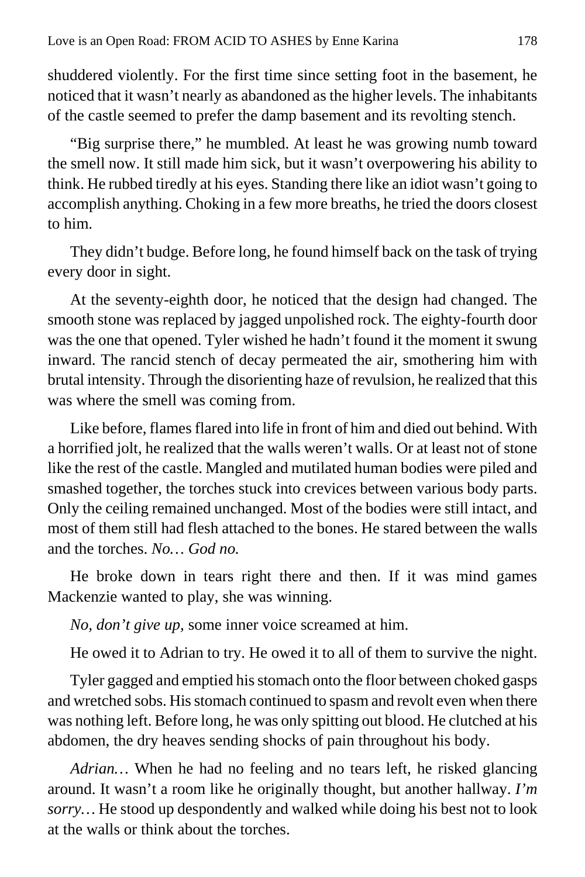shuddered violently. For the first time since setting foot in the basement, he noticed that it wasn't nearly as abandoned as the higher levels. The inhabitants of the castle seemed to prefer the damp basement and its revolting stench.

"Big surprise there," he mumbled. At least he was growing numb toward the smell now. It still made him sick, but it wasn't overpowering his ability to think. He rubbed tiredly at his eyes. Standing there like an idiot wasn't going to accomplish anything. Choking in a few more breaths, he tried the doors closest to him.

They didn't budge. Before long, he found himself back on the task of trying every door in sight.

At the seventy-eighth door, he noticed that the design had changed. The smooth stone was replaced by jagged unpolished rock. The eighty-fourth door was the one that opened. Tyler wished he hadn't found it the moment it swung inward. The rancid stench of decay permeated the air, smothering him with brutal intensity. Through the disorienting haze of revulsion, he realized that this was where the smell was coming from.

Like before, flames flared into life in front of him and died out behind. With a horrified jolt, he realized that the walls weren't walls. Or at least not of stone like the rest of the castle. Mangled and mutilated human bodies were piled and smashed together, the torches stuck into crevices between various body parts. Only the ceiling remained unchanged. Most of the bodies were still intact, and most of them still had flesh attached to the bones. He stared between the walls and the torches. *No… God no.*

He broke down in tears right there and then. If it was mind games Mackenzie wanted to play, she was winning.

*No, don't give up,* some inner voice screamed at him.

He owed it to Adrian to try. He owed it to all of them to survive the night.

Tyler gagged and emptied his stomach onto the floor between choked gasps and wretched sobs. His stomach continued to spasm and revolt even when there was nothing left. Before long, he was only spitting out blood. He clutched at his abdomen, the dry heaves sending shocks of pain throughout his body.

*Adrian…* When he had no feeling and no tears left, he risked glancing around. It wasn't a room like he originally thought, but another hallway. *I'm sorry…* He stood up despondently and walked while doing his best not to look at the walls or think about the torches.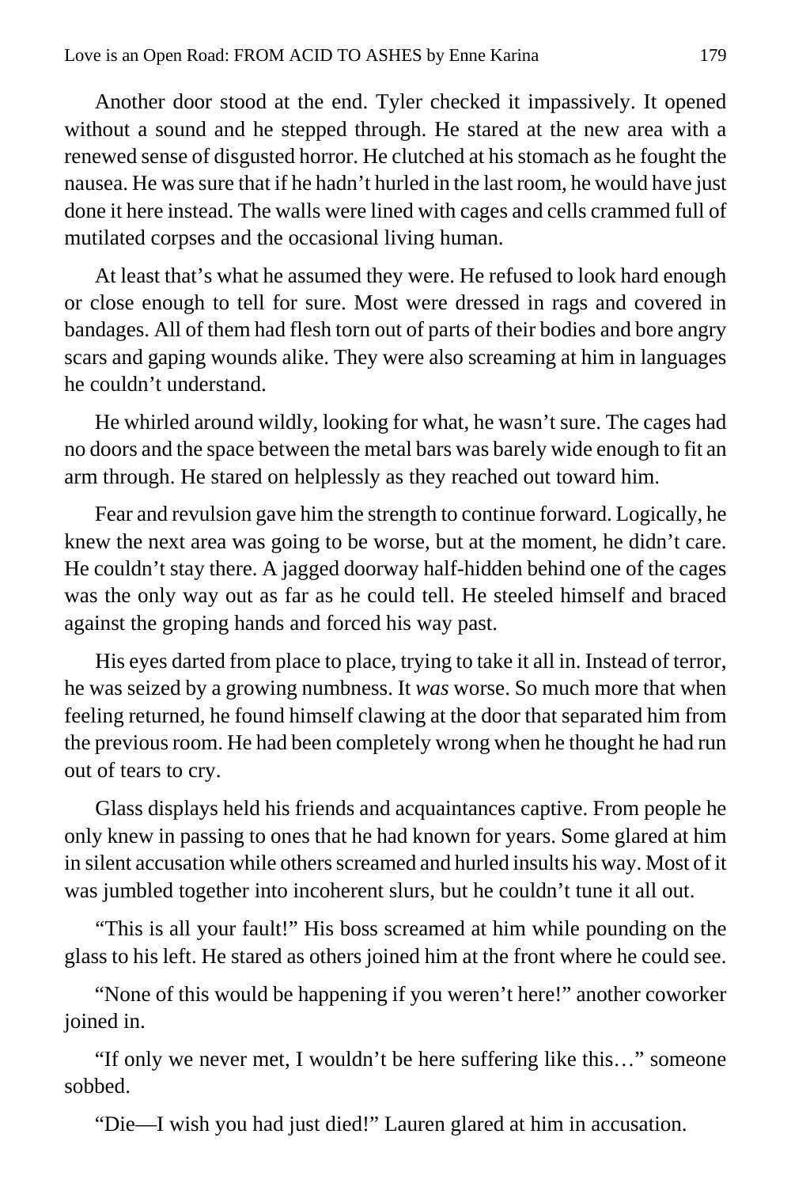Another door stood at the end. Tyler checked it impassively. It opened without a sound and he stepped through. He stared at the new area with a renewed sense of disgusted horror. He clutched at his stomach as he fought the nausea. He was sure that if he hadn't hurled in the last room, he would have just done it here instead. The walls were lined with cages and cells crammed full of mutilated corpses and the occasional living human.

At least that's what he assumed they were. He refused to look hard enough or close enough to tell for sure. Most were dressed in rags and covered in bandages. All of them had flesh torn out of parts of their bodies and bore angry scars and gaping wounds alike. They were also screaming at him in languages he couldn't understand.

He whirled around wildly, looking for what, he wasn't sure. The cages had no doors and the space between the metal bars was barely wide enough to fit an arm through. He stared on helplessly as they reached out toward him.

Fear and revulsion gave him the strength to continue forward. Logically, he knew the next area was going to be worse, but at the moment, he didn't care. He couldn't stay there. A jagged doorway half-hidden behind one of the cages was the only way out as far as he could tell. He steeled himself and braced against the groping hands and forced his way past.

His eyes darted from place to place, trying to take it all in. Instead of terror, he was seized by a growing numbness. It *was* worse. So much more that when feeling returned, he found himself clawing at the door that separated him from the previous room. He had been completely wrong when he thought he had run out of tears to cry.

Glass displays held his friends and acquaintances captive. From people he only knew in passing to ones that he had known for years. Some glared at him in silent accusation while others screamed and hurled insults his way. Most of it was jumbled together into incoherent slurs, but he couldn't tune it all out.

"This is all your fault!" His boss screamed at him while pounding on the glass to his left. He stared as others joined him at the front where he could see.

"None of this would be happening if you weren't here!" another coworker joined in.

"If only we never met, I wouldn't be here suffering like this…" someone sobbed.

"Die—I wish you had just died!" Lauren glared at him in accusation.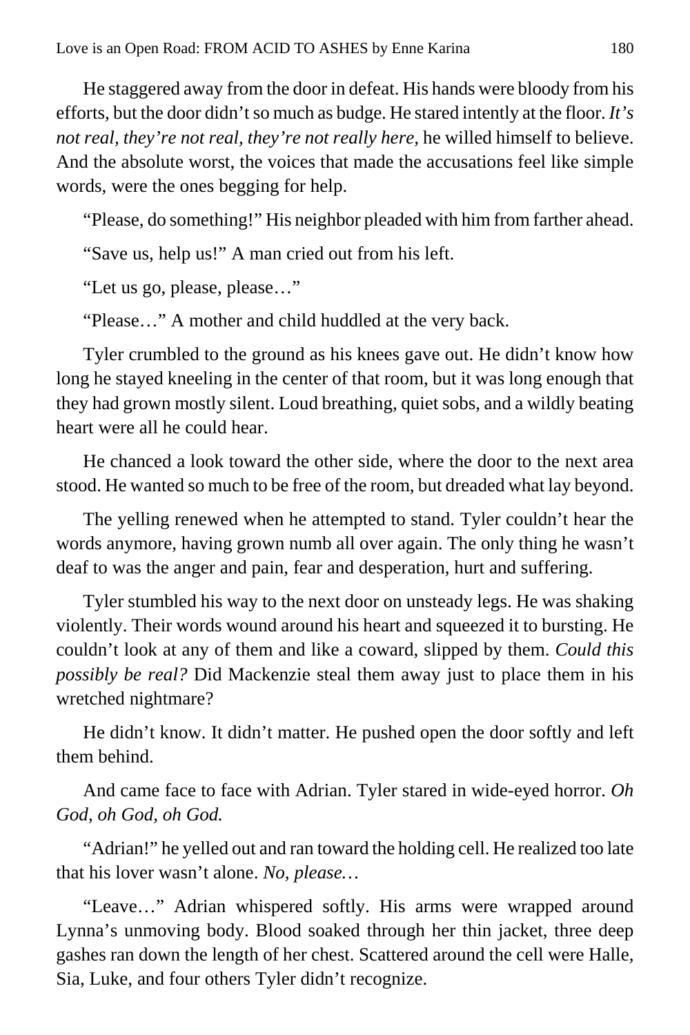He staggered away from the door in defeat. His hands were bloody from his efforts, but the door didn't so much as budge. He stared intently at the floor. *It's not real, they're not real, they're not really here*, he willed himself to believe. And the absolute worst, the voices that made the accusations feel like simple words, were the ones begging for help.

"Please, do something!" His neighbor pleaded with him from farther ahead.

"Save us, help us!" A man cried out from his left.

"Let us go, please, please…"

"Please…" A mother and child huddled at the very back.

Tyler crumbled to the ground as his knees gave out. He didn't know how long he stayed kneeling in the center of that room, but it was long enough that they had grown mostly silent. Loud breathing, quiet sobs, and a wildly beating heart were all he could hear.

He chanced a look toward the other side, where the door to the next area stood. He wanted so much to be free of the room, but dreaded what lay beyond.

The yelling renewed when he attempted to stand. Tyler couldn't hear the words anymore, having grown numb all over again. The only thing he wasn't deaf to was the anger and pain, fear and desperation, hurt and suffering.

Tyler stumbled his way to the next door on unsteady legs. He was shaking violently. Their words wound around his heart and squeezed it to bursting. He couldn't look at any of them and like a coward, slipped by them. *Could this possibly be real?* Did Mackenzie steal them away just to place them in his wretched nightmare?

He didn't know. It didn't matter. He pushed open the door softly and left them behind.

And came face to face with Adrian. Tyler stared in wide-eyed horror. *Oh God, oh God, oh God.*

"Adrian!" he yelled out and ran toward the holding cell. He realized too late that his lover wasn't alone. *No, please…*

"Leave…" Adrian whispered softly. His arms were wrapped around Lynna's unmoving body. Blood soaked through her thin jacket, three deep gashes ran down the length of her chest. Scattered around the cell were Halle, Sia, Luke, and four others Tyler didn't recognize.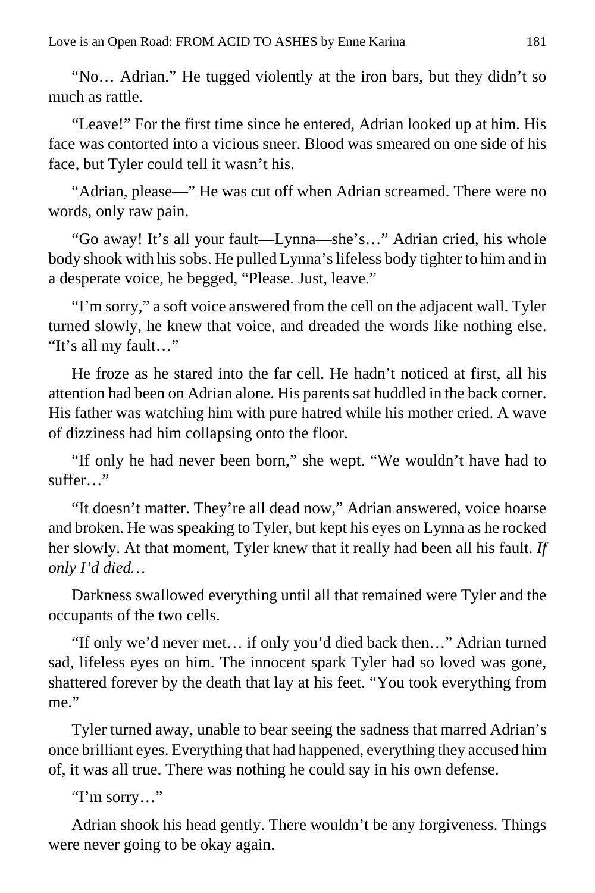"No… Adrian." He tugged violently at the iron bars, but they didn't so much as rattle.

"Leave!" For the first time since he entered, Adrian looked up at him. His face was contorted into a vicious sneer. Blood was smeared on one side of his face, but Tyler could tell it wasn't his.

"Adrian, please—" He was cut off when Adrian screamed. There were no words, only raw pain.

"Go away! It's all your fault—Lynna—she's…" Adrian cried, his whole body shook with his sobs. He pulled Lynna's lifeless body tighter to him and in a desperate voice, he begged, "Please. Just, leave."

"I'm sorry," a soft voice answered from the cell on the adjacent wall. Tyler turned slowly, he knew that voice, and dreaded the words like nothing else. "It's all my fault…"

He froze as he stared into the far cell. He hadn't noticed at first, all his attention had been on Adrian alone. His parents sat huddled in the back corner. His father was watching him with pure hatred while his mother cried. A wave of dizziness had him collapsing onto the floor.

"If only he had never been born," she wept. "We wouldn't have had to suffer…"

"It doesn't matter. They're all dead now," Adrian answered, voice hoarse and broken. He was speaking to Tyler, but kept his eyes on Lynna as he rocked her slowly. At that moment, Tyler knew that it really had been all his fault. *If only I'd died…*

Darkness swallowed everything until all that remained were Tyler and the occupants of the two cells.

"If only we'd never met… if only you'd died back then…" Adrian turned sad, lifeless eyes on him. The innocent spark Tyler had so loved was gone, shattered forever by the death that lay at his feet. "You took everything from me."

Tyler turned away, unable to bear seeing the sadness that marred Adrian's once brilliant eyes. Everything that had happened, everything they accused him of, it was all true. There was nothing he could say in his own defense.

"I'm sorry…"

Adrian shook his head gently. There wouldn't be any forgiveness. Things were never going to be okay again.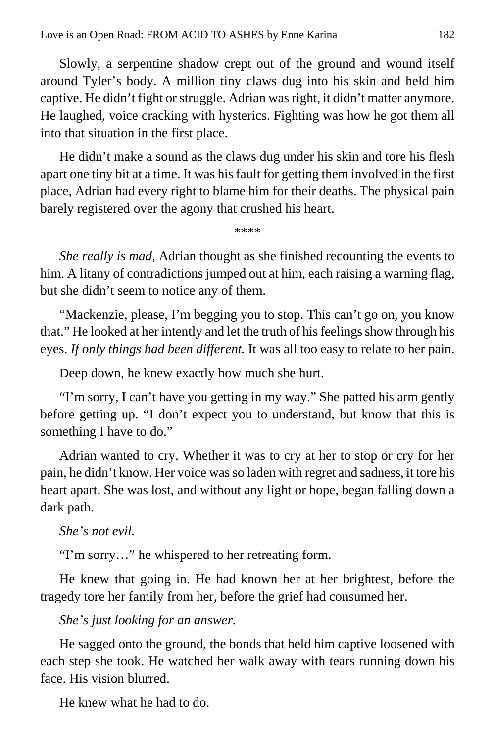Slowly, a serpentine shadow crept out of the ground and wound itself around Tyler's body. A million tiny claws dug into his skin and held him captive. He didn't fight or struggle. Adrian was right, it didn't matter anymore. He laughed, voice cracking with hysterics. Fighting was how he got them all into that situation in the first place.

He didn't make a sound as the claws dug under his skin and tore his flesh apart one tiny bit at a time. It was his fault for getting them involved in the first place, Adrian had every right to blame him for their deaths. The physical pain barely registered over the agony that crushed his heart.

****

*She really is mad,* Adrian thought as she finished recounting the events to him. A litany of contradictions jumped out at him, each raising a warning flag, but she didn't seem to notice any of them.

"Mackenzie, please, I'm begging you to stop. This can't go on, you know that." He looked at her intently and let the truth of his feelings show through his eyes. *If only things had been different.* It was all too easy to relate to her pain.

Deep down, he knew exactly how much she hurt.

"I'm sorry, I can't have you getting in my way." She patted his arm gently before getting up. "I don't expect you to understand, but know that this is something I have to do."

Adrian wanted to cry. Whether it was to cry at her to stop or cry for her pain, he didn't know. Her voice was so laden with regret and sadness, it tore his heart apart. She was lost, and without any light or hope, began falling down a dark path.

*She's not evil.*

"I'm sorry…" he whispered to her retreating form.

He knew that going in. He had known her at her brightest, before the tragedy tore her family from her, before the grief had consumed her.

*She's just looking for an answer.*

He sagged onto the ground, the bonds that held him captive loosened with each step she took. He watched her walk away with tears running down his face. His vision blurred.

He knew what he had to do.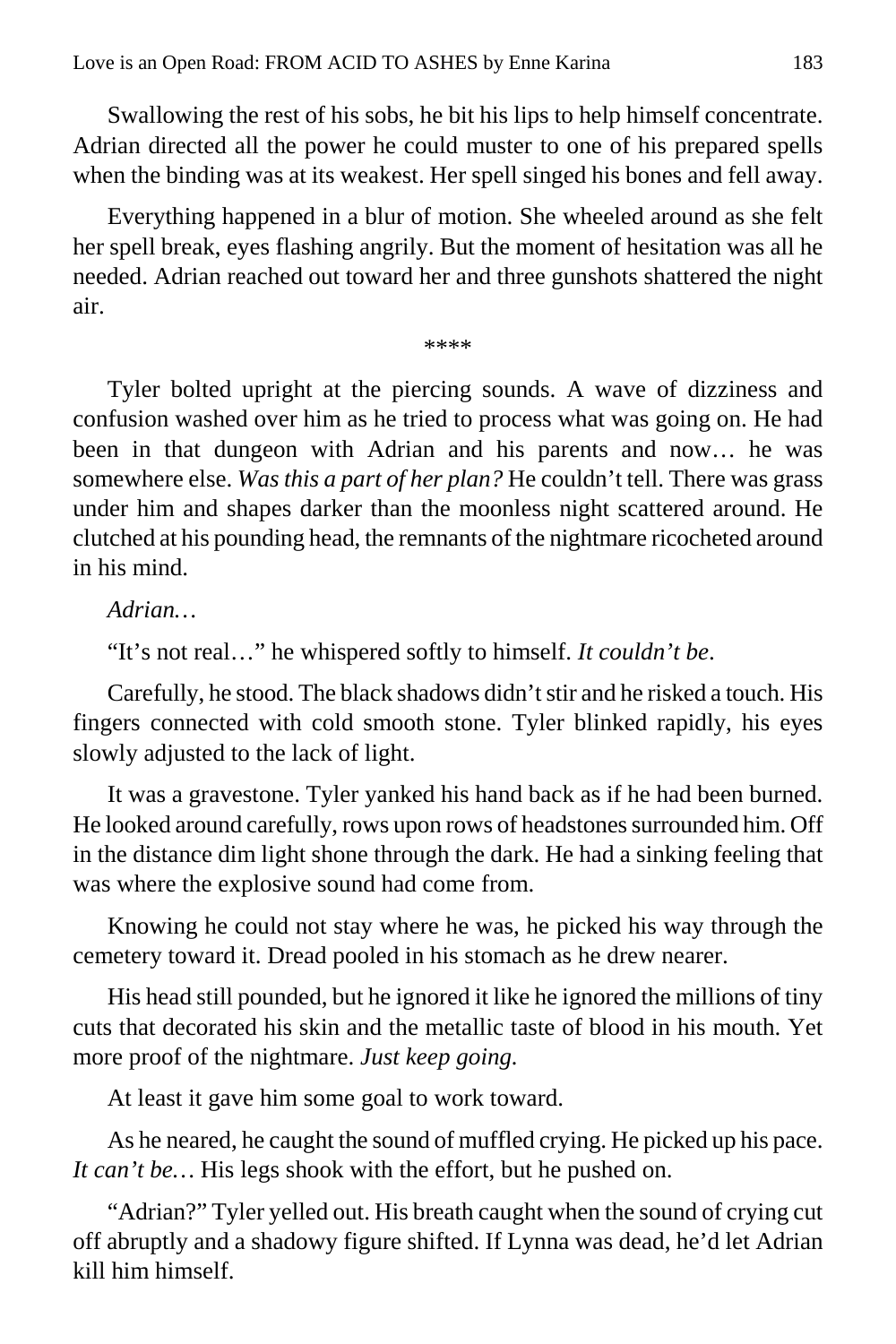Swallowing the rest of his sobs, he bit his lips to help himself concentrate. Adrian directed all the power he could muster to one of his prepared spells when the binding was at its weakest. Her spell singed his bones and fell away.

Everything happened in a blur of motion. She wheeled around as she felt her spell break, eyes flashing angrily. But the moment of hesitation was all he needed. Adrian reached out toward her and three gunshots shattered the night air.

\*\*\*\*

Tyler bolted upright at the piercing sounds. A wave of dizziness and confusion washed over him as he tried to process what was going on. He had been in that dungeon with Adrian and his parents and now… he was somewhere else. *Was this a part of her plan?* He couldn't tell. There was grass under him and shapes darker than the moonless night scattered around. He clutched at his pounding head, the remnants of the nightmare ricocheted around in his mind.

*Adrian…*

"It's not real…" he whispered softly to himself. *It couldn't be.*

Carefully, he stood. The black shadows didn't stir and he risked a touch. His fingers connected with cold smooth stone. Tyler blinked rapidly, his eyes slowly adjusted to the lack of light.

It was a gravestone. Tyler yanked his hand back as if he had been burned. He looked around carefully, rows upon rows of headstones surrounded him. Off in the distance dim light shone through the dark. He had a sinking feeling that was where the explosive sound had come from.

Knowing he could not stay where he was, he picked his way through the cemetery toward it. Dread pooled in his stomach as he drew nearer.

His head still pounded, but he ignored it like he ignored the millions of tiny cuts that decorated his skin and the metallic taste of blood in his mouth. Yet more proof of the nightmare. *Just keep going.*

At least it gave him some goal to work toward.

As he neared, he caught the sound of muffled crying. He picked up his pace. *It can't be…* His legs shook with the effort, but he pushed on.

"Adrian?" Tyler yelled out. His breath caught when the sound of crying cut off abruptly and a shadowy figure shifted. If Lynna was dead, he'd let Adrian kill him himself.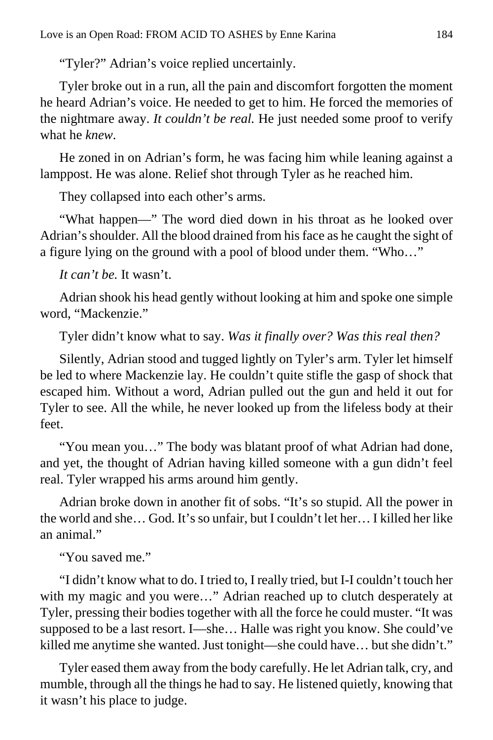"Tyler?" Adrian's voice replied uncertainly.

Tyler broke out in a run, all the pain and discomfort forgotten the moment he heard Adrian's voice. He needed to get to him. He forced the memories of the nightmare away. *It couldn't be real.* He just needed some proof to verify what he *knew*.

He zoned in on Adrian's form, he was facing him while leaning against a lamppost. He was alone. Relief shot through Tyler as he reached him.

They collapsed into each other's arms.

"What happen—" The word died down in his throat as he looked over Adrian's shoulder. All the blood drained from his face as he caught the sight of a figure lying on the ground with a pool of blood under them. "Who…"

*It can't be.* It wasn't.

Adrian shook his head gently without looking at him and spoke one simple word, "Mackenzie."

Tyler didn't know what to say. *Was it finally over? Was this real then?*

Silently, Adrian stood and tugged lightly on Tyler's arm. Tyler let himself be led to where Mackenzie lay. He couldn't quite stifle the gasp of shock that escaped him. Without a word, Adrian pulled out the gun and held it out for Tyler to see. All the while, he never looked up from the lifeless body at their feet.

"You mean you…" The body was blatant proof of what Adrian had done, and yet, the thought of Adrian having killed someone with a gun didn't feel real. Tyler wrapped his arms around him gently.

Adrian broke down in another fit of sobs. "It's so stupid. All the power in the world and she… God. It's so unfair, but I couldn't let her… I killed her like an animal."

"You saved me."

"I didn't know what to do. I tried to, I really tried, but I-I couldn't touch her with my magic and you were…" Adrian reached up to clutch desperately at Tyler, pressing their bodies together with all the force he could muster. "It was supposed to be a last resort. I—she… Halle was right you know. She could've killed me anytime she wanted. Just tonight—she could have… but she didn't."

Tyler eased them away from the body carefully. He let Adrian talk, cry, and mumble, through all the things he had to say. He listened quietly, knowing that it wasn't his place to judge.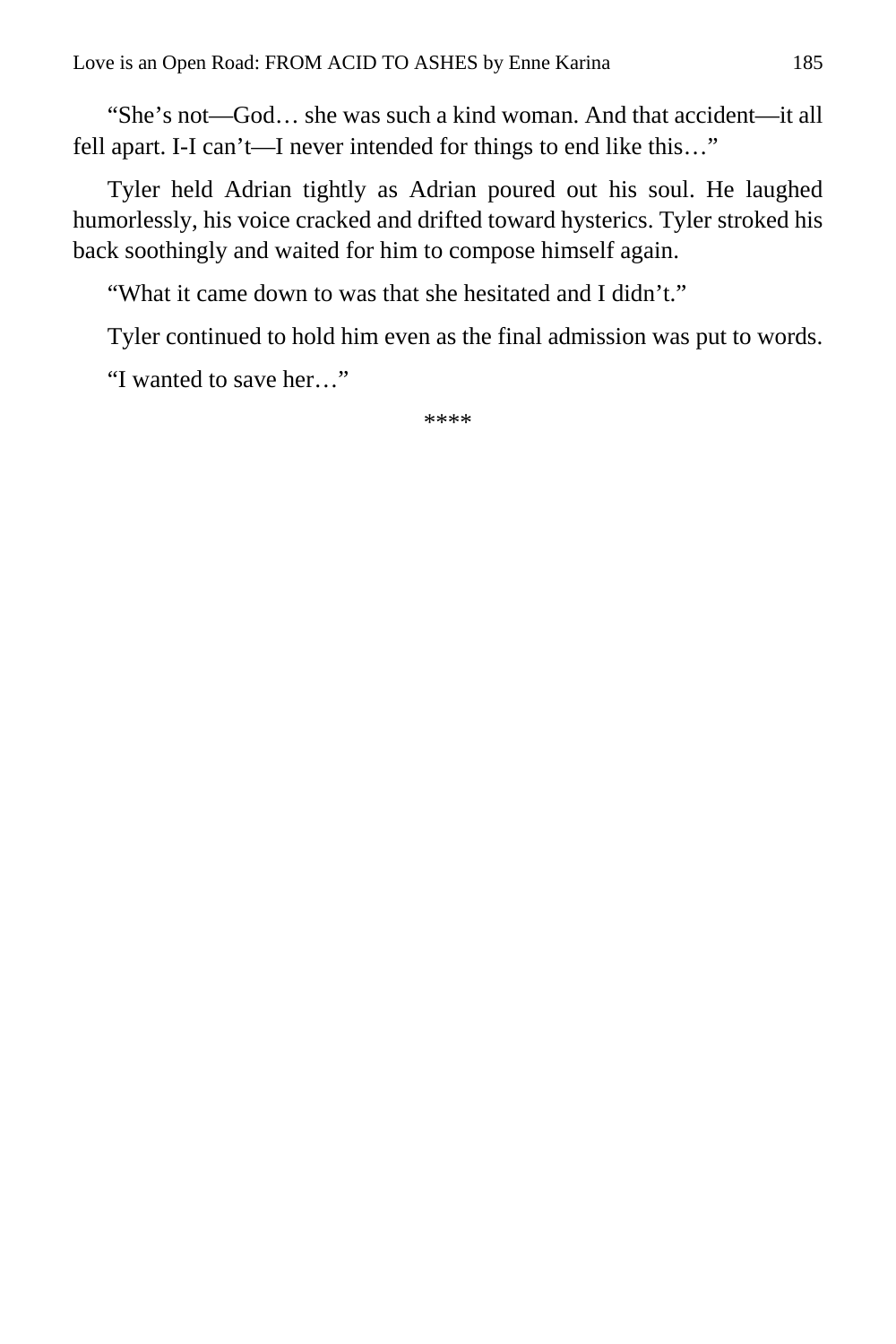"She's not—God… she was such a kind woman. And that accident—it all fell apart. I-I can't—I never intended for things to end like this…"

Tyler held Adrian tightly as Adrian poured out his soul. He laughed humorlessly, his voice cracked and drifted toward hysterics. Tyler stroked his back soothingly and waited for him to compose himself again.

"What it came down to was that she hesitated and I didn't."

Tyler continued to hold him even as the final admission was put to words.

"I wanted to save her…"

****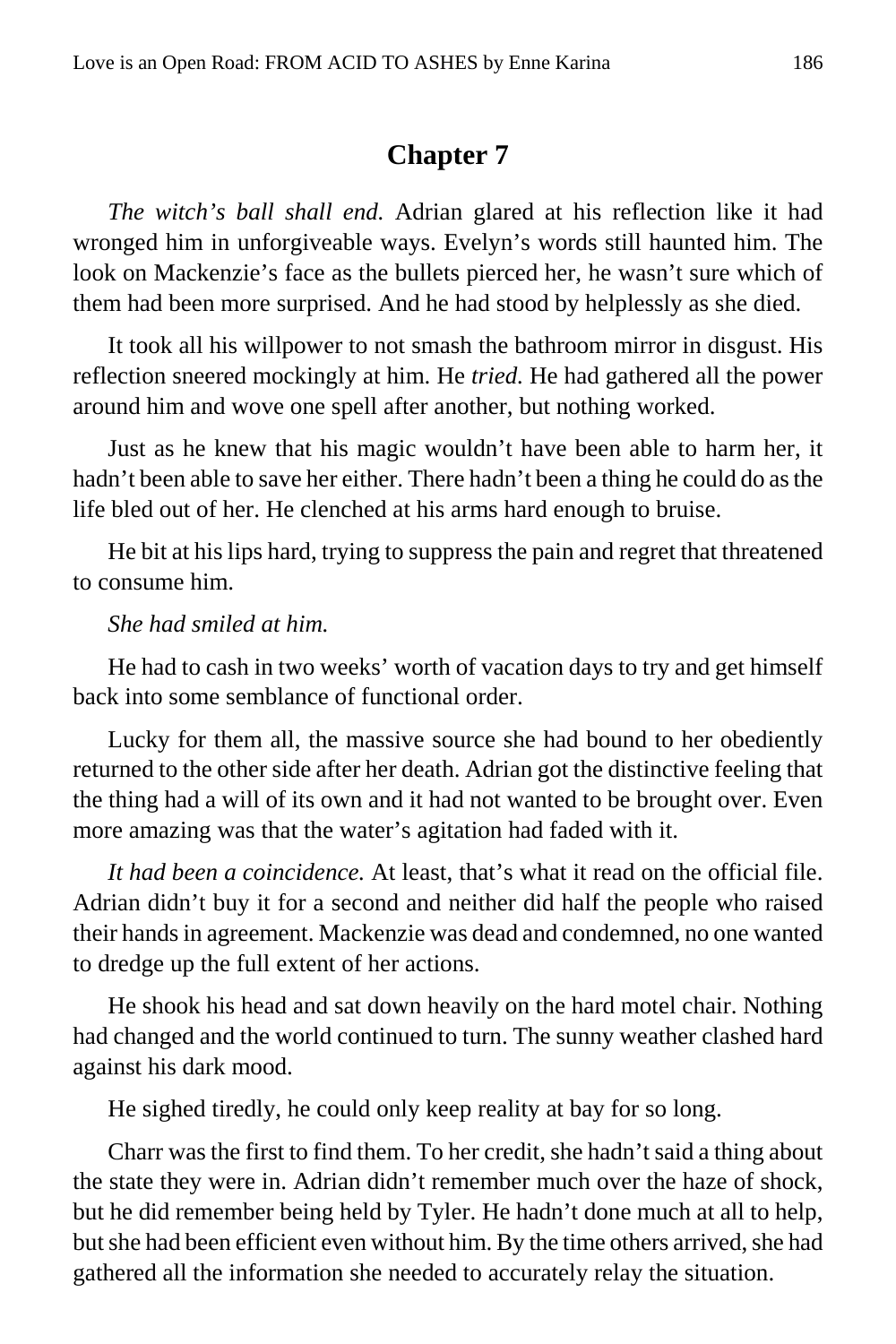## Chapter 7

*The witch's ball shall end.* Adrian glared at his reflection like it had wronged him in unforgiveable ways. Evelyn's words still haunted him. The look on Mackenzie's face as the bullets pierced her, he wasn't sure which of them had been more surprised. And he had stood by helplessly as she died.

It took all his willpower to not smash the bathroom mirror in disgust. His reflection sneered mockingly at him. He *tried.* He had gathered all the power around him and wove one spell after another, but nothing worked.

Just as he knew that his magic wouldn't have been able to harm her, it hadn't been able to save her either. There hadn't been a thing he could do as the life bled out of her. He clenched at his arms hard enough to bruise.

He bit at his lips hard, trying to suppress the pain and regret that threatened to consume him.

*She had smiled at him.*

He had to cash in two weeks' worth of vacation days to try and get himself back into some semblance of functional order.

Lucky for them all, the massive source she had bound to her obediently returned to the other side after her death. Adrian got the distinctive feeling that the thing had a will of its own and it had not wanted to be brought over. Even more amazing was that the water's agitation had faded with it.

*It had been a coincidence.* At least, that's what it read on the official file. Adrian didn't buy it for a second and neither did half the people who raised their hands in agreement. Mackenzie was dead and condemned, no one wanted to dredge up the full extent of her actions.

He shook his head and sat down heavily on the hard motel chair. Nothing had changed and the world continued to turn. The sunny weather clashed hard against his dark mood.

He sighed tiredly, he could only keep reality at bay for so long.

Charr was the first to find them. To her credit, she hadn't said a thing about the state they were in. Adrian didn't remember much over the haze of shock, but he did remember being held by Tyler. He hadn't done much at all to help, but she had been efficient even without him. By the time others arrived, she had gathered all the information she needed to accurately relay the situation.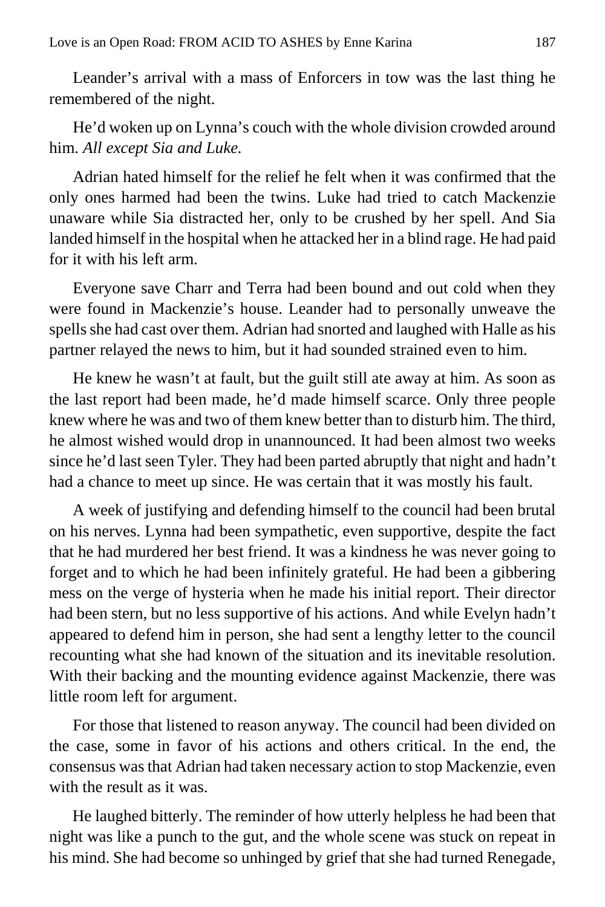Leander's arrival with a mass of Enforcers in tow was the last thing he remembered of the night.

He'd woken up on Lynna's couch with the whole division crowded around him. *All except Sia and Luke.*

Adrian hated himself for the relief he felt when it was confirmed that the only ones harmed had been the twins. Luke had tried to catch Mackenzie unaware while Sia distracted her, only to be crushed by her spell. And Sia landed himself in the hospital when he attacked her in a blind rage. He had paid for it with his left arm.

Everyone save Charr and Terra had been bound and out cold when they were found in Mackenzie's house. Leander had to personally unweave the spells she had cast over them. Adrian had snorted and laughed with Halle as his partner relayed the news to him, but it had sounded strained even to him.

He knew he wasn't at fault, but the guilt still ate away at him. As soon as the last report had been made, he'd made himself scarce. Only three people knew where he was and two of them knew better than to disturb him. The third, he almost wished would drop in unannounced. It had been almost two weeks since he'd last seen Tyler. They had been parted abruptly that night and hadn't had a chance to meet up since. He was certain that it was mostly his fault.

A week of justifying and defending himself to the council had been brutal on his nerves. Lynna had been sympathetic, even supportive, despite the fact that he had murdered her best friend. It was a kindness he was never going to forget and to which he had been infinitely grateful. He had been a gibbering mess on the verge of hysteria when he made his initial report. Their director had been stern, but no less supportive of his actions. And while Evelyn hadn't appeared to defend him in person, she had sent a lengthy letter to the council recounting what she had known of the situation and its inevitable resolution. With their backing and the mounting evidence against Mackenzie, there was little room left for argument.

For those that listened to reason anyway. The council had been divided on the case, some in favor of his actions and others critical. In the end, the consensus was that Adrian had taken necessary action to stop Mackenzie, even with the result as it was.

He laughed bitterly. The reminder of how utterly helpless he had been that night was like a punch to the gut, and the whole scene was stuck on repeat in his mind. She had become so unhinged by grief that she had turned Renegade,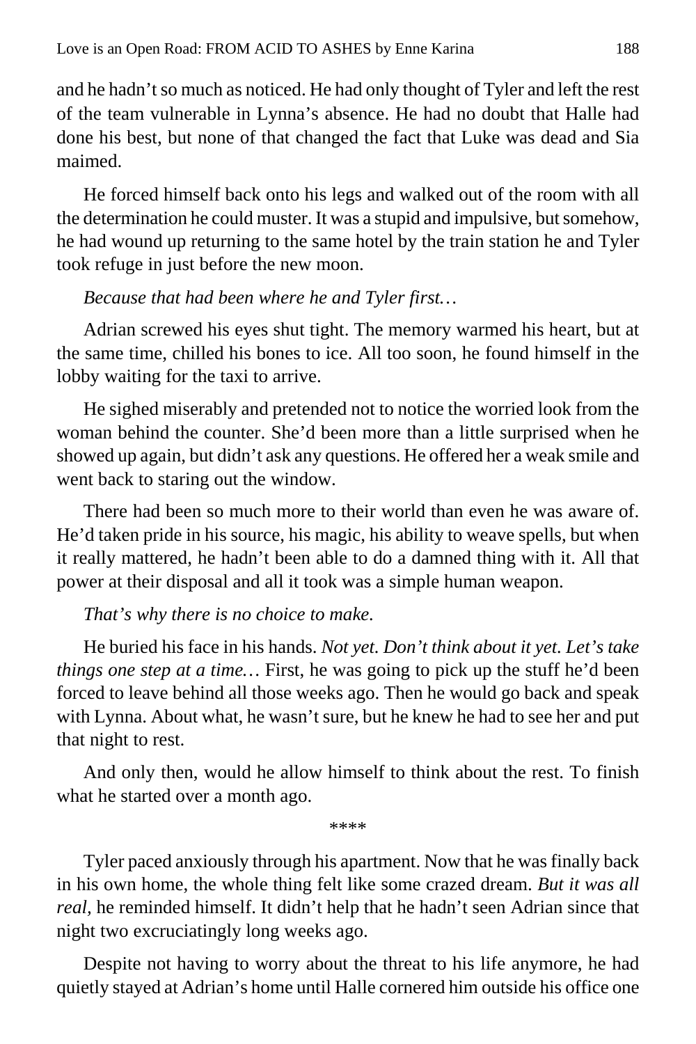and he hadn't so much as noticed. He had only thought of Tyler and left the rest of the team vulnerable in Lynna's absence. He had no doubt that Halle had done his best, but none of that changed the fact that Luke was dead and Sia maimed.

He forced himself back onto his legs and walked out of the room with all the determination he could muster. It was a stupid and impulsive, but somehow, he had wound up returning to the same hotel by the train station he and Tyler took refuge in just before the new moon.

*Because that had been where he and Tyler first…*

Adrian screwed his eyes shut tight. The memory warmed his heart, but at the same time, chilled his bones to ice. All too soon, he found himself in the lobby waiting for the taxi to arrive.

He sighed miserably and pretended not to notice the worried look from the woman behind the counter. She'd been more than a little surprised when he showed up again, but didn't ask any questions. He offered her a weak smile and went back to staring out the window.

There had been so much more to their world than even he was aware of. He'd taken pride in his source, his magic, his ability to weave spells, but when it really mattered, he hadn't been able to do a damned thing with it. All that power at their disposal and all it took was a simple human weapon.

*That's why there is no choice to make.*

He buried his face in his hands. *Not yet. Don't think about it yet. Let's take things one step at a time…* First, he was going to pick up the stuff he'd been forced to leave behind all those weeks ago. Then he would go back and speak with Lynna. About what, he wasn't sure, but he knew he had to see her and put that night to rest.

And only then, would he allow himself to think about the rest. To finish what he started over a month ago.

\*\*\*\*

Tyler paced anxiously through his apartment. Now that he was finally back in his own home, the whole thing felt like some crazed dream. *But it was all real,* he reminded himself. It didn't help that he hadn't seen Adrian since that night two excruciatingly long weeks ago.

Despite not having to worry about the threat to his life anymore, he had quietly stayed at Adrian's home until Halle cornered him outside his office one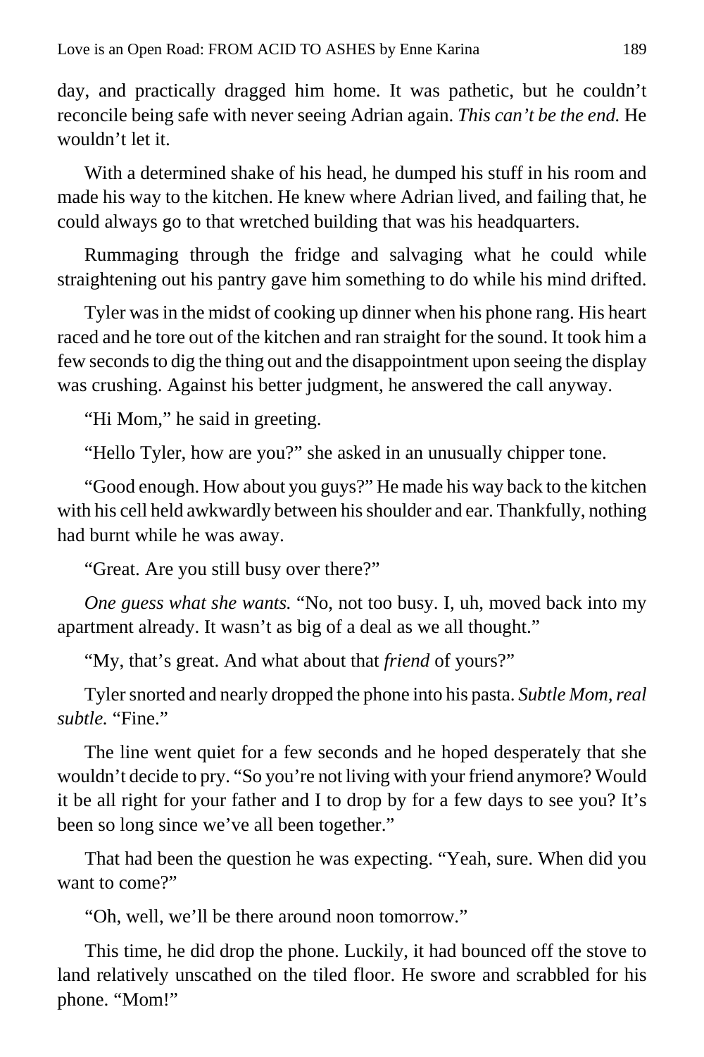day, and practically dragged him home. It was pathetic, but he couldn't reconcile being safe with never seeing Adrian again. *This can't be the end.* He wouldn't let it.

With a determined shake of his head, he dumped his stuff in his room and made his way to the kitchen. He knew where Adrian lived, and failing that, he could always go to that wretched building that was his headquarters.

Rummaging through the fridge and salvaging what he could while straightening out his pantry gave him something to do while his mind drifted.

Tyler was in the midst of cooking up dinner when his phone rang. His heart raced and he tore out of the kitchen and ran straight for the sound. It took him a few seconds to dig the thing out and the disappointment upon seeing the display was crushing. Against his better judgment, he answered the call anyway.

"Hi Mom," he said in greeting.

"Hello Tyler, how are you?" she asked in an unusually chipper tone.

"Good enough. How about you guys?" He made his way back to the kitchen with his cell held awkwardly between his shoulder and ear. Thankfully, nothing had burnt while he was away.

"Great. Are you still busy over there?"

*One guess what she wants.* "No, not too busy. I, uh, moved back into my apartment already. It wasn't as big of a deal as we all thought."

"My, that's great. And what about that *friend* of yours?"

Tyler snorted and nearly dropped the phone into his pasta. *Subtle Mom, real subtle.* "Fine."

The line went quiet for a few seconds and he hoped desperately that she wouldn't decide to pry. "So you're not living with your friend anymore? Would it be all right for your father and I to drop by for a few days to see you? It's been so long since we've all been together."

That had been the question he was expecting. "Yeah, sure. When did you want to come?"

"Oh, well, we'll be there around noon tomorrow."

This time, he did drop the phone. Luckily, it had bounced off the stove to land relatively unscathed on the tiled floor. He swore and scrabbled for his phone. "Mom!"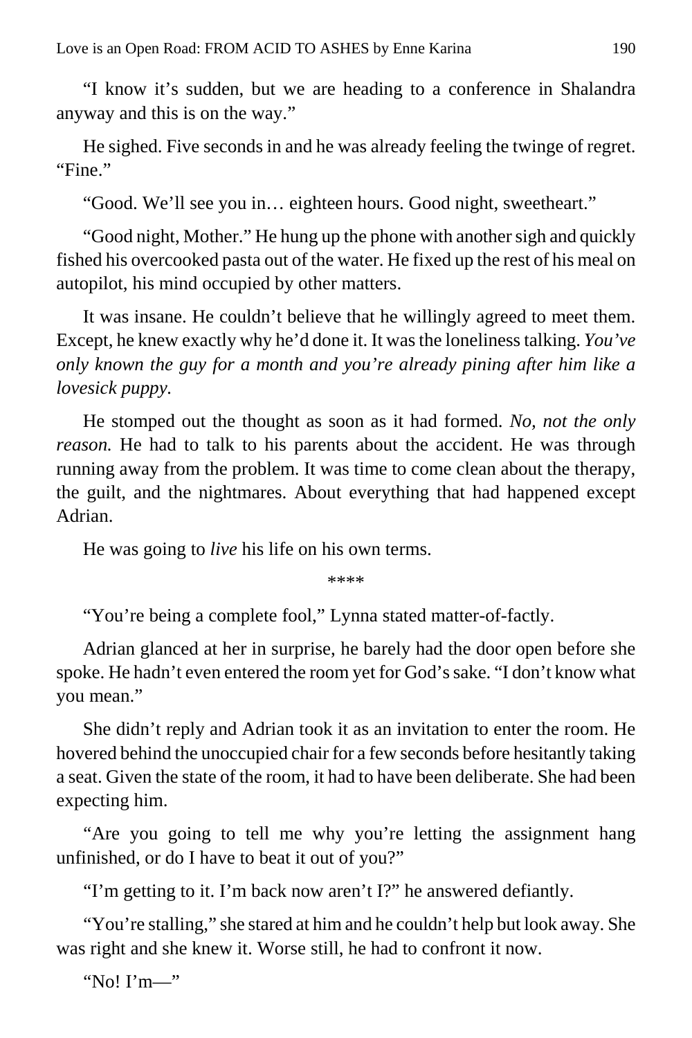"I know it's sudden, but we are heading to a conference in Shalandra anyway and this is on the way."

He sighed. Five seconds in and he was already feeling the twinge of regret. "Fine."

"Good. We'll see you in… eighteen hours. Good night, sweetheart."

"Good night, Mother." He hung up the phone with another sigh and quickly fished his overcooked pasta out of the water. He fixed up the rest of his meal on autopilot, his mind occupied by other matters.

It was insane. He couldn't believe that he willingly agreed to meet them. Except, he knew exactly why he'd done it. It was the loneliness talking. *You've only known the guy for a month and you're already pining after him like a lovesick puppy.*

He stomped out the thought as soon as it had formed. *No, not the only reason.* He had to talk to his parents about the accident. He was through running away from the problem. It was time to come clean about the therapy, the guilt, and the nightmares. About everything that had happened except Adrian.

He was going to *live* his life on his own terms.

****

"You're being a complete fool," Lynna stated matter-of-factly.

Adrian glanced at her in surprise, he barely had the door open before she spoke. He hadn't even entered the room yet for God's sake. "I don't know what you mean."

She didn't reply and Adrian took it as an invitation to enter the room. He hovered behind the unoccupied chair for a few seconds before hesitantly taking a seat. Given the state of the room, it had to have been deliberate. She had been expecting him.

"Are you going to tell me why you're letting the assignment hang unfinished, or do I have to beat it out of you?"

"I'm getting to it. I'm back now aren't I?" he answered defiantly.

"You're stalling," she stared at him and he couldn't help but look away. She was right and she knew it. Worse still, he had to confront it now.

"No! I'm—"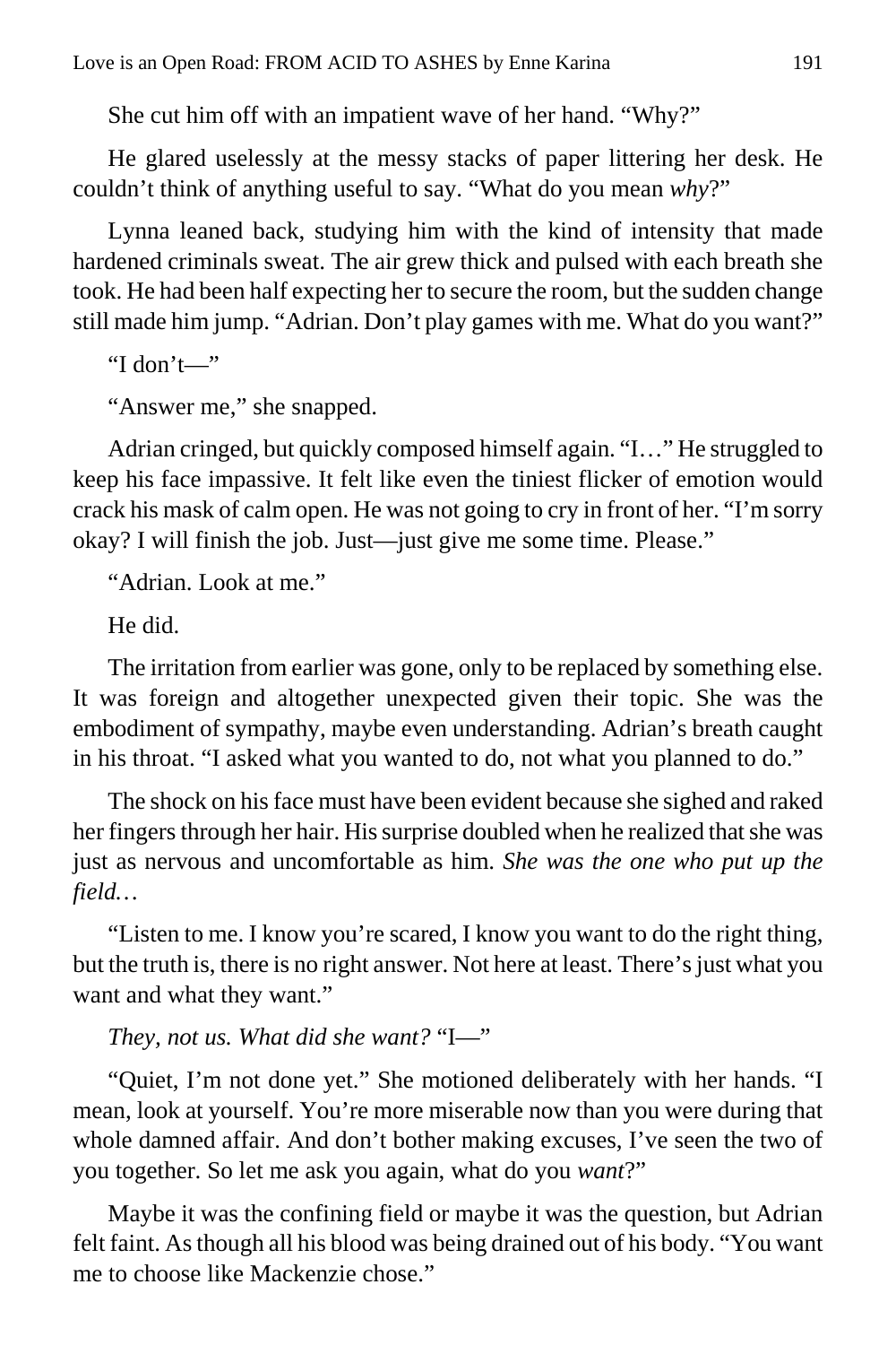She cut him off with an impatient wave of her hand. “Why?”

He glared uselessly at the messy stacks of paper littering her desk. He couldn’t think of anything useful to say. “What do you mean *why*?”

Lynna leaned back, studying him with the kind of intensity that made hardened criminals sweat. The air grew thick and pulsed with each breath she took. He had been half expecting her to secure the room, but the sudden change still made him jump. “Adrian. Don’t play games with me. What do you want?”

“I don’t—”

“Answer me,” she snapped.

Adrian cringed, but quickly composed himself again. “I…” He struggled to keep his face impassive. It felt like even the tiniest flicker of emotion would crack his mask of calm open. He was not going to cry in front of her. “I’m sorry okay? I will finish the job. Just—just give me some time. Please.”

“Adrian. Look at me.”

He did.

The irritation from earlier was gone, only to be replaced by something else. It was foreign and altogether unexpected given their topic. She was the embodiment of sympathy, maybe even understanding. Adrian’s breath caught in his throat. “I asked what you wanted to do, not what you planned to do.”

The shock on his face must have been evident because she sighed and raked her fingers through her hair. His surprise doubled when he realized that she was just as nervous and uncomfortable as him. *She was the one who put up the field…*

“Listen to me. I know you’re scared, I know you want to do the right thing, but the truth is, there is no right answer. Not here at least. There’s just what you want and what they want.”

*They, not us. What did she want?* “I—”

“Quiet, I’m not done yet.” She motioned deliberately with her hands. “I mean, look at yourself. You’re more miserable now than you were during that whole damned affair. And don’t bother making excuses, I’ve seen the two of you together. So let me ask you again, what do you *want*?”

Maybe it was the confining field or maybe it was the question, but Adrian felt faint. As though all his blood was being drained out of his body. “You want me to choose like Mackenzie chose.”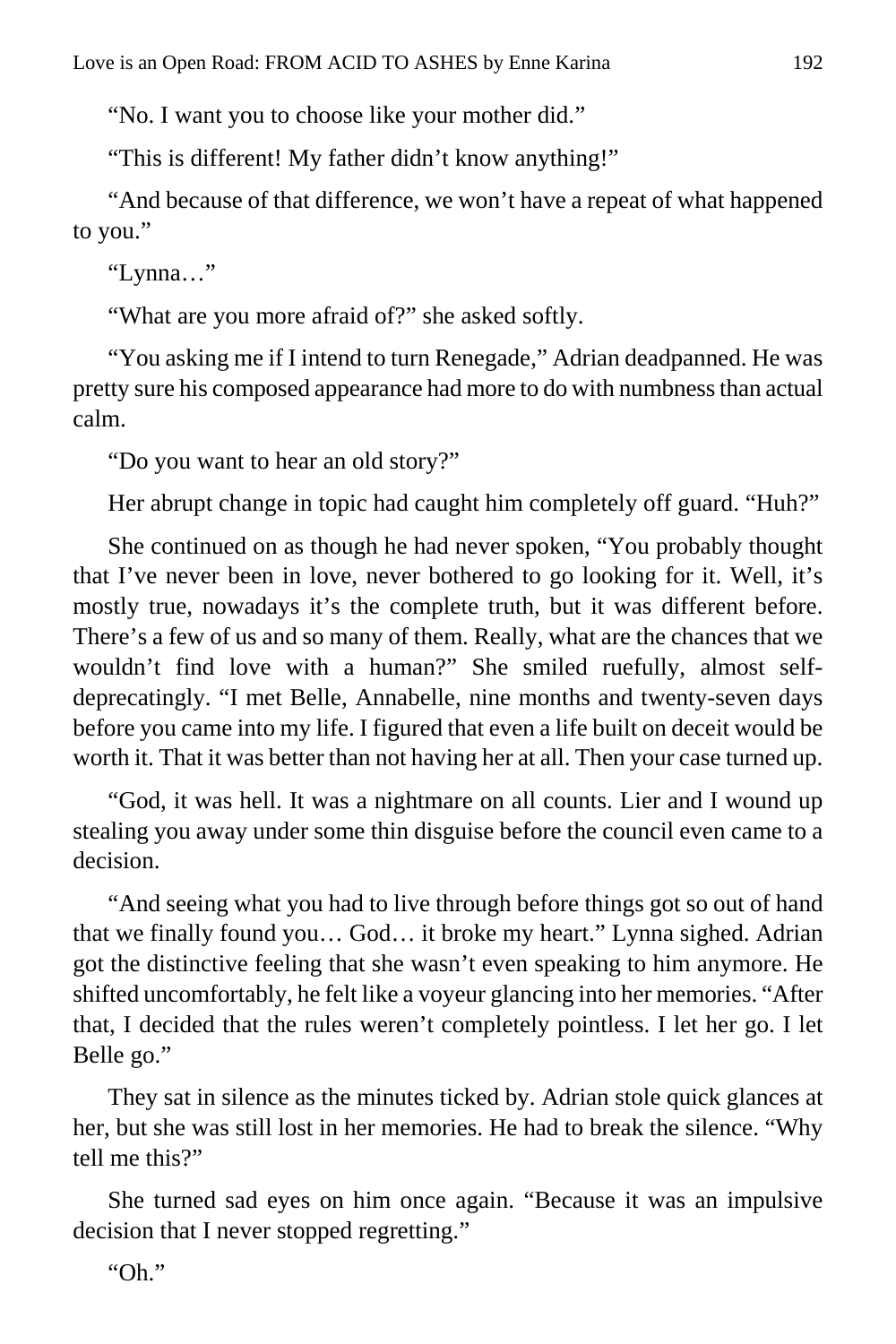"No. I want you to choose like your mother did."

"This is different! My father didn't know anything!"

"And because of that difference, we won't have a repeat of what happened to you."

"Lynna…"

"What are you more afraid of?" she asked softly.

"You asking me if I intend to turn Renegade," Adrian deadpanned. He was pretty sure his composed appearance had more to do with numbness than actual calm.

"Do you want to hear an old story?"

Her abrupt change in topic had caught him completely off guard. "Huh?"

She continued on as though he had never spoken, "You probably thought that I've never been in love, never bothered to go looking for it. Well, it's mostly true, nowadays it's the complete truth, but it was different before. There's a few of us and so many of them. Really, what are the chances that we wouldn't find love with a human?" She smiled ruefully, almost self-deprecatingly. "I met Belle, Annabelle, nine months and twenty-seven days before you came into my life. I figured that even a life built on deceit would be worth it. That it was better than not having her at all. Then your case turned up.

"God, it was hell. It was a nightmare on all counts. Lier and I wound up stealing you away under some thin disguise before the council even came to a decision.

"And seeing what you had to live through before things got so out of hand that we finally found you… God… it broke my heart." Lynna sighed. Adrian got the distinctive feeling that she wasn't even speaking to him anymore. He shifted uncomfortably, he felt like a voyeur glancing into her memories. "After that, I decided that the rules weren't completely pointless. I let her go. I let Belle go."

They sat in silence as the minutes ticked by. Adrian stole quick glances at her, but she was still lost in her memories. He had to break the silence. "Why tell me this?"

She turned sad eyes on him once again. "Because it was an impulsive decision that I never stopped regretting."

"Oh."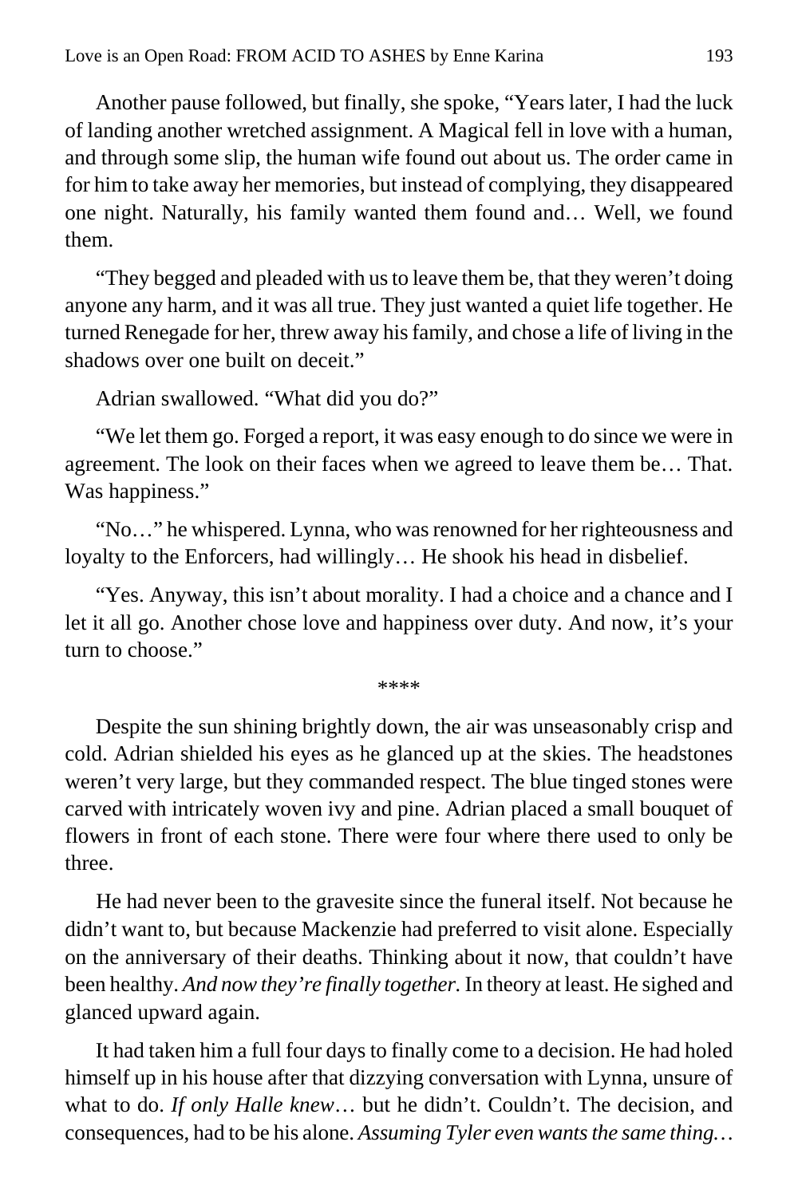Another pause followed, but finally, she spoke, "Years later, I had the luck of landing another wretched assignment. A Magical fell in love with a human, and through some slip, the human wife found out about us. The order came in for him to take away her memories, but instead of complying, they disappeared one night. Naturally, his family wanted them found and… Well, we found them.

"They begged and pleaded with us to leave them be, that they weren't doing anyone any harm, and it was all true. They just wanted a quiet life together. He turned Renegade for her, threw away his family, and chose a life of living in the shadows over one built on deceit."

Adrian swallowed. "What did you do?"

"We let them go. Forged a report, it was easy enough to do since we were in agreement. The look on their faces when we agreed to leave them be… That. Was happiness."

"No…" he whispered. Lynna, who was renowned for her righteousness and loyalty to the Enforcers, had willingly… He shook his head in disbelief.

"Yes. Anyway, this isn't about morality. I had a choice and a chance and I let it all go. Another chose love and happiness over duty. And now, it's your turn to choose."

****

Despite the sun shining brightly down, the air was unseasonably crisp and cold. Adrian shielded his eyes as he glanced up at the skies. The headstones weren't very large, but they commanded respect. The blue tinged stones were carved with intricately woven ivy and pine. Adrian placed a small bouquet of flowers in front of each stone. There were four where there used to only be three.

He had never been to the gravesite since the funeral itself. Not because he didn't want to, but because Mackenzie had preferred to visit alone. Especially on the anniversary of their deaths. Thinking about it now, that couldn't have been healthy. *And now they're finally together.* In theory at least. He sighed and glanced upward again.

It had taken him a full four days to finally come to a decision. He had holed himself up in his house after that dizzying conversation with Lynna, unsure of what to do. *If only Halle knew*… but he didn't. Couldn't. The decision, and consequences, had to be his alone. *Assuming Tyler even wants the same thing…*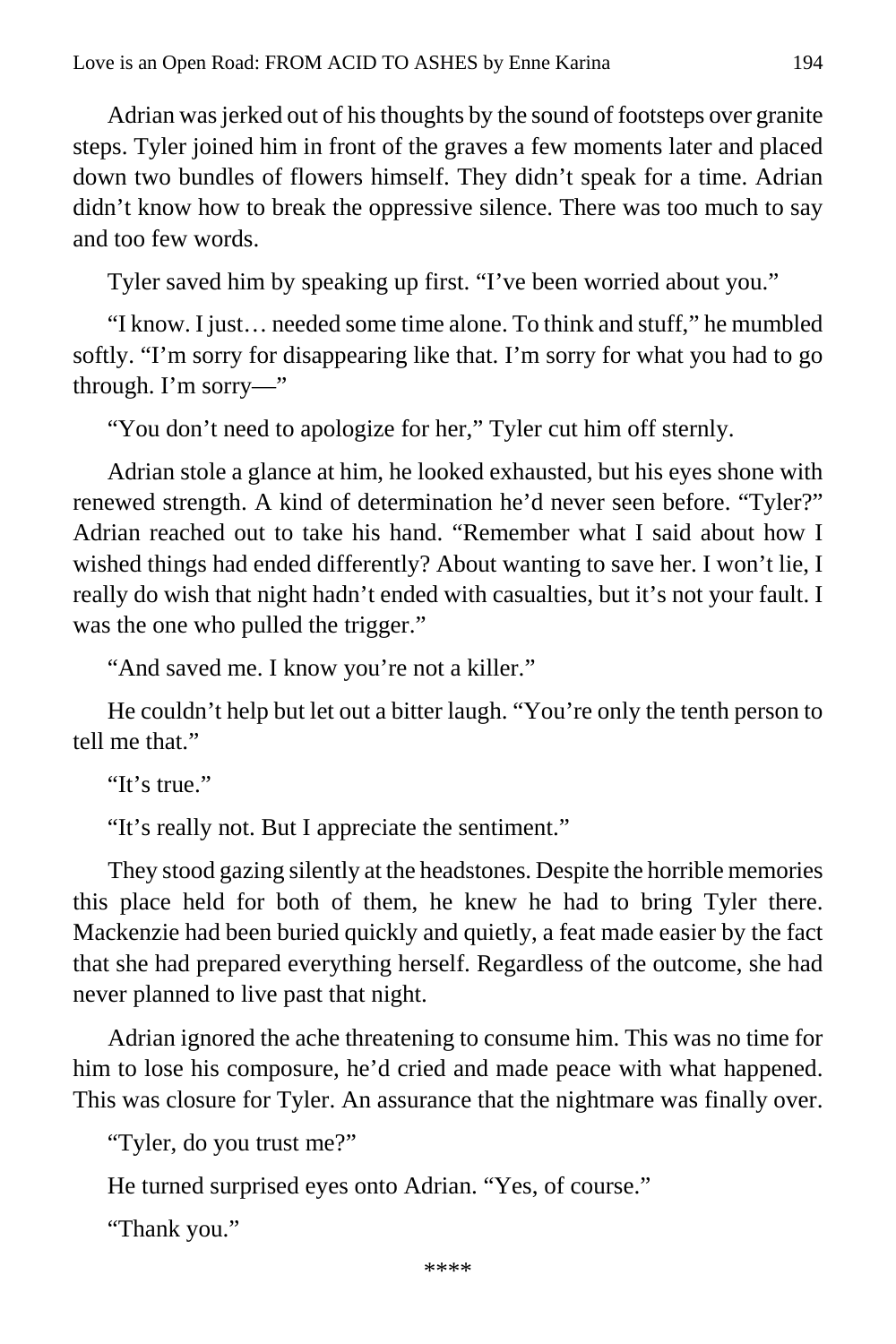Adrian was jerked out of his thoughts by the sound of footsteps over granite steps. Tyler joined him in front of the graves a few moments later and placed down two bundles of flowers himself. They didn't speak for a time. Adrian didn't know how to break the oppressive silence. There was too much to say and too few words.

Tyler saved him by speaking up first. "I've been worried about you."

"I know. I just… needed some time alone. To think and stuff," he mumbled softly. "I'm sorry for disappearing like that. I'm sorry for what you had to go through. I'm sorry—"

"You don't need to apologize for her," Tyler cut him off sternly.

Adrian stole a glance at him, he looked exhausted, but his eyes shone with renewed strength. A kind of determination he'd never seen before. "Tyler?" Adrian reached out to take his hand. "Remember what I said about how I wished things had ended differently? About wanting to save her. I won't lie, I really do wish that night hadn't ended with casualties, but it's not your fault. I was the one who pulled the trigger."

"And saved me. I know you're not a killer."

He couldn't help but let out a bitter laugh. "You're only the tenth person to tell me that."

"It's true."

"It's really not. But I appreciate the sentiment."

They stood gazing silently at the headstones. Despite the horrible memories this place held for both of them, he knew he had to bring Tyler there. Mackenzie had been buried quickly and quietly, a feat made easier by the fact that she had prepared everything herself. Regardless of the outcome, she had never planned to live past that night.

Adrian ignored the ache threatening to consume him. This was no time for him to lose his composure, he'd cried and made peace with what happened. This was closure for Tyler. An assurance that the nightmare was finally over.

"Tyler, do you trust me?"

He turned surprised eyes onto Adrian. "Yes, of course."

"Thank you."

****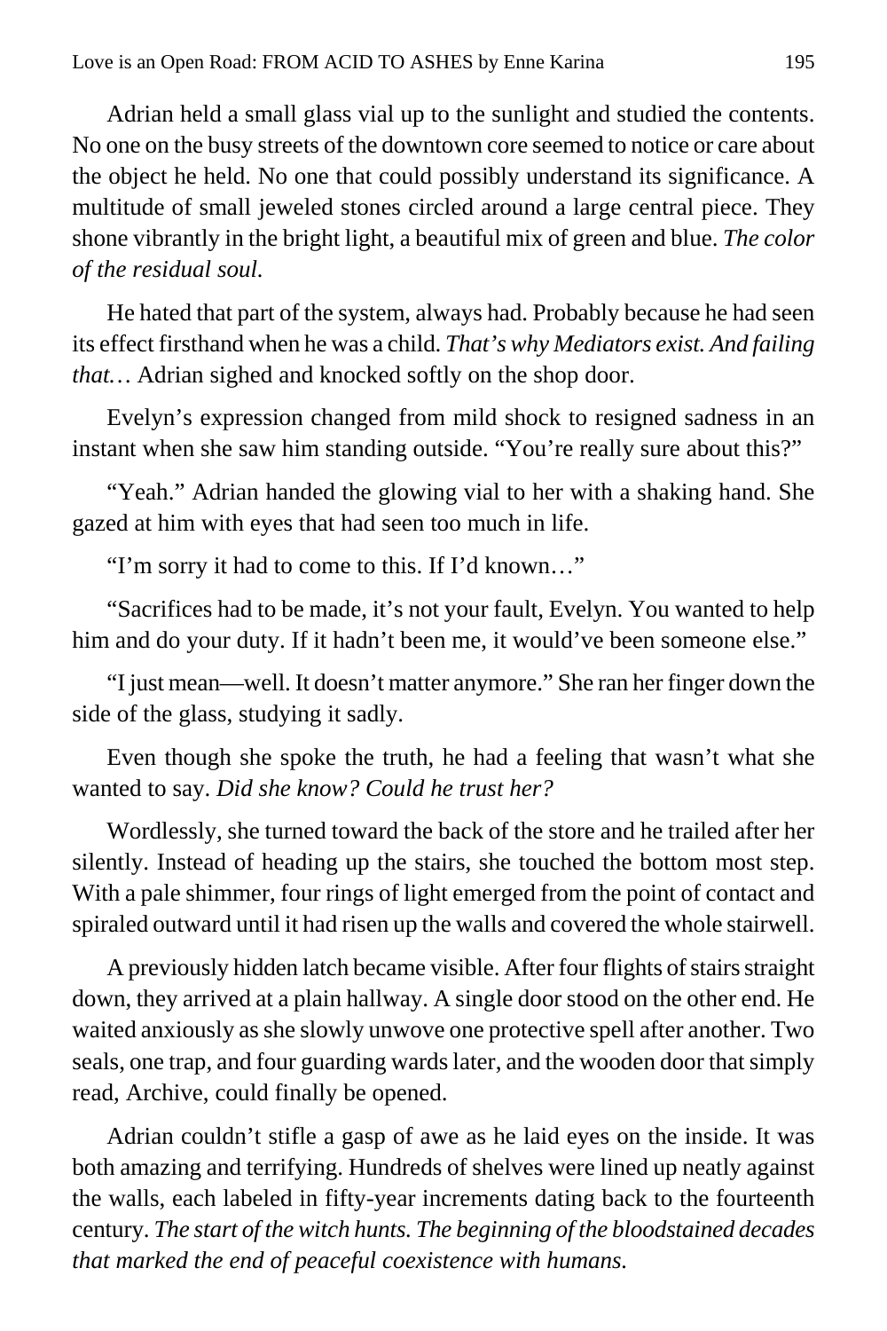Adrian held a small glass vial up to the sunlight and studied the contents. No one on the busy streets of the downtown core seemed to notice or care about the object he held. No one that could possibly understand its significance. A multitude of small jeweled stones circled around a large central piece. They shone vibrantly in the bright light, a beautiful mix of green and blue. *The color of the residual soul*.

He hated that part of the system, always had. Probably because he had seen its effect firsthand when he was a child. *That's why Mediators exist. And failing that…* Adrian sighed and knocked softly on the shop door.

Evelyn's expression changed from mild shock to resigned sadness in an instant when she saw him standing outside. "You're really sure about this?"

"Yeah." Adrian handed the glowing vial to her with a shaking hand. She gazed at him with eyes that had seen too much in life.

"I'm sorry it had to come to this. If I'd known…"

"Sacrifices had to be made, it's not your fault, Evelyn. You wanted to help him and do your duty. If it hadn't been me, it would've been someone else."

"I just mean—well. It doesn't matter anymore." She ran her finger down the side of the glass, studying it sadly.

Even though she spoke the truth, he had a feeling that wasn't what she wanted to say. *Did she know? Could he trust her?*

Wordlessly, she turned toward the back of the store and he trailed after her silently. Instead of heading up the stairs, she touched the bottom most step. With a pale shimmer, four rings of light emerged from the point of contact and spiraled outward until it had risen up the walls and covered the whole stairwell.

A previously hidden latch became visible. After four flights of stairs straight down, they arrived at a plain hallway. A single door stood on the other end. He waited anxiously as she slowly unwove one protective spell after another. Two seals, one trap, and four guarding wards later, and the wooden door that simply read, Archive, could finally be opened.

Adrian couldn't stifle a gasp of awe as he laid eyes on the inside. It was both amazing and terrifying. Hundreds of shelves were lined up neatly against the walls, each labeled in fifty-year increments dating back to the fourteenth century. *The start of the witch hunts. The beginning of the bloodstained decades that marked the end of peaceful coexistence with humans.*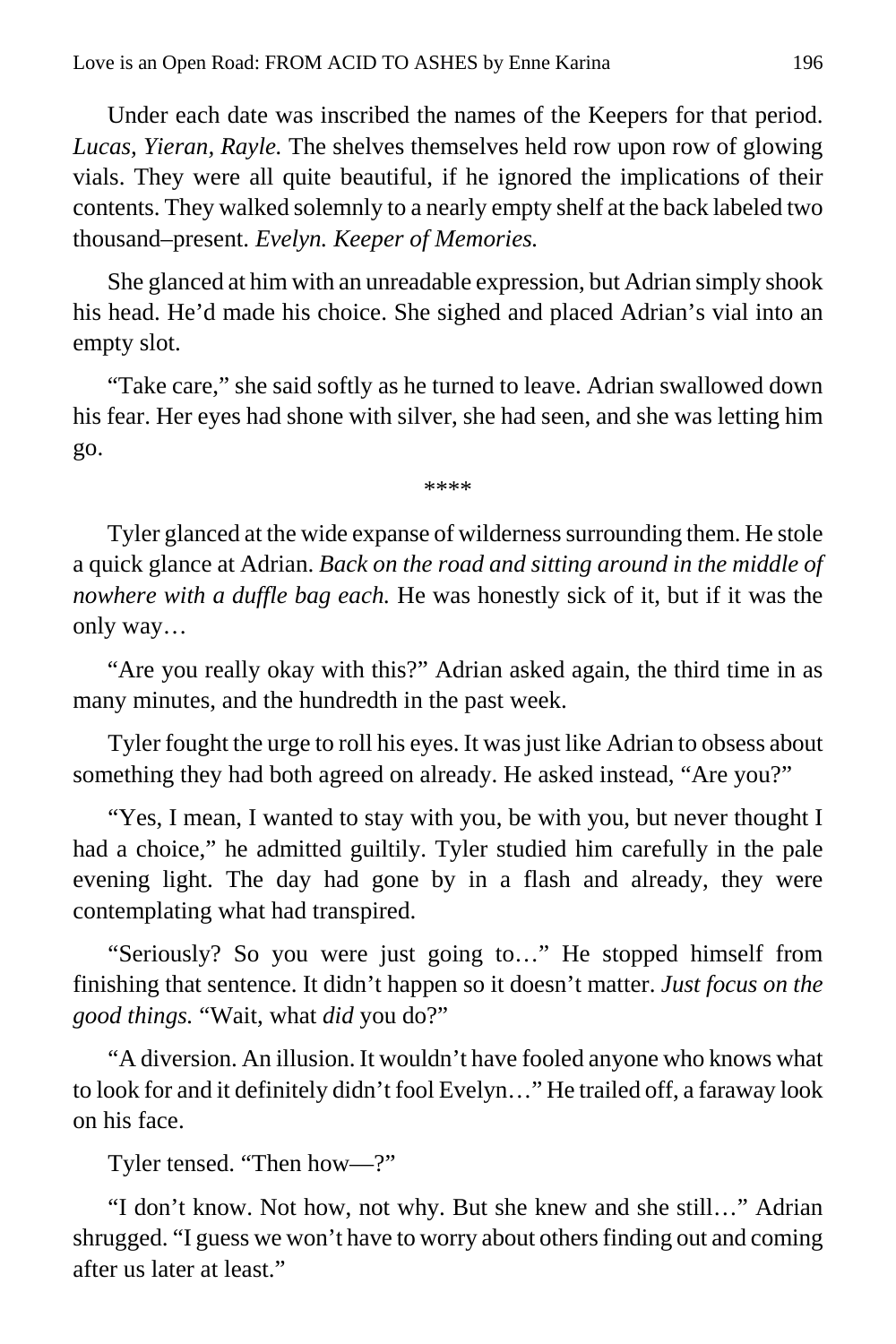Under each date was inscribed the names of the Keepers for that period. *Lucas, Yieran, Rayle.* The shelves themselves held row upon row of glowing vials. They were all quite beautiful, if he ignored the implications of their contents. They walked solemnly to a nearly empty shelf at the back labeled two thousand–present. *Evelyn. Keeper of Memories.*

She glanced at him with an unreadable expression, but Adrian simply shook his head. He'd made his choice. She sighed and placed Adrian's vial into an empty slot.

"Take care," she said softly as he turned to leave. Adrian swallowed down his fear. Her eyes had shone with silver, she had seen, and she was letting him go.

****

Tyler glanced at the wide expanse of wilderness surrounding them. He stole a quick glance at Adrian. *Back on the road and sitting around in the middle of nowhere with a duffle bag each.* He was honestly sick of it, but if it was the only way…

"Are you really okay with this?" Adrian asked again, the third time in as many minutes, and the hundredth in the past week.

Tyler fought the urge to roll his eyes. It was just like Adrian to obsess about something they had both agreed on already. He asked instead, "Are you?"

"Yes, I mean, I wanted to stay with you, be with you, but never thought I had a choice," he admitted guiltily. Tyler studied him carefully in the pale evening light. The day had gone by in a flash and already, they were contemplating what had transpired.

"Seriously? So you were just going to…" He stopped himself from finishing that sentence. It didn't happen so it doesn't matter. *Just focus on the good things.* "Wait, what *did* you do?"

"A diversion. An illusion. It wouldn't have fooled anyone who knows what to look for and it definitely didn't fool Evelyn…" He trailed off, a faraway look on his face.

Tyler tensed. "Then how—?"

"I don't know. Not how, not why. But she knew and she still…" Adrian shrugged. "I guess we won't have to worry about others finding out and coming after us later at least."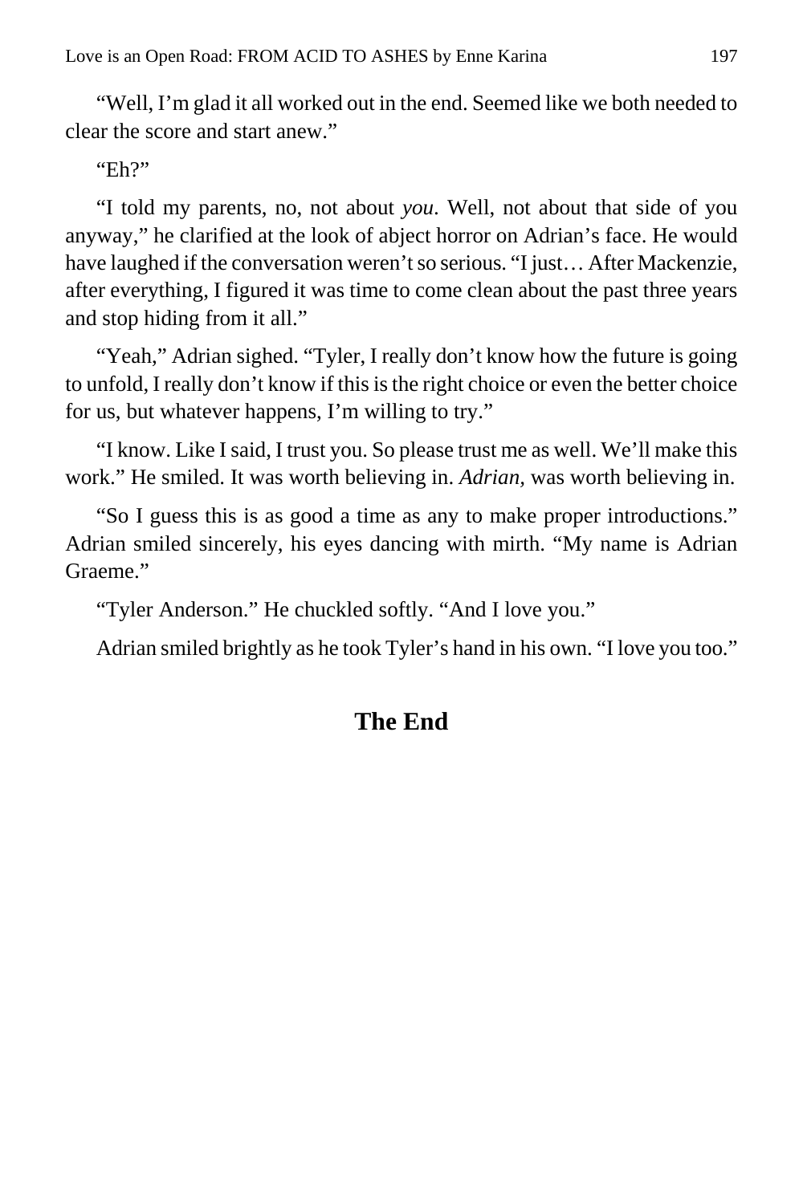"Well, I'm glad it all worked out in the end. Seemed like we both needed to clear the score and start anew."

"Eh?"

"I told my parents, no, not about *you*. Well, not about that side of you anyway," he clarified at the look of abject horror on Adrian's face. He would have laughed if the conversation weren't so serious. "I just… After Mackenzie, after everything, I figured it was time to come clean about the past three years and stop hiding from it all."

"Yeah," Adrian sighed. "Tyler, I really don't know how the future is going to unfold, I really don't know if this is the right choice or even the better choice for us, but whatever happens, I'm willing to try."

"I know. Like I said, I trust you. So please trust me as well. We'll make this work." He smiled. It was worth believing in. *Adrian,* was worth believing in.

"So I guess this is as good a time as any to make proper introductions." Adrian smiled sincerely, his eyes dancing with mirth. "My name is Adrian Graeme."

"Tyler Anderson." He chuckled softly. "And I love you."

Adrian smiled brightly as he took Tyler's hand in his own. "I love you too."

## The End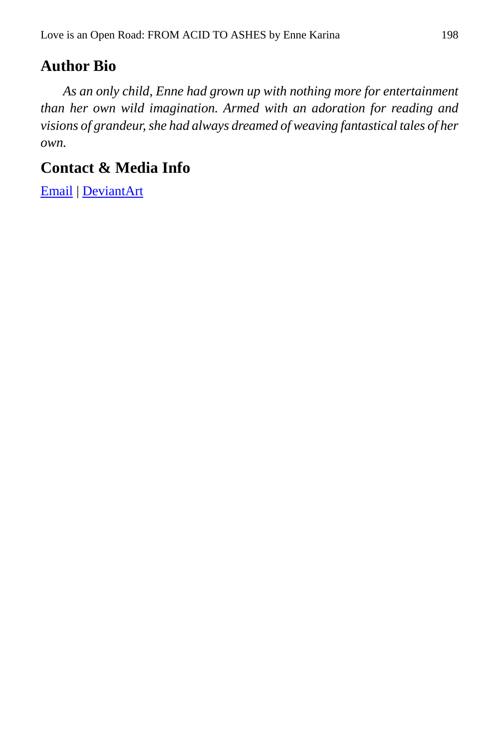## Author Bio

*As an only child, Enne had grown up with nothing more for entertainment than her own wild imagination. Armed with an adoration for reading and visions of grandeur, she had always dreamed of weaving fantastical tales of her own.*

## Contact & Media Info

Email | DeviantArt